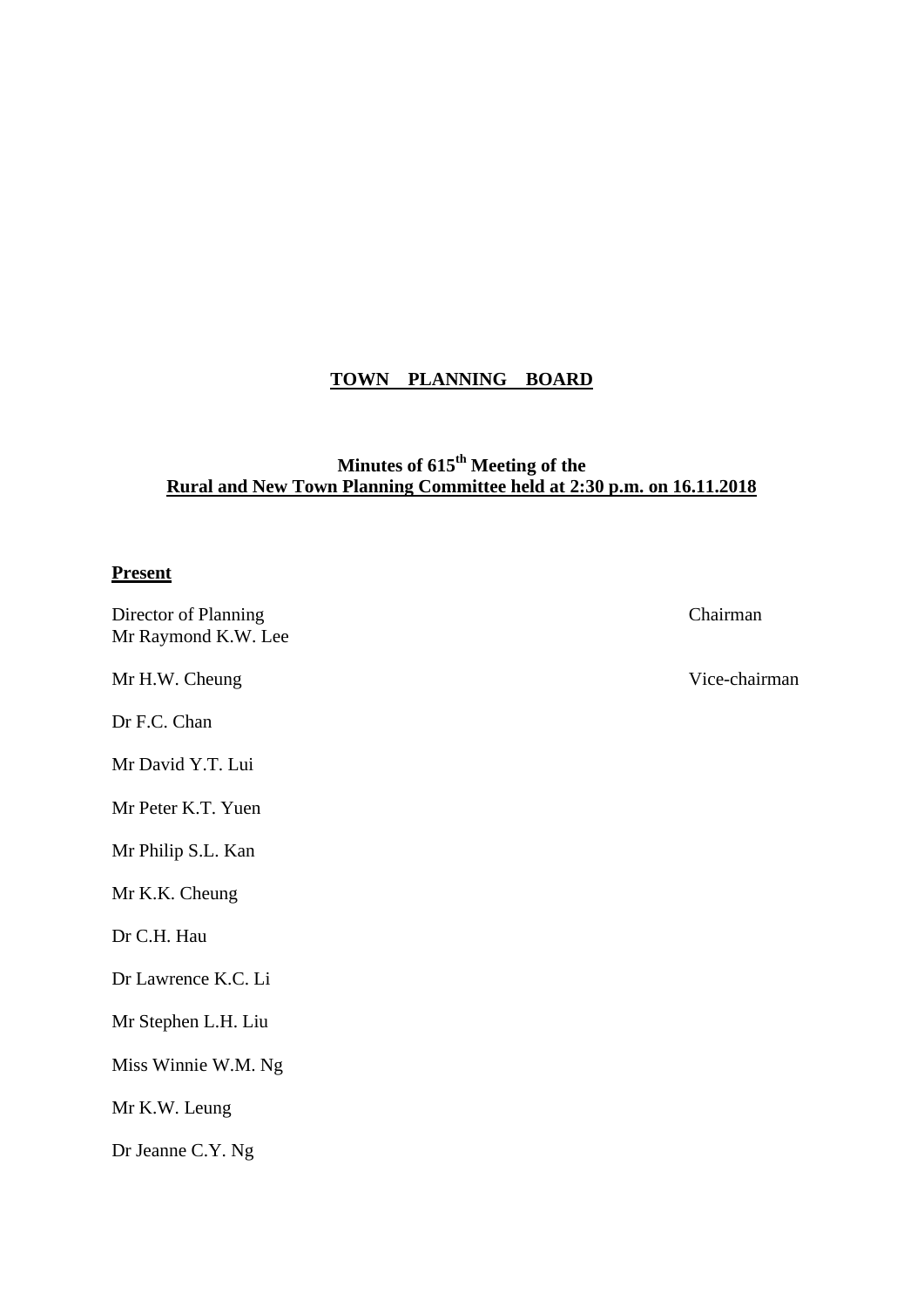# TOWN PLANNING BOARD

## Minutes of 615th Meeting of the Rural and New Town Planning Committee held at 2:30 p.m. on 16.11.2018

**Present**

| | |
|---|---|
| Director of Planning<br>Mr Raymond K.W. Lee | Chairman |
| Mr H.W. Cheung | Vice-chairman |
| Dr F.C. Chan | |
| Mr David Y.T. Lui | |
| Mr Peter K.T. Yuen | |
| Mr Philip S.L. Kan | |
| Mr K.K. Cheung | |
| Dr C.H. Hau | |
| Dr Lawrence K.C. Li | |
| Mr Stephen L.H. Liu | |
| Miss Winnie W.M. Ng | |
| Mr K.W. Leung | |
| Dr Jeanne C.Y. Ng | |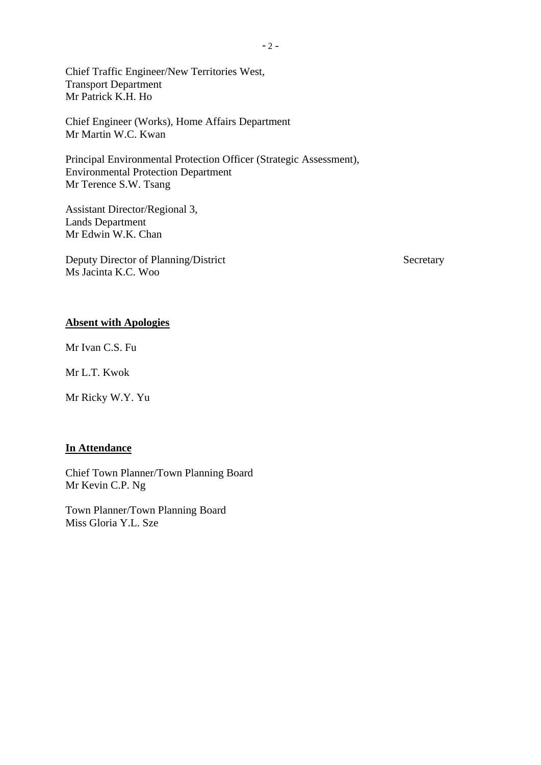Chief Traffic Engineer/New Territories West,
Transport Department
Mr Patrick K.H. Ho

Chief Engineer (Works), Home Affairs Department
Mr Martin W.C. Kwan

Principal Environmental Protection Officer (Strategic Assessment),
Environmental Protection Department
Mr Terence S.W. Tsang

Assistant Director/Regional 3,
Lands Department
Mr Edwin W.K. Chan

Deputy Director of Planning/District Secretary
Ms Jacinta K.C. Woo

**Absent with Apologies**

Mr Ivan C.S. Fu

Mr L.T. Kwok

Mr Ricky W.Y. Yu

**In Attendance**

Chief Town Planner/Town Planning Board
Mr Kevin C.P. Ng

Town Planner/Town Planning Board
Miss Gloria Y.L. Sze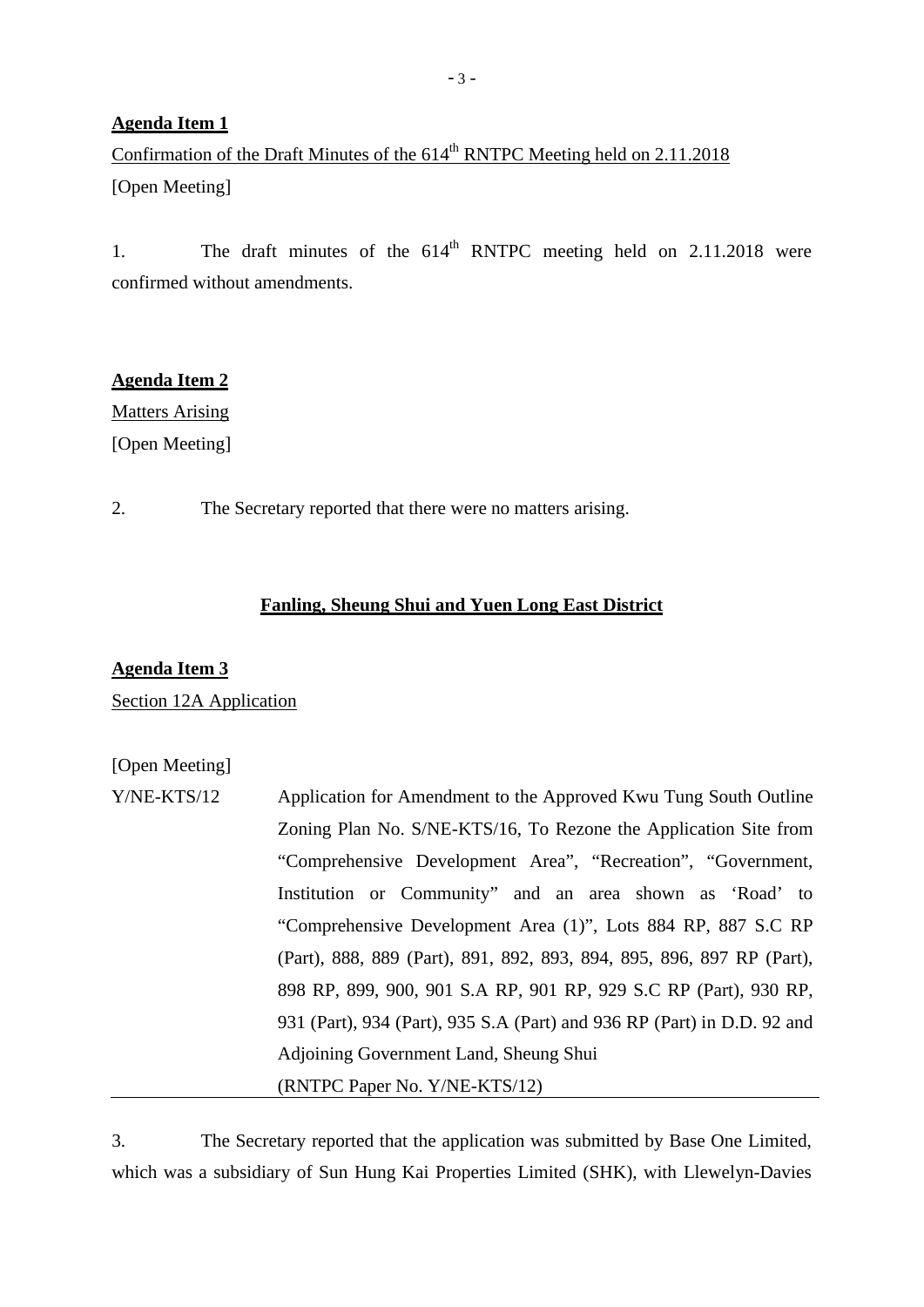**Agenda Item 1**

Confirmation of the Draft Minutes of the 614th RNTPC Meeting held on 2.11.2018

[Open Meeting]

1. The draft minutes of the 614th RNTPC meeting held on 2.11.2018 were confirmed without amendments.

**Agenda Item 2**

Matters Arising

[Open Meeting]

2. The Secretary reported that there were no matters arising.

**Fanling, Sheung Shui and Yuen Long East District**

**Agenda Item 3**

Section 12A Application

[Open Meeting]

Y/NE-KTS/12 Application for Amendment to the Approved Kwu Tung South Outline Zoning Plan No. S/NE-KTS/16, To Rezone the Application Site from "Comprehensive Development Area", "Recreation", "Government, Institution or Community" and an area shown as 'Road' to "Comprehensive Development Area (1)", Lots 884 RP, 887 S.C RP (Part), 888, 889 (Part), 891, 892, 893, 894, 895, 896, 897 RP (Part), 898 RP, 899, 900, 901 S.A RP, 901 RP, 929 S.C RP (Part), 930 RP, 931 (Part), 934 (Part), 935 S.A (Part) and 936 RP (Part) in D.D. 92 and Adjoining Government Land, Sheung Shui

(RNTPC Paper No. Y/NE-KTS/12)

3. The Secretary reported that the application was submitted by Base One Limited, which was a subsidiary of Sun Hung Kai Properties Limited (SHK), with Llewelyn-Davies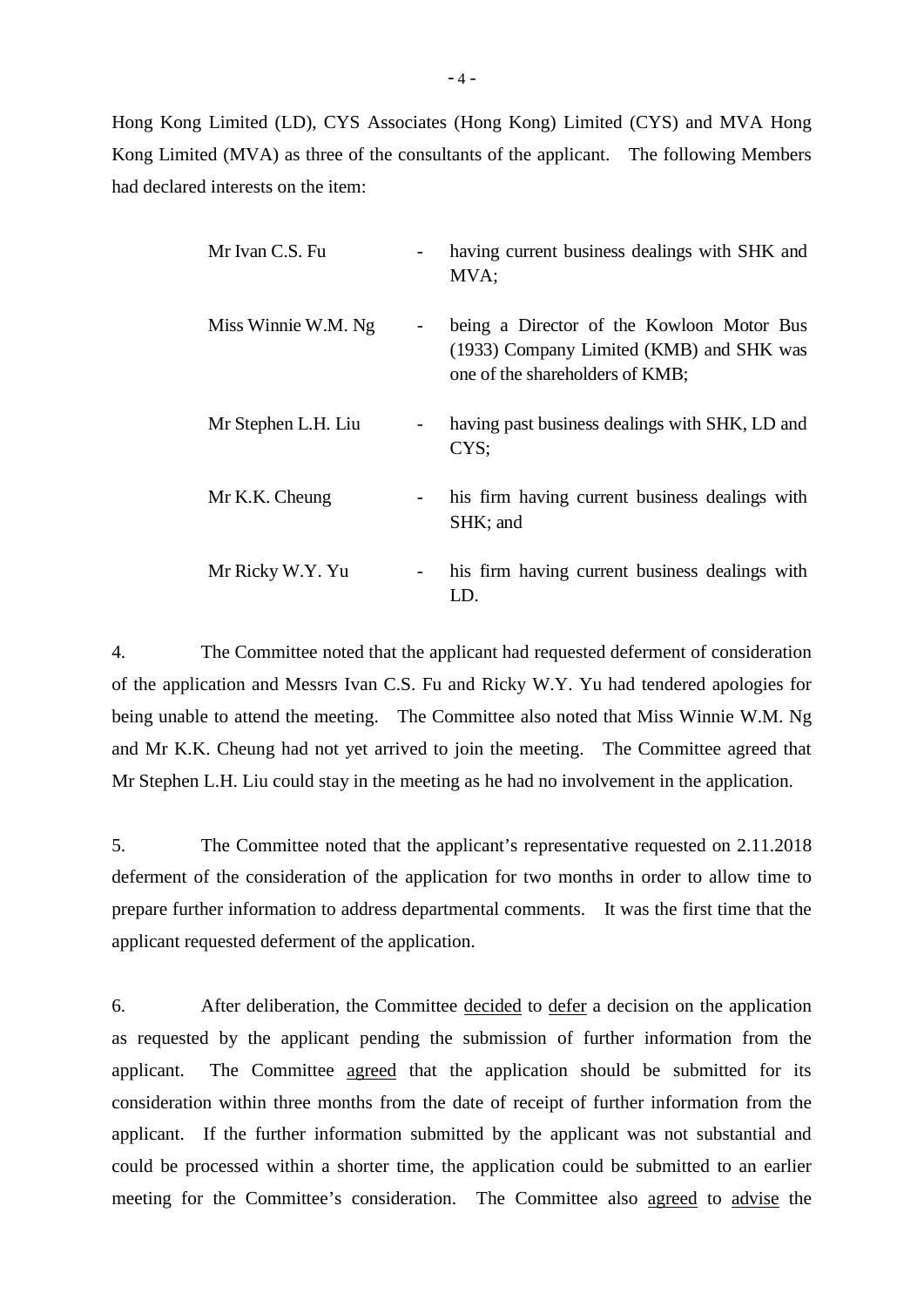Hong Kong Limited (LD), CYS Associates (Hong Kong) Limited (CYS) and MVA Hong Kong Limited (MVA) as three of the consultants of the applicant. The following Members had declared interests on the item:

| | | |
|---|---|---|
| Mr Ivan C.S. Fu | - | having current business dealings with SHK and MVA; |
| Miss Winnie W.M. Ng | - | being a Director of the Kowloon Motor Bus (1933) Company Limited (KMB) and SHK was one of the shareholders of KMB; |
| Mr Stephen L.H. Liu | - | having past business dealings with SHK, LD and CYS; |
| Mr K.K. Cheung | - | his firm having current business dealings with SHK; and |
| Mr Ricky W.Y. Yu | - | his firm having current business dealings with LD. |

4. The Committee noted that the applicant had requested deferment of consideration of the application and Messrs Ivan C.S. Fu and Ricky W.Y. Yu had tendered apologies for being unable to attend the meeting. The Committee also noted that Miss Winnie W.M. Ng and Mr K.K. Cheung had not yet arrived to join the meeting. The Committee agreed that Mr Stephen L.H. Liu could stay in the meeting as he had no involvement in the application.

5. The Committee noted that the applicant's representative requested on 2.11.2018 deferment of the consideration of the application for two months in order to allow time to prepare further information to address departmental comments. It was the first time that the applicant requested deferment of the application.

6. After deliberation, the Committee <u>decided</u> to <u>defer</u> a decision on the application as requested by the applicant pending the submission of further information from the applicant. The Committee <u>agreed</u> that the application should be submitted for its consideration within three months from the date of receipt of further information from the applicant. If the further information submitted by the applicant was not substantial and could be processed within a shorter time, the application could be submitted to an earlier meeting for the Committee's consideration. The Committee also <u>agreed</u> to <u>advise</u> the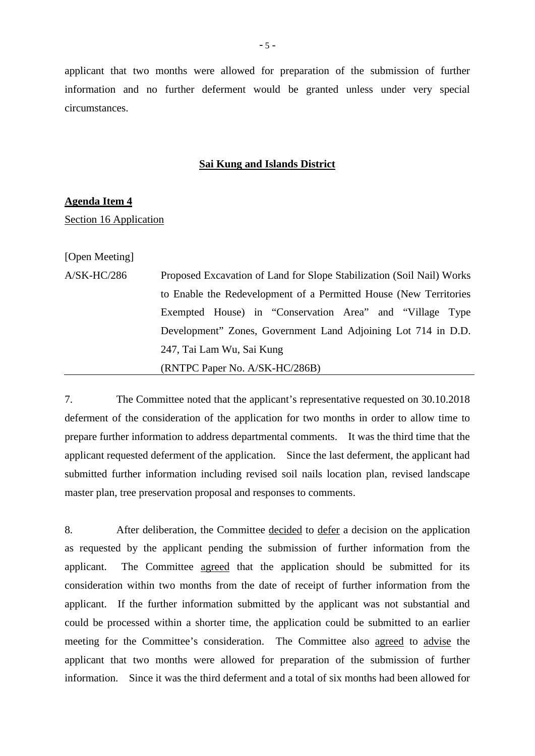applicant that two months were allowed for preparation of the submission of further information and no further deferment would be granted unless under very special circumstances.

**Sai Kung and Islands District**

**Agenda Item 4**

Section 16 Application

[Open Meeting]

A/SK-HC/286 Proposed Excavation of Land for Slope Stabilization (Soil Nail) Works to Enable the Redevelopment of a Permitted House (New Territories Exempted House) in "Conservation Area" and "Village Type Development" Zones, Government Land Adjoining Lot 714 in D.D. 247, Tai Lam Wu, Sai Kung
(RNTPC Paper No. A/SK-HC/286B)

7. The Committee noted that the applicant's representative requested on 30.10.2018 deferment of the consideration of the application for two months in order to allow time to prepare further information to address departmental comments. It was the third time that the applicant requested deferment of the application. Since the last deferment, the applicant had submitted further information including revised soil nails location plan, revised landscape master plan, tree preservation proposal and responses to comments.

8. After deliberation, the Committee decided to defer a decision on the application as requested by the applicant pending the submission of further information from the applicant. The Committee agreed that the application should be submitted for its consideration within two months from the date of receipt of further information from the applicant. If the further information submitted by the applicant was not substantial and could be processed within a shorter time, the application could be submitted to an earlier meeting for the Committee's consideration. The Committee also agreed to advise the applicant that two months were allowed for preparation of the submission of further information. Since it was the third deferment and a total of six months had been allowed for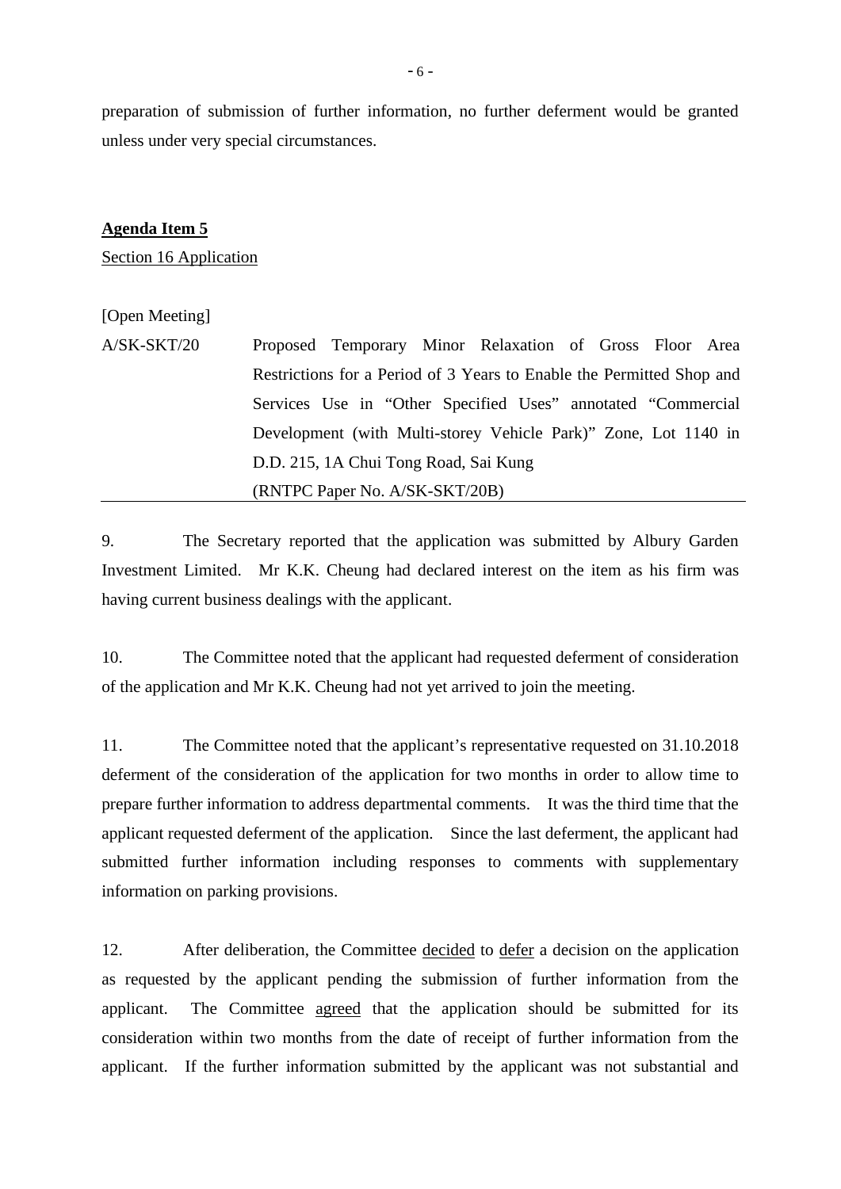preparation of submission of further information, no further deferment would be granted unless under very special circumstances.

**Agenda Item 5**

Section 16 Application

[Open Meeting]

A/SK-SKT/20 Proposed Temporary Minor Relaxation of Gross Floor Area Restrictions for a Period of 3 Years to Enable the Permitted Shop and Services Use in "Other Specified Uses" annotated "Commercial Development (with Multi-storey Vehicle Park)" Zone, Lot 1140 in D.D. 215, 1A Chui Tong Road, Sai Kung (RNTPC Paper No. A/SK-SKT/20B)

---

9. The Secretary reported that the application was submitted by Albury Garden Investment Limited. Mr K.K. Cheung had declared interest on the item as his firm was having current business dealings with the applicant.

10. The Committee noted that the applicant had requested deferment of consideration of the application and Mr K.K. Cheung had not yet arrived to join the meeting.

11. The Committee noted that the applicant's representative requested on 31.10.2018 deferment of the consideration of the application for two months in order to allow time to prepare further information to address departmental comments. It was the third time that the applicant requested deferment of the application. Since the last deferment, the applicant had submitted further information including responses to comments with supplementary information on parking provisions.

12. After deliberation, the Committee decided to defer a decision on the application as requested by the applicant pending the submission of further information from the applicant. The Committee agreed that the application should be submitted for its consideration within two months from the date of receipt of further information from the applicant. If the further information submitted by the applicant was not substantial and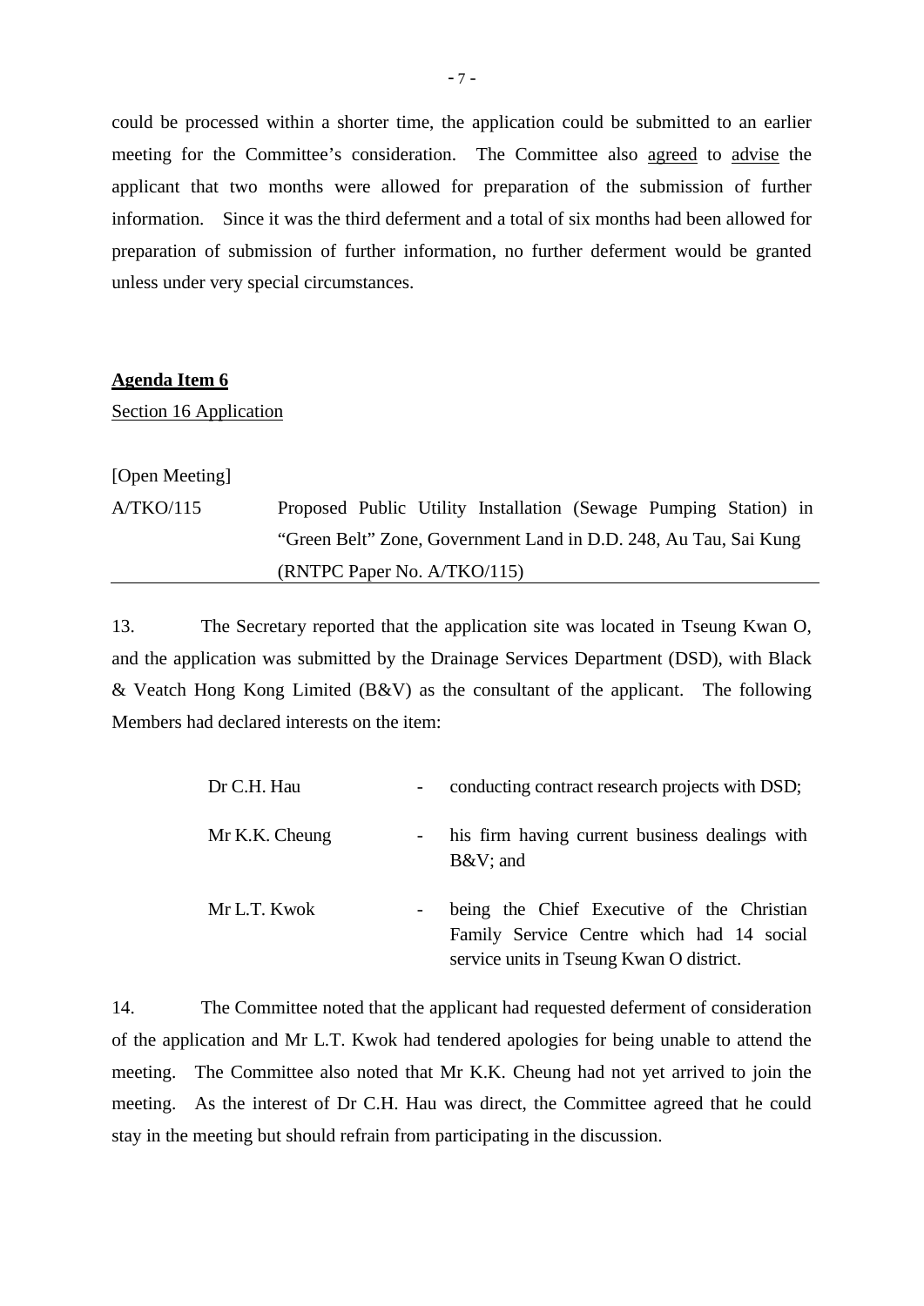could be processed within a shorter time, the application could be submitted to an earlier meeting for the Committee's consideration. The Committee also agreed to advise the applicant that two months were allowed for preparation of the submission of further information. Since it was the third deferment and a total of six months had been allowed for preparation of submission of further information, no further deferment would be granted unless under very special circumstances.

**Agenda Item 6**

Section 16 Application

[Open Meeting]

A/TKO/115 Proposed Public Utility Installation (Sewage Pumping Station) in "Green Belt" Zone, Government Land in D.D. 248, Au Tau, Sai Kung (RNTPC Paper No. A/TKO/115)

13. The Secretary reported that the application site was located in Tseung Kwan O, and the application was submitted by the Drainage Services Department (DSD), with Black & Veatch Hong Kong Limited (B&V) as the consultant of the applicant. The following Members had declared interests on the item:

| | | |
|---|---|---|
| Dr C.H. Hau | - | conducting contract research projects with DSD; |
| Mr K.K. Cheung | - | his firm having current business dealings with B&V; and |
| Mr L.T. Kwok | - | being the Chief Executive of the Christian Family Service Centre which had 14 social service units in Tseung Kwan O district. |

14. The Committee noted that the applicant had requested deferment of consideration of the application and Mr L.T. Kwok had tendered apologies for being unable to attend the meeting. The Committee also noted that Mr K.K. Cheung had not yet arrived to join the meeting. As the interest of Dr C.H. Hau was direct, the Committee agreed that he could stay in the meeting but should refrain from participating in the discussion.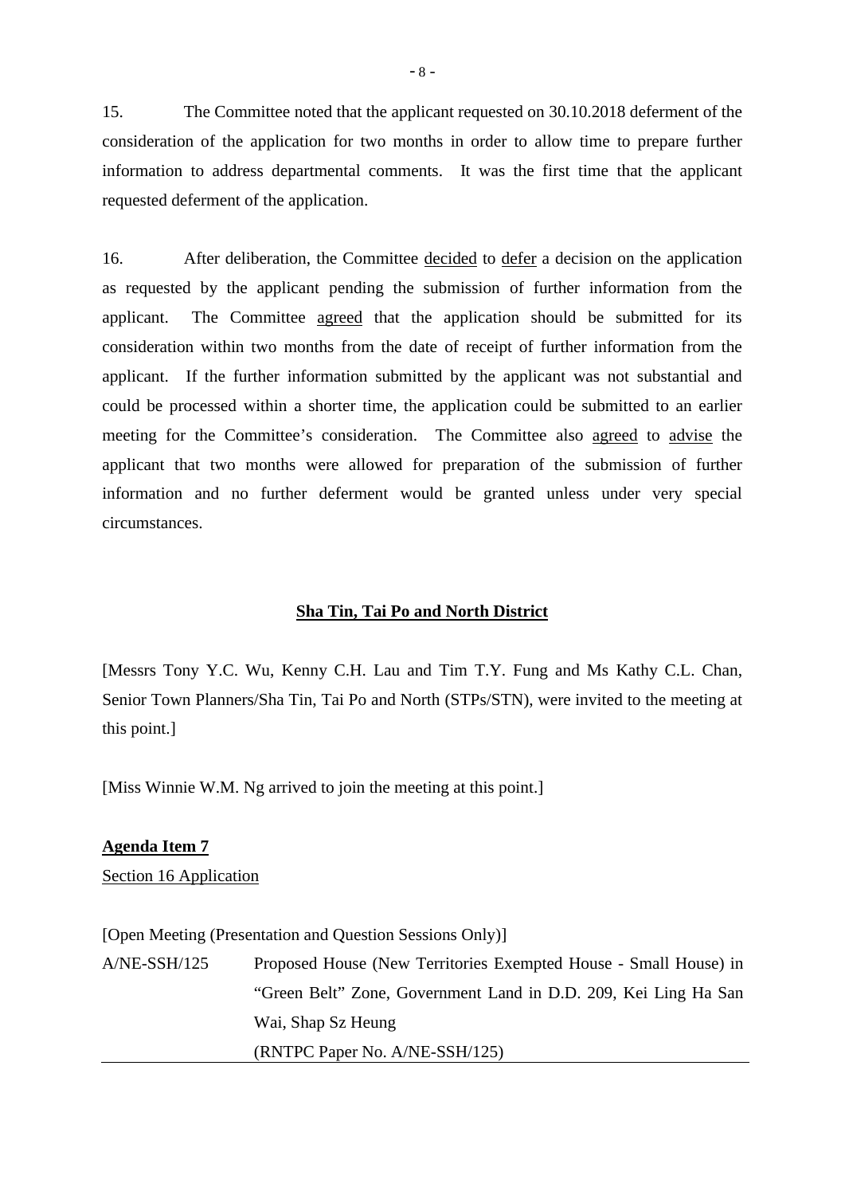15. The Committee noted that the applicant requested on 30.10.2018 deferment of the consideration of the application for two months in order to allow time to prepare further information to address departmental comments. It was the first time that the applicant requested deferment of the application.

16. After deliberation, the Committee decided to defer a decision on the application as requested by the applicant pending the submission of further information from the applicant. The Committee agreed that the application should be submitted for its consideration within two months from the date of receipt of further information from the applicant. If the further information submitted by the applicant was not substantial and could be processed within a shorter time, the application could be submitted to an earlier meeting for the Committee's consideration. The Committee also agreed to advise the applicant that two months were allowed for preparation of the submission of further information and no further deferment would be granted unless under very special circumstances.

## Sha Tin, Tai Po and North District

[Messrs Tony Y.C. Wu, Kenny C.H. Lau and Tim T.Y. Fung and Ms Kathy C.L. Chan, Senior Town Planners/Sha Tin, Tai Po and North (STPs/STN), were invited to the meeting at this point.]

[Miss Winnie W.M. Ng arrived to join the meeting at this point.]

### Agenda Item 7

Section 16 Application

[Open Meeting (Presentation and Question Sessions Only)]

A/NE-SSH/125 Proposed House (New Territories Exempted House - Small House) in "Green Belt" Zone, Government Land in D.D. 209, Kei Ling Ha San Wai, Shap Sz Heung
(RNTPC Paper No. A/NE-SSH/125)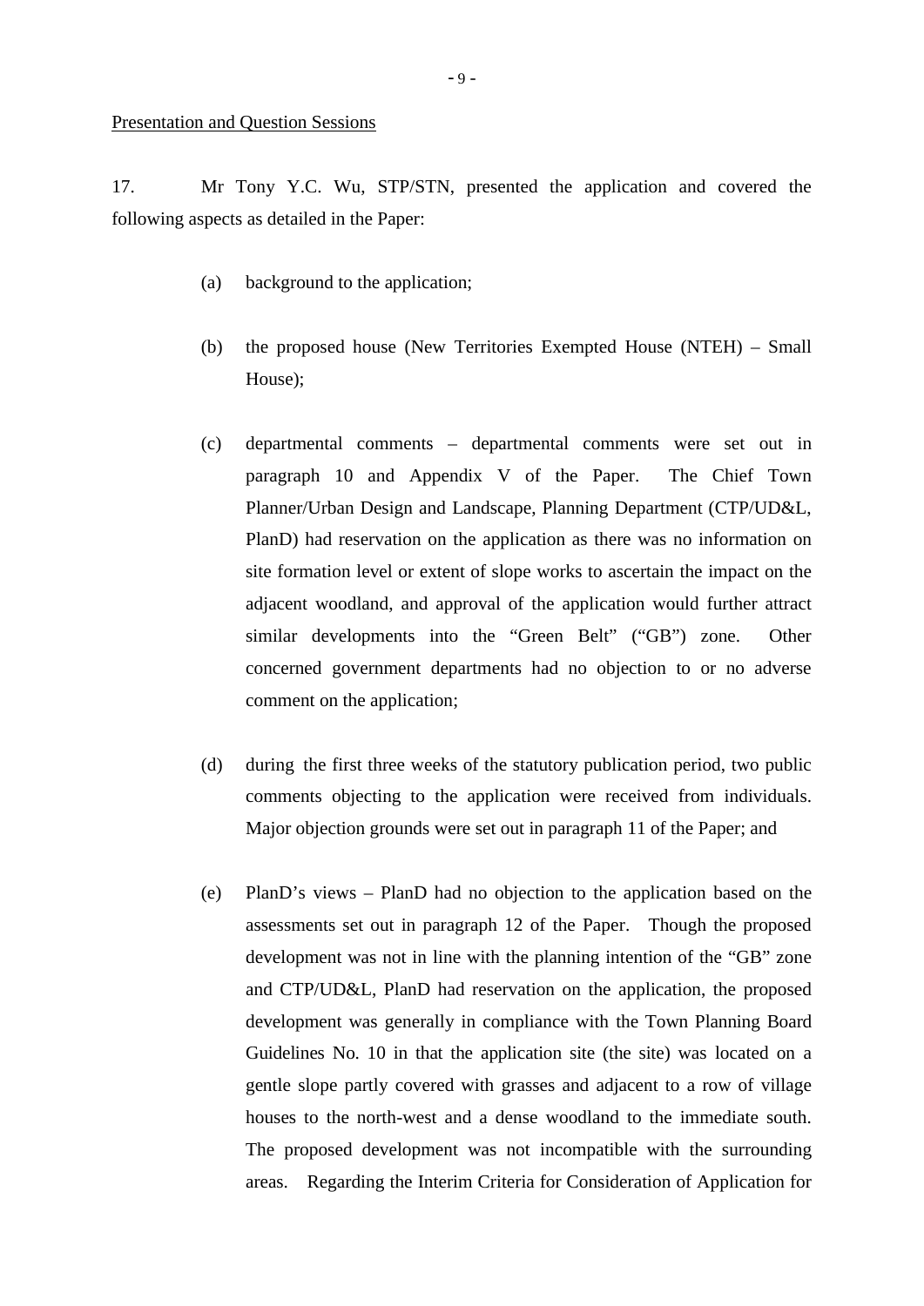Presentation and Question Sessions

17. Mr Tony Y.C. Wu, STP/STN, presented the application and covered the following aspects as detailed in the Paper:

(a) background to the application;

(b) the proposed house (New Territories Exempted House (NTEH) – Small House);

(c) departmental comments – departmental comments were set out in paragraph 10 and Appendix V of the Paper. The Chief Town Planner/Urban Design and Landscape, Planning Department (CTP/UD&L, PlanD) had reservation on the application as there was no information on site formation level or extent of slope works to ascertain the impact on the adjacent woodland, and approval of the application would further attract similar developments into the "Green Belt" ("GB") zone. Other concerned government departments had no objection to or no adverse comment on the application;

(d) during the first three weeks of the statutory publication period, two public comments objecting to the application were received from individuals. Major objection grounds were set out in paragraph 11 of the Paper; and

(e) PlanD's views – PlanD had no objection to the application based on the assessments set out in paragraph 12 of the Paper. Though the proposed development was not in line with the planning intention of the "GB" zone and CTP/UD&L, PlanD had reservation on the application, the proposed development was generally in compliance with the Town Planning Board Guidelines No. 10 in that the application site (the site) was located on a gentle slope partly covered with grasses and adjacent to a row of village houses to the north-west and a dense woodland to the immediate south. The proposed development was not incompatible with the surrounding areas. Regarding the Interim Criteria for Consideration of Application for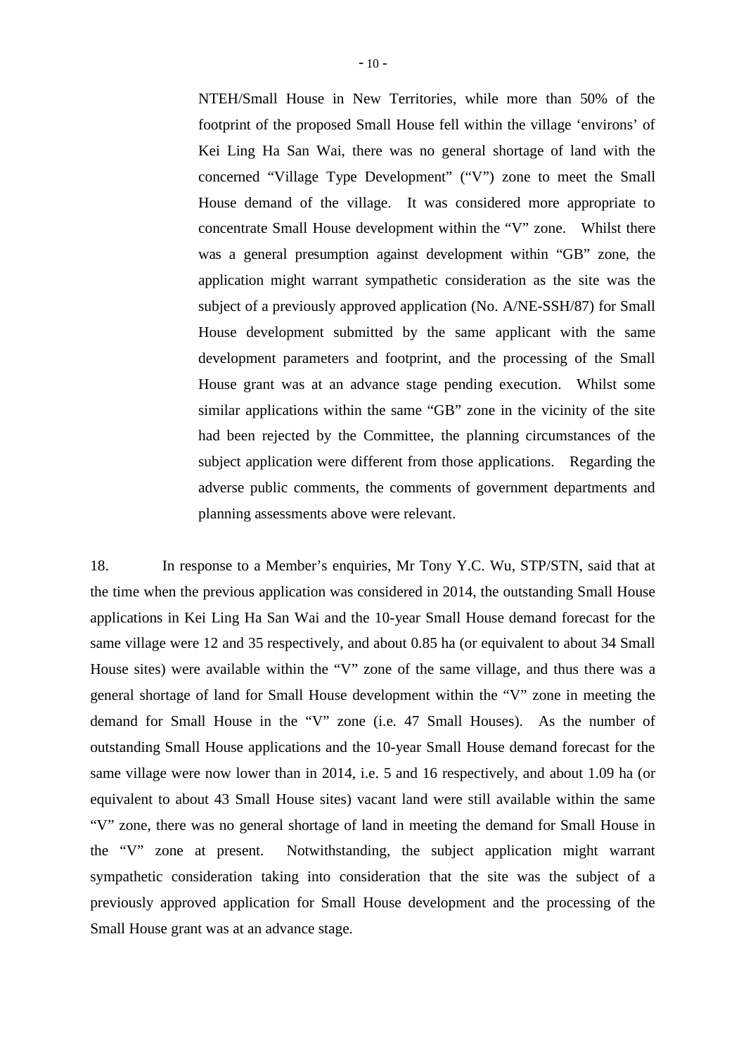NTEH/Small House in New Territories, while more than 50% of the footprint of the proposed Small House fell within the village 'environs' of Kei Ling Ha San Wai, there was no general shortage of land with the concerned "Village Type Development" ("V") zone to meet the Small House demand of the village. It was considered more appropriate to concentrate Small House development within the "V" zone. Whilst there was a general presumption against development within "GB" zone, the application might warrant sympathetic consideration as the site was the subject of a previously approved application (No. A/NE-SSH/87) for Small House development submitted by the same applicant with the same development parameters and footprint, and the processing of the Small House grant was at an advance stage pending execution. Whilst some similar applications within the same "GB" zone in the vicinity of the site had been rejected by the Committee, the planning circumstances of the subject application were different from those applications. Regarding the adverse public comments, the comments of government departments and planning assessments above were relevant.

18. In response to a Member's enquiries, Mr Tony Y.C. Wu, STP/STN, said that at the time when the previous application was considered in 2014, the outstanding Small House applications in Kei Ling Ha San Wai and the 10-year Small House demand forecast for the same village were 12 and 35 respectively, and about 0.85 ha (or equivalent to about 34 Small House sites) were available within the "V" zone of the same village, and thus there was a general shortage of land for Small House development within the "V" zone in meeting the demand for Small House in the "V" zone (i.e. 47 Small Houses). As the number of outstanding Small House applications and the 10-year Small House demand forecast for the same village were now lower than in 2014, i.e. 5 and 16 respectively, and about 1.09 ha (or equivalent to about 43 Small House sites) vacant land were still available within the same "V" zone, there was no general shortage of land in meeting the demand for Small House in the "V" zone at present. Notwithstanding, the subject application might warrant sympathetic consideration taking into consideration that the site was the subject of a previously approved application for Small House development and the processing of the Small House grant was at an advance stage.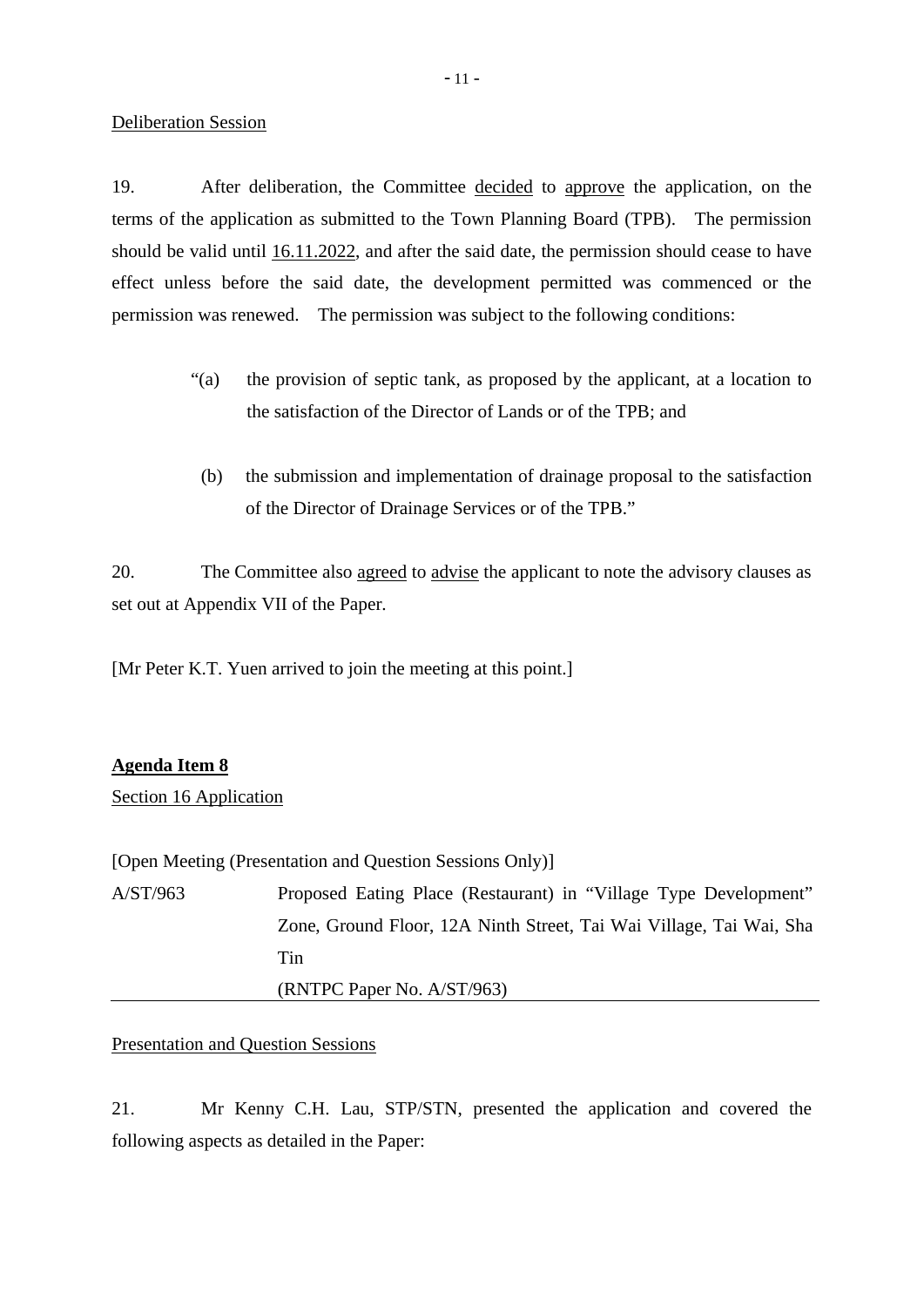Deliberation Session

19. After deliberation, the Committee decided to approve the application, on the terms of the application as submitted to the Town Planning Board (TPB). The permission should be valid until 16.11.2022, and after the said date, the permission should cease to have effect unless before the said date, the development permitted was commenced or the permission was renewed. The permission was subject to the following conditions:

> "(a) the provision of septic tank, as proposed by the applicant, at a location to the satisfaction of the Director of Lands or of the TPB; and
>
> (b) the submission and implementation of drainage proposal to the satisfaction of the Director of Drainage Services or of the TPB."

20. The Committee also agreed to advise the applicant to note the advisory clauses as set out at Appendix VII of the Paper.

[Mr Peter K.T. Yuen arrived to join the meeting at this point.]

**Agenda Item 8**

Section 16 Application

[Open Meeting (Presentation and Question Sessions Only)]

A/ST/963 Proposed Eating Place (Restaurant) in "Village Type Development" Zone, Ground Floor, 12A Ninth Street, Tai Wai Village, Tai Wai, Sha Tin
(RNTPC Paper No. A/ST/963)

Presentation and Question Sessions

21. Mr Kenny C.H. Lau, STP/STN, presented the application and covered the following aspects as detailed in the Paper: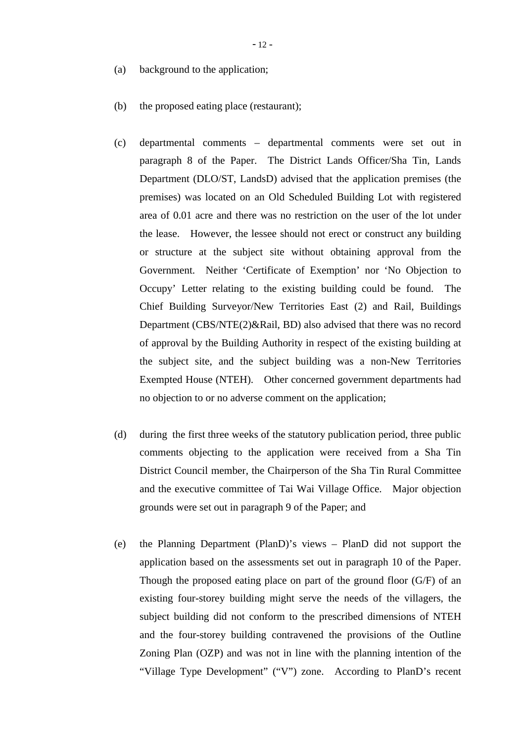(a) background to the application;

(b) the proposed eating place (restaurant);

(c) departmental comments – departmental comments were set out in paragraph 8 of the Paper. The District Lands Officer/Sha Tin, Lands Department (DLO/ST, LandsD) advised that the application premises (the premises) was located on an Old Scheduled Building Lot with registered area of 0.01 acre and there was no restriction on the user of the lot under the lease. However, the lessee should not erect or construct any building or structure at the subject site without obtaining approval from the Government. Neither 'Certificate of Exemption' nor 'No Objection to Occupy' Letter relating to the existing building could be found. The Chief Building Surveyor/New Territories East (2) and Rail, Buildings Department (CBS/NTE(2)&Rail, BD) also advised that there was no record of approval by the Building Authority in respect of the existing building at the subject site, and the subject building was a non-New Territories Exempted House (NTEH). Other concerned government departments had no objection to or no adverse comment on the application;

(d) during the first three weeks of the statutory publication period, three public comments objecting to the application were received from a Sha Tin District Council member, the Chairperson of the Sha Tin Rural Committee and the executive committee of Tai Wai Village Office. Major objection grounds were set out in paragraph 9 of the Paper; and

(e) the Planning Department (PlanD)'s views – PlanD did not support the application based on the assessments set out in paragraph 10 of the Paper. Though the proposed eating place on part of the ground floor (G/F) of an existing four-storey building might serve the needs of the villagers, the subject building did not conform to the prescribed dimensions of NTEH and the four-storey building contravened the provisions of the Outline Zoning Plan (OZP) and was not in line with the planning intention of the "Village Type Development" ("V") zone. According to PlanD's recent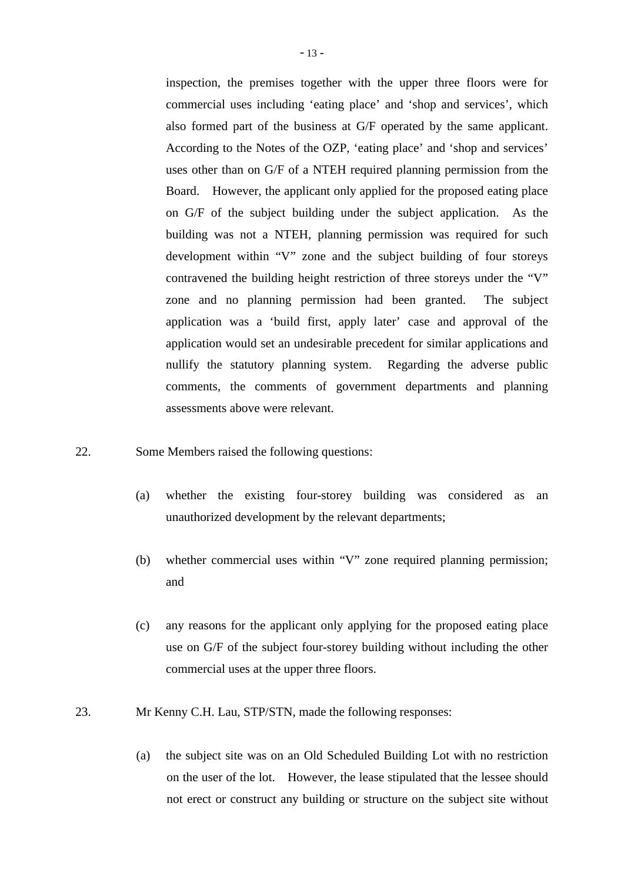inspection, the premises together with the upper three floors were for commercial uses including 'eating place' and 'shop and services', which also formed part of the business at G/F operated by the same applicant. According to the Notes of the OZP, 'eating place' and 'shop and services' uses other than on G/F of a NTEH required planning permission from the Board. However, the applicant only applied for the proposed eating place on G/F of the subject building under the subject application. As the building was not a NTEH, planning permission was required for such development within "V" zone and the subject building of four storeys contravened the building height restriction of three storeys under the "V" zone and no planning permission had been granted. The subject application was a 'build first, apply later' case and approval of the application would set an undesirable precedent for similar applications and nullify the statutory planning system. Regarding the adverse public comments, the comments of government departments and planning assessments above were relevant.

22. Some Members raised the following questions:

(a) whether the existing four-storey building was considered as an unauthorized development by the relevant departments;

(b) whether commercial uses within "V" zone required planning permission; and

(c) any reasons for the applicant only applying for the proposed eating place use on G/F of the subject four-storey building without including the other commercial uses at the upper three floors.

23. Mr Kenny C.H. Lau, STP/STN, made the following responses:

(a) the subject site was on an Old Scheduled Building Lot with no restriction on the user of the lot. However, the lease stipulated that the lessee should not erect or construct any building or structure on the subject site without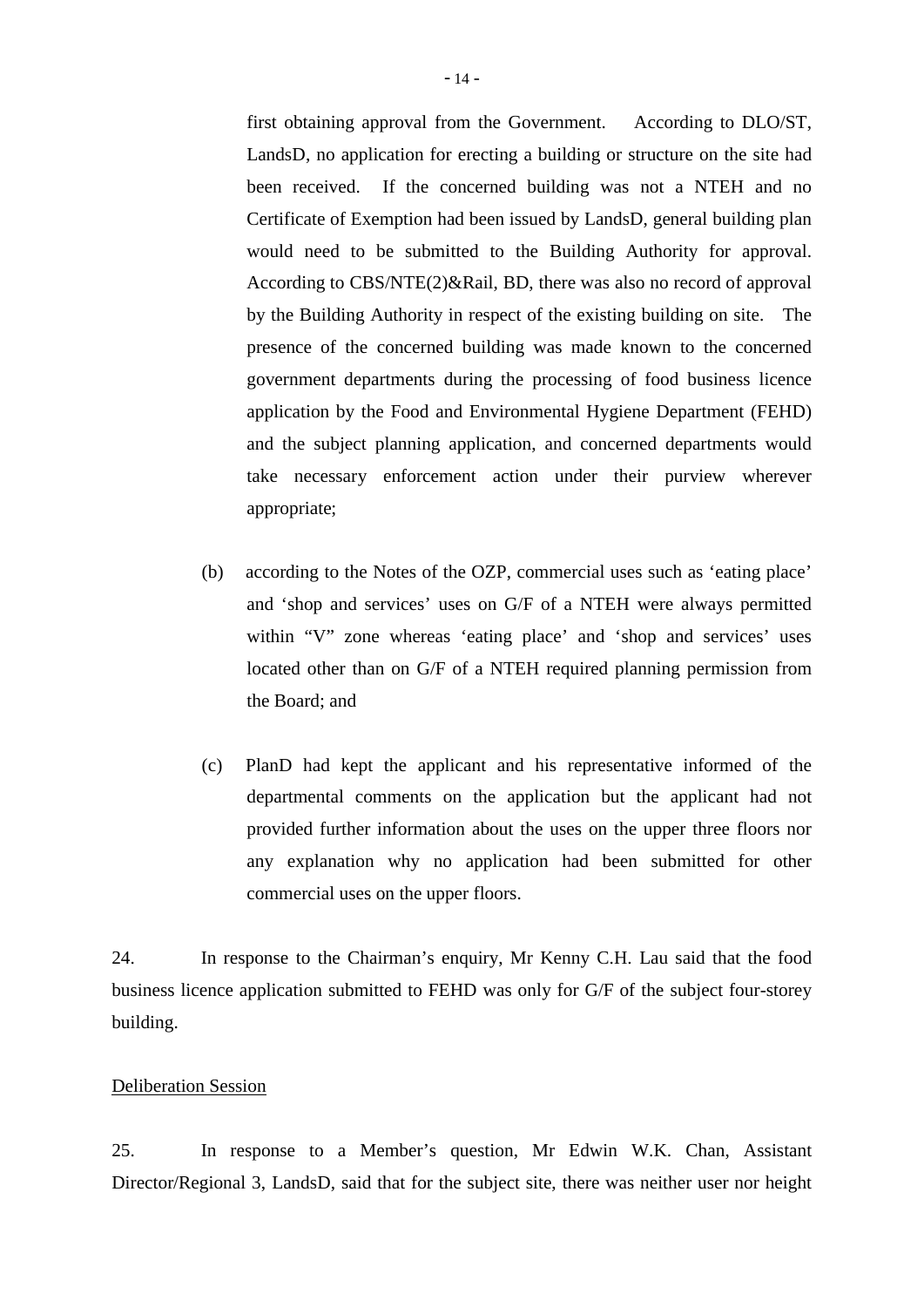first obtaining approval from the Government. According to DLO/ST, LandsD, no application for erecting a building or structure on the site had been received. If the concerned building was not a NTEH and no Certificate of Exemption had been issued by LandsD, general building plan would need to be submitted to the Building Authority for approval. According to CBS/NTE(2)&Rail, BD, there was also no record of approval by the Building Authority in respect of the existing building on site. The presence of the concerned building was made known to the concerned government departments during the processing of food business licence application by the Food and Environmental Hygiene Department (FEHD) and the subject planning application, and concerned departments would take necessary enforcement action under their purview wherever appropriate;

(b) according to the Notes of the OZP, commercial uses such as 'eating place' and 'shop and services' uses on G/F of a NTEH were always permitted within "V" zone whereas 'eating place' and 'shop and services' uses located other than on G/F of a NTEH required planning permission from the Board; and

(c) PlanD had kept the applicant and his representative informed of the departmental comments on the application but the applicant had not provided further information about the uses on the upper three floors nor any explanation why no application had been submitted for other commercial uses on the upper floors.

24. In response to the Chairman's enquiry, Mr Kenny C.H. Lau said that the food business licence application submitted to FEHD was only for G/F of the subject four-storey building.

Deliberation Session

25. In response to a Member's question, Mr Edwin W.K. Chan, Assistant Director/Regional 3, LandsD, said that for the subject site, there was neither user nor height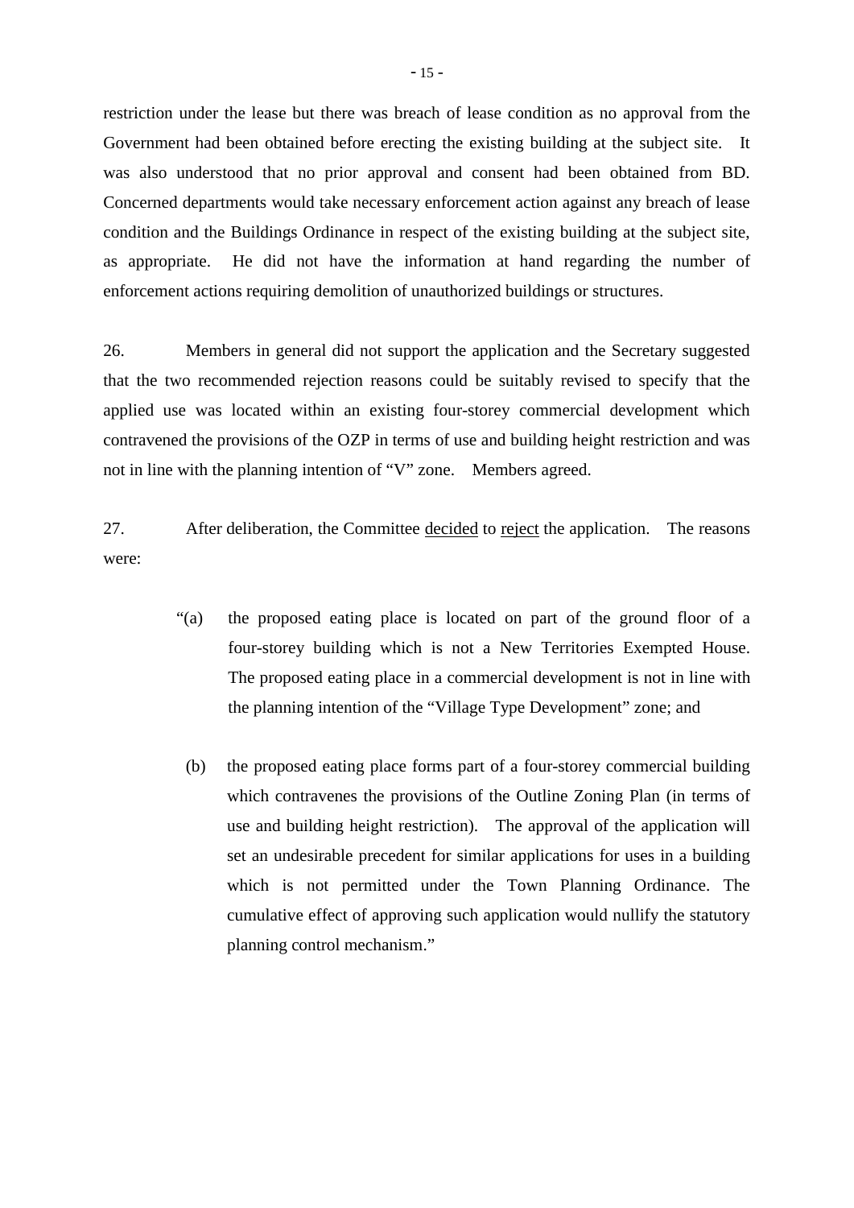restriction under the lease but there was breach of lease condition as no approval from the Government had been obtained before erecting the existing building at the subject site. It was also understood that no prior approval and consent had been obtained from BD. Concerned departments would take necessary enforcement action against any breach of lease condition and the Buildings Ordinance in respect of the existing building at the subject site, as appropriate. He did not have the information at hand regarding the number of enforcement actions requiring demolition of unauthorized buildings or structures.

26. Members in general did not support the application and the Secretary suggested that the two recommended rejection reasons could be suitably revised to specify that the applied use was located within an existing four-storey commercial development which contravened the provisions of the OZP in terms of use and building height restriction and was not in line with the planning intention of "V" zone. Members agreed.

27. After deliberation, the Committee decided to reject the application. The reasons were:

> "(a) the proposed eating place is located on part of the ground floor of a four-storey building which is not a New Territories Exempted House. The proposed eating place in a commercial development is not in line with the planning intention of the "Village Type Development" zone; and
>
> (b) the proposed eating place forms part of a four-storey commercial building which contravenes the provisions of the Outline Zoning Plan (in terms of use and building height restriction). The approval of the application will set an undesirable precedent for similar applications for uses in a building which is not permitted under the Town Planning Ordinance. The cumulative effect of approving such application would nullify the statutory planning control mechanism."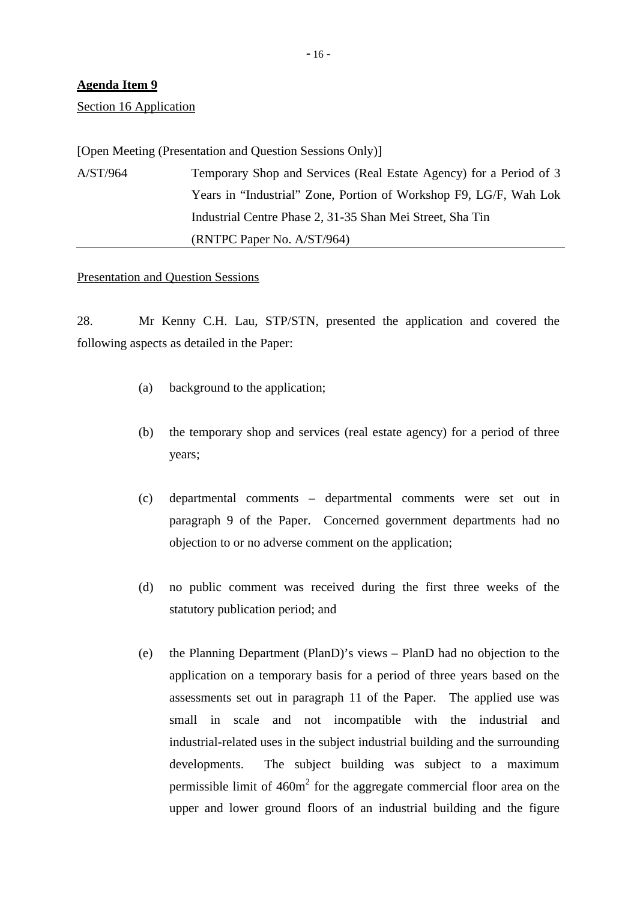**Agenda Item 9**

Section 16 Application

[Open Meeting (Presentation and Question Sessions Only)]

A/ST/964 Temporary Shop and Services (Real Estate Agency) for a Period of 3 Years in "Industrial" Zone, Portion of Workshop F9, LG/F, Wah Lok Industrial Centre Phase 2, 31-35 Shan Mei Street, Sha Tin (RNTPC Paper No. A/ST/964)

Presentation and Question Sessions

28. Mr Kenny C.H. Lau, STP/STN, presented the application and covered the following aspects as detailed in the Paper:

(a) background to the application;

(b) the temporary shop and services (real estate agency) for a period of three years;

(c) departmental comments – departmental comments were set out in paragraph 9 of the Paper. Concerned government departments had no objection to or no adverse comment on the application;

(d) no public comment was received during the first three weeks of the statutory publication period; and

(e) the Planning Department (PlanD)'s views – PlanD had no objection to the application on a temporary basis for a period of three years based on the assessments set out in paragraph 11 of the Paper. The applied use was small in scale and not incompatible with the industrial and industrial-related uses in the subject industrial building and the surrounding developments. The subject building was subject to a maximum permissible limit of $460m^2$ for the aggregate commercial floor area on the upper and lower ground floors of an industrial building and the figure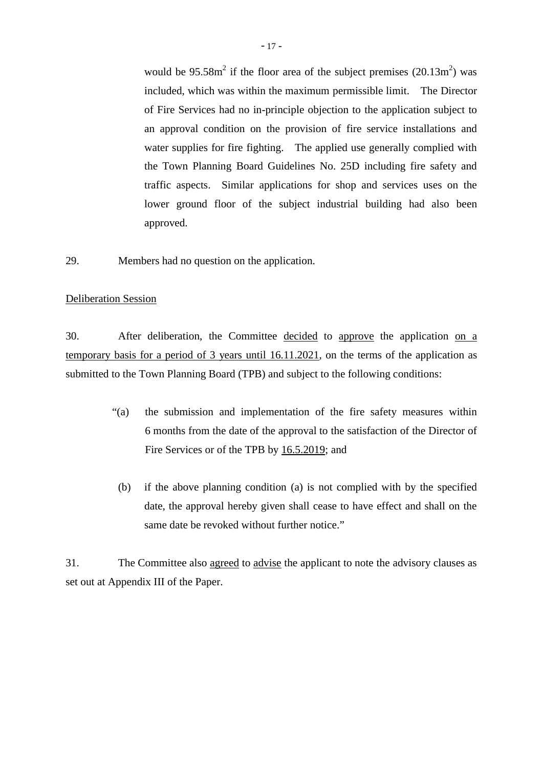would be $95.58m^2$ if the floor area of the subject premises ($20.13m^2$) was included, which was within the maximum permissible limit. The Director of Fire Services had no in-principle objection to the application subject to an approval condition on the provision of fire service installations and water supplies for fire fighting. The applied use generally complied with the Town Planning Board Guidelines No. 25D including fire safety and traffic aspects. Similar applications for shop and services uses on the lower ground floor of the subject industrial building had also been approved.

29. Members had no question on the application.

Deliberation Session

30. After deliberation, the Committee decided to approve the application on a temporary basis for a period of 3 years until 16.11.2021, on the terms of the application as submitted to the Town Planning Board (TPB) and subject to the following conditions:

> "(a) the submission and implementation of the fire safety measures within 6 months from the date of the approval to the satisfaction of the Director of Fire Services or of the TPB by 16.5.2019; and
>
> (b) if the above planning condition (a) is not complied with by the specified date, the approval hereby given shall cease to have effect and shall on the same date be revoked without further notice."

31. The Committee also agreed to advise the applicant to note the advisory clauses as set out at Appendix III of the Paper.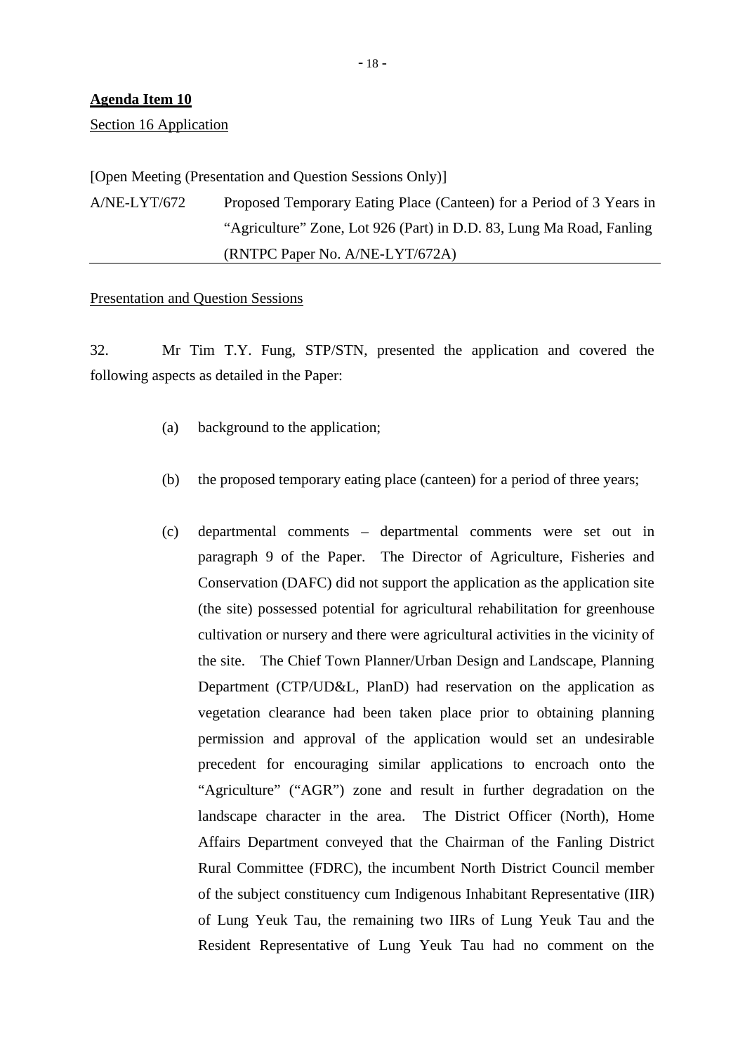**Agenda Item 10**

Section 16 Application

[Open Meeting (Presentation and Question Sessions Only)]

A/NE-LYT/672 Proposed Temporary Eating Place (Canteen) for a Period of 3 Years in "Agriculture" Zone, Lot 926 (Part) in D.D. 83, Lung Ma Road, Fanling (RNTPC Paper No. A/NE-LYT/672A)

Presentation and Question Sessions

32. Mr Tim T.Y. Fung, STP/STN, presented the application and covered the following aspects as detailed in the Paper:

(a) background to the application;

(b) the proposed temporary eating place (canteen) for a period of three years;

(c) departmental comments – departmental comments were set out in paragraph 9 of the Paper. The Director of Agriculture, Fisheries and Conservation (DAFC) did not support the application as the application site (the site) possessed potential for agricultural rehabilitation for greenhouse cultivation or nursery and there were agricultural activities in the vicinity of the site. The Chief Town Planner/Urban Design and Landscape, Planning Department (CTP/UD&L, PlanD) had reservation on the application as vegetation clearance had been taken place prior to obtaining planning permission and approval of the application would set an undesirable precedent for encouraging similar applications to encroach onto the "Agriculture" ("AGR") zone and result in further degradation on the landscape character in the area. The District Officer (North), Home Affairs Department conveyed that the Chairman of the Fanling District Rural Committee (FDRC), the incumbent North District Council member of the subject constituency cum Indigenous Inhabitant Representative (IIR) of Lung Yeuk Tau, the remaining two IIRs of Lung Yeuk Tau and the Resident Representative of Lung Yeuk Tau had no comment on the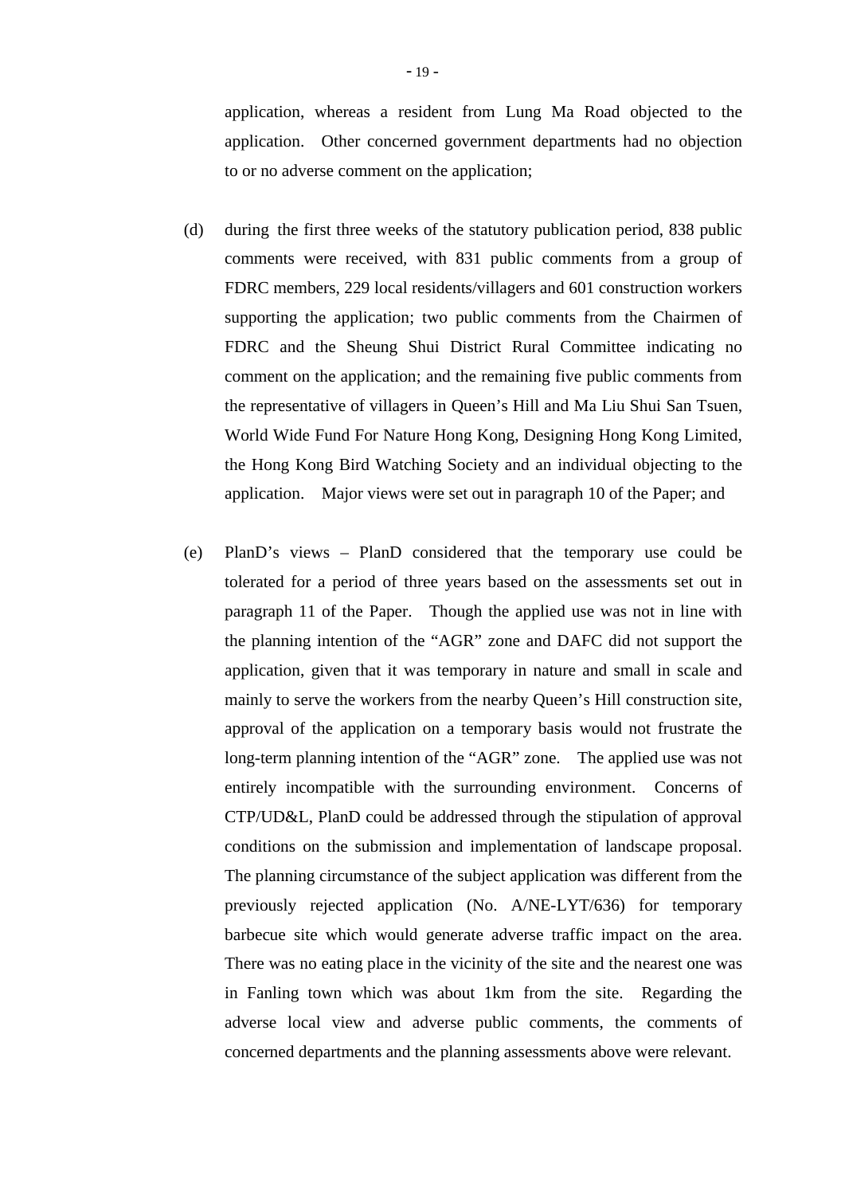application, whereas a resident from Lung Ma Road objected to the application. Other concerned government departments had no objection to or no adverse comment on the application;

(d) during the first three weeks of the statutory publication period, 838 public comments were received, with 831 public comments from a group of FDRC members, 229 local residents/villagers and 601 construction workers supporting the application; two public comments from the Chairmen of FDRC and the Sheung Shui District Rural Committee indicating no comment on the application; and the remaining five public comments from the representative of villagers in Queen's Hill and Ma Liu Shui San Tsuen, World Wide Fund For Nature Hong Kong, Designing Hong Kong Limited, the Hong Kong Bird Watching Society and an individual objecting to the application. Major views were set out in paragraph 10 of the Paper; and

(e) PlanD's views – PlanD considered that the temporary use could be tolerated for a period of three years based on the assessments set out in paragraph 11 of the Paper. Though the applied use was not in line with the planning intention of the "AGR" zone and DAFC did not support the application, given that it was temporary in nature and small in scale and mainly to serve the workers from the nearby Queen's Hill construction site, approval of the application on a temporary basis would not frustrate the long-term planning intention of the "AGR" zone. The applied use was not entirely incompatible with the surrounding environment. Concerns of CTP/UD&L, PlanD could be addressed through the stipulation of approval conditions on the submission and implementation of landscape proposal. The planning circumstance of the subject application was different from the previously rejected application (No. A/NE-LYT/636) for temporary barbecue site which would generate adverse traffic impact on the area. There was no eating place in the vicinity of the site and the nearest one was in Fanling town which was about 1km from the site. Regarding the adverse local view and adverse public comments, the comments of concerned departments and the planning assessments above were relevant.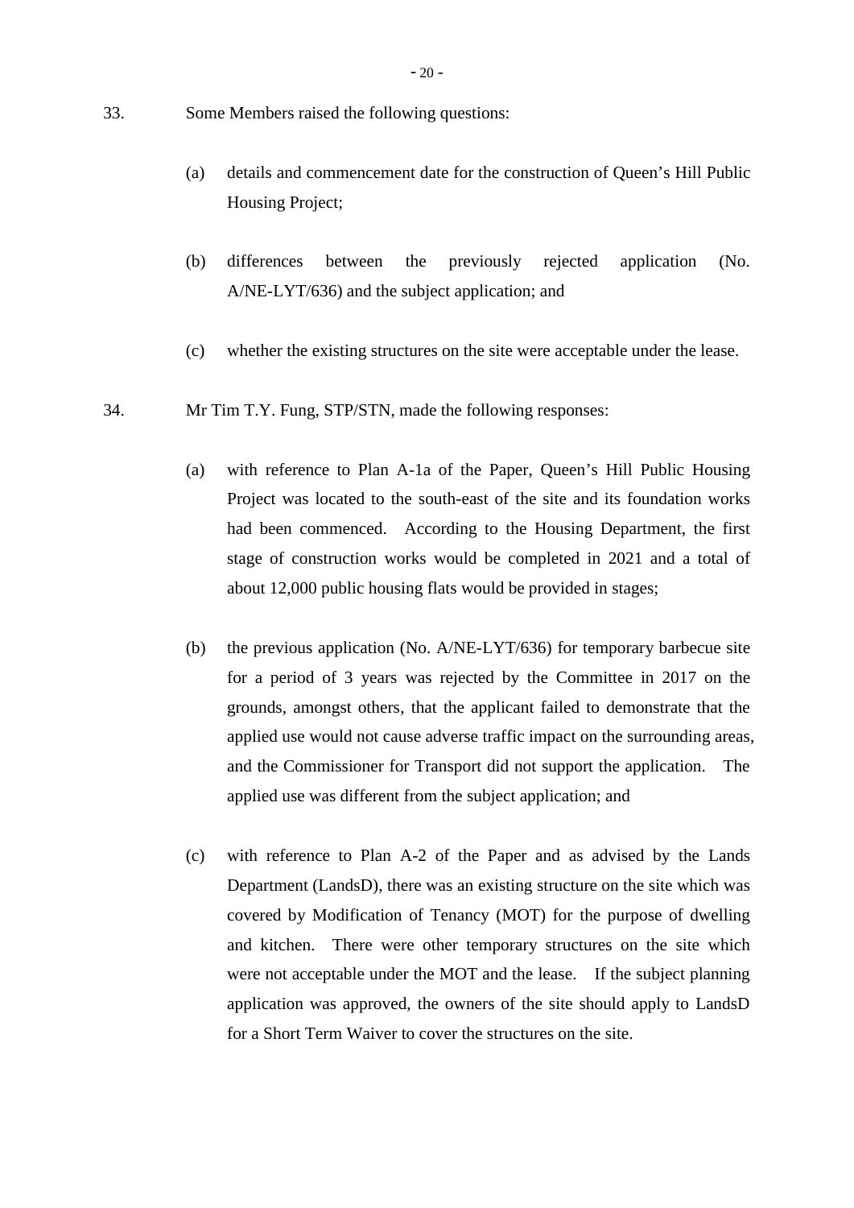33. Some Members raised the following questions:

(a) details and commencement date for the construction of Queen's Hill Public Housing Project;

(b) differences between the previously rejected application (No. A/NE-LYT/636) and the subject application; and

(c) whether the existing structures on the site were acceptable under the lease.

34. Mr Tim T.Y. Fung, STP/STN, made the following responses:

(a) with reference to Plan A-1a of the Paper, Queen's Hill Public Housing Project was located to the south-east of the site and its foundation works had been commenced. According to the Housing Department, the first stage of construction works would be completed in 2021 and a total of about 12,000 public housing flats would be provided in stages;

(b) the previous application (No. A/NE-LYT/636) for temporary barbecue site for a period of 3 years was rejected by the Committee in 2017 on the grounds, amongst others, that the applicant failed to demonstrate that the applied use would not cause adverse traffic impact on the surrounding areas, and the Commissioner for Transport did not support the application. The applied use was different from the subject application; and

(c) with reference to Plan A-2 of the Paper and as advised by the Lands Department (LandsD), there was an existing structure on the site which was covered by Modification of Tenancy (MOT) for the purpose of dwelling and kitchen. There were other temporary structures on the site which were not acceptable under the MOT and the lease. If the subject planning application was approved, the owners of the site should apply to LandsD for a Short Term Waiver to cover the structures on the site.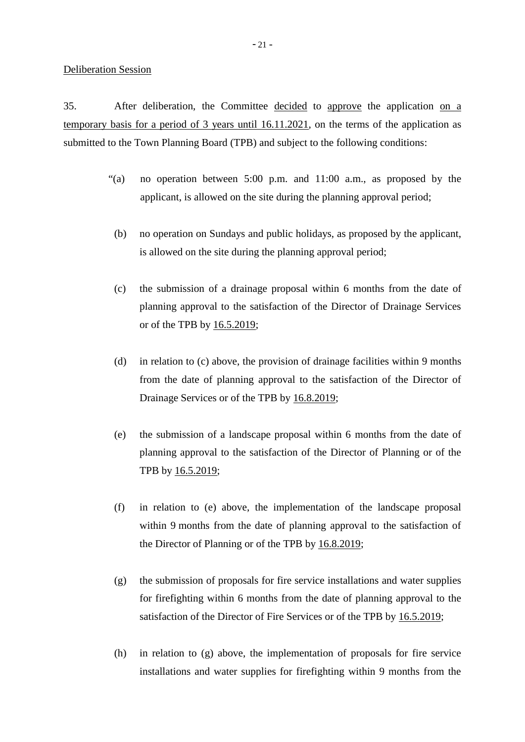Deliberation Session

35. After deliberation, the Committee decided to approve the application on a temporary basis for a period of 3 years until 16.11.2021, on the terms of the application as submitted to the Town Planning Board (TPB) and subject to the following conditions:

> “(a) no operation between 5:00 p.m. and 11:00 a.m., as proposed by the applicant, is allowed on the site during the planning approval period;
>
> (b) no operation on Sundays and public holidays, as proposed by the applicant, is allowed on the site during the planning approval period;
>
> (c) the submission of a drainage proposal within 6 months from the date of planning approval to the satisfaction of the Director of Drainage Services or of the TPB by 16.5.2019;
>
> (d) in relation to (c) above, the provision of drainage facilities within 9 months from the date of planning approval to the satisfaction of the Director of Drainage Services or of the TPB by 16.8.2019;
>
> (e) the submission of a landscape proposal within 6 months from the date of planning approval to the satisfaction of the Director of Planning or of the TPB by 16.5.2019;
>
> (f) in relation to (e) above, the implementation of the landscape proposal within 9 months from the date of planning approval to the satisfaction of the Director of Planning or of the TPB by 16.8.2019;
>
> (g) the submission of proposals for fire service installations and water supplies for firefighting within 6 months from the date of planning approval to the satisfaction of the Director of Fire Services or of the TPB by 16.5.2019;
>
> (h) in relation to (g) above, the implementation of proposals for fire service installations and water supplies for firefighting within 9 months from the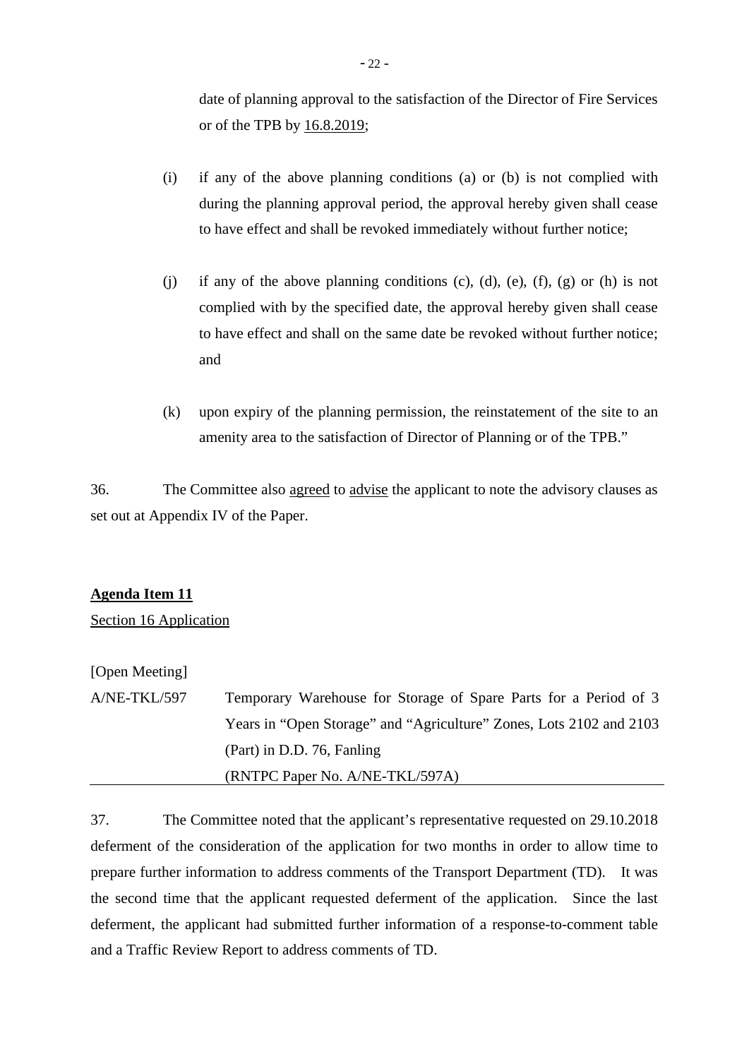date of planning approval to the satisfaction of the Director of Fire Services or of the TPB by 16.8.2019;

(i) if any of the above planning conditions (a) or (b) is not complied with during the planning approval period, the approval hereby given shall cease to have effect and shall be revoked immediately without further notice;

(j) if any of the above planning conditions (c), (d), (e), (f), (g) or (h) is not complied with by the specified date, the approval hereby given shall cease to have effect and shall on the same date be revoked without further notice; and

(k) upon expiry of the planning permission, the reinstatement of the site to an amenity area to the satisfaction of Director of Planning or of the TPB."

36. The Committee also agreed to advise the applicant to note the advisory clauses as set out at Appendix IV of the Paper.

**Agenda Item 11**

Section 16 Application

[Open Meeting]

A/NE-TKL/597 Temporary Warehouse for Storage of Spare Parts for a Period of 3 Years in "Open Storage" and "Agriculture" Zones, Lots 2102 and 2103 (Part) in D.D. 76, Fanling
(RNTPC Paper No. A/NE-TKL/597A)

37. The Committee noted that the applicant's representative requested on 29.10.2018 deferment of the consideration of the application for two months in order to allow time to prepare further information to address comments of the Transport Department (TD). It was the second time that the applicant requested deferment of the application. Since the last deferment, the applicant had submitted further information of a response-to-comment table and a Traffic Review Report to address comments of TD.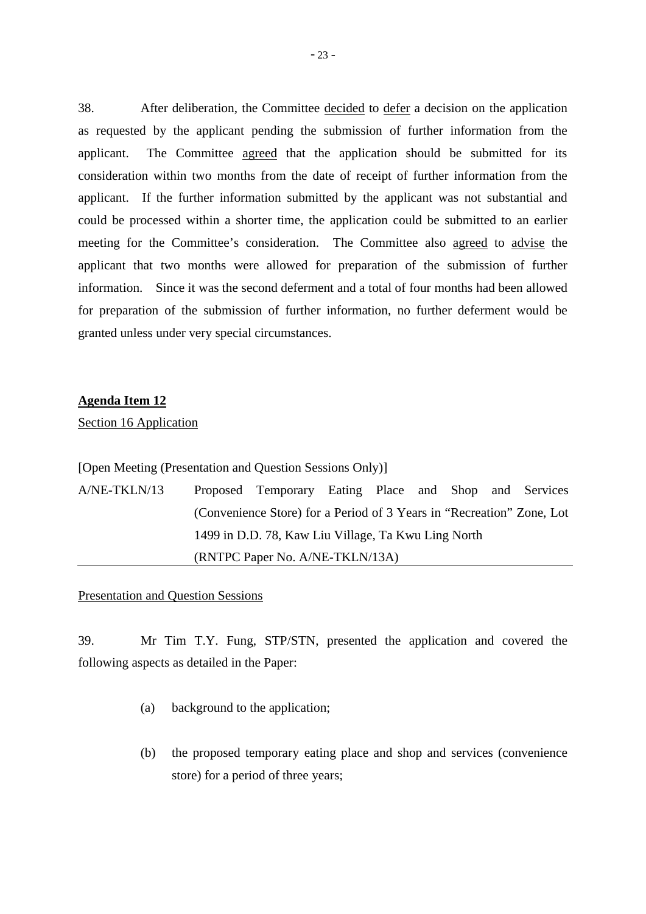38. After deliberation, the Committee decided to defer a decision on the application as requested by the applicant pending the submission of further information from the applicant. The Committee agreed that the application should be submitted for its consideration within two months from the date of receipt of further information from the applicant. If the further information submitted by the applicant was not substantial and could be processed within a shorter time, the application could be submitted to an earlier meeting for the Committee's consideration. The Committee also agreed to advise the applicant that two months were allowed for preparation of the submission of further information. Since it was the second deferment and a total of four months had been allowed for preparation of the submission of further information, no further deferment would be granted unless under very special circumstances.

**Agenda Item 12**

Section 16 Application

[Open Meeting (Presentation and Question Sessions Only)]

A/NE-TKLN/13 Proposed Temporary Eating Place and Shop and Services (Convenience Store) for a Period of 3 Years in "Recreation" Zone, Lot 1499 in D.D. 78, Kaw Liu Village, Ta Kwu Ling North (RNTPC Paper No. A/NE-TKLN/13A)

Presentation and Question Sessions

39. Mr Tim T.Y. Fung, STP/STN, presented the application and covered the following aspects as detailed in the Paper:

(a) background to the application;

(b) the proposed temporary eating place and shop and services (convenience store) for a period of three years;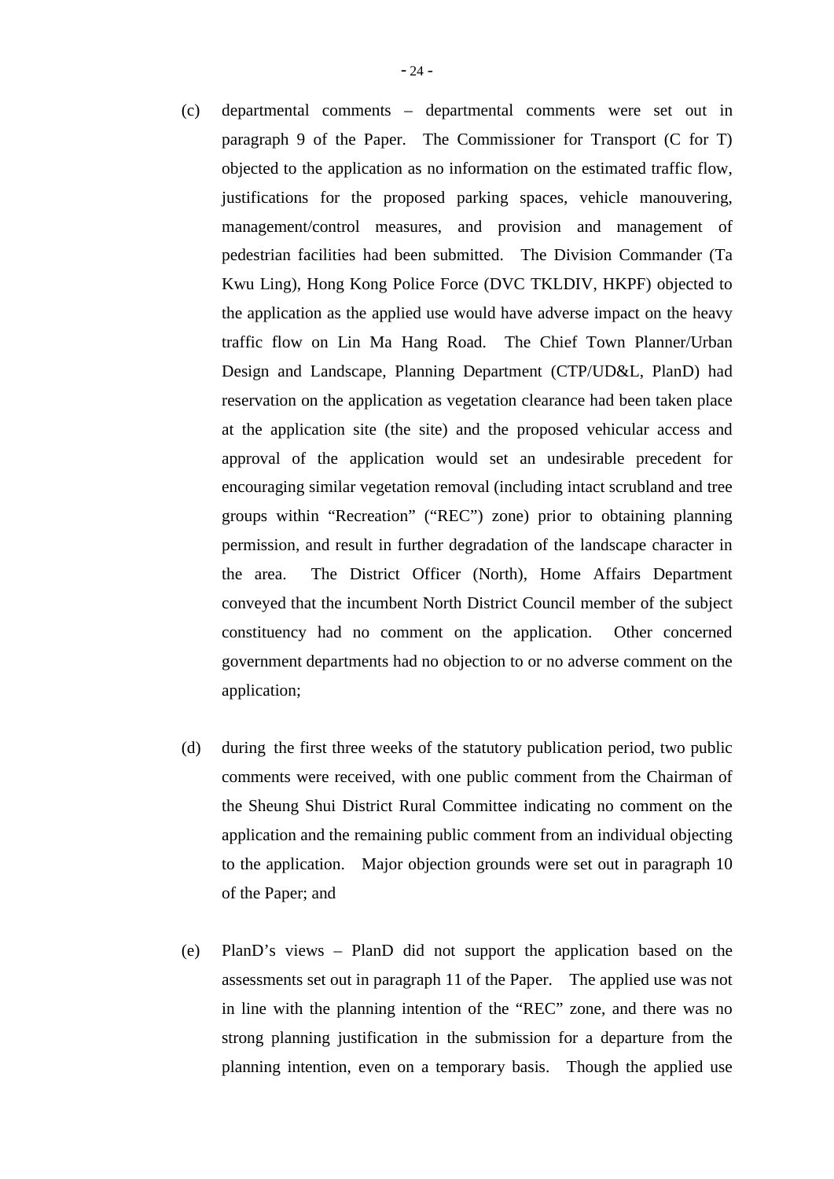(c) departmental comments – departmental comments were set out in paragraph 9 of the Paper. The Commissioner for Transport (C for T) objected to the application as no information on the estimated traffic flow, justifications for the proposed parking spaces, vehicle manouvering, management/control measures, and provision and management of pedestrian facilities had been submitted. The Division Commander (Ta Kwu Ling), Hong Kong Police Force (DVC TKLDIV, HKPF) objected to the application as the applied use would have adverse impact on the heavy traffic flow on Lin Ma Hang Road. The Chief Town Planner/Urban Design and Landscape, Planning Department (CTP/UD&L, PlanD) had reservation on the application as vegetation clearance had been taken place at the application site (the site) and the proposed vehicular access and approval of the application would set an undesirable precedent for encouraging similar vegetation removal (including intact scrubland and tree groups within "Recreation" ("REC") zone) prior to obtaining planning permission, and result in further degradation of the landscape character in the area. The District Officer (North), Home Affairs Department conveyed that the incumbent North District Council member of the subject constituency had no comment on the application. Other concerned government departments had no objection to or no adverse comment on the application;

(d) during the first three weeks of the statutory publication period, two public comments were received, with one public comment from the Chairman of the Sheung Shui District Rural Committee indicating no comment on the application and the remaining public comment from an individual objecting to the application. Major objection grounds were set out in paragraph 10 of the Paper; and

(e) PlanD's views – PlanD did not support the application based on the assessments set out in paragraph 11 of the Paper. The applied use was not in line with the planning intention of the "REC" zone, and there was no strong planning justification in the submission for a departure from the planning intention, even on a temporary basis. Though the applied use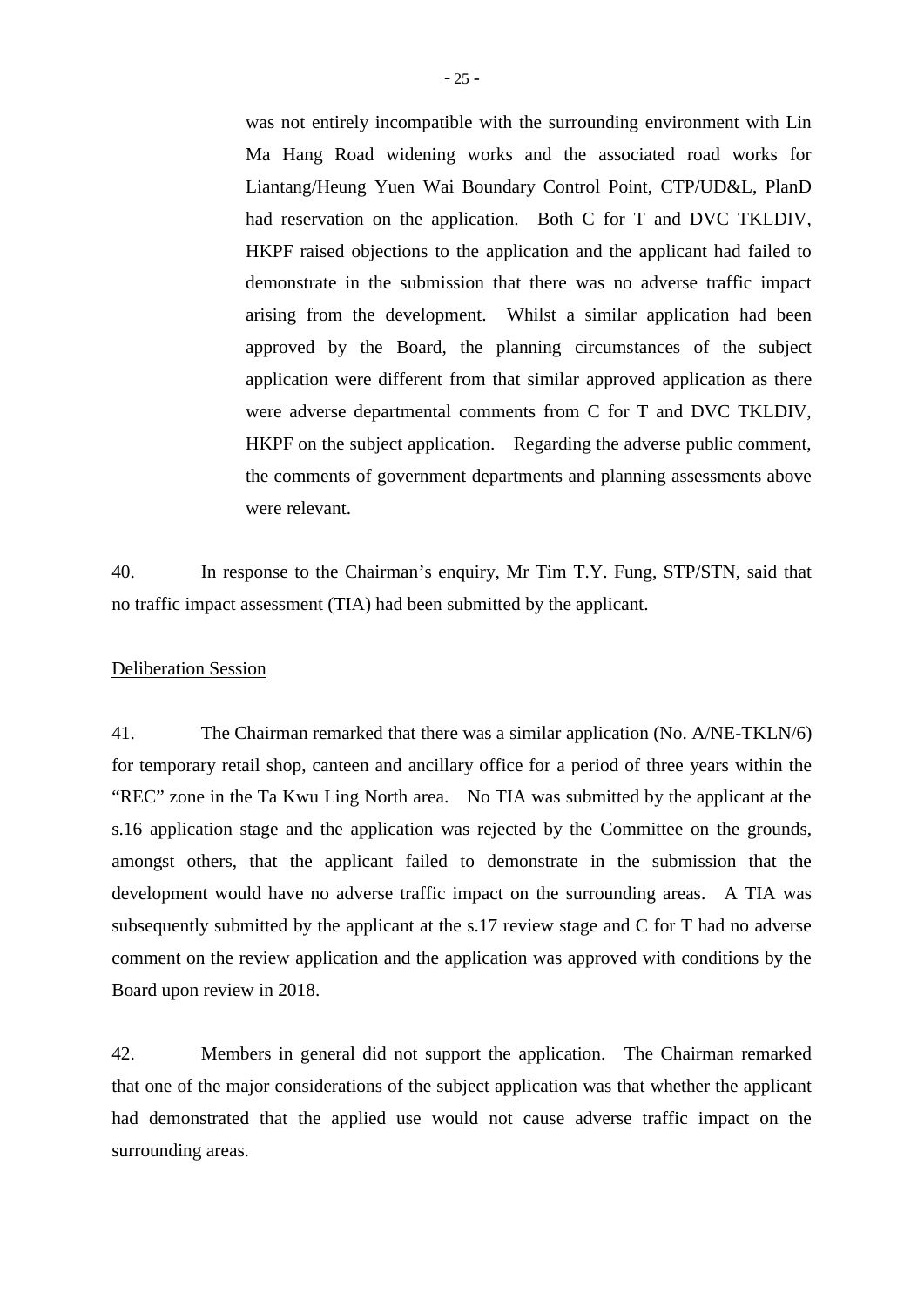was not entirely incompatible with the surrounding environment with Lin Ma Hang Road widening works and the associated road works for Liantang/Heung Yuen Wai Boundary Control Point, CTP/UD&L, PlanD had reservation on the application. Both C for T and DVC TKLDIV, HKPF raised objections to the application and the applicant had failed to demonstrate in the submission that there was no adverse traffic impact arising from the development. Whilst a similar application had been approved by the Board, the planning circumstances of the subject application were different from that similar approved application as there were adverse departmental comments from C for T and DVC TKLDIV, HKPF on the subject application. Regarding the adverse public comment, the comments of government departments and planning assessments above were relevant.

40. In response to the Chairman's enquiry, Mr Tim T.Y. Fung, STP/STN, said that no traffic impact assessment (TIA) had been submitted by the applicant.

Deliberation Session

41. The Chairman remarked that there was a similar application (No. A/NE-TKLN/6) for temporary retail shop, canteen and ancillary office for a period of three years within the "REC" zone in the Ta Kwu Ling North area. No TIA was submitted by the applicant at the s.16 application stage and the application was rejected by the Committee on the grounds, amongst others, that the applicant failed to demonstrate in the submission that the development would have no adverse traffic impact on the surrounding areas. A TIA was subsequently submitted by the applicant at the s.17 review stage and C for T had no adverse comment on the review application and the application was approved with conditions by the Board upon review in 2018.

42. Members in general did not support the application. The Chairman remarked that one of the major considerations of the subject application was that whether the applicant had demonstrated that the applied use would not cause adverse traffic impact on the surrounding areas.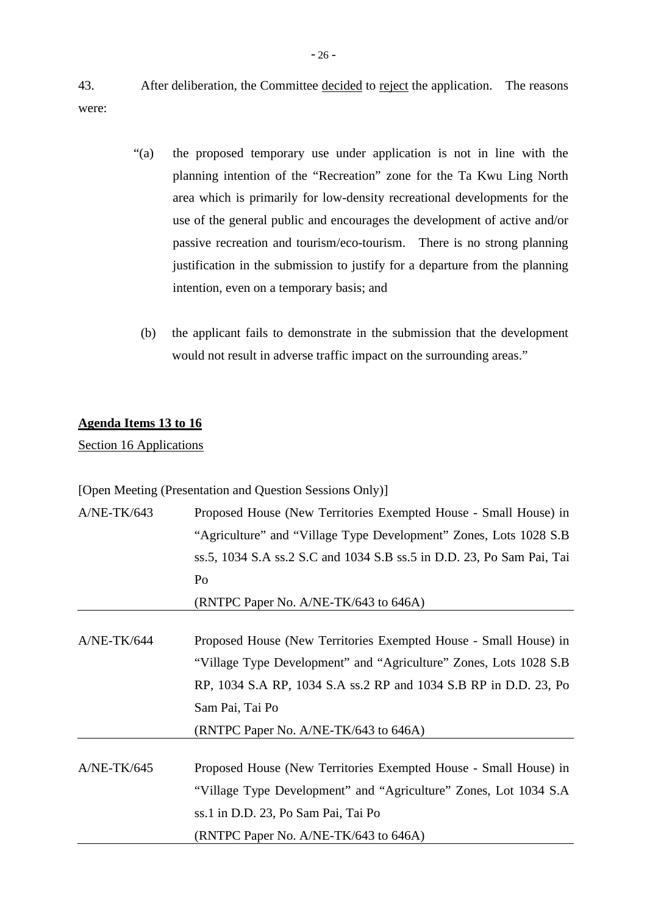43. After deliberation, the Committee <u>decided</u> to <u>reject</u> the application. The reasons were:

> "(a) the proposed temporary use under application is not in line with the planning intention of the "Recreation" zone for the Ta Kwu Ling North area which is primarily for low-density recreational developments for the use of the general public and encourages the development of active and/or passive recreation and tourism/eco-tourism. There is no strong planning justification in the submission to justify for a departure from the planning intention, even on a temporary basis; and
>
> (b) the applicant fails to demonstrate in the submission that the development would not result in adverse traffic impact on the surrounding areas."

**<u>Agenda Items 13 to 16</u>**

<u>Section 16 Applications</u>

[Open Meeting (Presentation and Question Sessions Only)]

| | |
|---|---|
| A/NE-TK/643 | Proposed House (New Territories Exempted House - Small House) in "Agriculture" and "Village Type Development" Zones, Lots 1028 S.B ss.5, 1034 S.A ss.2 S.C and 1034 S.B ss.5 in D.D. 23, Po Sam Pai, Tai Po<br>(RNTPC Paper No. A/NE-TK/643 to 646A) |
| A/NE-TK/644 | Proposed House (New Territories Exempted House - Small House) in "Village Type Development" and "Agriculture" Zones, Lots 1028 S.B RP, 1034 S.A RP, 1034 S.A ss.2 RP and 1034 S.B RP in D.D. 23, Po Sam Pai, Tai Po<br>(RNTPC Paper No. A/NE-TK/643 to 646A) |
| A/NE-TK/645 | Proposed House (New Territories Exempted House - Small House) in "Village Type Development" and "Agriculture" Zones, Lot 1034 S.A ss.1 in D.D. 23, Po Sam Pai, Tai Po<br>(RNTPC Paper No. A/NE-TK/643 to 646A) |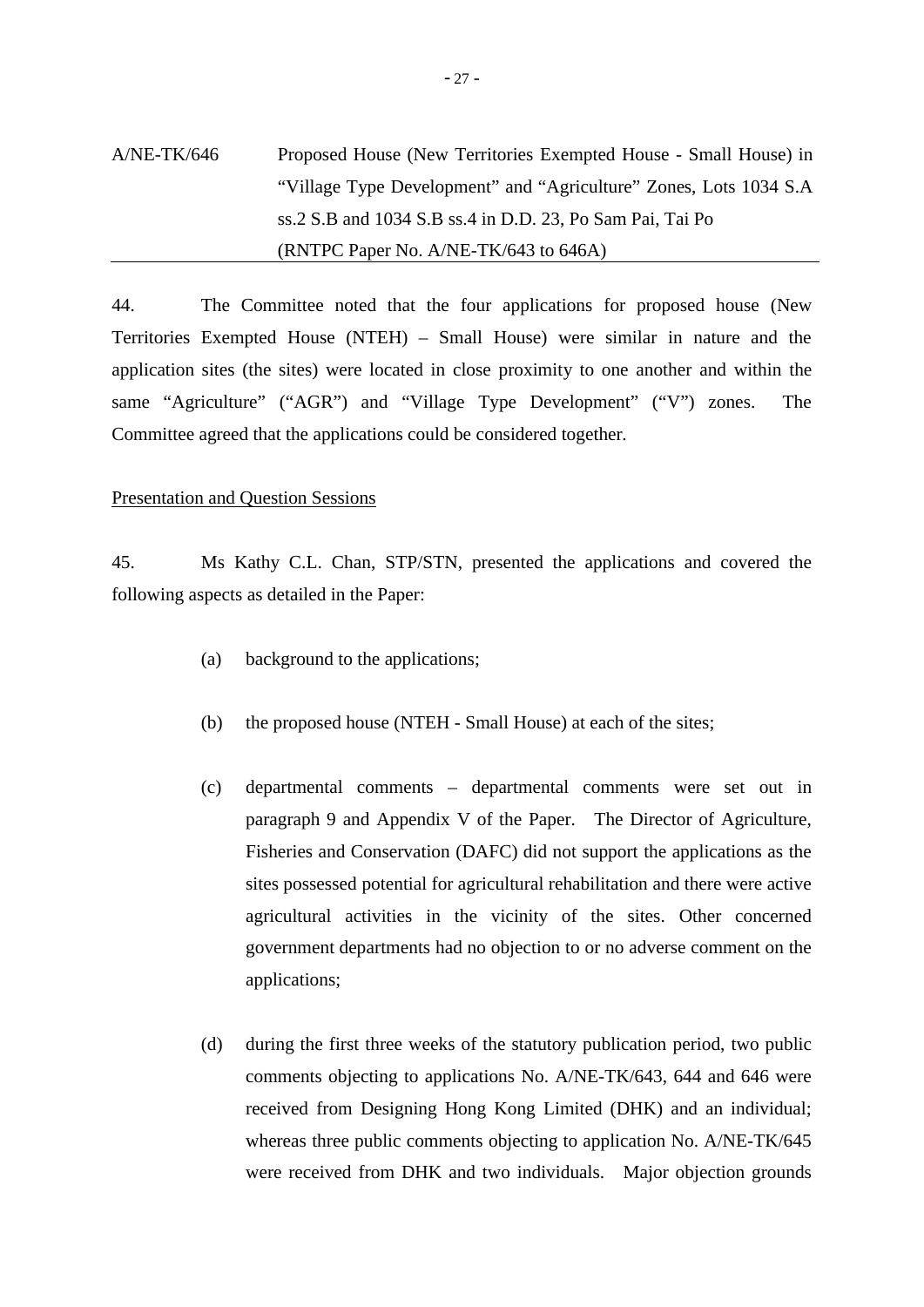A/NE-TK/646 Proposed House (New Territories Exempted House - Small House) in "Village Type Development" and "Agriculture" Zones, Lots 1034 S.A ss.2 S.B and 1034 S.B ss.4 in D.D. 23, Po Sam Pai, Tai Po
(RNTPC Paper No. A/NE-TK/643 to 646A)

---

44. The Committee noted that the four applications for proposed house (New Territories Exempted House (NTEH) – Small House) were similar in nature and the application sites (the sites) were located in close proximity to one another and within the same "Agriculture" ("AGR") and "Village Type Development" ("V") zones. The Committee agreed that the applications could be considered together.

Presentation and Question Sessions

45. Ms Kathy C.L. Chan, STP/STN, presented the applications and covered the following aspects as detailed in the Paper:

(a) background to the applications;

(b) the proposed house (NTEH - Small House) at each of the sites;

(c) departmental comments – departmental comments were set out in paragraph 9 and Appendix V of the Paper. The Director of Agriculture, Fisheries and Conservation (DAFC) did not support the applications as the sites possessed potential for agricultural rehabilitation and there were active agricultural activities in the vicinity of the sites. Other concerned government departments had no objection to or no adverse comment on the applications;

(d) during the first three weeks of the statutory publication period, two public comments objecting to applications No. A/NE-TK/643, 644 and 646 were received from Designing Hong Kong Limited (DHK) and an individual; whereas three public comments objecting to application No. A/NE-TK/645 were received from DHK and two individuals. Major objection grounds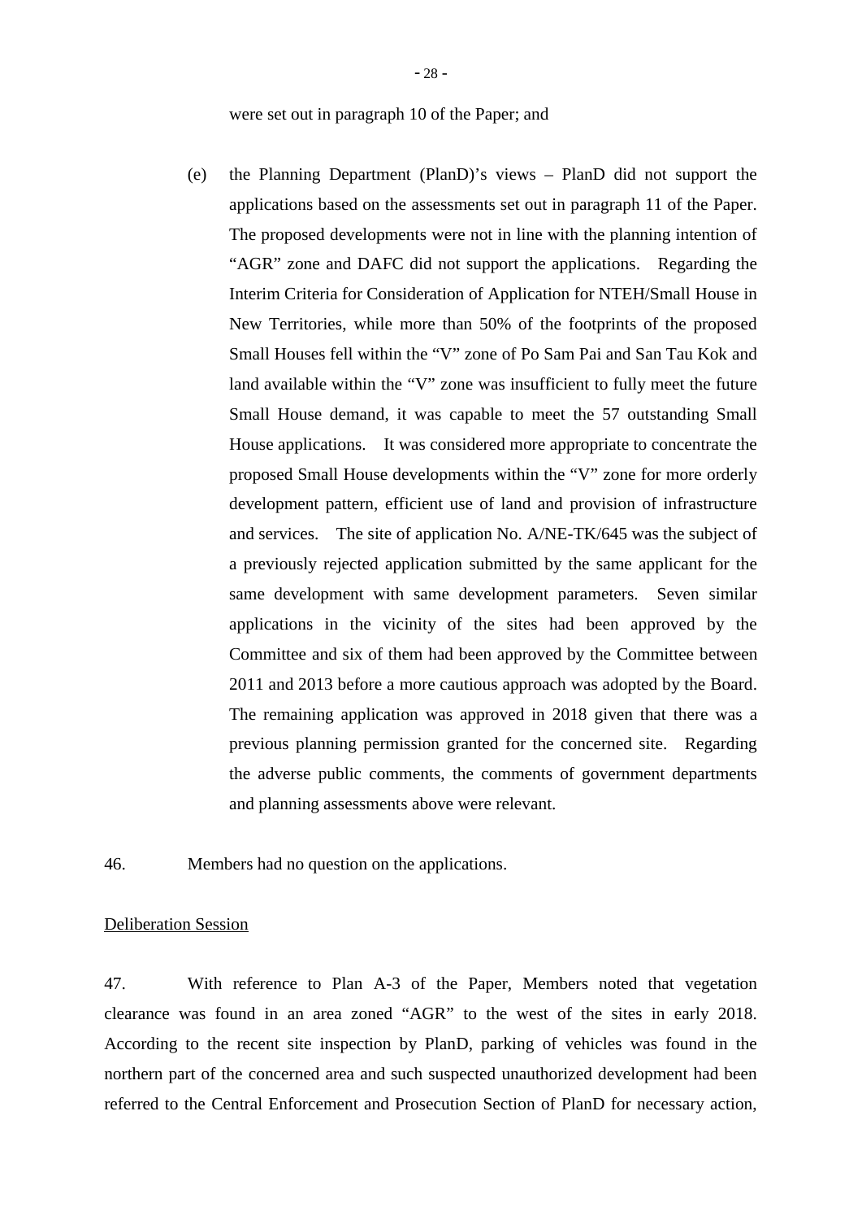were set out in paragraph 10 of the Paper; and

(e) the Planning Department (PlanD)'s views – PlanD did not support the applications based on the assessments set out in paragraph 11 of the Paper. The proposed developments were not in line with the planning intention of "AGR" zone and DAFC did not support the applications. Regarding the Interim Criteria for Consideration of Application for NTEH/Small House in New Territories, while more than 50% of the footprints of the proposed Small Houses fell within the "V" zone of Po Sam Pai and San Tau Kok and land available within the "V" zone was insufficient to fully meet the future Small House demand, it was capable to meet the 57 outstanding Small House applications. It was considered more appropriate to concentrate the proposed Small House developments within the "V" zone for more orderly development pattern, efficient use of land and provision of infrastructure and services. The site of application No. A/NE-TK/645 was the subject of a previously rejected application submitted by the same applicant for the same development with same development parameters. Seven similar applications in the vicinity of the sites had been approved by the Committee and six of them had been approved by the Committee between 2011 and 2013 before a more cautious approach was adopted by the Board. The remaining application was approved in 2018 given that there was a previous planning permission granted for the concerned site. Regarding the adverse public comments, the comments of government departments and planning assessments above were relevant.

46. Members had no question on the applications.

<u>Deliberation Session</u>

47. With reference to Plan A-3 of the Paper, Members noted that vegetation clearance was found in an area zoned "AGR" to the west of the sites in early 2018. According to the recent site inspection by PlanD, parking of vehicles was found in the northern part of the concerned area and such suspected unauthorized development had been referred to the Central Enforcement and Prosecution Section of PlanD for necessary action,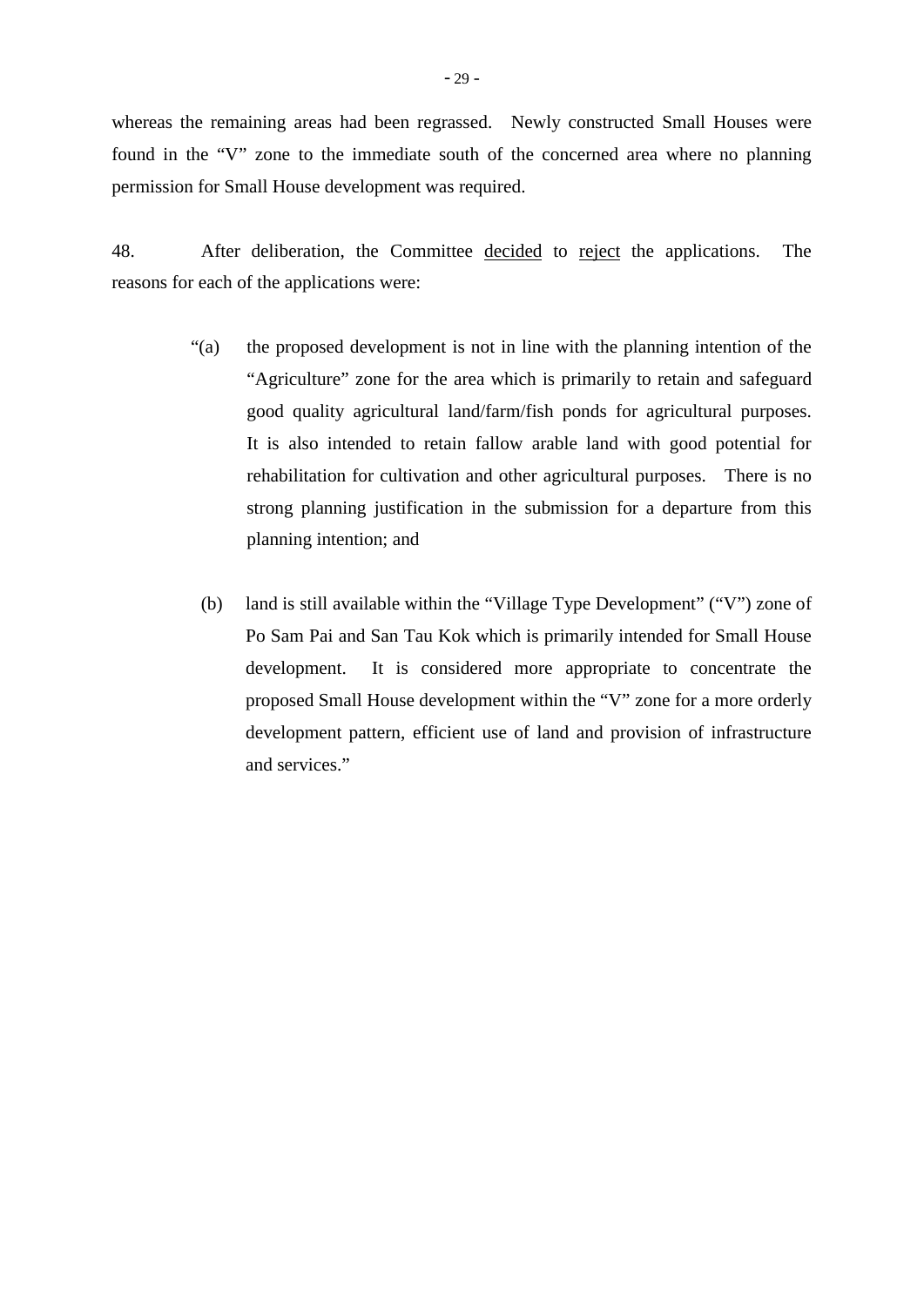whereas the remaining areas had been regrassed. Newly constructed Small Houses were found in the "V" zone to the immediate south of the concerned area where no planning permission for Small House development was required.

48. After deliberation, the Committee <u>decided</u> to <u>reject</u> the applications. The reasons for each of the applications were:

> "(a) the proposed development is not in line with the planning intention of the "Agriculture" zone for the area which is primarily to retain and safeguard good quality agricultural land/farm/fish ponds for agricultural purposes. It is also intended to retain fallow arable land with good potential for rehabilitation for cultivation and other agricultural purposes. There is no strong planning justification in the submission for a departure from this planning intention; and
>
> (b) land is still available within the "Village Type Development" ("V") zone of Po Sam Pai and San Tau Kok which is primarily intended for Small House development. It is considered more appropriate to concentrate the proposed Small House development within the "V" zone for a more orderly development pattern, efficient use of land and provision of infrastructure and services."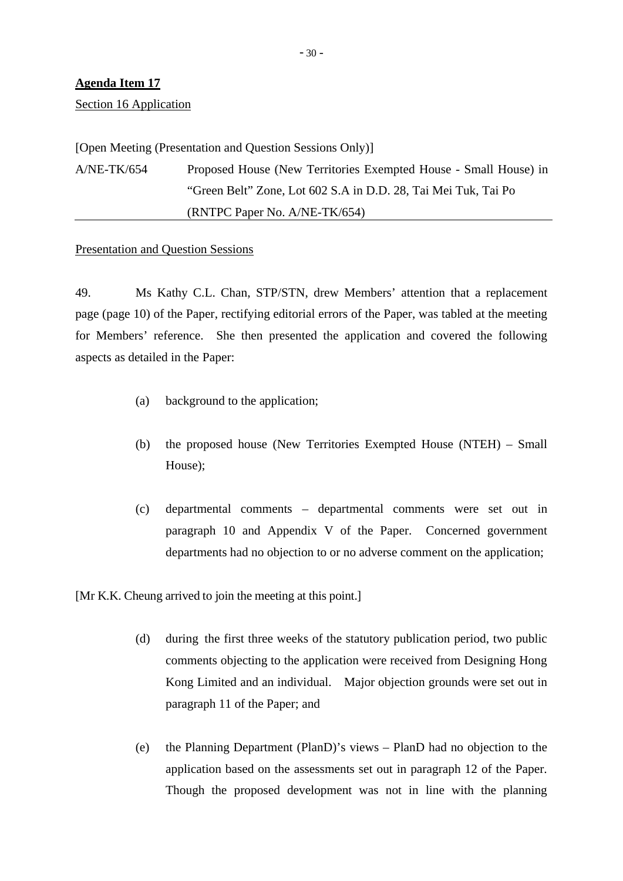**Agenda Item 17**

Section 16 Application

[Open Meeting (Presentation and Question Sessions Only)]

A/NE-TK/654 Proposed House (New Territories Exempted House - Small House) in "Green Belt" Zone, Lot 602 S.A in D.D. 28, Tai Mei Tuk, Tai Po (RNTPC Paper No. A/NE-TK/654)

Presentation and Question Sessions

49. Ms Kathy C.L. Chan, STP/STN, drew Members' attention that a replacement page (page 10) of the Paper, rectifying editorial errors of the Paper, was tabled at the meeting for Members' reference. She then presented the application and covered the following aspects as detailed in the Paper:

(a) background to the application;

(b) the proposed house (New Territories Exempted House (NTEH) – Small House);

(c) departmental comments – departmental comments were set out in paragraph 10 and Appendix V of the Paper. Concerned government departments had no objection to or no adverse comment on the application;

[Mr K.K. Cheung arrived to join the meeting at this point.]

(d) during the first three weeks of the statutory publication period, two public comments objecting to the application were received from Designing Hong Kong Limited and an individual. Major objection grounds were set out in paragraph 11 of the Paper; and

(e) the Planning Department (PlanD)'s views – PlanD had no objection to the application based on the assessments set out in paragraph 12 of the Paper. Though the proposed development was not in line with the planning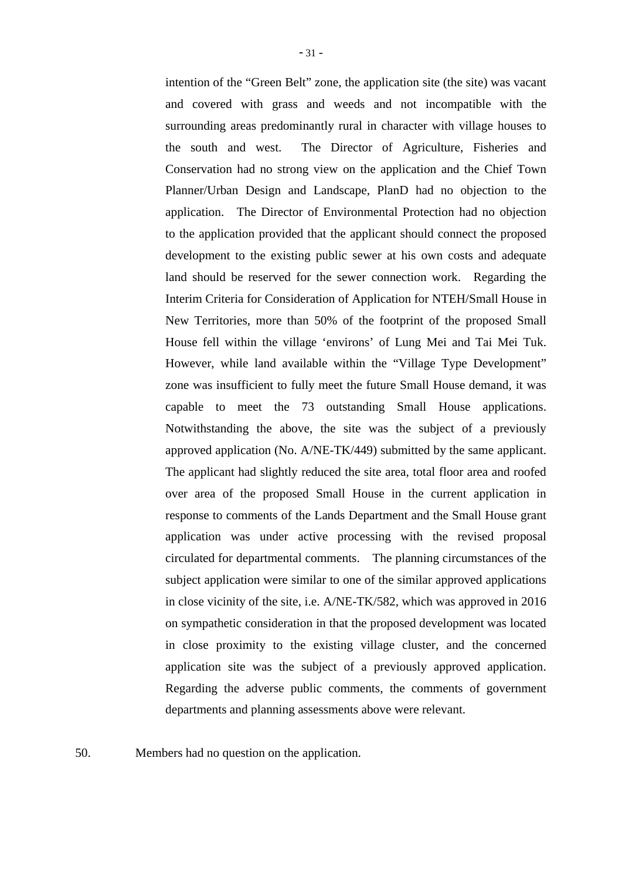intention of the "Green Belt" zone, the application site (the site) was vacant and covered with grass and weeds and not incompatible with the surrounding areas predominantly rural in character with village houses to the south and west. The Director of Agriculture, Fisheries and Conservation had no strong view on the application and the Chief Town Planner/Urban Design and Landscape, PlanD had no objection to the application. The Director of Environmental Protection had no objection to the application provided that the applicant should connect the proposed development to the existing public sewer at his own costs and adequate land should be reserved for the sewer connection work. Regarding the Interim Criteria for Consideration of Application for NTEH/Small House in New Territories, more than 50% of the footprint of the proposed Small House fell within the village 'environs' of Lung Mei and Tai Mei Tuk. However, while land available within the "Village Type Development" zone was insufficient to fully meet the future Small House demand, it was capable to meet the 73 outstanding Small House applications. Notwithstanding the above, the site was the subject of a previously approved application (No. A/NE-TK/449) submitted by the same applicant. The applicant had slightly reduced the site area, total floor area and roofed over area of the proposed Small House in the current application in response to comments of the Lands Department and the Small House grant application was under active processing with the revised proposal circulated for departmental comments. The planning circumstances of the subject application were similar to one of the similar approved applications in close vicinity of the site, i.e. A/NE-TK/582, which was approved in 2016 on sympathetic consideration in that the proposed development was located in close proximity to the existing village cluster, and the concerned application site was the subject of a previously approved application. Regarding the adverse public comments, the comments of government departments and planning assessments above were relevant.

50. Members had no question on the application.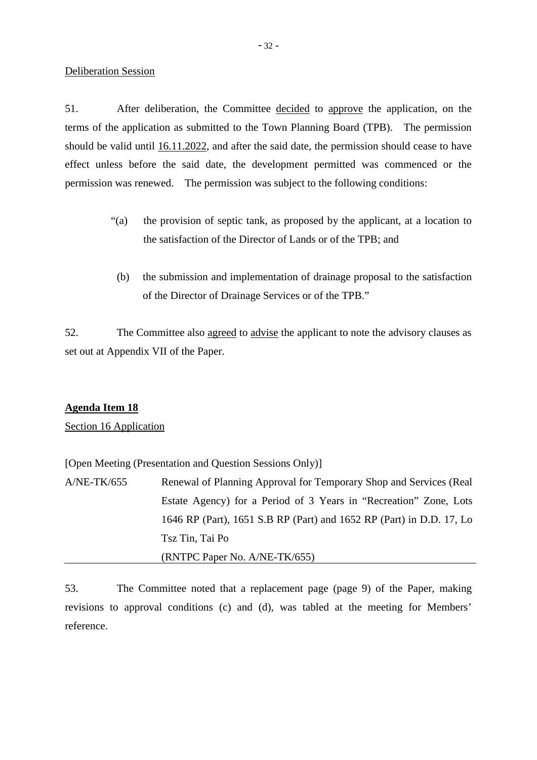Deliberation Session

51. After deliberation, the Committee decided to approve the application, on the terms of the application as submitted to the Town Planning Board (TPB). The permission should be valid until 16.11.2022, and after the said date, the permission should cease to have effect unless before the said date, the development permitted was commenced or the permission was renewed. The permission was subject to the following conditions:

> "(a) the provision of septic tank, as proposed by the applicant, at a location to the satisfaction of the Director of Lands or of the TPB; and
>
> (b) the submission and implementation of drainage proposal to the satisfaction of the Director of Drainage Services or of the TPB."

52. The Committee also agreed to advise the applicant to note the advisory clauses as set out at Appendix VII of the Paper.

**Agenda Item 18**

Section 16 Application

[Open Meeting (Presentation and Question Sessions Only)]

A/NE-TK/655 Renewal of Planning Approval for Temporary Shop and Services (Real Estate Agency) for a Period of 3 Years in "Recreation" Zone, Lots 1646 RP (Part), 1651 S.B RP (Part) and 1652 RP (Part) in D.D. 17, Lo Tsz Tin, Tai Po
(RNTPC Paper No. A/NE-TK/655)

53. The Committee noted that a replacement page (page 9) of the Paper, making revisions to approval conditions (c) and (d), was tabled at the meeting for Members' reference.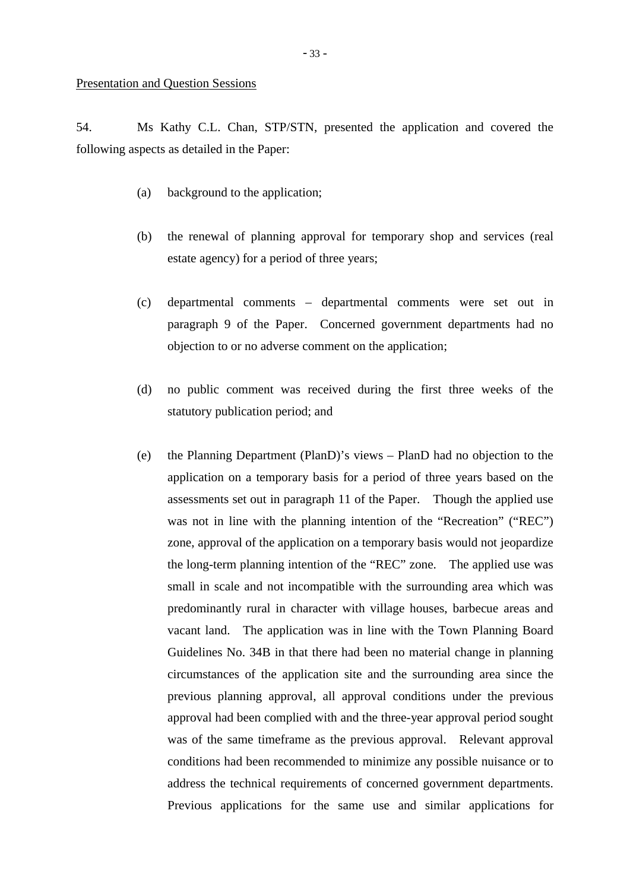Presentation and Question Sessions

54. Ms Kathy C.L. Chan, STP/STN, presented the application and covered the following aspects as detailed in the Paper:

(a) background to the application;

(b) the renewal of planning approval for temporary shop and services (real estate agency) for a period of three years;

(c) departmental comments – departmental comments were set out in paragraph 9 of the Paper. Concerned government departments had no objection to or no adverse comment on the application;

(d) no public comment was received during the first three weeks of the statutory publication period; and

(e) the Planning Department (PlanD)'s views – PlanD had no objection to the application on a temporary basis for a period of three years based on the assessments set out in paragraph 11 of the Paper. Though the applied use was not in line with the planning intention of the "Recreation" ("REC") zone, approval of the application on a temporary basis would not jeopardize the long-term planning intention of the "REC" zone. The applied use was small in scale and not incompatible with the surrounding area which was predominantly rural in character with village houses, barbecue areas and vacant land. The application was in line with the Town Planning Board Guidelines No. 34B in that there had been no material change in planning circumstances of the application site and the surrounding area since the previous planning approval, all approval conditions under the previous approval had been complied with and the three-year approval period sought was of the same timeframe as the previous approval. Relevant approval conditions had been recommended to minimize any possible nuisance or to address the technical requirements of concerned government departments. Previous applications for the same use and similar applications for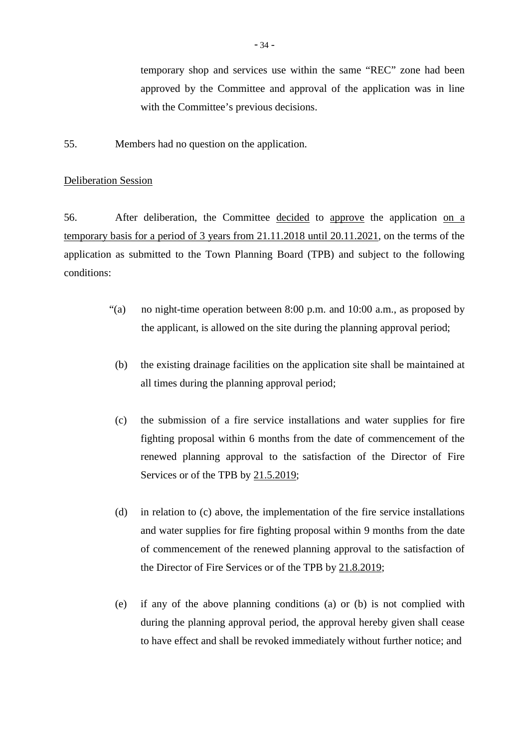temporary shop and services use within the same "REC" zone had been approved by the Committee and approval of the application was in line with the Committee's previous decisions.

55. Members had no question on the application.

<u>Deliberation Session</u>

56. After deliberation, the Committee <u>decided</u> to <u>approve</u> the application <u>on a temporary basis for a period of 3 years from 21.11.2018 until 20.11.2021</u>, on the terms of the application as submitted to the Town Planning Board (TPB) and subject to the following conditions:

"(a) no night-time operation between 8:00 p.m. and 10:00 a.m., as proposed by the applicant, is allowed on the site during the planning approval period;

(b) the existing drainage facilities on the application site shall be maintained at all times during the planning approval period;

(c) the submission of a fire service installations and water supplies for fire fighting proposal within 6 months from the date of commencement of the renewed planning approval to the satisfaction of the Director of Fire Services or of the TPB by <u>21.5.2019</u>;

(d) in relation to (c) above, the implementation of the fire service installations and water supplies for fire fighting proposal within 9 months from the date of commencement of the renewed planning approval to the satisfaction of the Director of Fire Services or of the TPB by <u>21.8.2019</u>;

(e) if any of the above planning conditions (a) or (b) is not complied with during the planning approval period, the approval hereby given shall cease to have effect and shall be revoked immediately without further notice; and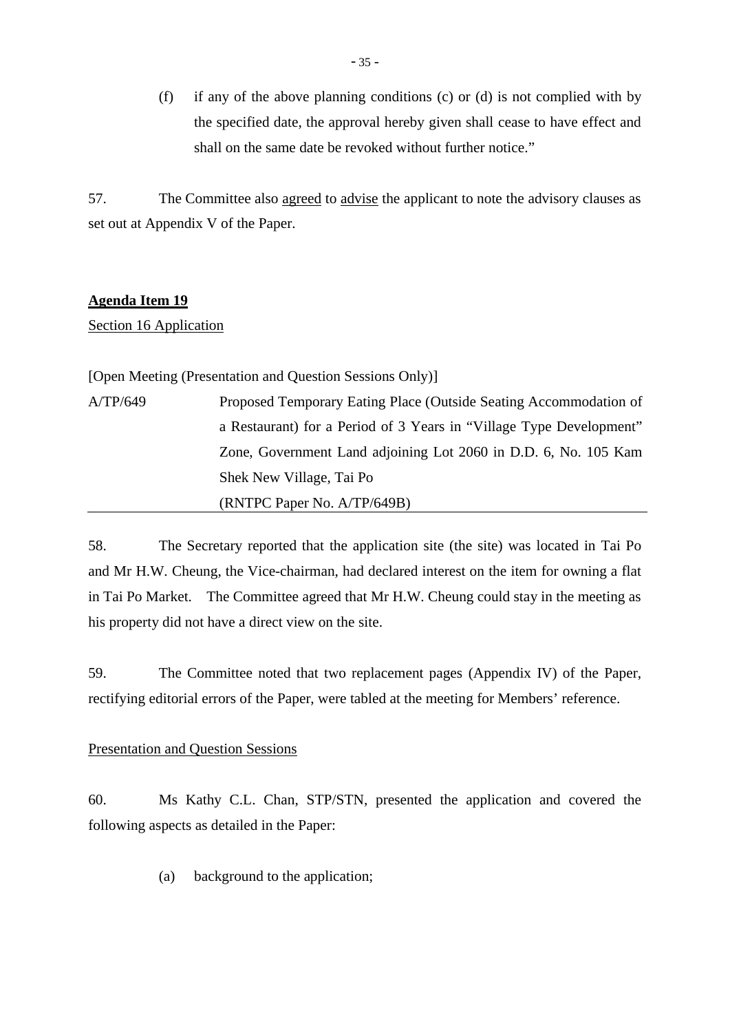(f) if any of the above planning conditions (c) or (d) is not complied with by the specified date, the approval hereby given shall cease to have effect and shall on the same date be revoked without further notice."

57. The Committee also agreed to advise the applicant to note the advisory clauses as set out at Appendix V of the Paper.

**Agenda Item 19**

Section 16 Application

[Open Meeting (Presentation and Question Sessions Only)]

| | |
|---|---|
| A/TP/649 | Proposed Temporary Eating Place (Outside Seating Accommodation of a Restaurant) for a Period of 3 Years in "Village Type Development" Zone, Government Land adjoining Lot 2060 in D.D. 6, No. 105 Kam Shek New Village, Tai Po<br>(RNTPC Paper No. A/TP/649B) |

58. The Secretary reported that the application site (the site) was located in Tai Po and Mr H.W. Cheung, the Vice-chairman, had declared interest on the item for owning a flat in Tai Po Market. The Committee agreed that Mr H.W. Cheung could stay in the meeting as his property did not have a direct view on the site.

59. The Committee noted that two replacement pages (Appendix IV) of the Paper, rectifying editorial errors of the Paper, were tabled at the meeting for Members' reference.

Presentation and Question Sessions

60. Ms Kathy C.L. Chan, STP/STN, presented the application and covered the following aspects as detailed in the Paper:

(a) background to the application;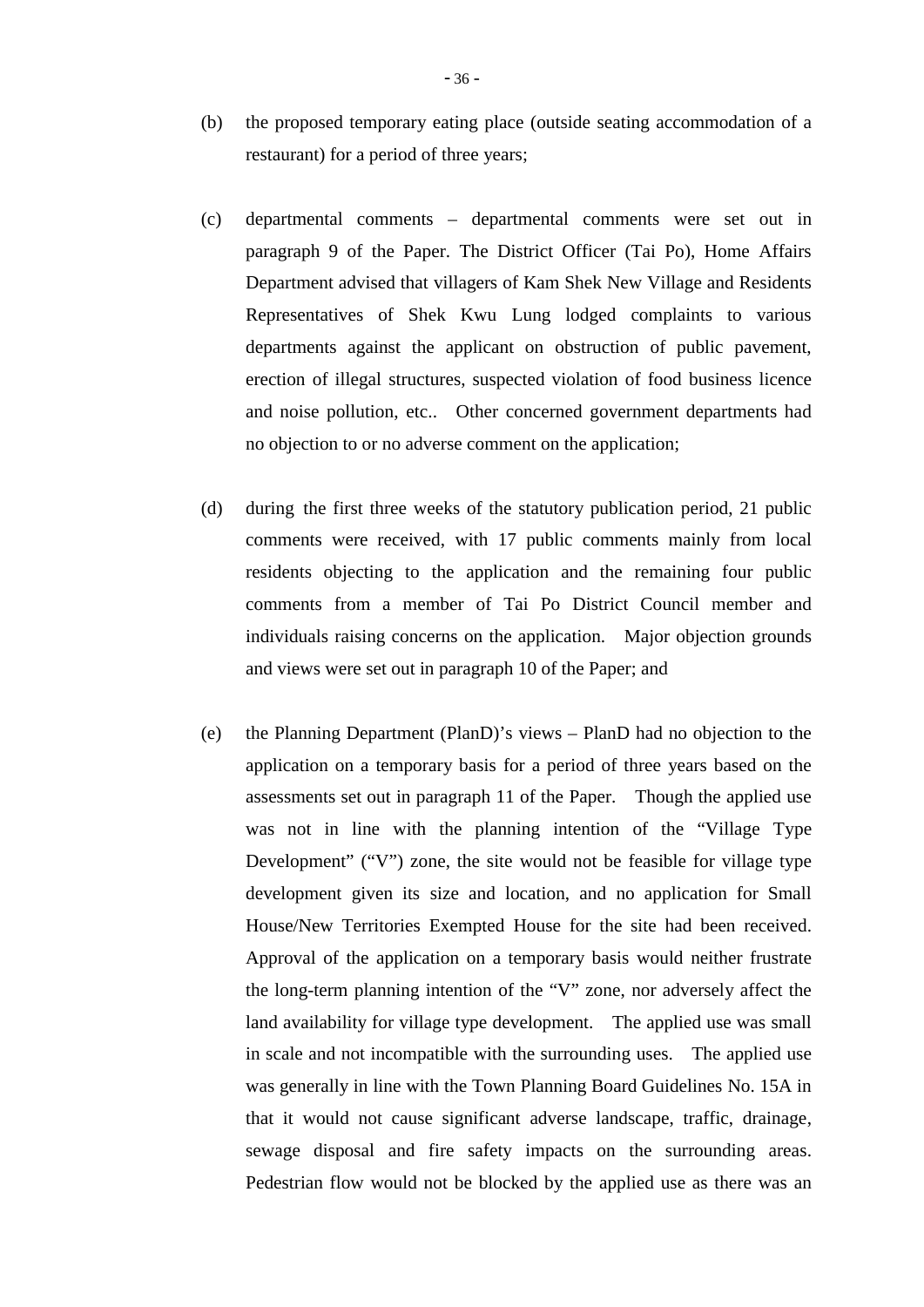(b) the proposed temporary eating place (outside seating accommodation of a restaurant) for a period of three years;

(c) departmental comments – departmental comments were set out in paragraph 9 of the Paper. The District Officer (Tai Po), Home Affairs Department advised that villagers of Kam Shek New Village and Residents Representatives of Shek Kwu Lung lodged complaints to various departments against the applicant on obstruction of public pavement, erection of illegal structures, suspected violation of food business licence and noise pollution, etc.. Other concerned government departments had no objection to or no adverse comment on the application;

(d) during the first three weeks of the statutory publication period, 21 public comments were received, with 17 public comments mainly from local residents objecting to the application and the remaining four public comments from a member of Tai Po District Council member and individuals raising concerns on the application. Major objection grounds and views were set out in paragraph 10 of the Paper; and

(e) the Planning Department (PlanD)'s views – PlanD had no objection to the application on a temporary basis for a period of three years based on the assessments set out in paragraph 11 of the Paper. Though the applied use was not in line with the planning intention of the "Village Type Development" ("V") zone, the site would not be feasible for village type development given its size and location, and no application for Small House/New Territories Exempted House for the site had been received. Approval of the application on a temporary basis would neither frustrate the long-term planning intention of the "V" zone, nor adversely affect the land availability for village type development. The applied use was small in scale and not incompatible with the surrounding uses. The applied use was generally in line with the Town Planning Board Guidelines No. 15A in that it would not cause significant adverse landscape, traffic, drainage, sewage disposal and fire safety impacts on the surrounding areas. Pedestrian flow would not be blocked by the applied use as there was an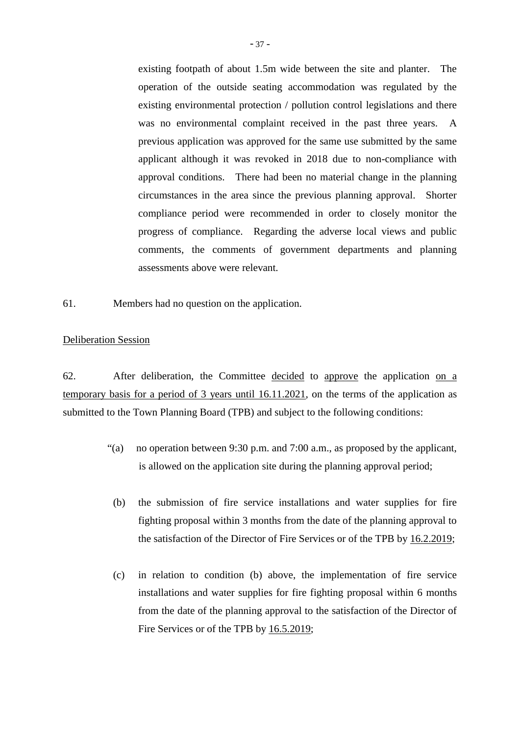existing footpath of about 1.5m wide between the site and planter. The operation of the outside seating accommodation was regulated by the existing environmental protection / pollution control legislations and there was no environmental complaint received in the past three years. A previous application was approved for the same use submitted by the same applicant although it was revoked in 2018 due to non-compliance with approval conditions. There had been no material change in the planning circumstances in the area since the previous planning approval. Shorter compliance period were recommended in order to closely monitor the progress of compliance. Regarding the adverse local views and public comments, the comments of government departments and planning assessments above were relevant.

61. Members had no question on the application.

Deliberation Session

62. After deliberation, the Committee decided to approve the application on a temporary basis for a period of 3 years until 16.11.2021, on the terms of the application as submitted to the Town Planning Board (TPB) and subject to the following conditions:

"(a) no operation between 9:30 p.m. and 7:00 a.m., as proposed by the applicant, is allowed on the application site during the planning approval period;

(b) the submission of fire service installations and water supplies for fire fighting proposal within 3 months from the date of the planning approval to the satisfaction of the Director of Fire Services or of the TPB by 16.2.2019;

(c) in relation to condition (b) above, the implementation of fire service installations and water supplies for fire fighting proposal within 6 months from the date of the planning approval to the satisfaction of the Director of Fire Services or of the TPB by 16.5.2019;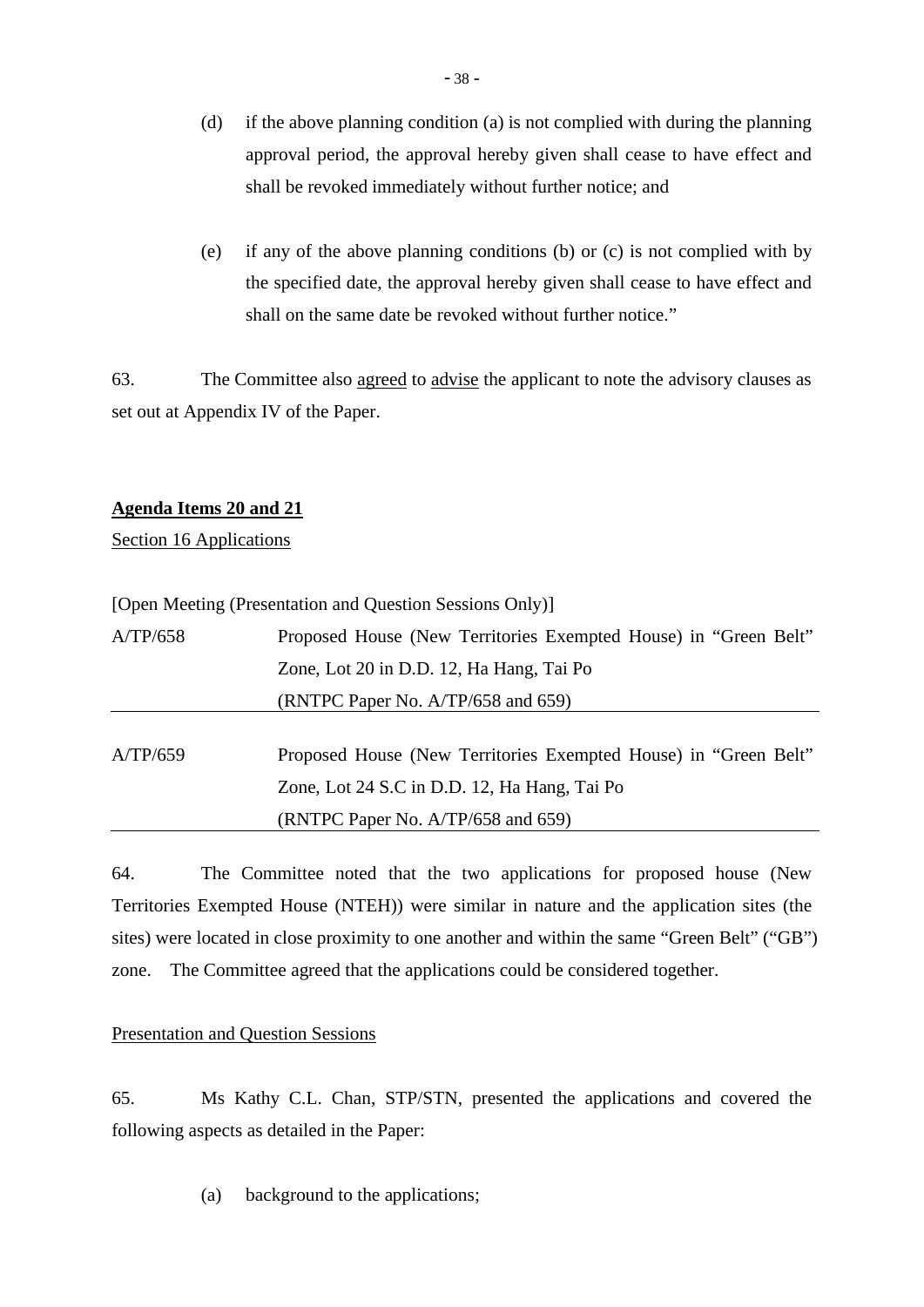(d) if the above planning condition (a) is not complied with during the planning approval period, the approval hereby given shall cease to have effect and shall be revoked immediately without further notice; and

(e) if any of the above planning conditions (b) or (c) is not complied with by the specified date, the approval hereby given shall cease to have effect and shall on the same date be revoked without further notice."

63. The Committee also agreed to advise the applicant to note the advisory clauses as set out at Appendix IV of the Paper.

**Agenda Items 20 and 21**

Section 16 Applications

[Open Meeting (Presentation and Question Sessions Only)]

A/TP/658 Proposed House (New Territories Exempted House) in "Green Belt" Zone, Lot 20 in D.D. 12, Ha Hang, Tai Po
(RNTPC Paper No. A/TP/658 and 659)

A/TP/659 Proposed House (New Territories Exempted House) in "Green Belt" Zone, Lot 24 S.C in D.D. 12, Ha Hang, Tai Po
(RNTPC Paper No. A/TP/658 and 659)

64. The Committee noted that the two applications for proposed house (New Territories Exempted House (NTEH)) were similar in nature and the application sites (the sites) were located in close proximity to one another and within the same "Green Belt" ("GB") zone. The Committee agreed that the applications could be considered together.

Presentation and Question Sessions

65. Ms Kathy C.L. Chan, STP/STN, presented the applications and covered the following aspects as detailed in the Paper:

(a) background to the applications;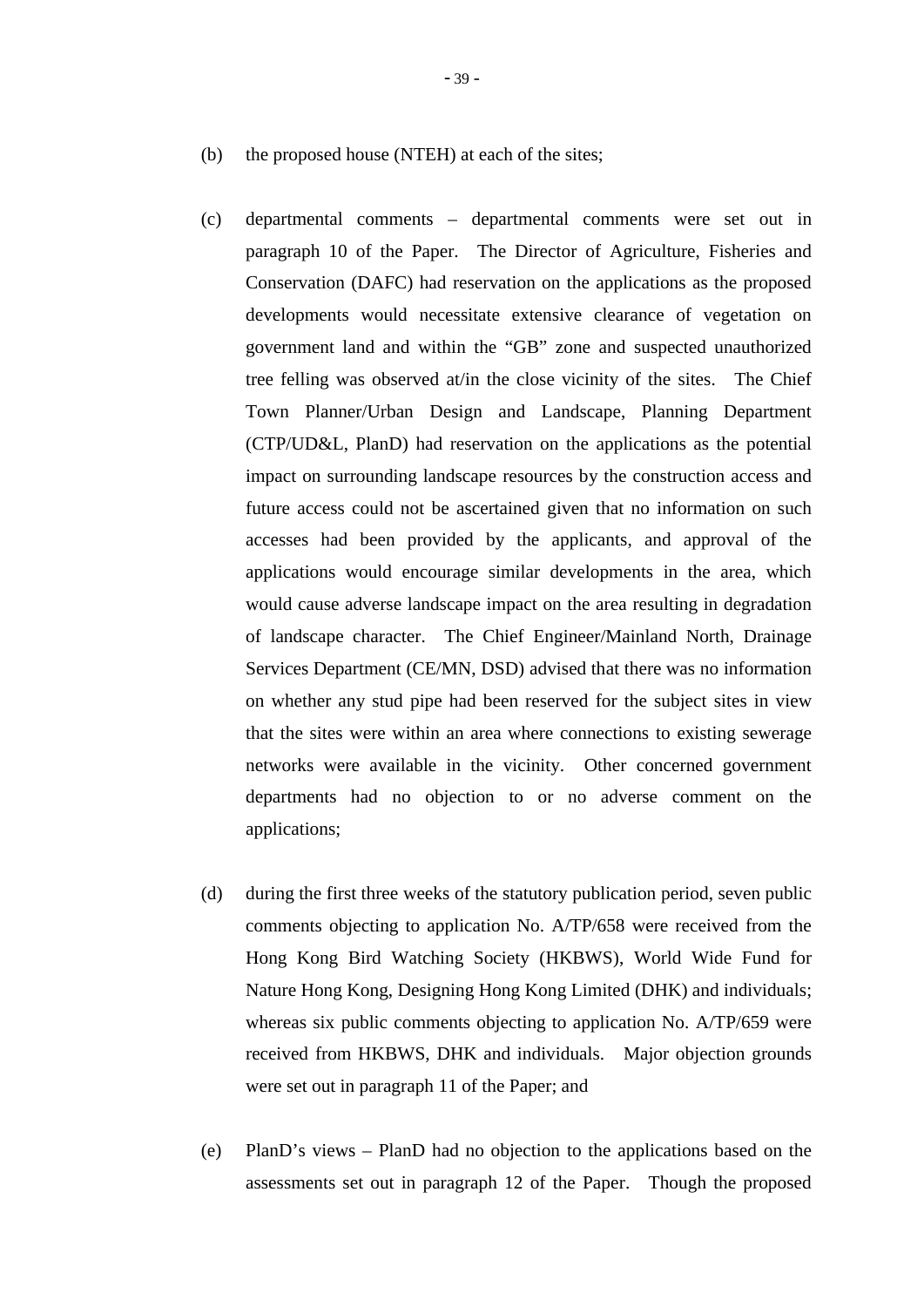(b) the proposed house (NTEH) at each of the sites;

(c) departmental comments – departmental comments were set out in paragraph 10 of the Paper. The Director of Agriculture, Fisheries and Conservation (DAFC) had reservation on the applications as the proposed developments would necessitate extensive clearance of vegetation on government land and within the "GB" zone and suspected unauthorized tree felling was observed at/in the close vicinity of the sites. The Chief Town Planner/Urban Design and Landscape, Planning Department (CTP/UD&L, PlanD) had reservation on the applications as the potential impact on surrounding landscape resources by the construction access and future access could not be ascertained given that no information on such accesses had been provided by the applicants, and approval of the applications would encourage similar developments in the area, which would cause adverse landscape impact on the area resulting in degradation of landscape character. The Chief Engineer/Mainland North, Drainage Services Department (CE/MN, DSD) advised that there was no information on whether any stud pipe had been reserved for the subject sites in view that the sites were within an area where connections to existing sewerage networks were available in the vicinity. Other concerned government departments had no objection to or no adverse comment on the applications;

(d) during the first three weeks of the statutory publication period, seven public comments objecting to application No. A/TP/658 were received from the Hong Kong Bird Watching Society (HKBWS), World Wide Fund for Nature Hong Kong, Designing Hong Kong Limited (DHK) and individuals; whereas six public comments objecting to application No. A/TP/659 were received from HKBWS, DHK and individuals. Major objection grounds were set out in paragraph 11 of the Paper; and

(e) PlanD's views – PlanD had no objection to the applications based on the assessments set out in paragraph 12 of the Paper. Though the proposed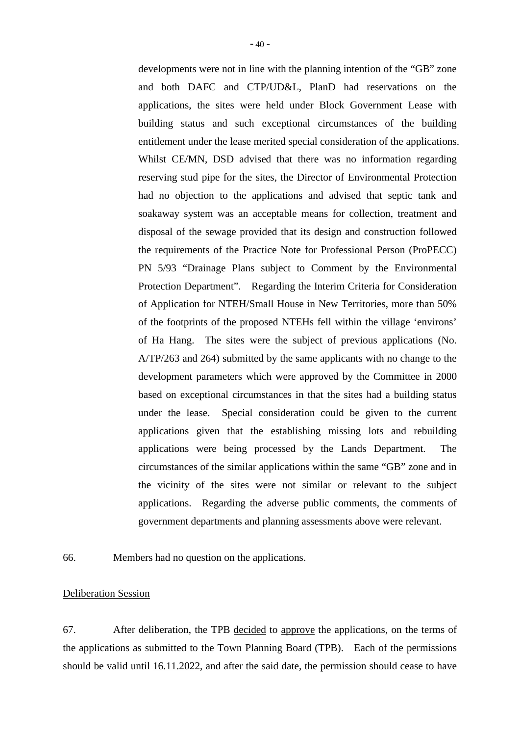developments were not in line with the planning intention of the "GB" zone and both DAFC and CTP/UD&L, PlanD had reservations on the applications, the sites were held under Block Government Lease with building status and such exceptional circumstances of the building entitlement under the lease merited special consideration of the applications. Whilst CE/MN, DSD advised that there was no information regarding reserving stud pipe for the sites, the Director of Environmental Protection had no objection to the applications and advised that septic tank and soakaway system was an acceptable means for collection, treatment and disposal of the sewage provided that its design and construction followed the requirements of the Practice Note for Professional Person (ProPECC) PN 5/93 "Drainage Plans subject to Comment by the Environmental Protection Department". Regarding the Interim Criteria for Consideration of Application for NTEH/Small House in New Territories, more than 50% of the footprints of the proposed NTEHs fell within the village 'environs' of Ha Hang. The sites were the subject of previous applications (No. A/TP/263 and 264) submitted by the same applicants with no change to the development parameters which were approved by the Committee in 2000 based on exceptional circumstances in that the sites had a building status under the lease. Special consideration could be given to the current applications given that the establishing missing lots and rebuilding applications were being processed by the Lands Department. The circumstances of the similar applications within the same "GB" zone and in the vicinity of the sites were not similar or relevant to the subject applications. Regarding the adverse public comments, the comments of government departments and planning assessments above were relevant.

66. Members had no question on the applications.

<u>Deliberation Session</u>

67. After deliberation, the TPB <u>decided</u> to <u>approve</u> the applications, on the terms of the applications as submitted to the Town Planning Board (TPB). Each of the permissions should be valid until <u>16.11.2022</u>, and after the said date, the permission should cease to have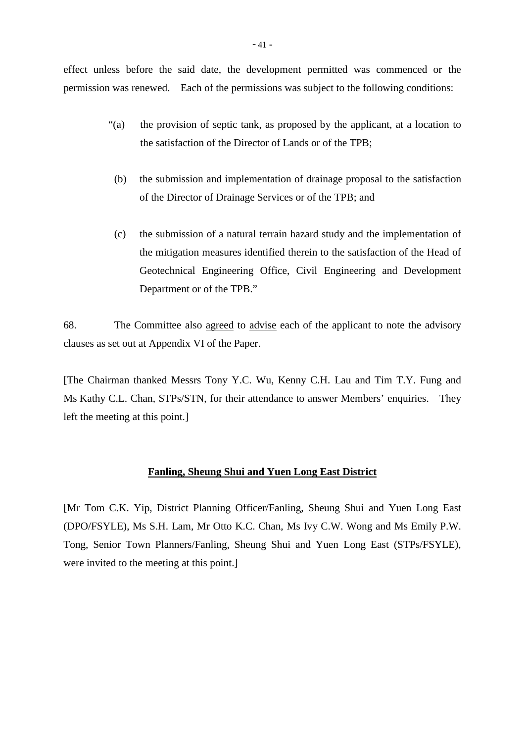effect unless before the said date, the development permitted was commenced or the permission was renewed. Each of the permissions was subject to the following conditions:

> "(a) the provision of septic tank, as proposed by the applicant, at a location to the satisfaction of the Director of Lands or of the TPB;
>
> (b) the submission and implementation of drainage proposal to the satisfaction of the Director of Drainage Services or of the TPB; and
>
> (c) the submission of a natural terrain hazard study and the implementation of the mitigation measures identified therein to the satisfaction of the Head of Geotechnical Engineering Office, Civil Engineering and Development Department or of the TPB."

68. The Committee also <u>agreed</u> to <u>advise</u> each of the applicant to note the advisory clauses as set out at Appendix VI of the Paper.

[The Chairman thanked Messrs Tony Y.C. Wu, Kenny C.H. Lau and Tim T.Y. Fung and Ms Kathy C.L. Chan, STPs/STN, for their attendance to answer Members' enquiries. They left the meeting at this point.]

## Fanling, Sheung Shui and Yuen Long East District

[Mr Tom C.K. Yip, District Planning Officer/Fanling, Sheung Shui and Yuen Long East (DPO/FSYLE), Ms S.H. Lam, Mr Otto K.C. Chan, Ms Ivy C.W. Wong and Ms Emily P.W. Tong, Senior Town Planners/Fanling, Sheung Shui and Yuen Long East (STPs/FSYLE), were invited to the meeting at this point.]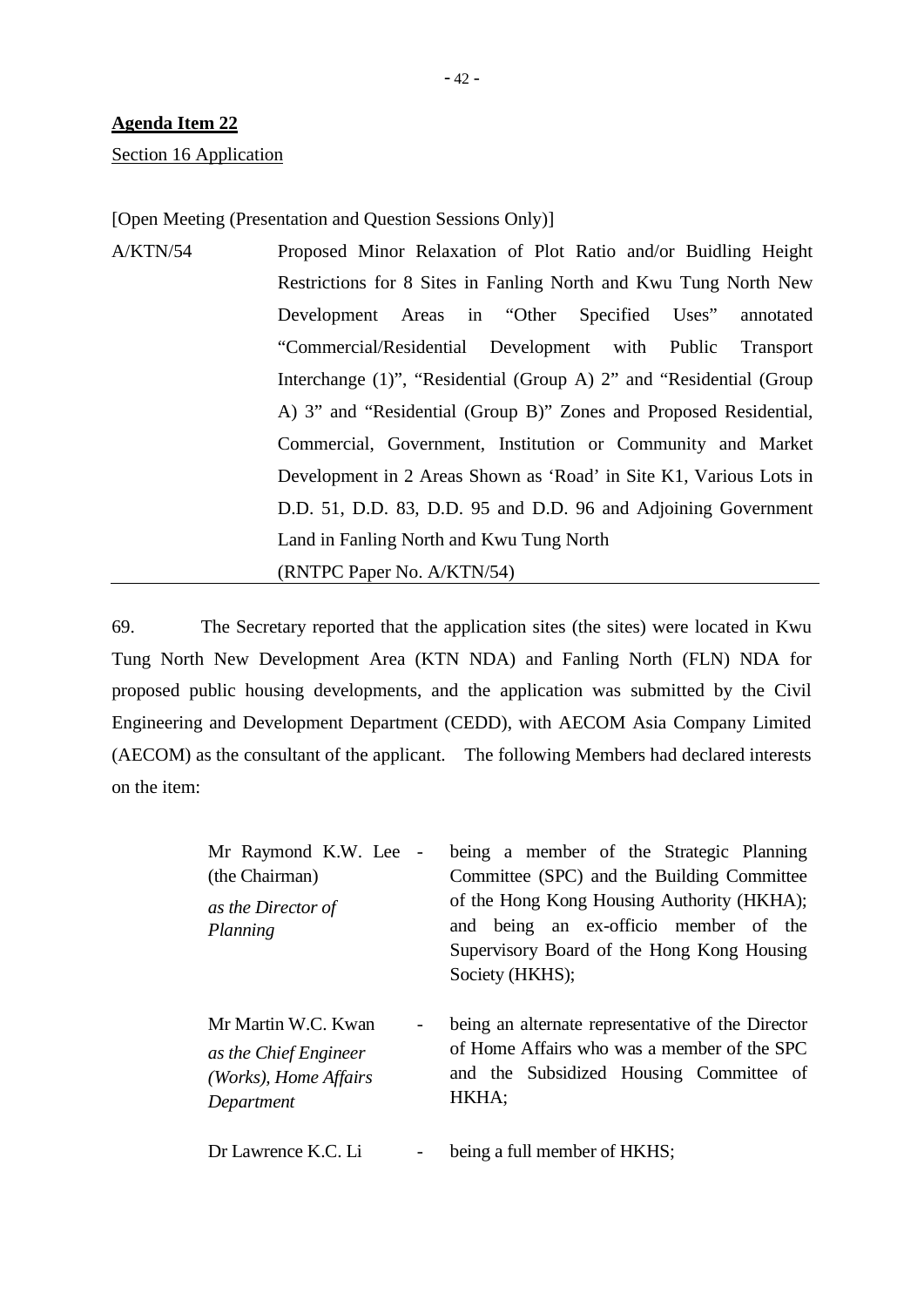**Agenda Item 22**

Section 16 Application

[Open Meeting (Presentation and Question Sessions Only)]

A/KTN/54 Proposed Minor Relaxation of Plot Ratio and/or Buidling Height Restrictions for 8 Sites in Fanling North and Kwu Tung North New Development Areas in "Other Specified Uses" annotated "Commercial/Residential Development with Public Transport Interchange (1)", "Residential (Group A) 2" and "Residential (Group A) 3" and "Residential (Group B)" Zones and Proposed Residential, Commercial, Government, Institution or Community and Market Development in 2 Areas Shown as 'Road' in Site K1, Various Lots in D.D. 51, D.D. 83, D.D. 95 and D.D. 96 and Adjoining Government Land in Fanling North and Kwu Tung North
(RNTPC Paper No. A/KTN/54)

69. The Secretary reported that the application sites (the sites) were located in Kwu Tung North New Development Area (KTN NDA) and Fanling North (FLN) NDA for proposed public housing developments, and the application was submitted by the Civil Engineering and Development Department (CEDD), with AECOM Asia Company Limited (AECOM) as the consultant of the applicant. The following Members had declared interests on the item:

| | | |
|---|---|---|
| Mr Raymond K.W. Lee (the Chairman)<br>*as the Director of Planning* | - | being a member of the Strategic Planning Committee (SPC) and the Building Committee of the Hong Kong Housing Authority (HKHA); and being an ex-officio member of the Supervisory Board of the Hong Kong Housing Society (HKHS); |
| Mr Martin W.C. Kwan<br>*as the Chief Engineer (Works), Home Affairs Department* | - | being an alternate representative of the Director of Home Affairs who was a member of the SPC and the Subsidized Housing Committee of HKHA; |
| Dr Lawrence K.C. Li | - | being a full member of HKHS; |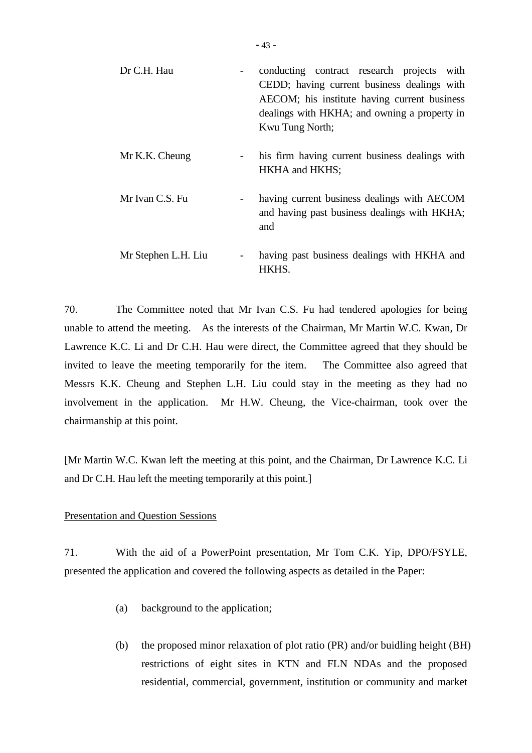| | | |
|---|---|---|
| Dr C.H. Hau | - | conducting contract research projects with CEDD; having current business dealings with AECOM; his institute having current business dealings with HKHA; and owning a property in Kwu Tung North; |
| Mr K.K. Cheung | - | his firm having current business dealings with HKHA and HKHS; |
| Mr Ivan C.S. Fu | - | having current business dealings with AECOM and having past business dealings with HKHA; and |
| Mr Stephen L.H. Liu | - | having past business dealings with HKHA and HKHS. |

70. The Committee noted that Mr Ivan C.S. Fu had tendered apologies for being unable to attend the meeting. As the interests of the Chairman, Mr Martin W.C. Kwan, Dr Lawrence K.C. Li and Dr C.H. Hau were direct, the Committee agreed that they should be invited to leave the meeting temporarily for the item. The Committee also agreed that Messrs K.K. Cheung and Stephen L.H. Liu could stay in the meeting as they had no involvement in the application. Mr H.W. Cheung, the Vice-chairman, took over the chairmanship at this point.

[Mr Martin W.C. Kwan left the meeting at this point, and the Chairman, Dr Lawrence K.C. Li and Dr C.H. Hau left the meeting temporarily at this point.]

Presentation and Question Sessions

71. With the aid of a PowerPoint presentation, Mr Tom C.K. Yip, DPO/FSYLE, presented the application and covered the following aspects as detailed in the Paper:

(a) background to the application;

(b) the proposed minor relaxation of plot ratio (PR) and/or buidling height (BH) restrictions of eight sites in KTN and FLN NDAs and the proposed residential, commercial, government, institution or community and market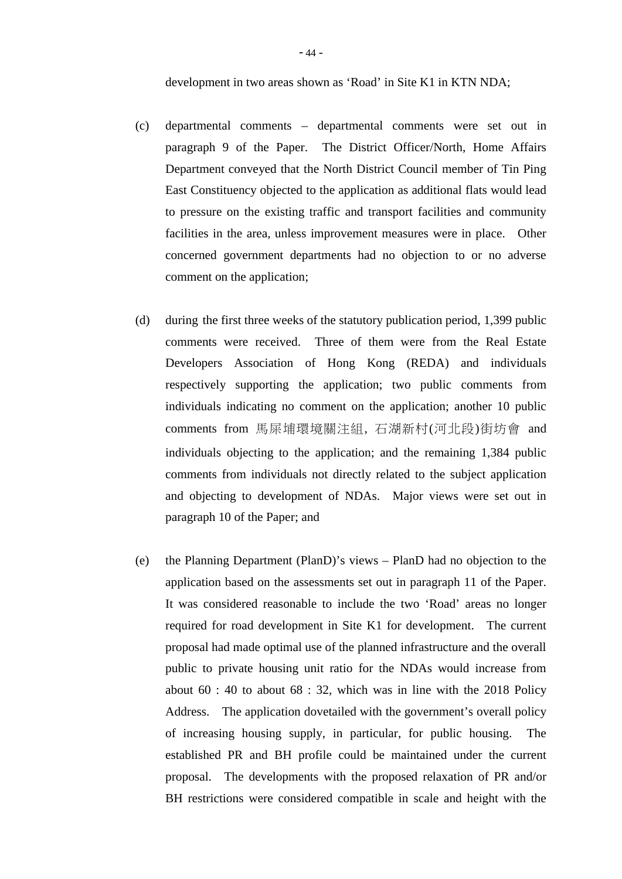development in two areas shown as 'Road' in Site K1 in KTN NDA;

(c) departmental comments – departmental comments were set out in paragraph 9 of the Paper. The District Officer/North, Home Affairs Department conveyed that the North District Council member of Tin Ping East Constituency objected to the application as additional flats would lead to pressure on the existing traffic and transport facilities and community facilities in the area, unless improvement measures were in place. Other concerned government departments had no objection to or no adverse comment on the application;

(d) during the first three weeks of the statutory publication period, 1,399 public comments were received. Three of them were from the Real Estate Developers Association of Hong Kong (REDA) and individuals respectively supporting the application; two public comments from individuals indicating no comment on the application; another 10 public comments from 馬屎埔環境關注組, 石湖新村(河北段)街坊會 and individuals objecting to the application; and the remaining 1,384 public comments from individuals not directly related to the subject application and objecting to development of NDAs. Major views were set out in paragraph 10 of the Paper; and

(e) the Planning Department (PlanD)'s views – PlanD had no objection to the application based on the assessments set out in paragraph 11 of the Paper. It was considered reasonable to include the two 'Road' areas no longer required for road development in Site K1 for development. The current proposal had made optimal use of the planned infrastructure and the overall public to private housing unit ratio for the NDAs would increase from about 60 : 40 to about 68 : 32, which was in line with the 2018 Policy Address. The application dovetailed with the government's overall policy of increasing housing supply, in particular, for public housing. The established PR and BH profile could be maintained under the current proposal. The developments with the proposed relaxation of PR and/or BH restrictions were considered compatible in scale and height with the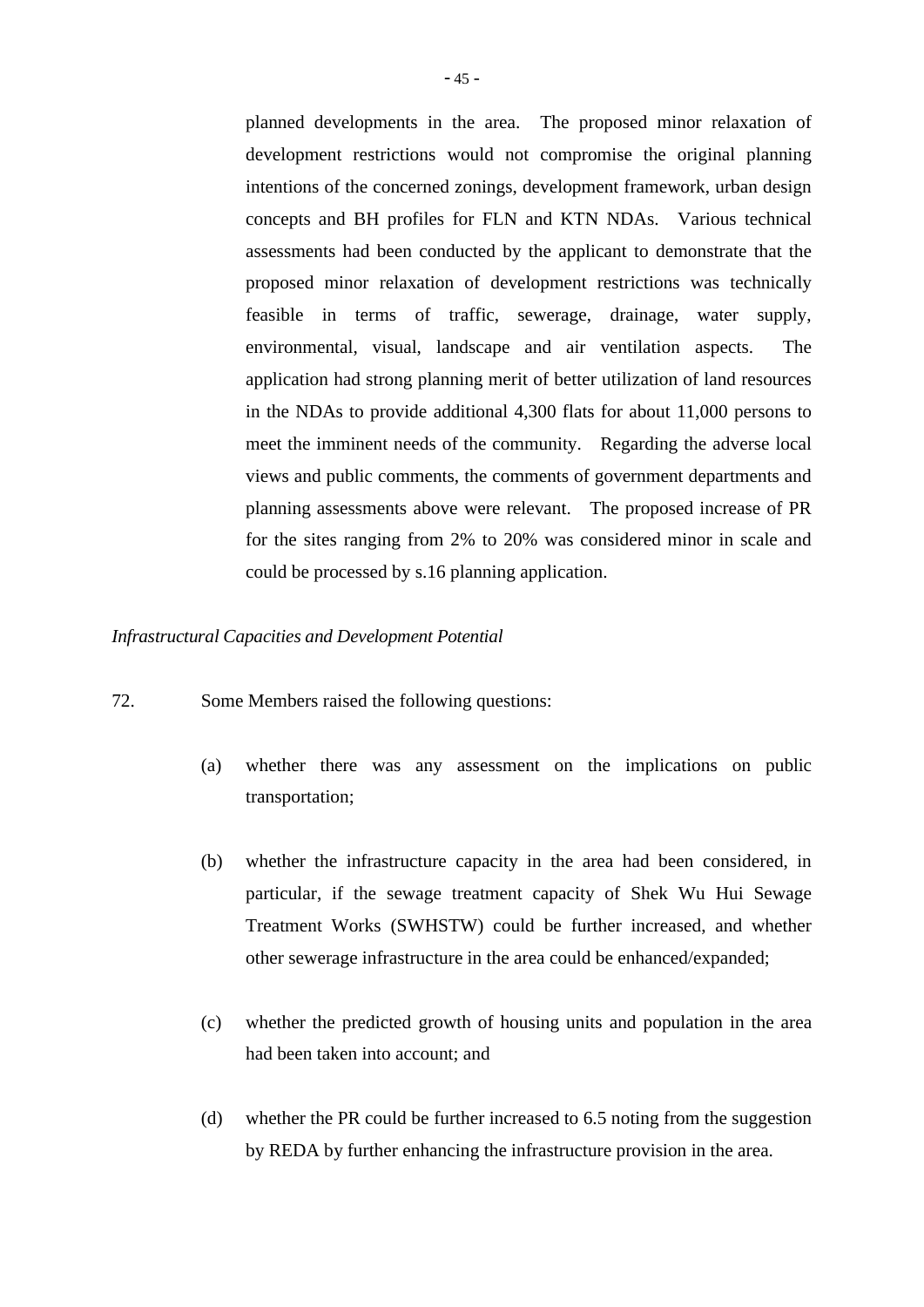planned developments in the area. The proposed minor relaxation of development restrictions would not compromise the original planning intentions of the concerned zonings, development framework, urban design concepts and BH profiles for FLN and KTN NDAs. Various technical assessments had been conducted by the applicant to demonstrate that the proposed minor relaxation of development restrictions was technically feasible in terms of traffic, sewerage, drainage, water supply, environmental, visual, landscape and air ventilation aspects. The application had strong planning merit of better utilization of land resources in the NDAs to provide additional 4,300 flats for about 11,000 persons to meet the imminent needs of the community. Regarding the adverse local views and public comments, the comments of government departments and planning assessments above were relevant. The proposed increase of PR for the sites ranging from 2% to 20% was considered minor in scale and could be processed by s.16 planning application.

*Infrastructural Capacities and Development Potential*

72. Some Members raised the following questions:

(a) whether there was any assessment on the implications on public transportation;

(b) whether the infrastructure capacity in the area had been considered, in particular, if the sewage treatment capacity of Shek Wu Hui Sewage Treatment Works (SWHSTW) could be further increased, and whether other sewerage infrastructure in the area could be enhanced/expanded;

(c) whether the predicted growth of housing units and population in the area had been taken into account; and

(d) whether the PR could be further increased to 6.5 noting from the suggestion by REDA by further enhancing the infrastructure provision in the area.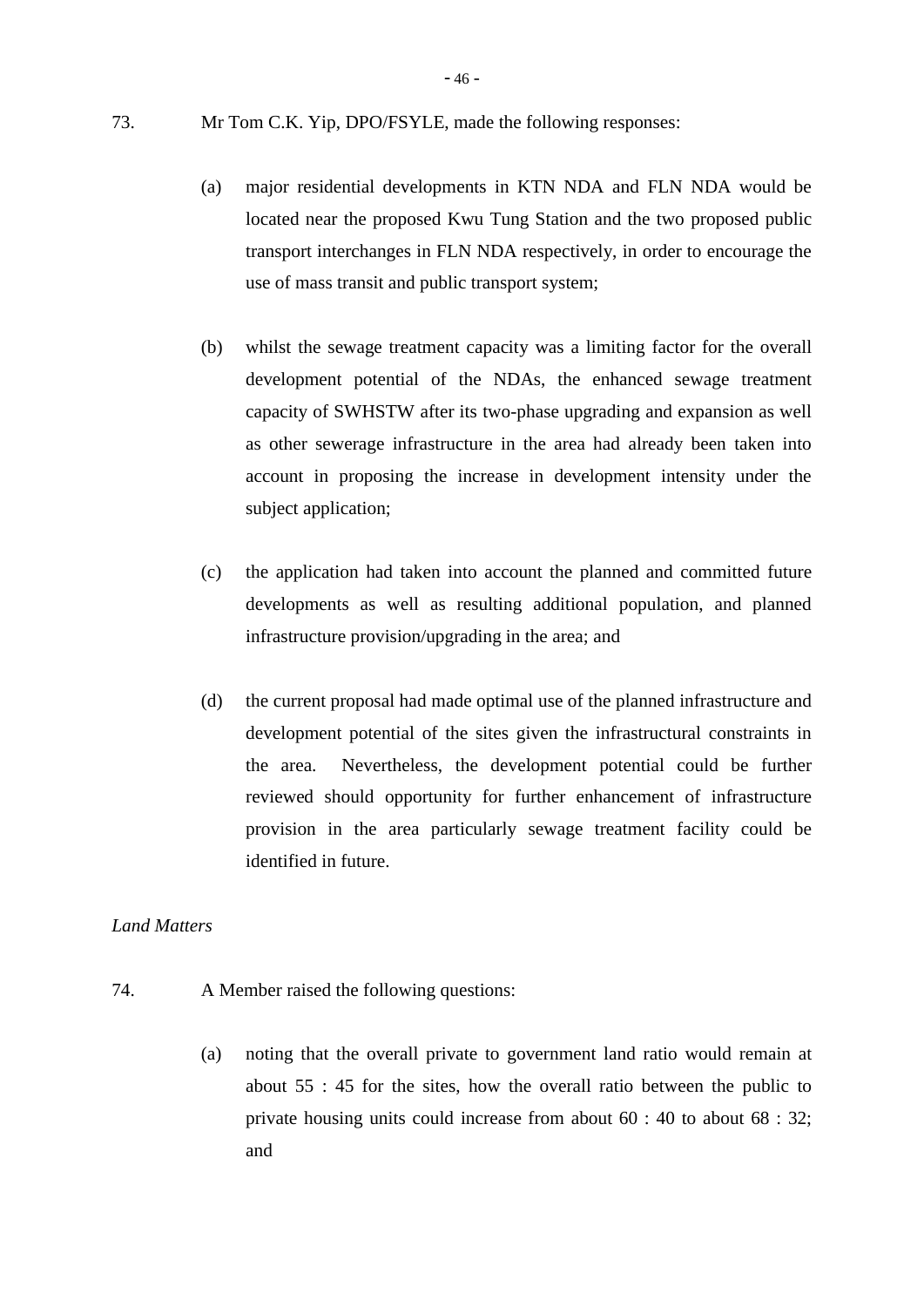73. Mr Tom C.K. Yip, DPO/FSYLE, made the following responses:

(a) major residential developments in KTN NDA and FLN NDA would be located near the proposed Kwu Tung Station and the two proposed public transport interchanges in FLN NDA respectively, in order to encourage the use of mass transit and public transport system;

(b) whilst the sewage treatment capacity was a limiting factor for the overall development potential of the NDAs, the enhanced sewage treatment capacity of SWHSTW after its two-phase upgrading and expansion as well as other sewerage infrastructure in the area had already been taken into account in proposing the increase in development intensity under the subject application;

(c) the application had taken into account the planned and committed future developments as well as resulting additional population, and planned infrastructure provision/upgrading in the area; and

(d) the current proposal had made optimal use of the planned infrastructure and development potential of the sites given the infrastructural constraints in the area. Nevertheless, the development potential could be further reviewed should opportunity for further enhancement of infrastructure provision in the area particularly sewage treatment facility could be identified in future.

*Land Matters*

74. A Member raised the following questions:

(a) noting that the overall private to government land ratio would remain at about 55 : 45 for the sites, how the overall ratio between the public to private housing units could increase from about 60 : 40 to about 68 : 32; and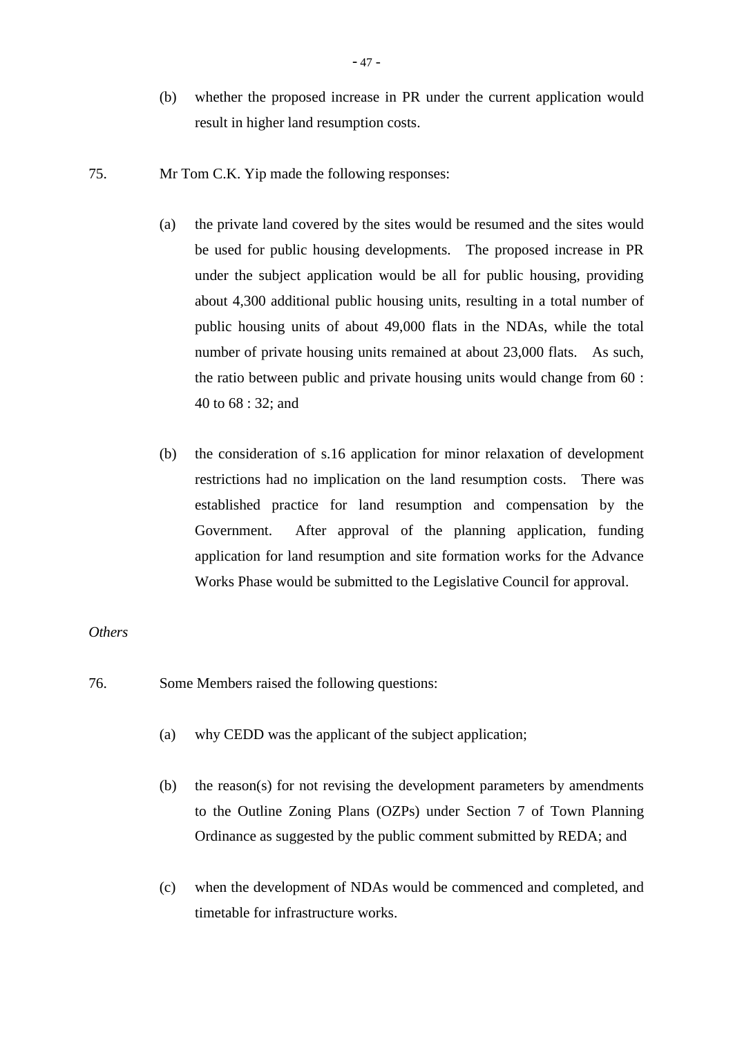(b) whether the proposed increase in PR under the current application would result in higher land resumption costs.

75. Mr Tom C.K. Yip made the following responses:

(a) the private land covered by the sites would be resumed and the sites would be used for public housing developments. The proposed increase in PR under the subject application would be all for public housing, providing about 4,300 additional public housing units, resulting in a total number of public housing units of about 49,000 flats in the NDAs, while the total number of private housing units remained at about 23,000 flats. As such, the ratio between public and private housing units would change from 60 : 40 to 68 : 32; and

(b) the consideration of s.16 application for minor relaxation of development restrictions had no implication on the land resumption costs. There was established practice for land resumption and compensation by the Government. After approval of the planning application, funding application for land resumption and site formation works for the Advance Works Phase would be submitted to the Legislative Council for approval.

*Others*

76. Some Members raised the following questions:

(a) why CEDD was the applicant of the subject application;

(b) the reason(s) for not revising the development parameters by amendments to the Outline Zoning Plans (OZPs) under Section 7 of Town Planning Ordinance as suggested by the public comment submitted by REDA; and

(c) when the development of NDAs would be commenced and completed, and timetable for infrastructure works.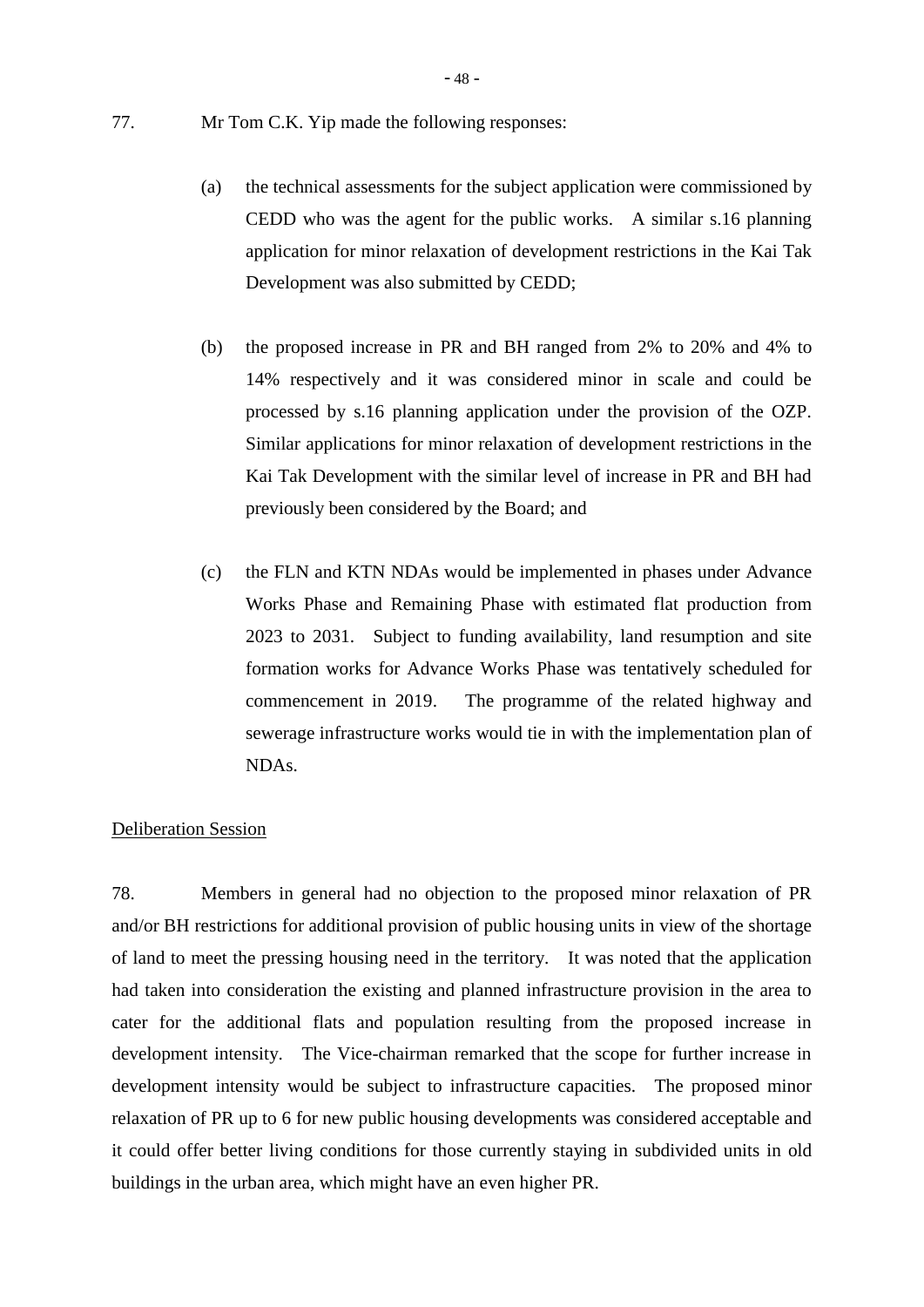77. Mr Tom C.K. Yip made the following responses:

(a) the technical assessments for the subject application were commissioned by CEDD who was the agent for the public works. A similar s.16 planning application for minor relaxation of development restrictions in the Kai Tak Development was also submitted by CEDD;

(b) the proposed increase in PR and BH ranged from 2% to 20% and 4% to 14% respectively and it was considered minor in scale and could be processed by s.16 planning application under the provision of the OZP. Similar applications for minor relaxation of development restrictions in the Kai Tak Development with the similar level of increase in PR and BH had previously been considered by the Board; and

(c) the FLN and KTN NDAs would be implemented in phases under Advance Works Phase and Remaining Phase with estimated flat production from 2023 to 2031. Subject to funding availability, land resumption and site formation works for Advance Works Phase was tentatively scheduled for commencement in 2019. The programme of the related highway and sewerage infrastructure works would tie in with the implementation plan of NDAs.

<u>Deliberation Session</u>

78. Members in general had no objection to the proposed minor relaxation of PR and/or BH restrictions for additional provision of public housing units in view of the shortage of land to meet the pressing housing need in the territory. It was noted that the application had taken into consideration the existing and planned infrastructure provision in the area to cater for the additional flats and population resulting from the proposed increase in development intensity. The Vice-chairman remarked that the scope for further increase in development intensity would be subject to infrastructure capacities. The proposed minor relaxation of PR up to 6 for new public housing developments was considered acceptable and it could offer better living conditions for those currently staying in subdivided units in old buildings in the urban area, which might have an even higher PR.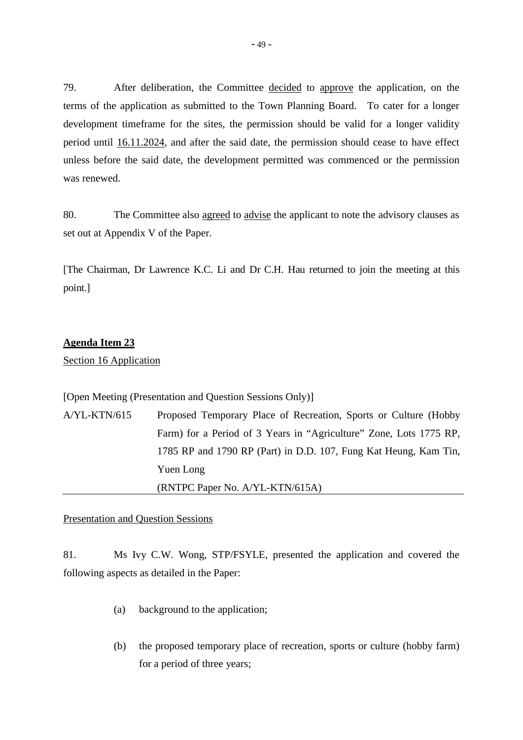79. After deliberation, the Committee decided to approve the application, on the terms of the application as submitted to the Town Planning Board. To cater for a longer development timeframe for the sites, the permission should be valid for a longer validity period until 16.11.2024, and after the said date, the permission should cease to have effect unless before the said date, the development permitted was commenced or the permission was renewed.

80. The Committee also agreed to advise the applicant to note the advisory clauses as set out at Appendix V of the Paper.

[The Chairman, Dr Lawrence K.C. Li and Dr C.H. Hau returned to join the meeting at this point.]

**Agenda Item 23**

Section 16 Application

[Open Meeting (Presentation and Question Sessions Only)]

A/YL-KTN/615 Proposed Temporary Place of Recreation, Sports or Culture (Hobby Farm) for a Period of 3 Years in "Agriculture" Zone, Lots 1775 RP, 1785 RP and 1790 RP (Part) in D.D. 107, Fung Kat Heung, Kam Tin, Yuen Long
(RNTPC Paper No. A/YL-KTN/615A)

Presentation and Question Sessions

81. Ms Ivy C.W. Wong, STP/FSYLE, presented the application and covered the following aspects as detailed in the Paper:

(a) background to the application;

(b) the proposed temporary place of recreation, sports or culture (hobby farm) for a period of three years;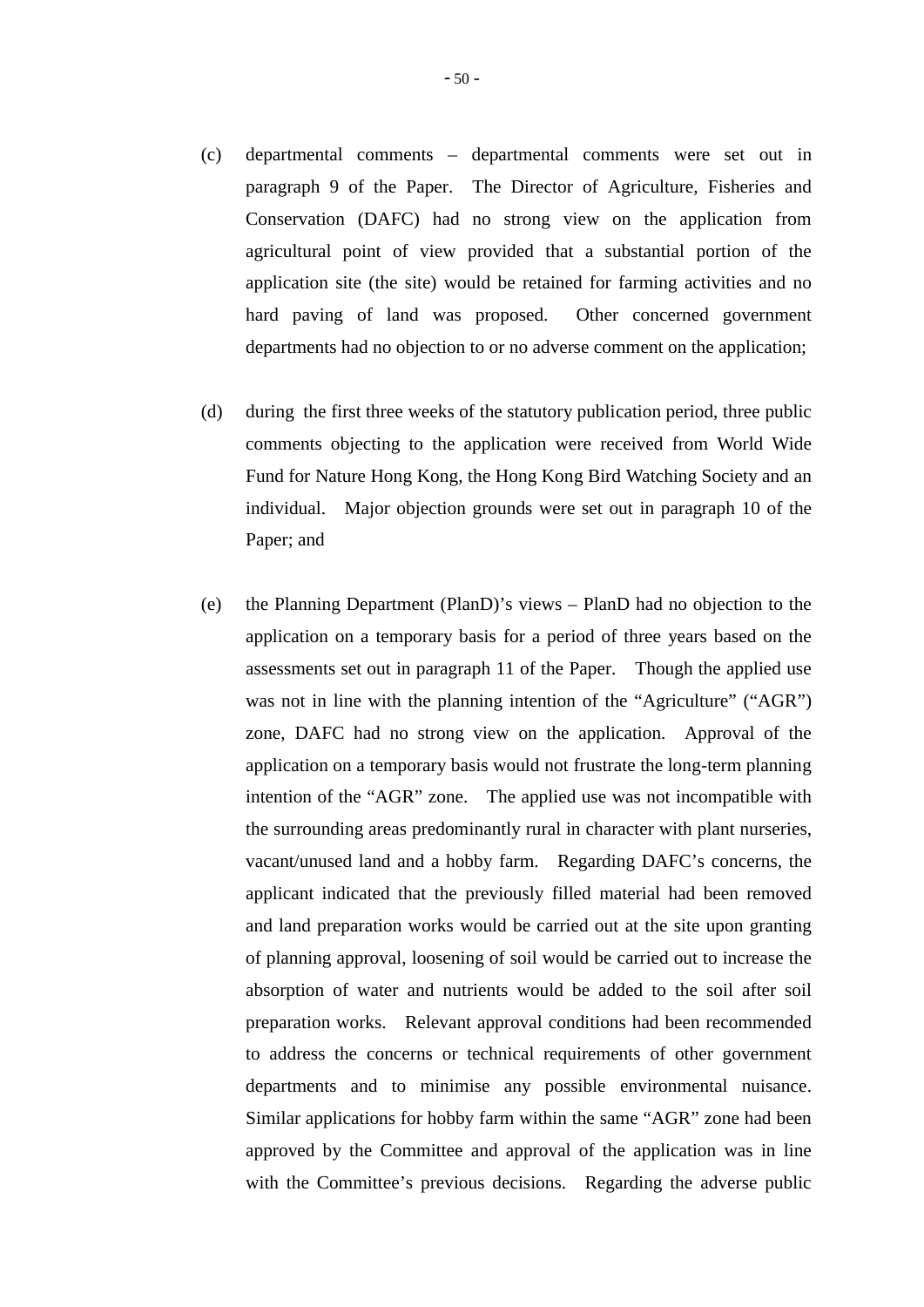(c) departmental comments – departmental comments were set out in paragraph 9 of the Paper. The Director of Agriculture, Fisheries and Conservation (DAFC) had no strong view on the application from agricultural point of view provided that a substantial portion of the application site (the site) would be retained for farming activities and no hard paving of land was proposed. Other concerned government departments had no objection to or no adverse comment on the application;

(d) during the first three weeks of the statutory publication period, three public comments objecting to the application were received from World Wide Fund for Nature Hong Kong, the Hong Kong Bird Watching Society and an individual. Major objection grounds were set out in paragraph 10 of the Paper; and

(e) the Planning Department (PlanD)'s views – PlanD had no objection to the application on a temporary basis for a period of three years based on the assessments set out in paragraph 11 of the Paper. Though the applied use was not in line with the planning intention of the "Agriculture" ("AGR") zone, DAFC had no strong view on the application. Approval of the application on a temporary basis would not frustrate the long-term planning intention of the "AGR" zone. The applied use was not incompatible with the surrounding areas predominantly rural in character with plant nurseries, vacant/unused land and a hobby farm. Regarding DAFC's concerns, the applicant indicated that the previously filled material had been removed and land preparation works would be carried out at the site upon granting of planning approval, loosening of soil would be carried out to increase the absorption of water and nutrients would be added to the soil after soil preparation works. Relevant approval conditions had been recommended to address the concerns or technical requirements of other government departments and to minimise any possible environmental nuisance. Similar applications for hobby farm within the same "AGR" zone had been approved by the Committee and approval of the application was in line with the Committee's previous decisions. Regarding the adverse public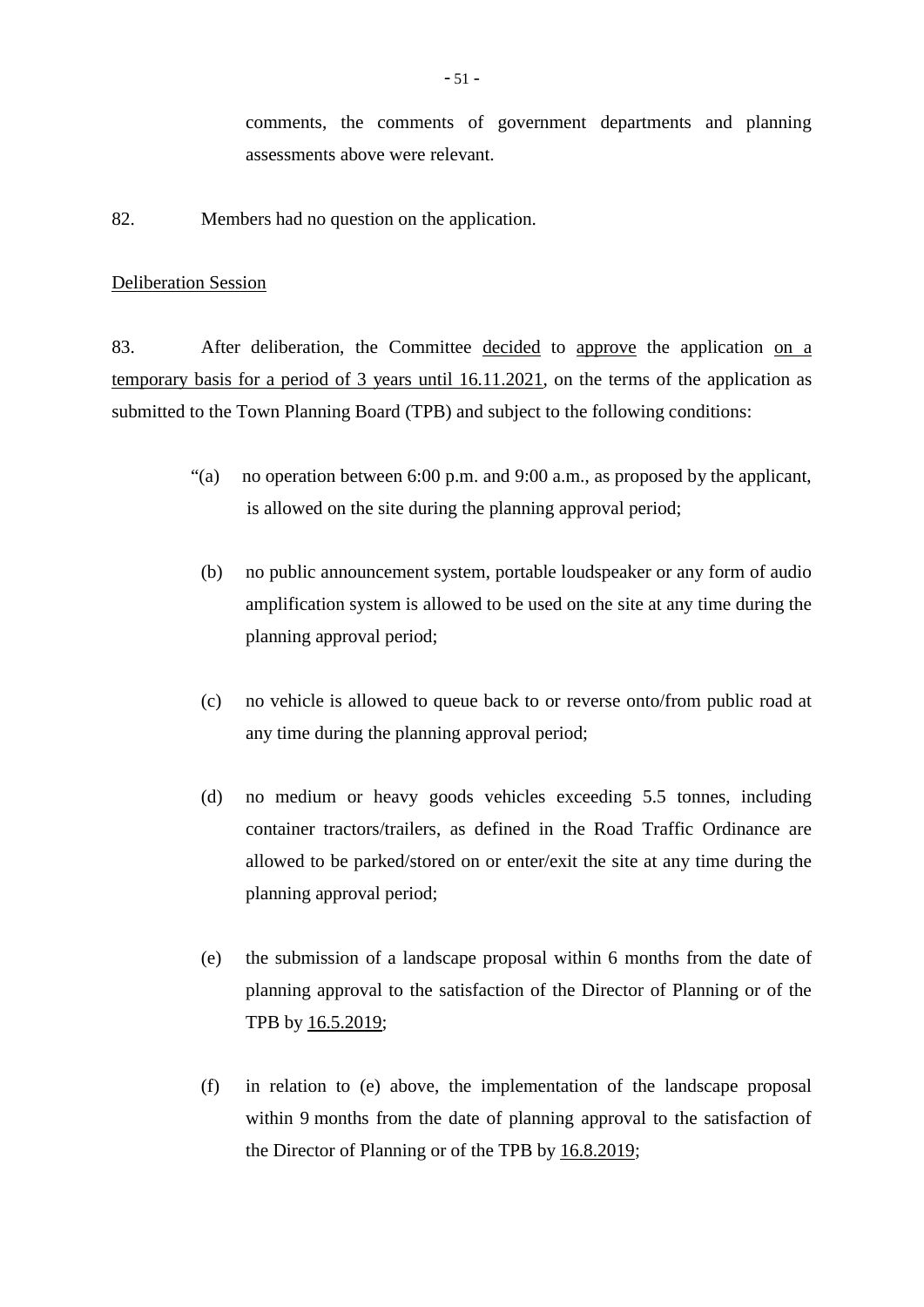comments, the comments of government departments and planning assessments above were relevant.

82. Members had no question on the application.

<u>Deliberation Session</u>

83. After deliberation, the Committee <u>decided</u> to <u>approve</u> the application <u>on a temporary basis for a period of 3 years until 16.11.2021</u>, on the terms of the application as submitted to the Town Planning Board (TPB) and subject to the following conditions:

"(a) no operation between 6:00 p.m. and 9:00 a.m., as proposed by the applicant, is allowed on the site during the planning approval period;

(b) no public announcement system, portable loudspeaker or any form of audio amplification system is allowed to be used on the site at any time during the planning approval period;

(c) no vehicle is allowed to queue back to or reverse onto/from public road at any time during the planning approval period;

(d) no medium or heavy goods vehicles exceeding 5.5 tonnes, including container tractors/trailers, as defined in the Road Traffic Ordinance are allowed to be parked/stored on or enter/exit the site at any time during the planning approval period;

(e) the submission of a landscape proposal within 6 months from the date of planning approval to the satisfaction of the Director of Planning or of the TPB by <u>16.5.2019</u>;

(f) in relation to (e) above, the implementation of the landscape proposal within 9 months from the date of planning approval to the satisfaction of the Director of Planning or of the TPB by <u>16.8.2019</u>;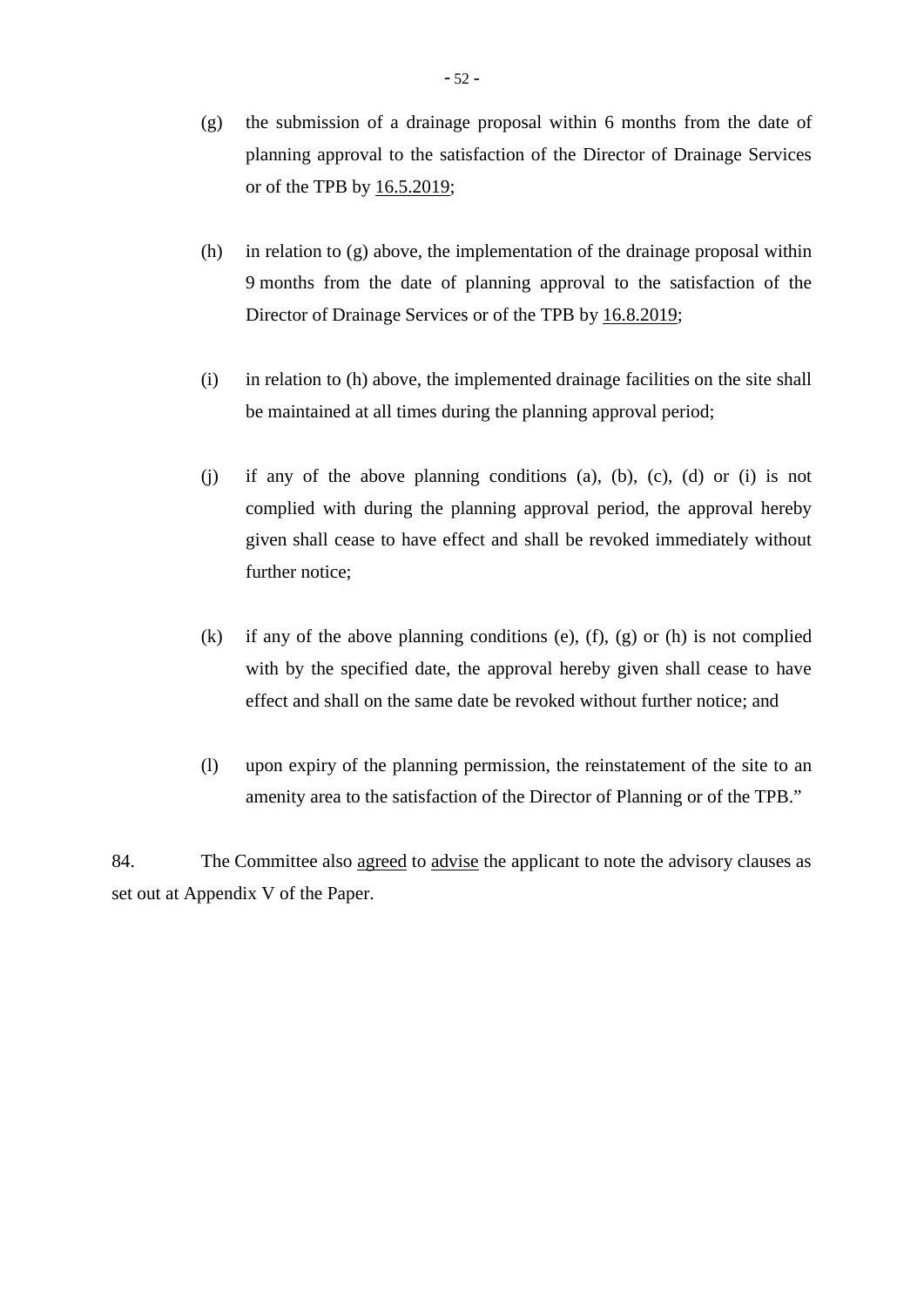(g) the submission of a drainage proposal within 6 months from the date of planning approval to the satisfaction of the Director of Drainage Services or of the TPB by <u>16.5.2019</u>;

(h) in relation to (g) above, the implementation of the drainage proposal within 9 months from the date of planning approval to the satisfaction of the Director of Drainage Services or of the TPB by <u>16.8.2019</u>;

(i) in relation to (h) above, the implemented drainage facilities on the site shall be maintained at all times during the planning approval period;

(j) if any of the above planning conditions (a), (b), (c), (d) or (i) is not complied with during the planning approval period, the approval hereby given shall cease to have effect and shall be revoked immediately without further notice;

(k) if any of the above planning conditions (e), (f), (g) or (h) is not complied with by the specified date, the approval hereby given shall cease to have effect and shall on the same date be revoked without further notice; and

(l) upon expiry of the planning permission, the reinstatement of the site to an amenity area to the satisfaction of the Director of Planning or of the TPB."

84. The Committee also <u>agreed</u> to <u>advise</u> the applicant to note the advisory clauses as set out at Appendix V of the Paper.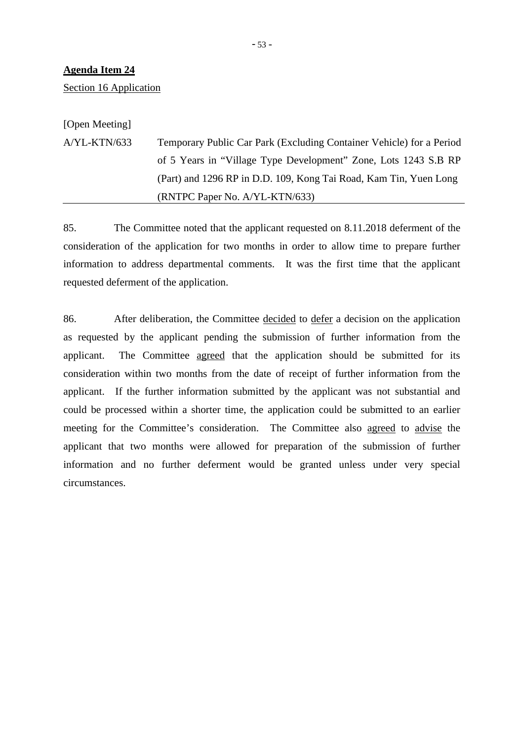**Agenda Item 24**

Section 16 Application

[Open Meeting]

A/YL-KTN/633 Temporary Public Car Park (Excluding Container Vehicle) for a Period of 5 Years in "Village Type Development" Zone, Lots 1243 S.B RP (Part) and 1296 RP in D.D. 109, Kong Tai Road, Kam Tin, Yuen Long (RNTPC Paper No. A/YL-KTN/633)

---

85. The Committee noted that the applicant requested on 8.11.2018 deferment of the consideration of the application for two months in order to allow time to prepare further information to address departmental comments. It was the first time that the applicant requested deferment of the application.

86. After deliberation, the Committee decided to defer a decision on the application as requested by the applicant pending the submission of further information from the applicant. The Committee agreed that the application should be submitted for its consideration within two months from the date of receipt of further information from the applicant. If the further information submitted by the applicant was not substantial and could be processed within a shorter time, the application could be submitted to an earlier meeting for the Committee's consideration. The Committee also agreed to advise the applicant that two months were allowed for preparation of the submission of further information and no further deferment would be granted unless under very special circumstances.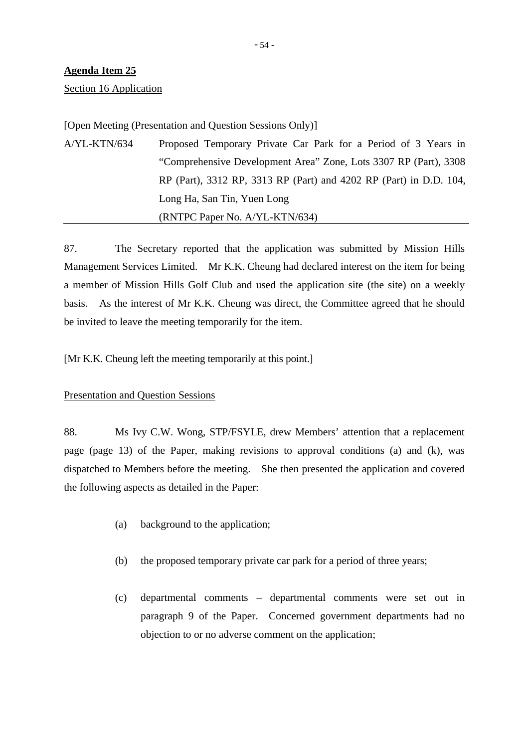**Agenda Item 25**

Section 16 Application

[Open Meeting (Presentation and Question Sessions Only)]

A/YL-KTN/634 Proposed Temporary Private Car Park for a Period of 3 Years in "Comprehensive Development Area" Zone, Lots 3307 RP (Part), 3308 RP (Part), 3312 RP, 3313 RP (Part) and 4202 RP (Part) in D.D. 104, Long Ha, San Tin, Yuen Long
(RNTPC Paper No. A/YL-KTN/634)

87. The Secretary reported that the application was submitted by Mission Hills Management Services Limited. Mr K.K. Cheung had declared interest on the item for being a member of Mission Hills Golf Club and used the application site (the site) on a weekly basis. As the interest of Mr K.K. Cheung was direct, the Committee agreed that he should be invited to leave the meeting temporarily for the item.

[Mr K.K. Cheung left the meeting temporarily at this point.]

Presentation and Question Sessions

88. Ms Ivy C.W. Wong, STP/FSYLE, drew Members' attention that a replacement page (page 13) of the Paper, making revisions to approval conditions (a) and (k), was dispatched to Members before the meeting. She then presented the application and covered the following aspects as detailed in the Paper:

(a) background to the application;

(b) the proposed temporary private car park for a period of three years;

(c) departmental comments – departmental comments were set out in paragraph 9 of the Paper. Concerned government departments had no objection to or no adverse comment on the application;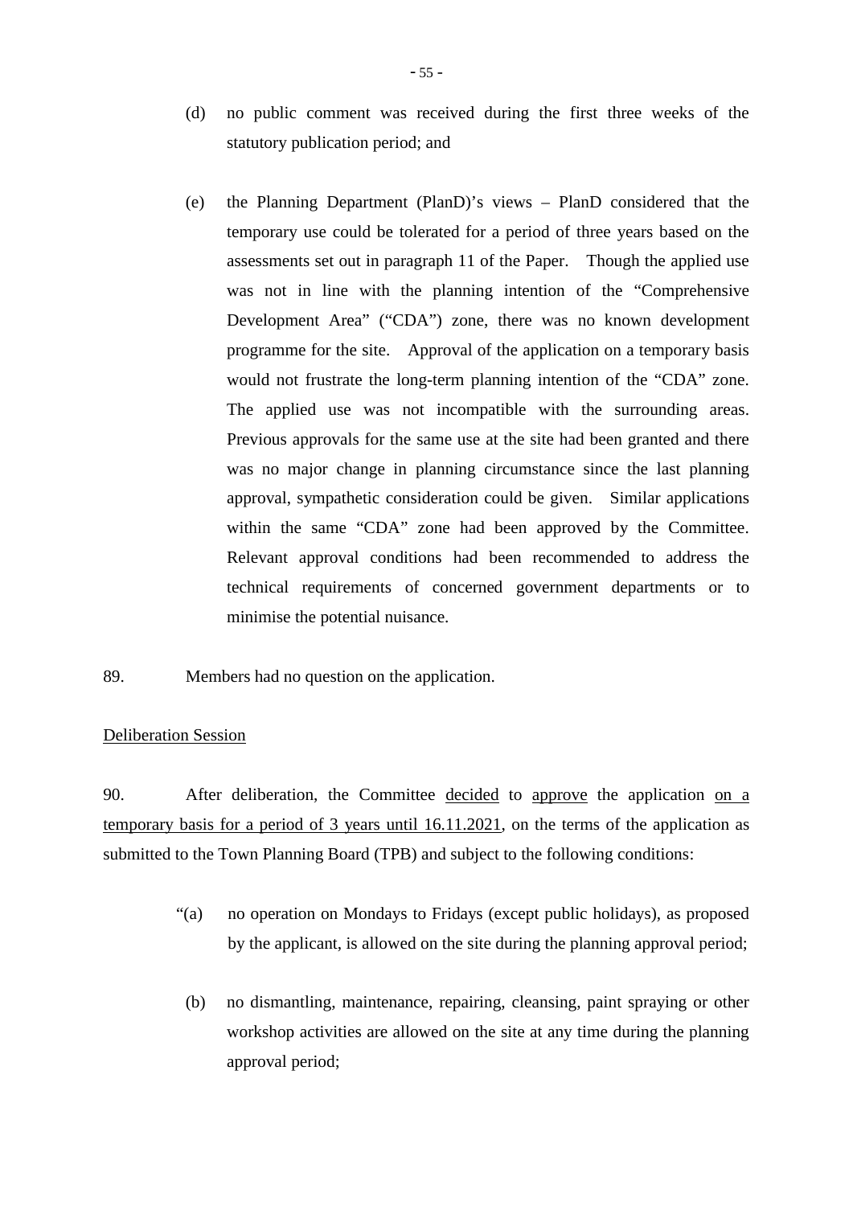(d) no public comment was received during the first three weeks of the statutory publication period; and

(e) the Planning Department (PlanD)'s views – PlanD considered that the temporary use could be tolerated for a period of three years based on the assessments set out in paragraph 11 of the Paper. Though the applied use was not in line with the planning intention of the "Comprehensive Development Area" ("CDA") zone, there was no known development programme for the site. Approval of the application on a temporary basis would not frustrate the long-term planning intention of the "CDA" zone. The applied use was not incompatible with the surrounding areas. Previous approvals for the same use at the site had been granted and there was no major change in planning circumstance since the last planning approval, sympathetic consideration could be given. Similar applications within the same "CDA" zone had been approved by the Committee. Relevant approval conditions had been recommended to address the technical requirements of concerned government departments or to minimise the potential nuisance.

89. Members had no question on the application.

<u>Deliberation Session</u>

90. After deliberation, the Committee <u>decided</u> to <u>approve</u> the application <u>on a temporary basis for a period of 3 years until 16.11.2021</u>, on the terms of the application as submitted to the Town Planning Board (TPB) and subject to the following conditions:

"(a) no operation on Mondays to Fridays (except public holidays), as proposed by the applicant, is allowed on the site during the planning approval period;

(b) no dismantling, maintenance, repairing, cleansing, paint spraying or other workshop activities are allowed on the site at any time during the planning approval period;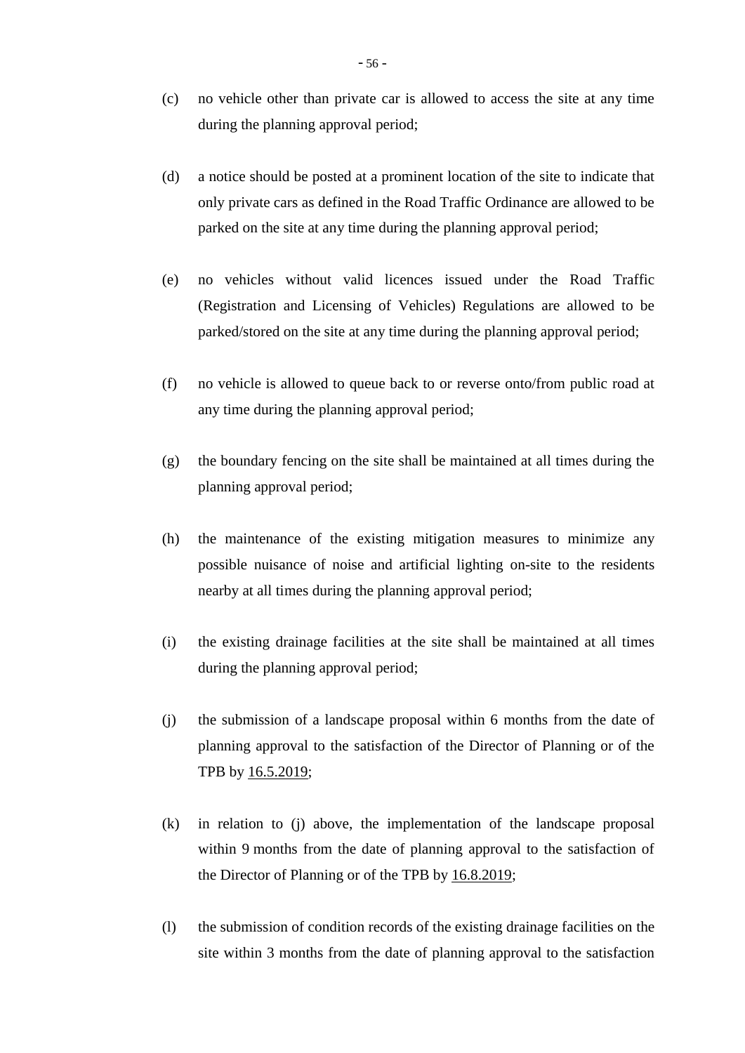(c) no vehicle other than private car is allowed to access the site at any time during the planning approval period;

(d) a notice should be posted at a prominent location of the site to indicate that only private cars as defined in the Road Traffic Ordinance are allowed to be parked on the site at any time during the planning approval period;

(e) no vehicles without valid licences issued under the Road Traffic (Registration and Licensing of Vehicles) Regulations are allowed to be parked/stored on the site at any time during the planning approval period;

(f) no vehicle is allowed to queue back to or reverse onto/from public road at any time during the planning approval period;

(g) the boundary fencing on the site shall be maintained at all times during the planning approval period;

(h) the maintenance of the existing mitigation measures to minimize any possible nuisance of noise and artificial lighting on-site to the residents nearby at all times during the planning approval period;

(i) the existing drainage facilities at the site shall be maintained at all times during the planning approval period;

(j) the submission of a landscape proposal within 6 months from the date of planning approval to the satisfaction of the Director of Planning or of the TPB by <u>16.5.2019</u>;

(k) in relation to (j) above, the implementation of the landscape proposal within 9 months from the date of planning approval to the satisfaction of the Director of Planning or of the TPB by <u>16.8.2019</u>;

(l) the submission of condition records of the existing drainage facilities on the site within 3 months from the date of planning approval to the satisfaction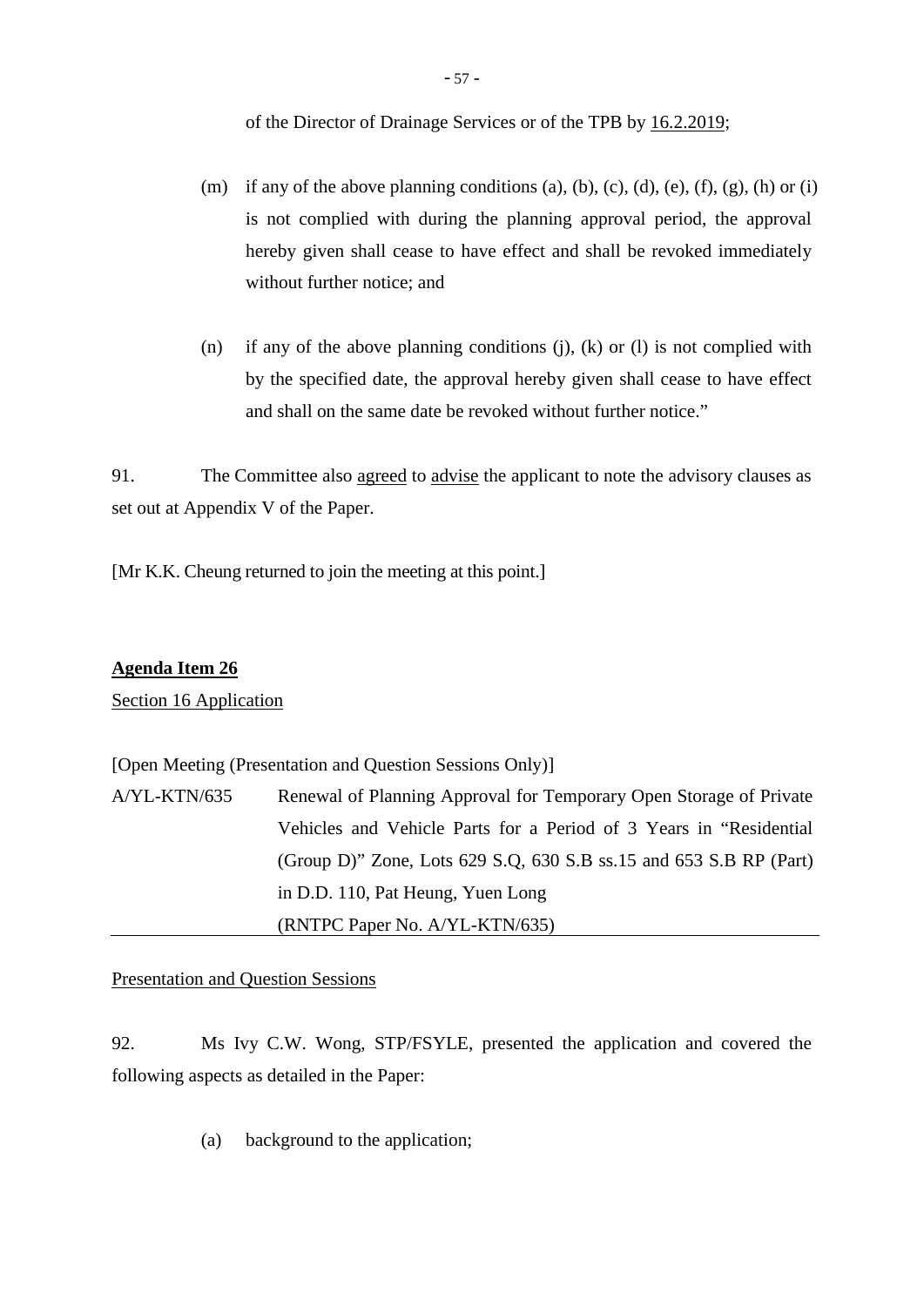of the Director of Drainage Services or of the TPB by 16.2.2019;

(m) if any of the above planning conditions (a), (b), (c), (d), (e), (f), (g), (h) or (i) is not complied with during the planning approval period, the approval hereby given shall cease to have effect and shall be revoked immediately without further notice; and

(n) if any of the above planning conditions (j), (k) or (l) is not complied with by the specified date, the approval hereby given shall cease to have effect and shall on the same date be revoked without further notice."

91. The Committee also agreed to advise the applicant to note the advisory clauses as set out at Appendix V of the Paper.

[Mr K.K. Cheung returned to join the meeting at this point.]

**Agenda Item 26**

Section 16 Application

[Open Meeting (Presentation and Question Sessions Only)]

A/YL-KTN/635 Renewal of Planning Approval for Temporary Open Storage of Private Vehicles and Vehicle Parts for a Period of 3 Years in "Residential (Group D)" Zone, Lots 629 S.Q, 630 S.B ss.15 and 653 S.B RP (Part) in D.D. 110, Pat Heung, Yuen Long (RNTPC Paper No. A/YL-KTN/635)

Presentation and Question Sessions

92. Ms Ivy C.W. Wong, STP/FSYLE, presented the application and covered the following aspects as detailed in the Paper:

(a) background to the application;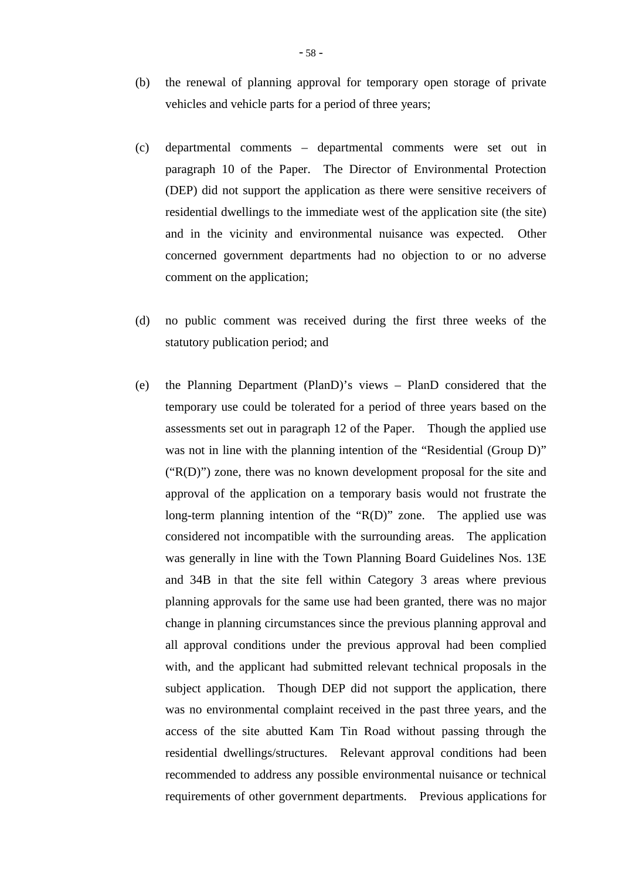(b) the renewal of planning approval for temporary open storage of private vehicles and vehicle parts for a period of three years;

(c) departmental comments – departmental comments were set out in paragraph 10 of the Paper. The Director of Environmental Protection (DEP) did not support the application as there were sensitive receivers of residential dwellings to the immediate west of the application site (the site) and in the vicinity and environmental nuisance was expected. Other concerned government departments had no objection to or no adverse comment on the application;

(d) no public comment was received during the first three weeks of the statutory publication period; and

(e) the Planning Department (PlanD)'s views – PlanD considered that the temporary use could be tolerated for a period of three years based on the assessments set out in paragraph 12 of the Paper. Though the applied use was not in line with the planning intention of the "Residential (Group D)" ("R(D)") zone, there was no known development proposal for the site and approval of the application on a temporary basis would not frustrate the long-term planning intention of the "R(D)" zone. The applied use was considered not incompatible with the surrounding areas. The application was generally in line with the Town Planning Board Guidelines Nos. 13E and 34B in that the site fell within Category 3 areas where previous planning approvals for the same use had been granted, there was no major change in planning circumstances since the previous planning approval and all approval conditions under the previous approval had been complied with, and the applicant had submitted relevant technical proposals in the subject application. Though DEP did not support the application, there was no environmental complaint received in the past three years, and the access of the site abutted Kam Tin Road without passing through the residential dwellings/structures. Relevant approval conditions had been recommended to address any possible environmental nuisance or technical requirements of other government departments. Previous applications for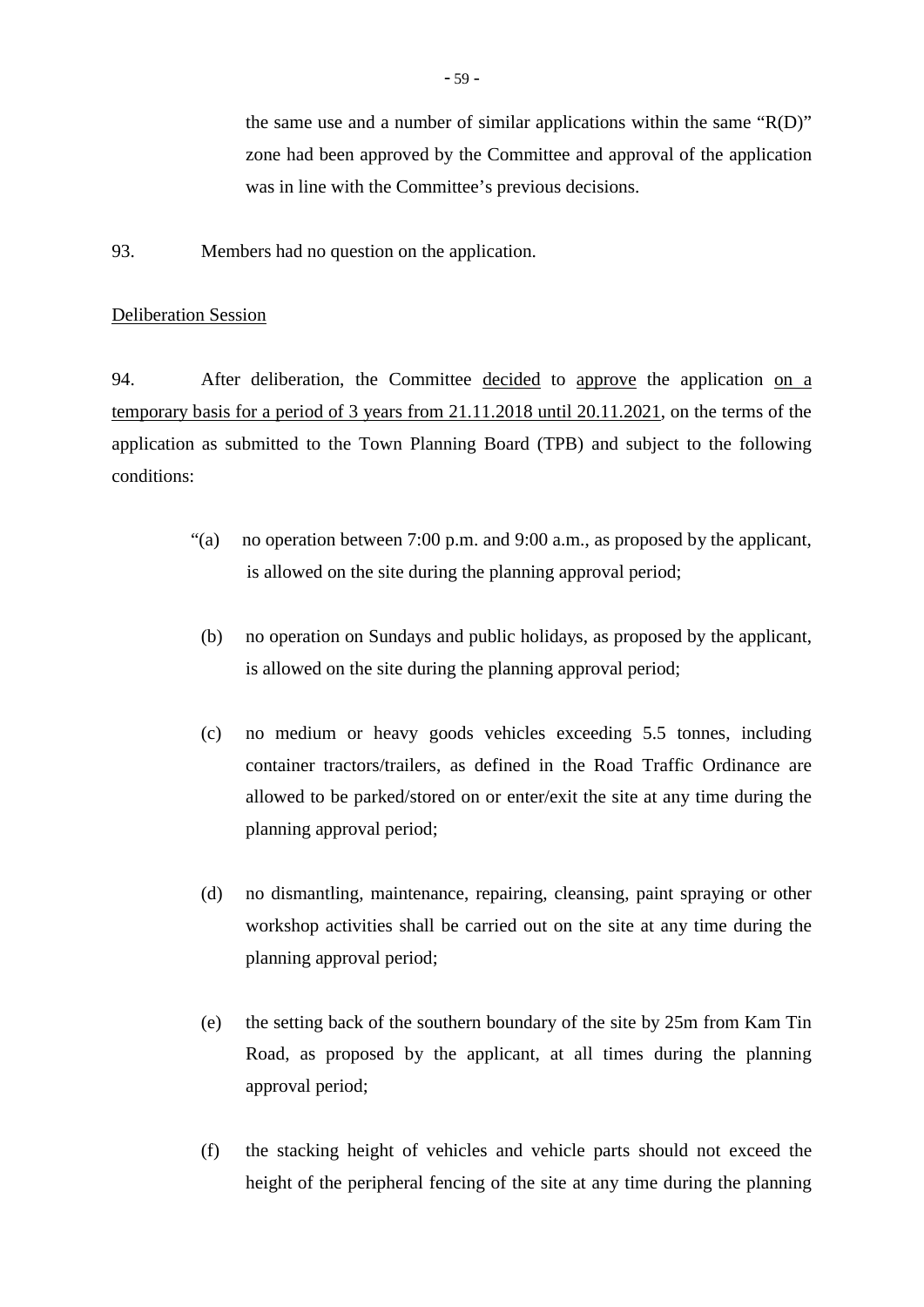the same use and a number of similar applications within the same "R(D)" zone had been approved by the Committee and approval of the application was in line with the Committee's previous decisions.

93. Members had no question on the application.

<u>Deliberation Session</u>

94. After deliberation, the Committee <u>decided</u> to <u>approve</u> the application <u>on a temporary basis for a period of 3 years from 21.11.2018 until 20.11.2021</u>, on the terms of the application as submitted to the Town Planning Board (TPB) and subject to the following conditions:

"(a) no operation between 7:00 p.m. and 9:00 a.m., as proposed by the applicant, is allowed on the site during the planning approval period;

(b) no operation on Sundays and public holidays, as proposed by the applicant, is allowed on the site during the planning approval period;

(c) no medium or heavy goods vehicles exceeding 5.5 tonnes, including container tractors/trailers, as defined in the Road Traffic Ordinance are allowed to be parked/stored on or enter/exit the site at any time during the planning approval period;

(d) no dismantling, maintenance, repairing, cleansing, paint spraying or other workshop activities shall be carried out on the site at any time during the planning approval period;

(e) the setting back of the southern boundary of the site by 25m from Kam Tin Road, as proposed by the applicant, at all times during the planning approval period;

(f) the stacking height of vehicles and vehicle parts should not exceed the height of the peripheral fencing of the site at any time during the planning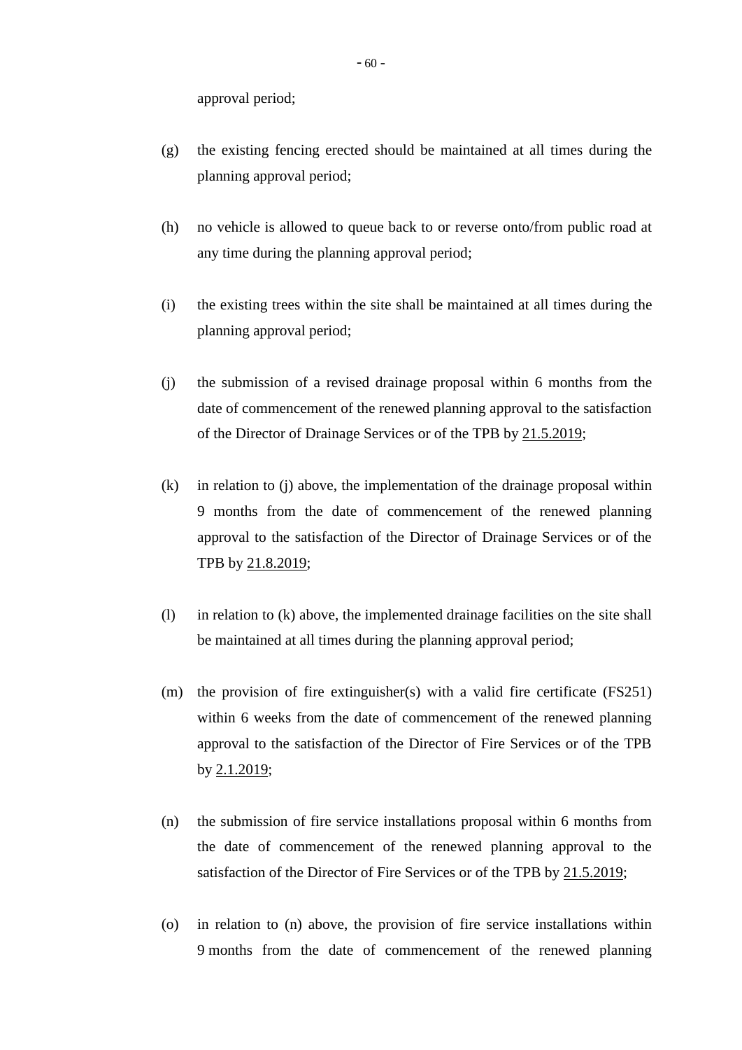approval period;

(g) the existing fencing erected should be maintained at all times during the planning approval period;

(h) no vehicle is allowed to queue back to or reverse onto/from public road at any time during the planning approval period;

(i) the existing trees within the site shall be maintained at all times during the planning approval period;

(j) the submission of a revised drainage proposal within 6 months from the date of commencement of the renewed planning approval to the satisfaction of the Director of Drainage Services or of the TPB by <u>21.5.2019</u>;

(k) in relation to (j) above, the implementation of the drainage proposal within 9 months from the date of commencement of the renewed planning approval to the satisfaction of the Director of Drainage Services or of the TPB by <u>21.8.2019</u>;

(l) in relation to (k) above, the implemented drainage facilities on the site shall be maintained at all times during the planning approval period;

(m) the provision of fire extinguisher(s) with a valid fire certificate (FS251) within 6 weeks from the date of commencement of the renewed planning approval to the satisfaction of the Director of Fire Services or of the TPB by <u>2.1.2019</u>;

(n) the submission of fire service installations proposal within 6 months from the date of commencement of the renewed planning approval to the satisfaction of the Director of Fire Services or of the TPB by <u>21.5.2019</u>;

(o) in relation to (n) above, the provision of fire service installations within 9 months from the date of commencement of the renewed planning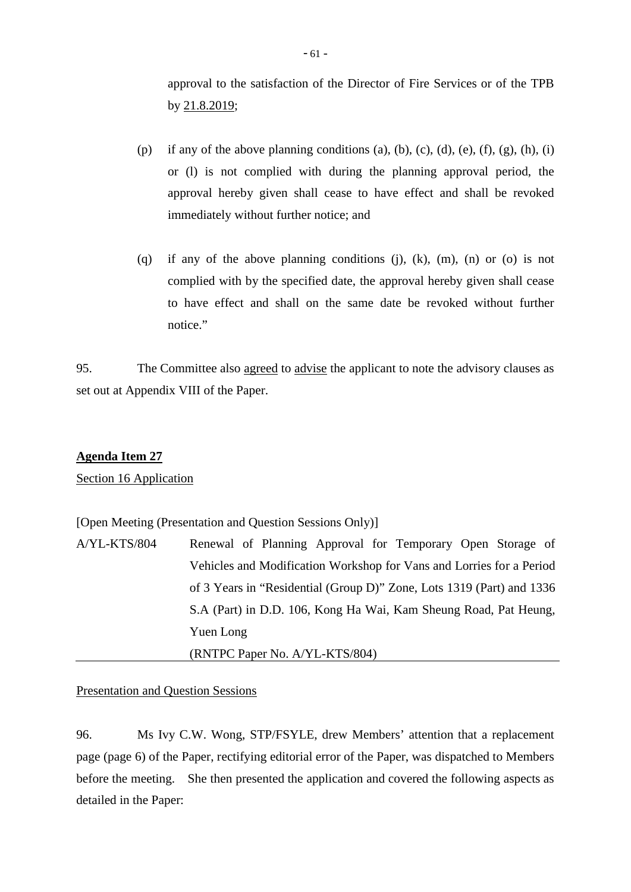approval to the satisfaction of the Director of Fire Services or of the TPB by 21.8.2019;

(p) if any of the above planning conditions (a), (b), (c), (d), (e), (f), (g), (h), (i) or (l) is not complied with during the planning approval period, the approval hereby given shall cease to have effect and shall be revoked immediately without further notice; and

(q) if any of the above planning conditions (j), (k), (m), (n) or (o) is not complied with by the specified date, the approval hereby given shall cease to have effect and shall on the same date be revoked without further notice."

95. The Committee also agreed to advise the applicant to note the advisory clauses as set out at Appendix VIII of the Paper.

**Agenda Item 27**

Section 16 Application

[Open Meeting (Presentation and Question Sessions Only)]

A/YL-KTS/804 Renewal of Planning Approval for Temporary Open Storage of Vehicles and Modification Workshop for Vans and Lorries for a Period of 3 Years in "Residential (Group D)" Zone, Lots 1319 (Part) and 1336 S.A (Part) in D.D. 106, Kong Ha Wai, Kam Sheung Road, Pat Heung, Yuen Long
(RNTPC Paper No. A/YL-KTS/804)

Presentation and Question Sessions

96. Ms Ivy C.W. Wong, STP/FSYLE, drew Members' attention that a replacement page (page 6) of the Paper, rectifying editorial error of the Paper, was dispatched to Members before the meeting. She then presented the application and covered the following aspects as detailed in the Paper: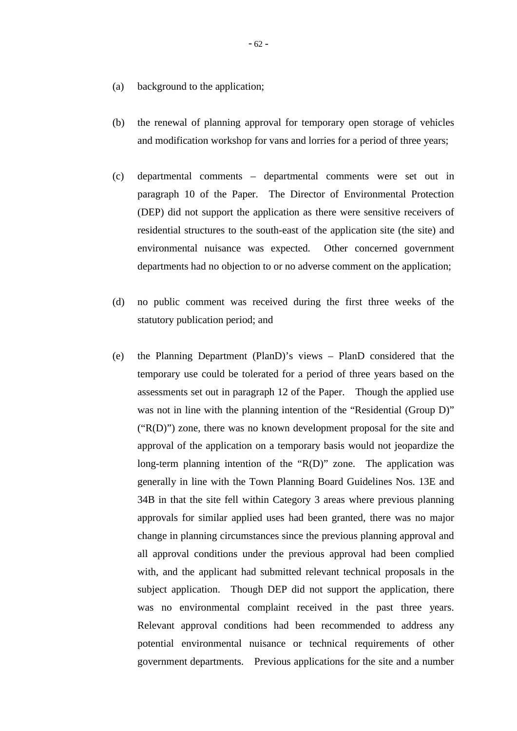(a) background to the application;

(b) the renewal of planning approval for temporary open storage of vehicles and modification workshop for vans and lorries for a period of three years;

(c) departmental comments – departmental comments were set out in paragraph 10 of the Paper. The Director of Environmental Protection (DEP) did not support the application as there were sensitive receivers of residential structures to the south-east of the application site (the site) and environmental nuisance was expected. Other concerned government departments had no objection to or no adverse comment on the application;

(d) no public comment was received during the first three weeks of the statutory publication period; and

(e) the Planning Department (PlanD)'s views – PlanD considered that the temporary use could be tolerated for a period of three years based on the assessments set out in paragraph 12 of the Paper. Though the applied use was not in line with the planning intention of the "Residential (Group D)" ("R(D)") zone, there was no known development proposal for the site and approval of the application on a temporary basis would not jeopardize the long-term planning intention of the "R(D)" zone. The application was generally in line with the Town Planning Board Guidelines Nos. 13E and 34B in that the site fell within Category 3 areas where previous planning approvals for similar applied uses had been granted, there was no major change in planning circumstances since the previous planning approval and all approval conditions under the previous approval had been complied with, and the applicant had submitted relevant technical proposals in the subject application. Though DEP did not support the application, there was no environmental complaint received in the past three years. Relevant approval conditions had been recommended to address any potential environmental nuisance or technical requirements of other government departments. Previous applications for the site and a number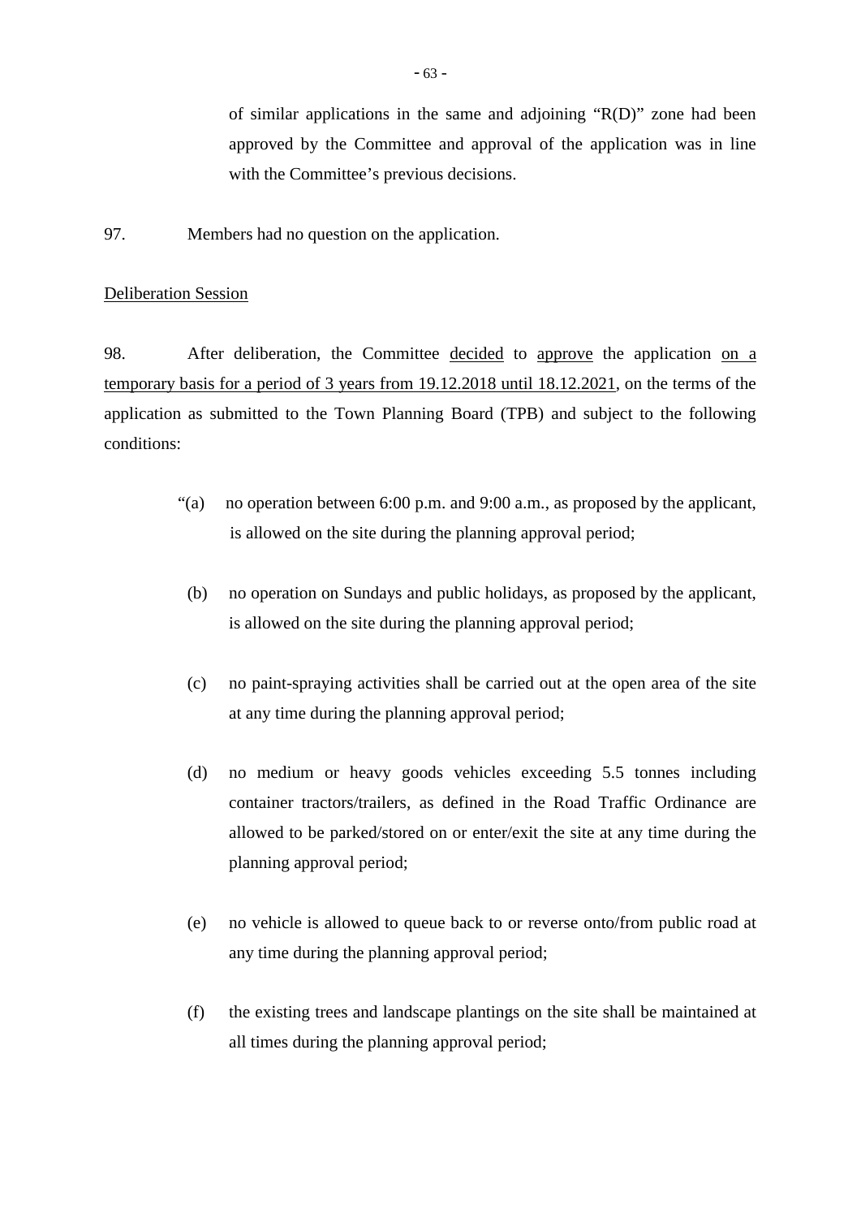of similar applications in the same and adjoining "R(D)" zone had been approved by the Committee and approval of the application was in line with the Committee's previous decisions.

97. Members had no question on the application.

<u>Deliberation Session</u>

98. After deliberation, the Committee <u>decided</u> to <u>approve</u> the application <u>on a temporary basis for a period of 3 years from 19.12.2018 until 18.12.2021</u>, on the terms of the application as submitted to the Town Planning Board (TPB) and subject to the following conditions:

"(a) no operation between 6:00 p.m. and 9:00 a.m., as proposed by the applicant, is allowed on the site during the planning approval period;

(b) no operation on Sundays and public holidays, as proposed by the applicant, is allowed on the site during the planning approval period;

(c) no paint-spraying activities shall be carried out at the open area of the site at any time during the planning approval period;

(d) no medium or heavy goods vehicles exceeding 5.5 tonnes including container tractors/trailers, as defined in the Road Traffic Ordinance are allowed to be parked/stored on or enter/exit the site at any time during the planning approval period;

(e) no vehicle is allowed to queue back to or reverse onto/from public road at any time during the planning approval period;

(f) the existing trees and landscape plantings on the site shall be maintained at all times during the planning approval period;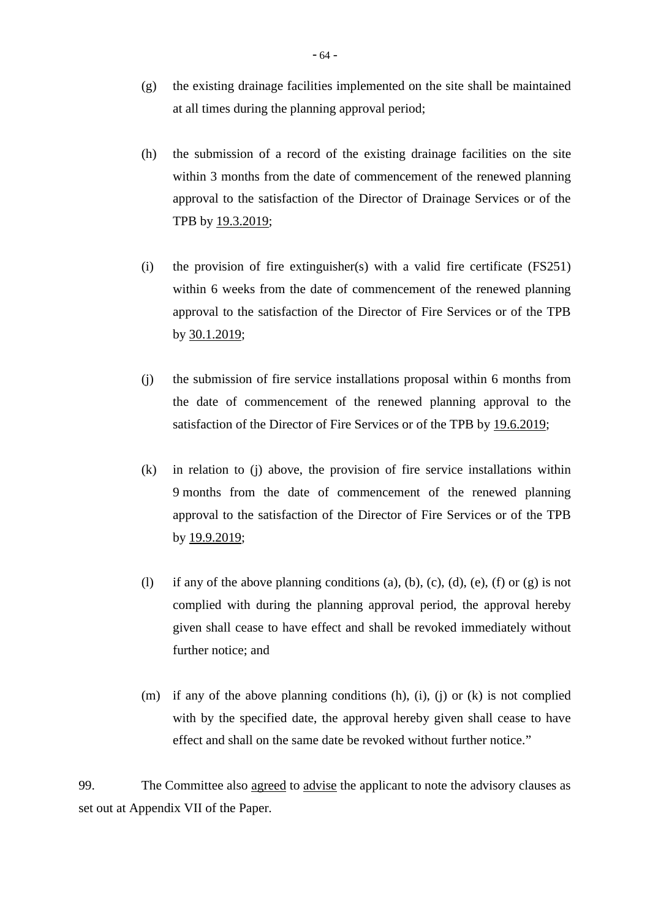(g) the existing drainage facilities implemented on the site shall be maintained at all times during the planning approval period;

(h) the submission of a record of the existing drainage facilities on the site within 3 months from the date of commencement of the renewed planning approval to the satisfaction of the Director of Drainage Services or of the TPB by <u>19.3.2019</u>;

(i) the provision of fire extinguisher(s) with a valid fire certificate (FS251) within 6 weeks from the date of commencement of the renewed planning approval to the satisfaction of the Director of Fire Services or of the TPB by <u>30.1.2019</u>;

(j) the submission of fire service installations proposal within 6 months from the date of commencement of the renewed planning approval to the satisfaction of the Director of Fire Services or of the TPB by <u>19.6.2019</u>;

(k) in relation to (j) above, the provision of fire service installations within 9 months from the date of commencement of the renewed planning approval to the satisfaction of the Director of Fire Services or of the TPB by <u>19.9.2019</u>;

(l) if any of the above planning conditions (a), (b), (c), (d), (e), (f) or (g) is not complied with during the planning approval period, the approval hereby given shall cease to have effect and shall be revoked immediately without further notice; and

(m) if any of the above planning conditions (h), (i), (j) or (k) is not complied with by the specified date, the approval hereby given shall cease to have effect and shall on the same date be revoked without further notice."

99. The Committee also <u>agreed</u> to <u>advise</u> the applicant to note the advisory clauses as set out at Appendix VII of the Paper.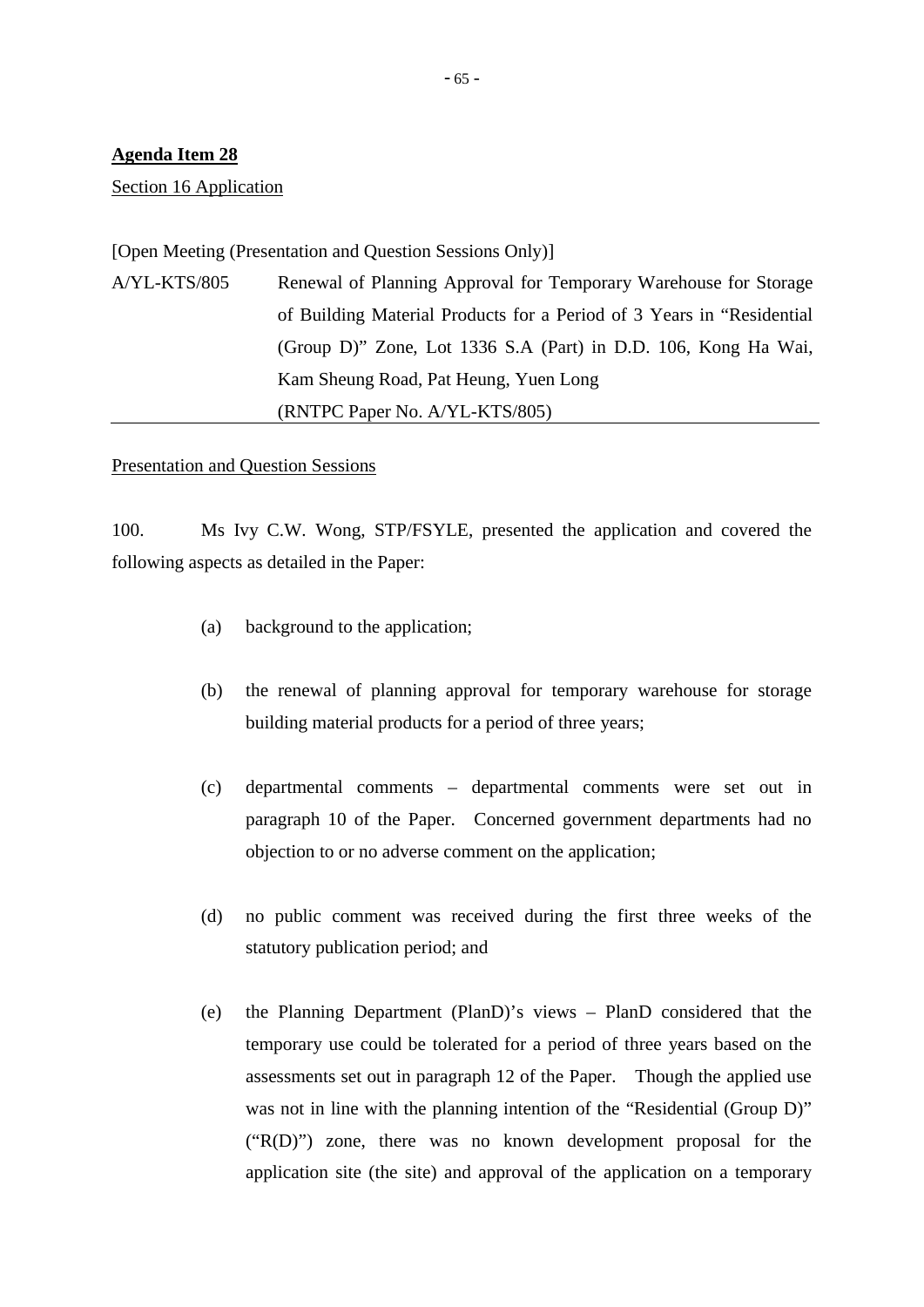**<u>Agenda Item 28</u>**

<u>Section 16 Application</u>

[Open Meeting (Presentation and Question Sessions Only)]

A/YL-KTS/805 Renewal of Planning Approval for Temporary Warehouse for Storage of Building Material Products for a Period of 3 Years in "Residential (Group D)" Zone, Lot 1336 S.A (Part) in D.D. 106, Kong Ha Wai, Kam Sheung Road, Pat Heung, Yuen Long
(RNTPC Paper No. A/YL-KTS/805)

<u>Presentation and Question Sessions</u>

100. Ms Ivy C.W. Wong, STP/FSYLE, presented the application and covered the following aspects as detailed in the Paper:

(a) background to the application;

(b) the renewal of planning approval for temporary warehouse for storage building material products for a period of three years;

(c) departmental comments – departmental comments were set out in paragraph 10 of the Paper. Concerned government departments had no objection to or no adverse comment on the application;

(d) no public comment was received during the first three weeks of the statutory publication period; and

(e) the Planning Department (PlanD)'s views – PlanD considered that the temporary use could be tolerated for a period of three years based on the assessments set out in paragraph 12 of the Paper. Though the applied use was not in line with the planning intention of the "Residential (Group D)" ("R(D)") zone, there was no known development proposal for the application site (the site) and approval of the application on a temporary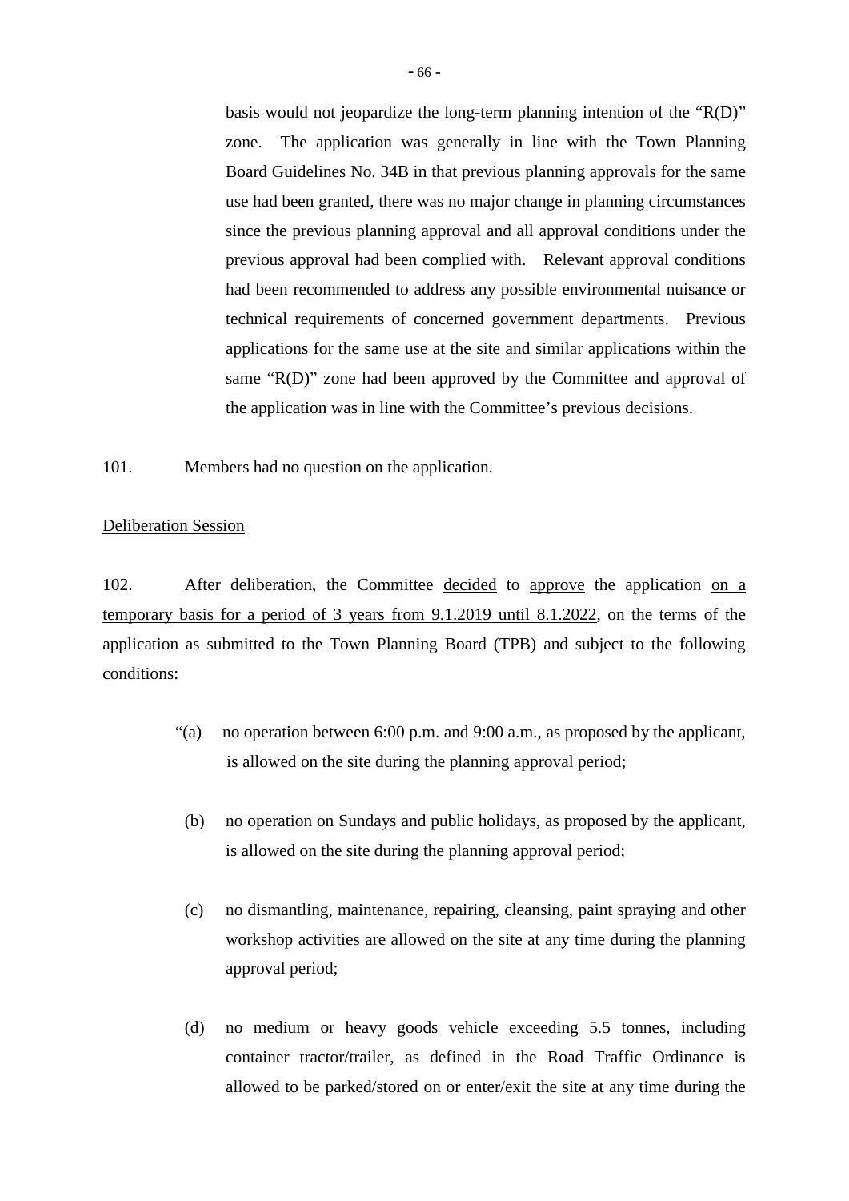basis would not jeopardize the long-term planning intention of the "R(D)" zone. The application was generally in line with the Town Planning Board Guidelines No. 34B in that previous planning approvals for the same use had been granted, there was no major change in planning circumstances since the previous planning approval and all approval conditions under the previous approval had been complied with. Relevant approval conditions had been recommended to address any possible environmental nuisance or technical requirements of concerned government departments. Previous applications for the same use at the site and similar applications within the same "R(D)" zone had been approved by the Committee and approval of the application was in line with the Committee's previous decisions.

101. Members had no question on the application.

<u>Deliberation Session</u>

102. After deliberation, the Committee <u>decided</u> to <u>approve</u> the application <u>on a temporary basis for a period of 3 years from 9.1.2019 until 8.1.2022</u>, on the terms of the application as submitted to the Town Planning Board (TPB) and subject to the following conditions:

"(a) no operation between 6:00 p.m. and 9:00 a.m., as proposed by the applicant, is allowed on the site during the planning approval period;

(b) no operation on Sundays and public holidays, as proposed by the applicant, is allowed on the site during the planning approval period;

(c) no dismantling, maintenance, repairing, cleansing, paint spraying and other workshop activities are allowed on the site at any time during the planning approval period;

(d) no medium or heavy goods vehicle exceeding 5.5 tonnes, including container tractor/trailer, as defined in the Road Traffic Ordinance is allowed to be parked/stored on or enter/exit the site at any time during the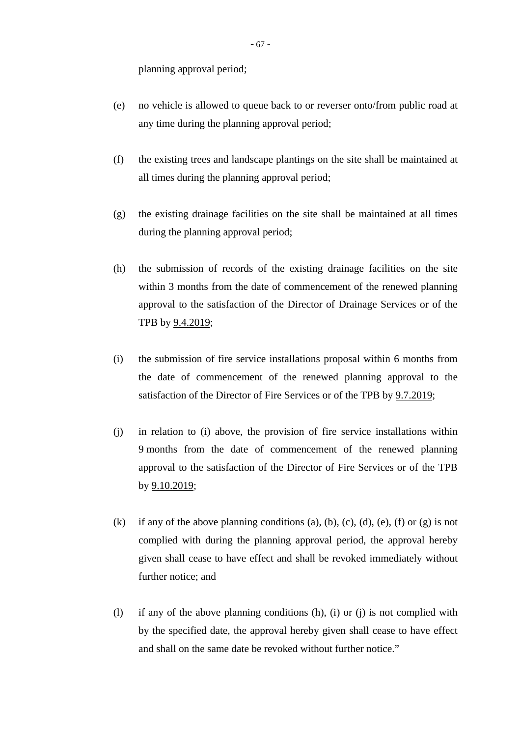planning approval period;

(e) no vehicle is allowed to queue back to or reverser onto/from public road at any time during the planning approval period;

(f) the existing trees and landscape plantings on the site shall be maintained at all times during the planning approval period;

(g) the existing drainage facilities on the site shall be maintained at all times during the planning approval period;

(h) the submission of records of the existing drainage facilities on the site within 3 months from the date of commencement of the renewed planning approval to the satisfaction of the Director of Drainage Services or of the TPB by 9.4.2019;

(i) the submission of fire service installations proposal within 6 months from the date of commencement of the renewed planning approval to the satisfaction of the Director of Fire Services or of the TPB by 9.7.2019;

(j) in relation to (i) above, the provision of fire service installations within 9 months from the date of commencement of the renewed planning approval to the satisfaction of the Director of Fire Services or of the TPB by 9.10.2019;

(k) if any of the above planning conditions (a), (b), (c), (d), (e), (f) or (g) is not complied with during the planning approval period, the approval hereby given shall cease to have effect and shall be revoked immediately without further notice; and

(l) if any of the above planning conditions (h), (i) or (j) is not complied with by the specified date, the approval hereby given shall cease to have effect and shall on the same date be revoked without further notice."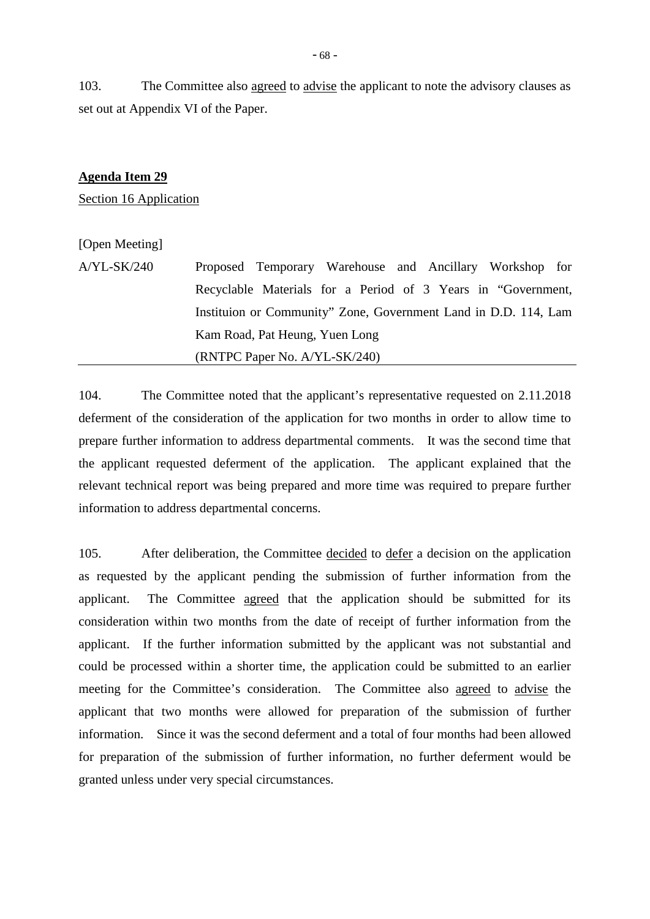103. The Committee also agreed to advise the applicant to note the advisory clauses as set out at Appendix VI of the Paper.

**Agenda Item 29**

Section 16 Application

[Open Meeting]

A/YL-SK/240 Proposed Temporary Warehouse and Ancillary Workshop for Recyclable Materials for a Period of 3 Years in "Government, Instituion or Community" Zone, Government Land in D.D. 114, Lam Kam Road, Pat Heung, Yuen Long
(RNTPC Paper No. A/YL-SK/240)

104. The Committee noted that the applicant's representative requested on 2.11.2018 deferment of the consideration of the application for two months in order to allow time to prepare further information to address departmental comments. It was the second time that the applicant requested deferment of the application. The applicant explained that the relevant technical report was being prepared and more time was required to prepare further information to address departmental concerns.

105. After deliberation, the Committee decided to defer a decision on the application as requested by the applicant pending the submission of further information from the applicant. The Committee agreed that the application should be submitted for its consideration within two months from the date of receipt of further information from the applicant. If the further information submitted by the applicant was not substantial and could be processed within a shorter time, the application could be submitted to an earlier meeting for the Committee's consideration. The Committee also agreed to advise the applicant that two months were allowed for preparation of the submission of further information. Since it was the second deferment and a total of four months had been allowed for preparation of the submission of further information, no further deferment would be granted unless under very special circumstances.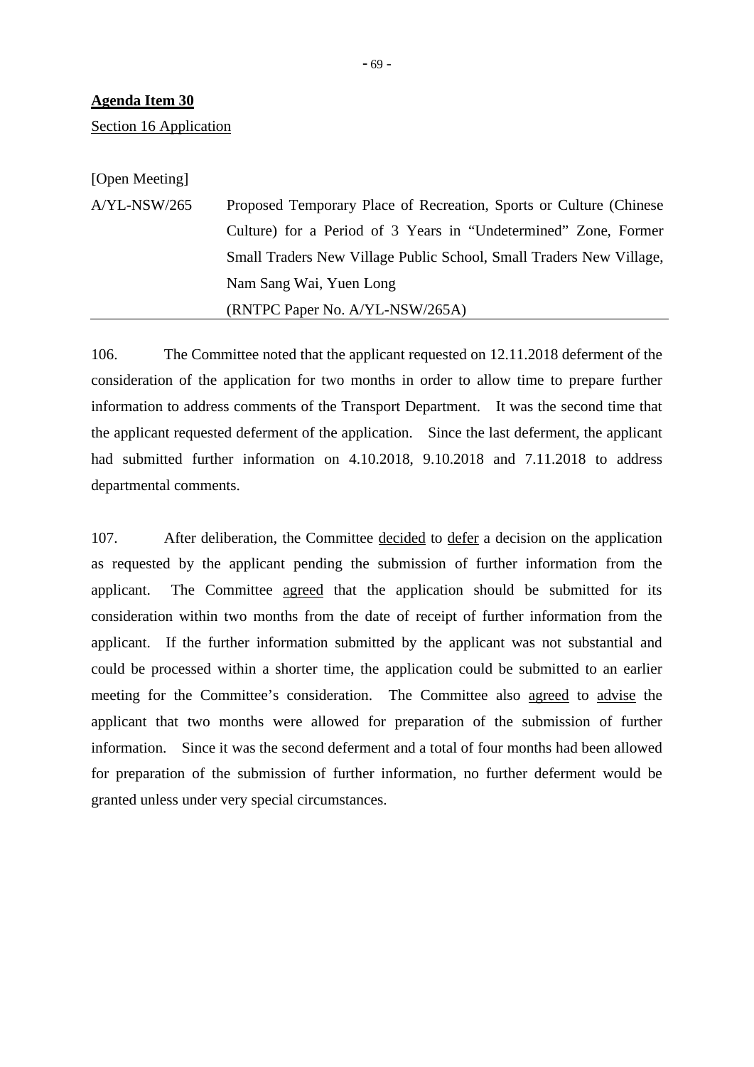**Agenda Item 30**

Section 16 Application

[Open Meeting]

A/YL-NSW/265 Proposed Temporary Place of Recreation, Sports or Culture (Chinese Culture) for a Period of 3 Years in "Undetermined" Zone, Former Small Traders New Village Public School, Small Traders New Village, Nam Sang Wai, Yuen Long

(RNTPC Paper No. A/YL-NSW/265A)

---

106. The Committee noted that the applicant requested on 12.11.2018 deferment of the consideration of the application for two months in order to allow time to prepare further information to address comments of the Transport Department. It was the second time that the applicant requested deferment of the application. Since the last deferment, the applicant had submitted further information on 4.10.2018, 9.10.2018 and 7.11.2018 to address departmental comments.

107. After deliberation, the Committee decided to defer a decision on the application as requested by the applicant pending the submission of further information from the applicant. The Committee agreed that the application should be submitted for its consideration within two months from the date of receipt of further information from the applicant. If the further information submitted by the applicant was not substantial and could be processed within a shorter time, the application could be submitted to an earlier meeting for the Committee's consideration. The Committee also agreed to advise the applicant that two months were allowed for preparation of the submission of further information. Since it was the second deferment and a total of four months had been allowed for preparation of the submission of further information, no further deferment would be granted unless under very special circumstances.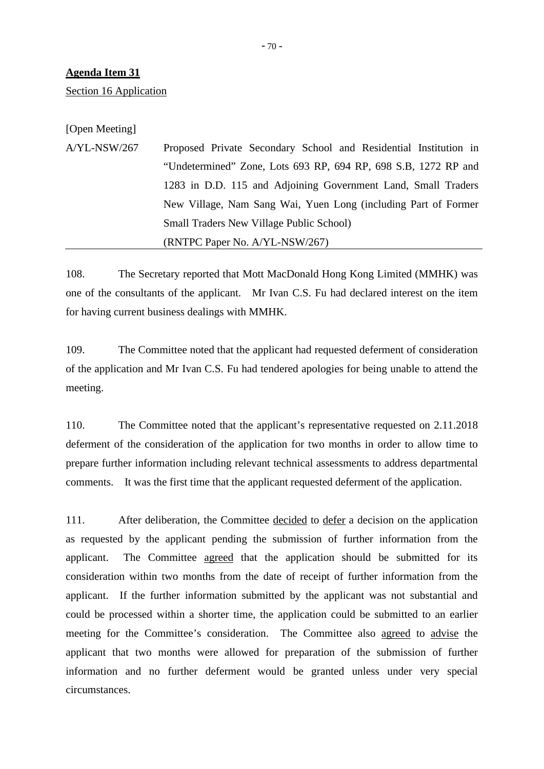**<u>Agenda Item 31</u>**

<u>Section 16 Application</u>

[Open Meeting]

A/YL-NSW/267 Proposed Private Secondary School and Residential Institution in "Undetermined" Zone, Lots 693 RP, 694 RP, 698 S.B, 1272 RP and 1283 in D.D. 115 and Adjoining Government Land, Small Traders New Village, Nam Sang Wai, Yuen Long (including Part of Former Small Traders New Village Public School)
(RNTPC Paper No. A/YL-NSW/267)

---

108. The Secretary reported that Mott MacDonald Hong Kong Limited (MMHK) was one of the consultants of the applicant. Mr Ivan C.S. Fu had declared interest on the item for having current business dealings with MMHK.

109. The Committee noted that the applicant had requested deferment of consideration of the application and Mr Ivan C.S. Fu had tendered apologies for being unable to attend the meeting.

110. The Committee noted that the applicant's representative requested on 2.11.2018 deferment of the consideration of the application for two months in order to allow time to prepare further information including relevant technical assessments to address departmental comments. It was the first time that the applicant requested deferment of the application.

111. After deliberation, the Committee <u>decided</u> to <u>defer</u> a decision on the application as requested by the applicant pending the submission of further information from the applicant. The Committee <u>agreed</u> that the application should be submitted for its consideration within two months from the date of receipt of further information from the applicant. If the further information submitted by the applicant was not substantial and could be processed within a shorter time, the application could be submitted to an earlier meeting for the Committee's consideration. The Committee also <u>agreed</u> to <u>advise</u> the applicant that two months were allowed for preparation of the submission of further information and no further deferment would be granted unless under very special circumstances.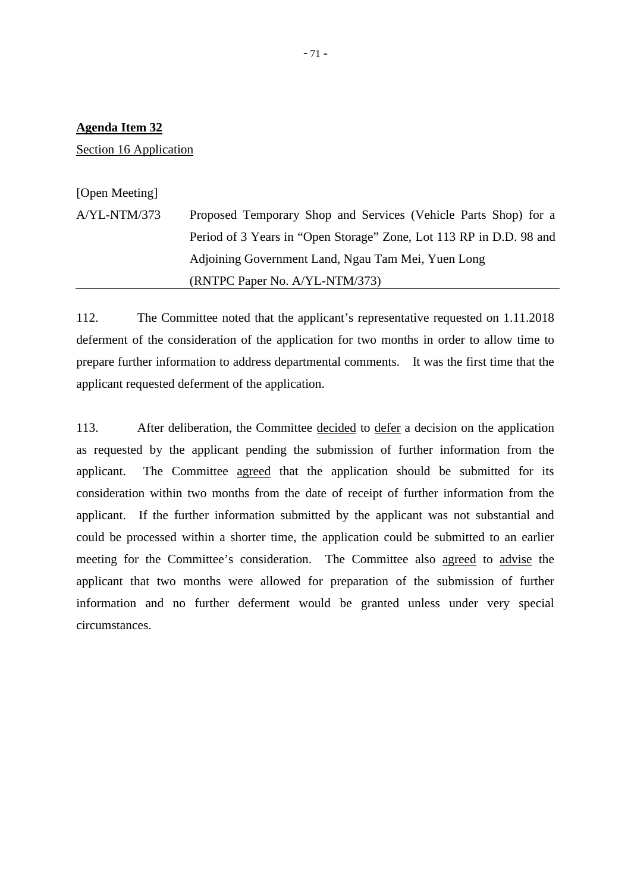**<u>Agenda Item 32</u>**

<u>Section 16 Application</u>

[Open Meeting]

A/YL-NTM/373 Proposed Temporary Shop and Services (Vehicle Parts Shop) for a Period of 3 Years in "Open Storage" Zone, Lot 113 RP in D.D. 98 and Adjoining Government Land, Ngau Tam Mei, Yuen Long
(RNTPC Paper No. A/YL-NTM/373)

---

112. The Committee noted that the applicant's representative requested on 1.11.2018 deferment of the consideration of the application for two months in order to allow time to prepare further information to address departmental comments. It was the first time that the applicant requested deferment of the application.

113. After deliberation, the Committee <u>decided</u> to <u>defer</u> a decision on the application as requested by the applicant pending the submission of further information from the applicant. The Committee <u>agreed</u> that the application should be submitted for its consideration within two months from the date of receipt of further information from the applicant. If the further information submitted by the applicant was not substantial and could be processed within a shorter time, the application could be submitted to an earlier meeting for the Committee's consideration. The Committee also <u>agreed</u> to <u>advise</u> the applicant that two months were allowed for preparation of the submission of further information and no further deferment would be granted unless under very special circumstances.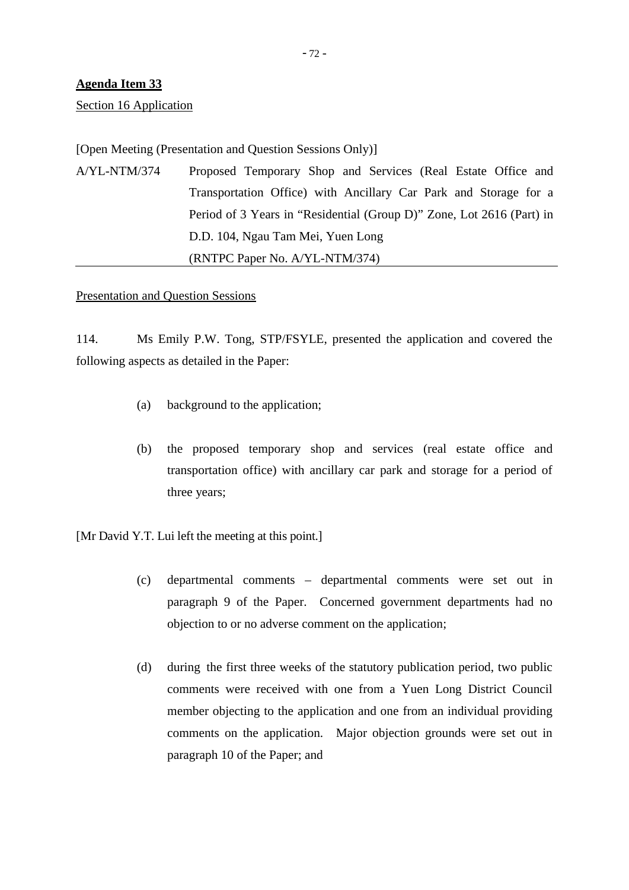**<u>Agenda Item 33</u>**

<u>Section 16 Application</u>

[Open Meeting (Presentation and Question Sessions Only)]

A/YL-NTM/374 Proposed Temporary Shop and Services (Real Estate Office and Transportation Office) with Ancillary Car Park and Storage for a Period of 3 Years in "Residential (Group D)" Zone, Lot 2616 (Part) in D.D. 104, Ngau Tam Mei, Yuen Long
(RNTPC Paper No. A/YL-NTM/374)

---

<u>Presentation and Question Sessions</u>

114. Ms Emily P.W. Tong, STP/FSYLE, presented the application and covered the following aspects as detailed in the Paper:

(a) background to the application;

(b) the proposed temporary shop and services (real estate office and transportation office) with ancillary car park and storage for a period of three years;

[Mr David Y.T. Lui left the meeting at this point.]

(c) departmental comments – departmental comments were set out in paragraph 9 of the Paper. Concerned government departments had no objection to or no adverse comment on the application;

(d) during the first three weeks of the statutory publication period, two public comments were received with one from a Yuen Long District Council member objecting to the application and one from an individual providing comments on the application. Major objection grounds were set out in paragraph 10 of the Paper; and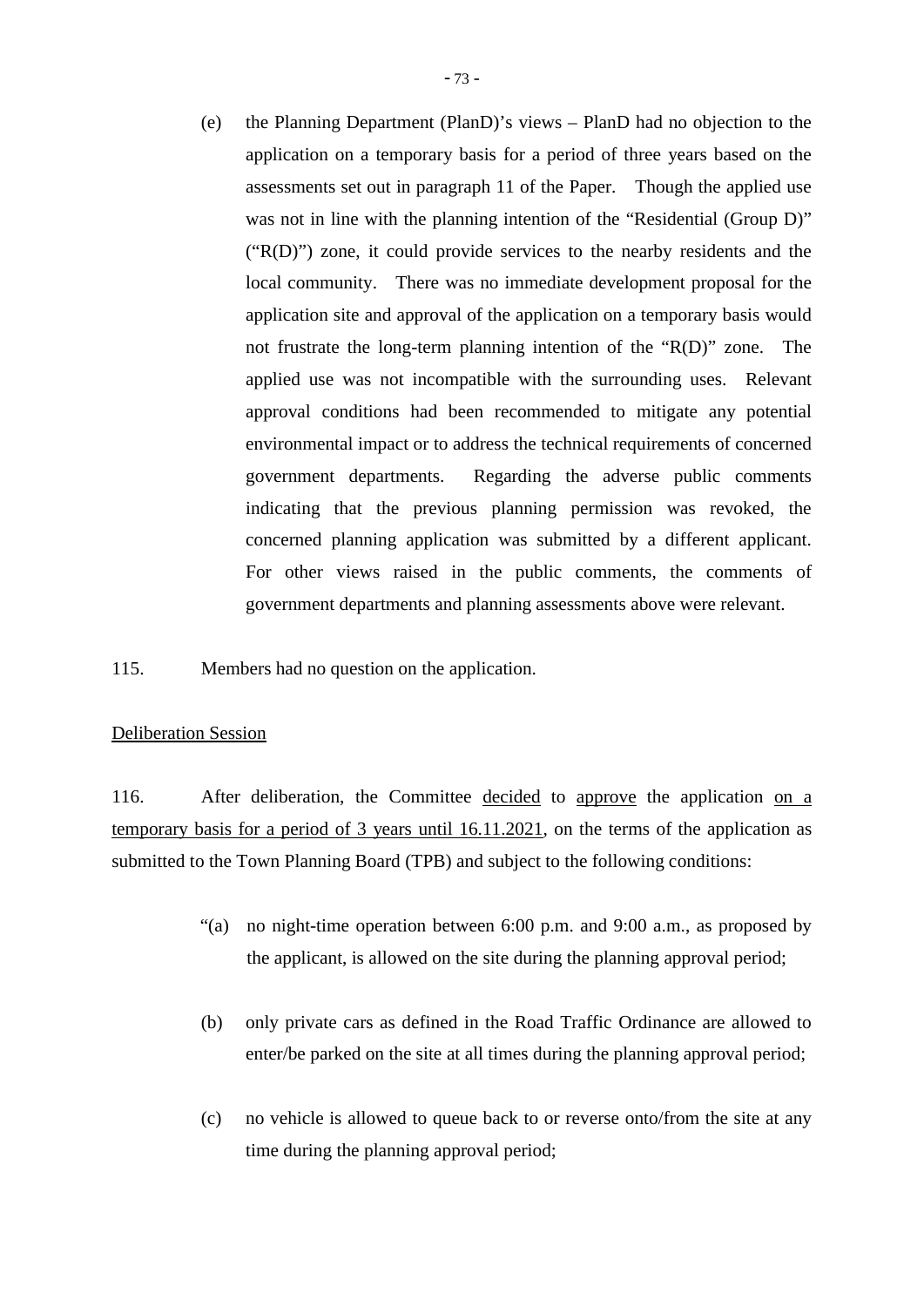(e) the Planning Department (PlanD)'s views – PlanD had no objection to the application on a temporary basis for a period of three years based on the assessments set out in paragraph 11 of the Paper. Though the applied use was not in line with the planning intention of the "Residential (Group D)" ("R(D)") zone, it could provide services to the nearby residents and the local community. There was no immediate development proposal for the application site and approval of the application on a temporary basis would not frustrate the long-term planning intention of the "R(D)" zone. The applied use was not incompatible with the surrounding uses. Relevant approval conditions had been recommended to mitigate any potential environmental impact or to address the technical requirements of concerned government departments. Regarding the adverse public comments indicating that the previous planning permission was revoked, the concerned planning application was submitted by a different applicant. For other views raised in the public comments, the comments of government departments and planning assessments above were relevant.

115. Members had no question on the application.

<u>Deliberation Session</u>

116. After deliberation, the Committee <u>decided</u> to <u>approve</u> the application <u>on a temporary basis for a period of 3 years until 16.11.2021</u>, on the terms of the application as submitted to the Town Planning Board (TPB) and subject to the following conditions:

"(a) no night-time operation between 6:00 p.m. and 9:00 a.m., as proposed by the applicant, is allowed on the site during the planning approval period;

(b) only private cars as defined in the Road Traffic Ordinance are allowed to enter/be parked on the site at all times during the planning approval period;

(c) no vehicle is allowed to queue back to or reverse onto/from the site at any time during the planning approval period;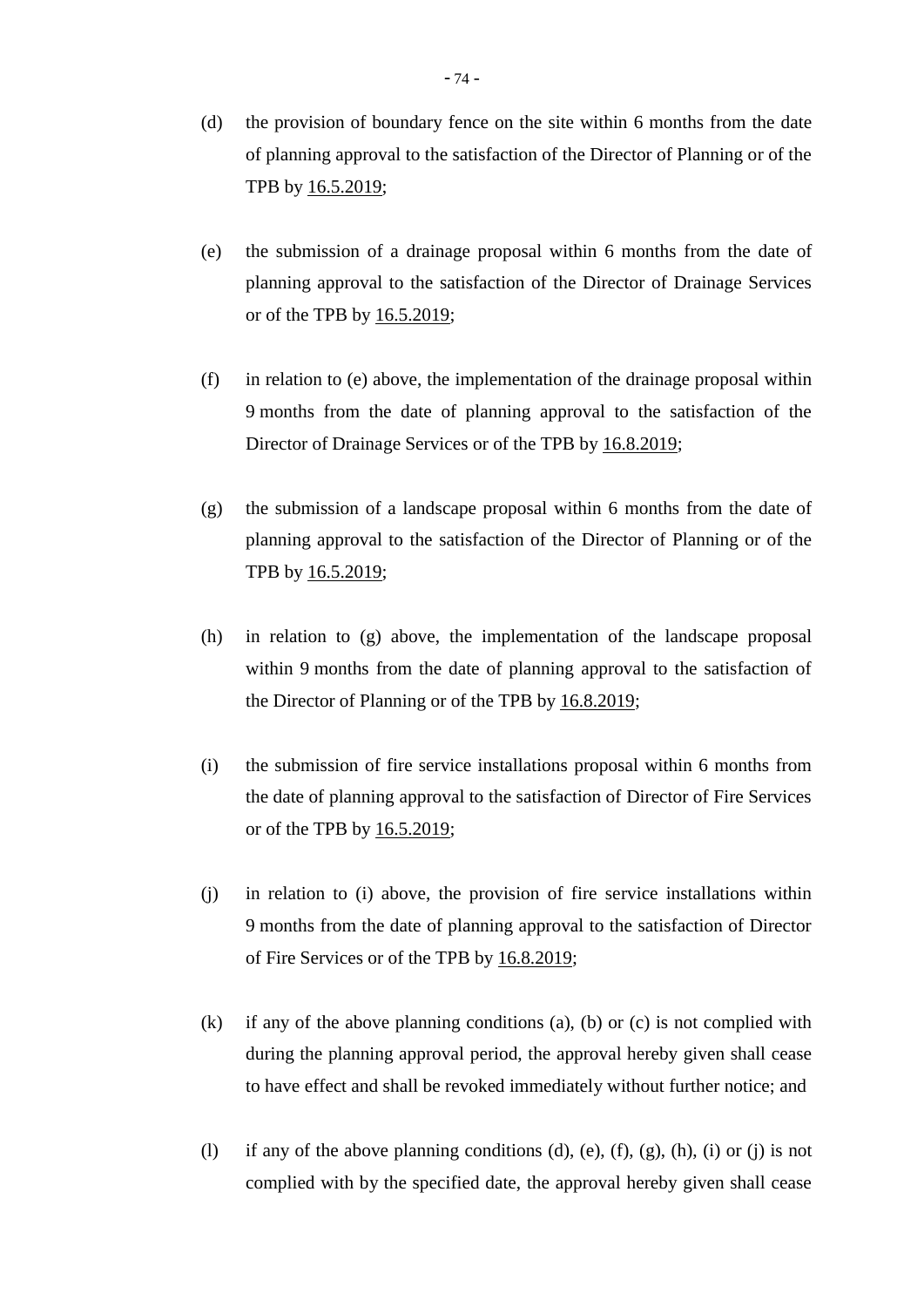(d) the provision of boundary fence on the site within 6 months from the date of planning approval to the satisfaction of the Director of Planning or of the TPB by <u>16.5.2019</u>;

(e) the submission of a drainage proposal within 6 months from the date of planning approval to the satisfaction of the Director of Drainage Services or of the TPB by <u>16.5.2019</u>;

(f) in relation to (e) above, the implementation of the drainage proposal within 9 months from the date of planning approval to the satisfaction of the Director of Drainage Services or of the TPB by <u>16.8.2019</u>;

(g) the submission of a landscape proposal within 6 months from the date of planning approval to the satisfaction of the Director of Planning or of the TPB by <u>16.5.2019</u>;

(h) in relation to (g) above, the implementation of the landscape proposal within 9 months from the date of planning approval to the satisfaction of the Director of Planning or of the TPB by <u>16.8.2019</u>;

(i) the submission of fire service installations proposal within 6 months from the date of planning approval to the satisfaction of Director of Fire Services or of the TPB by <u>16.5.2019</u>;

(j) in relation to (i) above, the provision of fire service installations within 9 months from the date of planning approval to the satisfaction of Director of Fire Services or of the TPB by <u>16.8.2019</u>;

(k) if any of the above planning conditions (a), (b) or (c) is not complied with during the planning approval period, the approval hereby given shall cease to have effect and shall be revoked immediately without further notice; and

(l) if any of the above planning conditions (d), (e), (f), (g), (h), (i) or (j) is not complied with by the specified date, the approval hereby given shall cease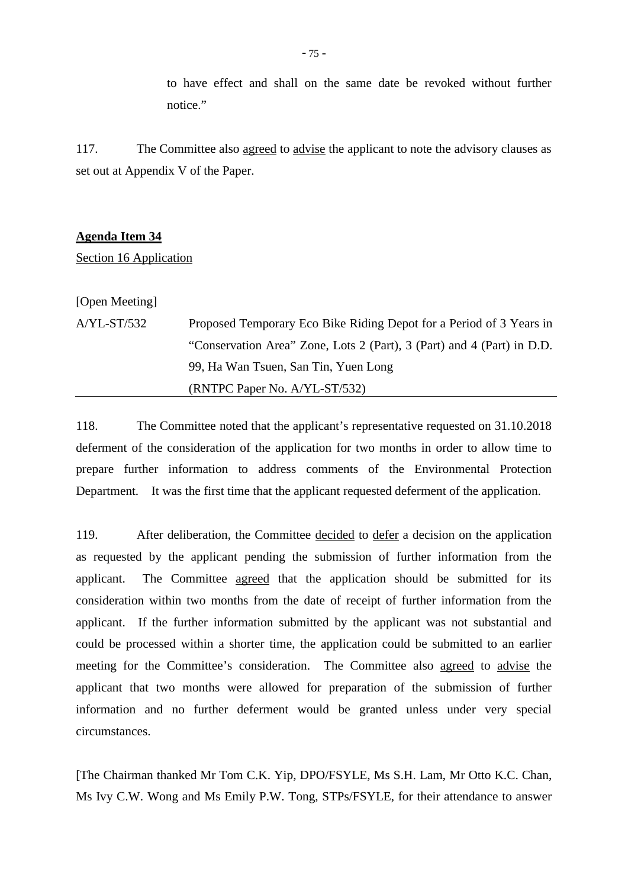to have effect and shall on the same date be revoked without further notice."

117. The Committee also agreed to advise the applicant to note the advisory clauses as set out at Appendix V of the Paper.

**Agenda Item 34**

Section 16 Application

[Open Meeting]

A/YL-ST/532 Proposed Temporary Eco Bike Riding Depot for a Period of 3 Years in "Conservation Area" Zone, Lots 2 (Part), 3 (Part) and 4 (Part) in D.D. 99, Ha Wan Tsuen, San Tin, Yuen Long
(RNTPC Paper No. A/YL-ST/532)

118. The Committee noted that the applicant's representative requested on 31.10.2018 deferment of the consideration of the application for two months in order to allow time to prepare further information to address comments of the Environmental Protection Department. It was the first time that the applicant requested deferment of the application.

119. After deliberation, the Committee decided to defer a decision on the application as requested by the applicant pending the submission of further information from the applicant. The Committee agreed that the application should be submitted for its consideration within two months from the date of receipt of further information from the applicant. If the further information submitted by the applicant was not substantial and could be processed within a shorter time, the application could be submitted to an earlier meeting for the Committee's consideration. The Committee also agreed to advise the applicant that two months were allowed for preparation of the submission of further information and no further deferment would be granted unless under very special circumstances.

[The Chairman thanked Mr Tom C.K. Yip, DPO/FSYLE, Ms S.H. Lam, Mr Otto K.C. Chan, Ms Ivy C.W. Wong and Ms Emily P.W. Tong, STPs/FSYLE, for their attendance to answer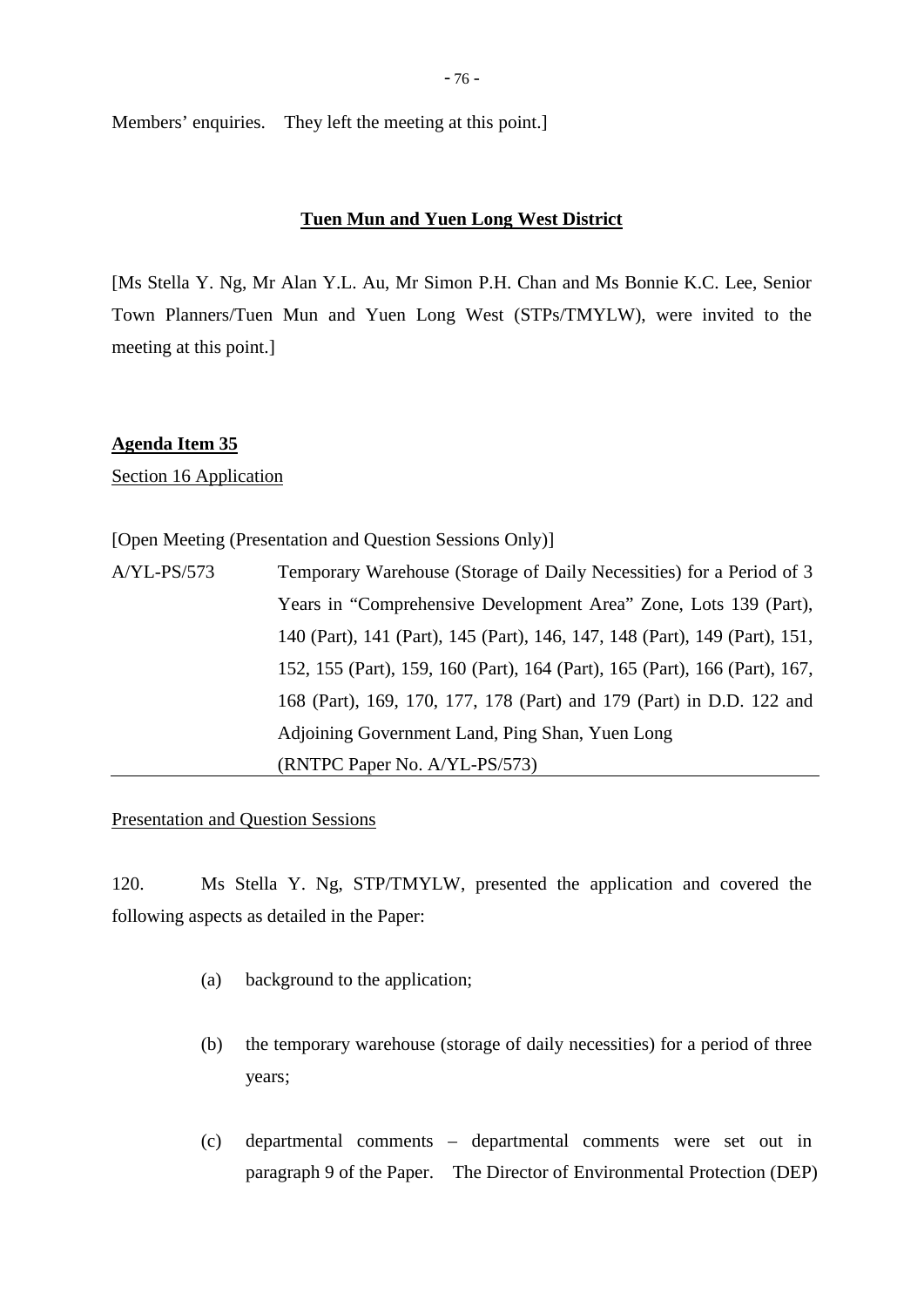Members' enquiries. They left the meeting at this point.]

**Tuen Mun and Yuen Long West District**

[Ms Stella Y. Ng, Mr Alan Y.L. Au, Mr Simon P.H. Chan and Ms Bonnie K.C. Lee, Senior Town Planners/Tuen Mun and Yuen Long West (STPs/TMYLW), were invited to the meeting at this point.]

**Agenda Item 35**

Section 16 Application

[Open Meeting (Presentation and Question Sessions Only)]

A/YL-PS/573 Temporary Warehouse (Storage of Daily Necessities) for a Period of 3 Years in "Comprehensive Development Area" Zone, Lots 139 (Part), 140 (Part), 141 (Part), 145 (Part), 146, 147, 148 (Part), 149 (Part), 151, 152, 155 (Part), 159, 160 (Part), 164 (Part), 165 (Part), 166 (Part), 167, 168 (Part), 169, 170, 177, 178 (Part) and 179 (Part) in D.D. 122 and Adjoining Government Land, Ping Shan, Yuen Long (RNTPC Paper No. A/YL-PS/573)

Presentation and Question Sessions

120. Ms Stella Y. Ng, STP/TMYLW, presented the application and covered the following aspects as detailed in the Paper:

(a) background to the application;

(b) the temporary warehouse (storage of daily necessities) for a period of three years;

(c) departmental comments – departmental comments were set out in paragraph 9 of the Paper. The Director of Environmental Protection (DEP)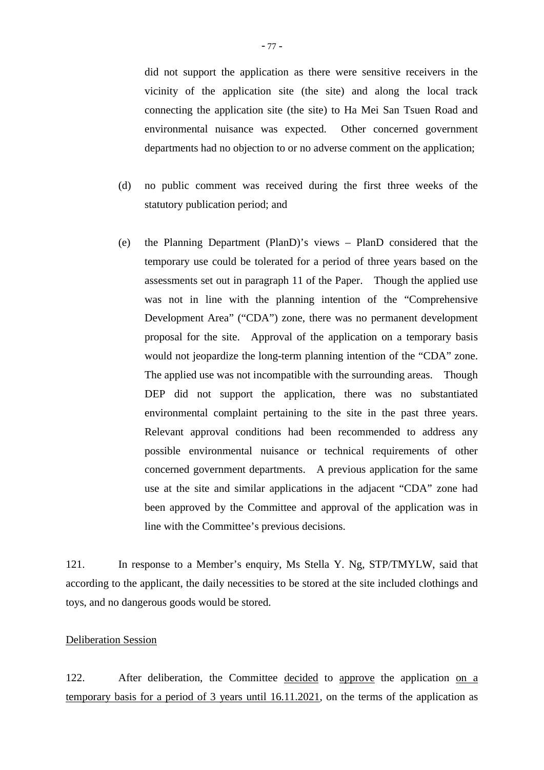did not support the application as there were sensitive receivers in the vicinity of the application site (the site) and along the local track connecting the application site (the site) to Ha Mei San Tsuen Road and environmental nuisance was expected. Other concerned government departments had no objection to or no adverse comment on the application;

(d) no public comment was received during the first three weeks of the statutory publication period; and

(e) the Planning Department (PlanD)'s views – PlanD considered that the temporary use could be tolerated for a period of three years based on the assessments set out in paragraph 11 of the Paper. Though the applied use was not in line with the planning intention of the "Comprehensive Development Area" ("CDA") zone, there was no permanent development proposal for the site. Approval of the application on a temporary basis would not jeopardize the long-term planning intention of the "CDA" zone. The applied use was not incompatible with the surrounding areas. Though DEP did not support the application, there was no substantiated environmental complaint pertaining to the site in the past three years. Relevant approval conditions had been recommended to address any possible environmental nuisance or technical requirements of other concerned government departments. A previous application for the same use at the site and similar applications in the adjacent "CDA" zone had been approved by the Committee and approval of the application was in line with the Committee's previous decisions.

121. In response to a Member's enquiry, Ms Stella Y. Ng, STP/TMYLW, said that according to the applicant, the daily necessities to be stored at the site included clothings and toys, and no dangerous goods would be stored.

<u>Deliberation Session</u>

122. After deliberation, the Committee <u>decided</u> to <u>approve</u> the application <u>on a temporary basis for a period of 3 years until 16.11.2021</u>, on the terms of the application as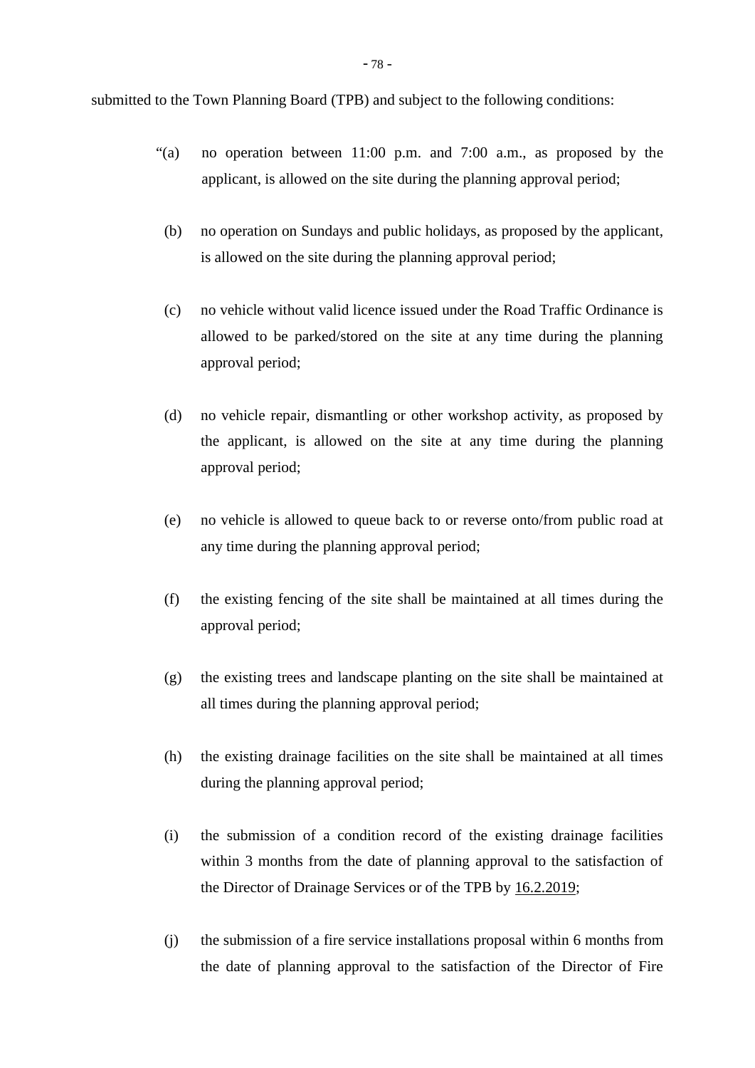submitted to the Town Planning Board (TPB) and subject to the following conditions:

> "(a) no operation between 11:00 p.m. and 7:00 a.m., as proposed by the applicant, is allowed on the site during the planning approval period;
>
> (b) no operation on Sundays and public holidays, as proposed by the applicant, is allowed on the site during the planning approval period;
>
> (c) no vehicle without valid licence issued under the Road Traffic Ordinance is allowed to be parked/stored on the site at any time during the planning approval period;
>
> (d) no vehicle repair, dismantling or other workshop activity, as proposed by the applicant, is allowed on the site at any time during the planning approval period;
>
> (e) no vehicle is allowed to queue back to or reverse onto/from public road at any time during the planning approval period;
>
> (f) the existing fencing of the site shall be maintained at all times during the approval period;
>
> (g) the existing trees and landscape planting on the site shall be maintained at all times during the planning approval period;
>
> (h) the existing drainage facilities on the site shall be maintained at all times during the planning approval period;
>
> (i) the submission of a condition record of the existing drainage facilities within 3 months from the date of planning approval to the satisfaction of the Director of Drainage Services or of the TPB by <u>16.2.2019</u>;
>
> (j) the submission of a fire service installations proposal within 6 months from the date of planning approval to the satisfaction of the Director of Fire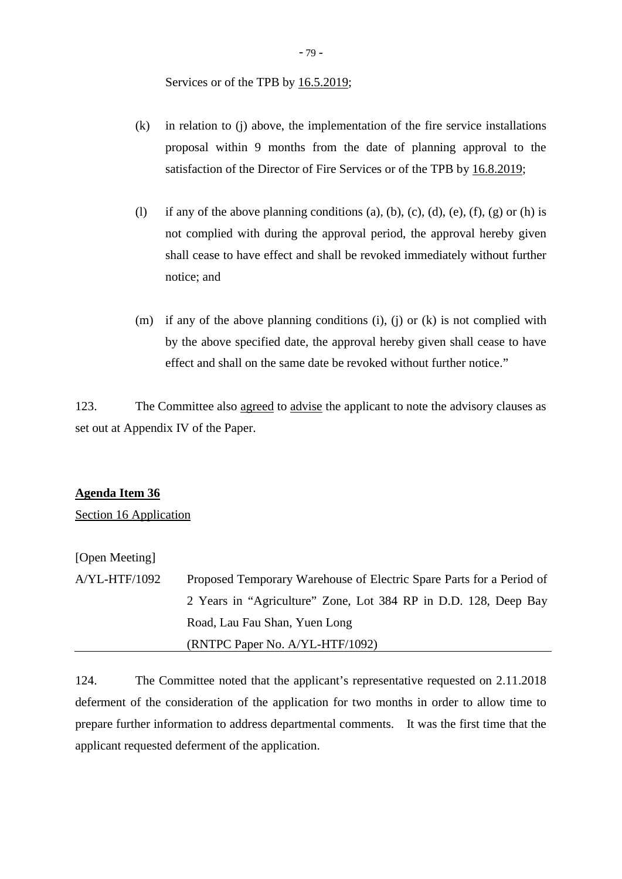Services or of the TPB by <u>16.5.2019</u>;

(k) in relation to (j) above, the implementation of the fire service installations proposal within 9 months from the date of planning approval to the satisfaction of the Director of Fire Services or of the TPB by <u>16.8.2019</u>;

(l) if any of the above planning conditions (a), (b), (c), (d), (e), (f), (g) or (h) is not complied with during the approval period, the approval hereby given shall cease to have effect and shall be revoked immediately without further notice; and

(m) if any of the above planning conditions (i), (j) or (k) is not complied with by the above specified date, the approval hereby given shall cease to have effect and shall on the same date be revoked without further notice."

123. The Committee also <u>agreed</u> to <u>advise</u> the applicant to note the advisory clauses as set out at Appendix IV of the Paper.

**<u>Agenda Item 36</u>**

<u>Section 16 Application</u>

[Open Meeting]

A/YL-HTF/1092 Proposed Temporary Warehouse of Electric Spare Parts for a Period of 2 Years in "Agriculture" Zone, Lot 384 RP in D.D. 128, Deep Bay Road, Lau Fau Shan, Yuen Long
(RNTPC Paper No. A/YL-HTF/1092)

---

124. The Committee noted that the applicant's representative requested on 2.11.2018 deferment of the consideration of the application for two months in order to allow time to prepare further information to address departmental comments. It was the first time that the applicant requested deferment of the application.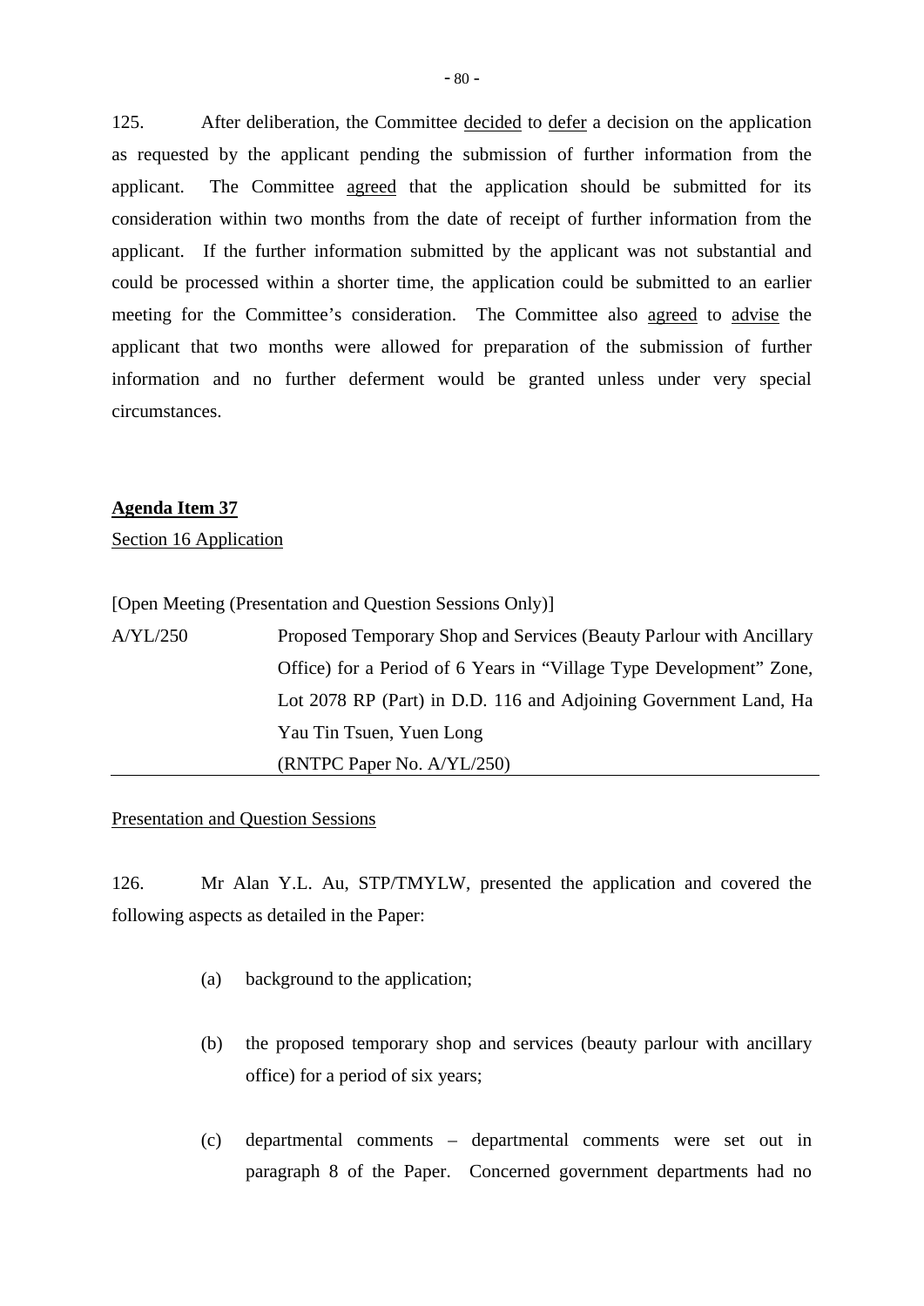125. After deliberation, the Committee decided to defer a decision on the application as requested by the applicant pending the submission of further information from the applicant. The Committee agreed that the application should be submitted for its consideration within two months from the date of receipt of further information from the applicant. If the further information submitted by the applicant was not substantial and could be processed within a shorter time, the application could be submitted to an earlier meeting for the Committee's consideration. The Committee also agreed to advise the applicant that two months were allowed for preparation of the submission of further information and no further deferment would be granted unless under very special circumstances.

**Agenda Item 37**

Section 16 Application

[Open Meeting (Presentation and Question Sessions Only)]

A/YL/250 Proposed Temporary Shop and Services (Beauty Parlour with Ancillary Office) for a Period of 6 Years in "Village Type Development" Zone, Lot 2078 RP (Part) in D.D. 116 and Adjoining Government Land, Ha Yau Tin Tsuen, Yuen Long
(RNTPC Paper No. A/YL/250)

Presentation and Question Sessions

126. Mr Alan Y.L. Au, STP/TMYLW, presented the application and covered the following aspects as detailed in the Paper:

(a) background to the application;

(b) the proposed temporary shop and services (beauty parlour with ancillary office) for a period of six years;

(c) departmental comments – departmental comments were set out in paragraph 8 of the Paper. Concerned government departments had no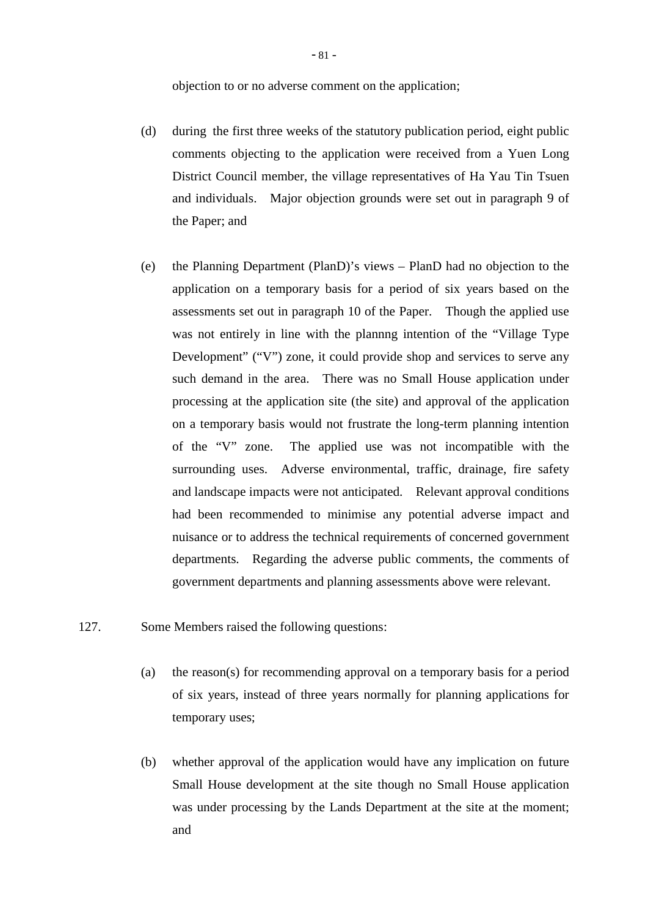objection to or no adverse comment on the application;

(d) during the first three weeks of the statutory publication period, eight public comments objecting to the application were received from a Yuen Long District Council member, the village representatives of Ha Yau Tin Tsuen and individuals. Major objection grounds were set out in paragraph 9 of the Paper; and

(e) the Planning Department (PlanD)'s views – PlanD had no objection to the application on a temporary basis for a period of six years based on the assessments set out in paragraph 10 of the Paper. Though the applied use was not entirely in line with the plannng intention of the "Village Type Development" ("V") zone, it could provide shop and services to serve any such demand in the area. There was no Small House application under processing at the application site (the site) and approval of the application on a temporary basis would not frustrate the long-term planning intention of the "V" zone. The applied use was not incompatible with the surrounding uses. Adverse environmental, traffic, drainage, fire safety and landscape impacts were not anticipated. Relevant approval conditions had been recommended to minimise any potential adverse impact and nuisance or to address the technical requirements of concerned government departments. Regarding the adverse public comments, the comments of government departments and planning assessments above were relevant.

127. Some Members raised the following questions:

(a) the reason(s) for recommending approval on a temporary basis for a period of six years, instead of three years normally for planning applications for temporary uses;

(b) whether approval of the application would have any implication on future Small House development at the site though no Small House application was under processing by the Lands Department at the site at the moment; and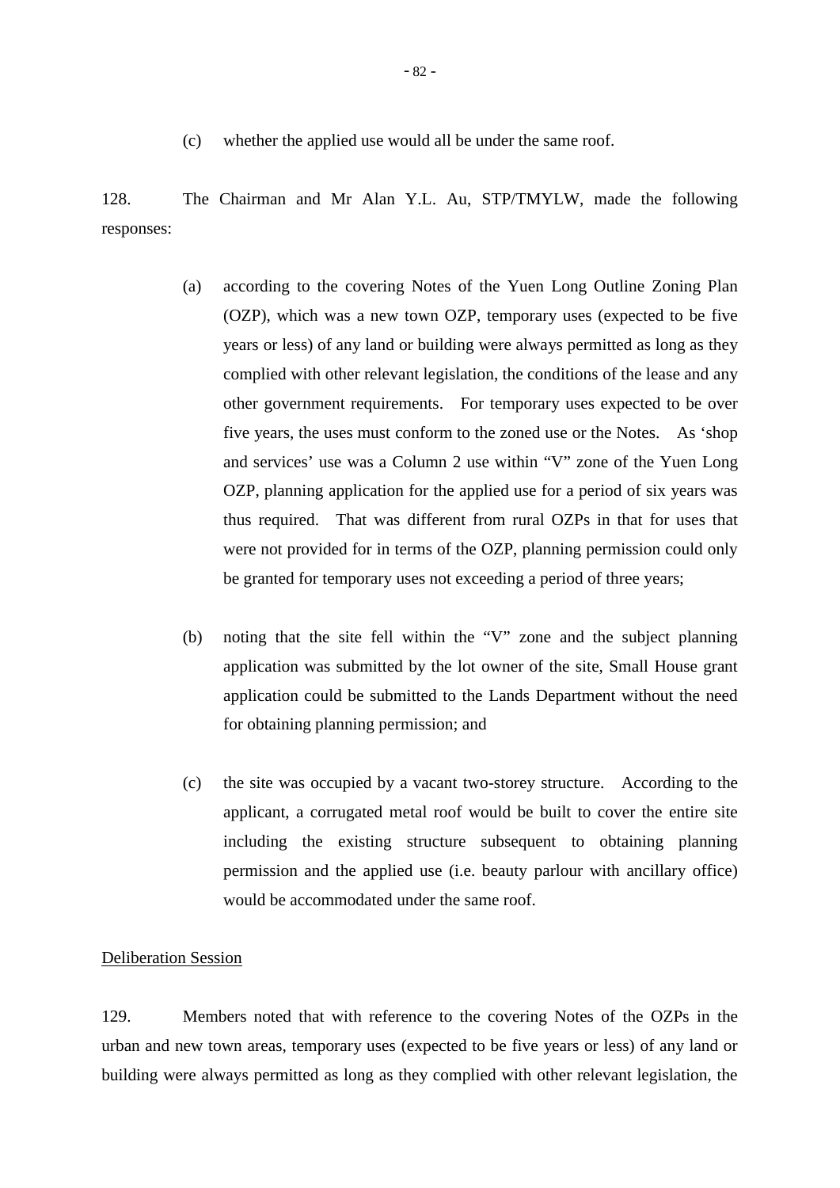(c) whether the applied use would all be under the same roof.

128. The Chairman and Mr Alan Y.L. Au, STP/TMYLW, made the following responses:

(a) according to the covering Notes of the Yuen Long Outline Zoning Plan (OZP), which was a new town OZP, temporary uses (expected to be five years or less) of any land or building were always permitted as long as they complied with other relevant legislation, the conditions of the lease and any other government requirements. For temporary uses expected to be over five years, the uses must conform to the zoned use or the Notes. As 'shop and services' use was a Column 2 use within "V" zone of the Yuen Long OZP, planning application for the applied use for a period of six years was thus required. That was different from rural OZPs in that for uses that were not provided for in terms of the OZP, planning permission could only be granted for temporary uses not exceeding a period of three years;

(b) noting that the site fell within the "V" zone and the subject planning application was submitted by the lot owner of the site, Small House grant application could be submitted to the Lands Department without the need for obtaining planning permission; and

(c) the site was occupied by a vacant two-storey structure. According to the applicant, a corrugated metal roof would be built to cover the entire site including the existing structure subsequent to obtaining planning permission and the applied use (i.e. beauty parlour with ancillary office) would be accommodated under the same roof.

<u>Deliberation Session</u>

129. Members noted that with reference to the covering Notes of the OZPs in the urban and new town areas, temporary uses (expected to be five years or less) of any land or building were always permitted as long as they complied with other relevant legislation, the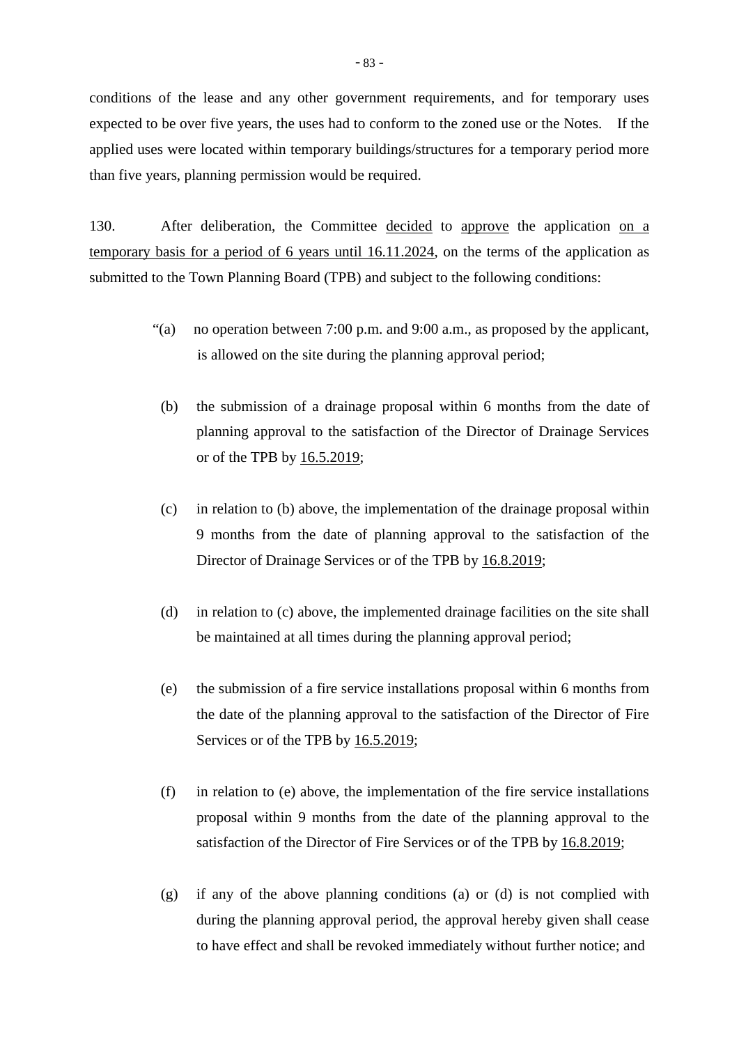conditions of the lease and any other government requirements, and for temporary uses expected to be over five years, the uses had to conform to the zoned use or the Notes. If the applied uses were located within temporary buildings/structures for a temporary period more than five years, planning permission would be required.

130. After deliberation, the Committee <u>decided</u> to <u>approve</u> the application <u>on a temporary basis for a period of 6 years until 16.11.2024</u>, on the terms of the application as submitted to the Town Planning Board (TPB) and subject to the following conditions:

> "(a) no operation between 7:00 p.m. and 9:00 a.m., as proposed by the applicant, is allowed on the site during the planning approval period;
>
> (b) the submission of a drainage proposal within 6 months from the date of planning approval to the satisfaction of the Director of Drainage Services or of the TPB by <u>16.5.2019</u>;
>
> (c) in relation to (b) above, the implementation of the drainage proposal within 9 months from the date of planning approval to the satisfaction of the Director of Drainage Services or of the TPB by <u>16.8.2019</u>;
>
> (d) in relation to (c) above, the implemented drainage facilities on the site shall be maintained at all times during the planning approval period;
>
> (e) the submission of a fire service installations proposal within 6 months from the date of the planning approval to the satisfaction of the Director of Fire Services or of the TPB by <u>16.5.2019</u>;
>
> (f) in relation to (e) above, the implementation of the fire service installations proposal within 9 months from the date of the planning approval to the satisfaction of the Director of Fire Services or of the TPB by <u>16.8.2019</u>;
>
> (g) if any of the above planning conditions (a) or (d) is not complied with during the planning approval period, the approval hereby given shall cease to have effect and shall be revoked immediately without further notice; and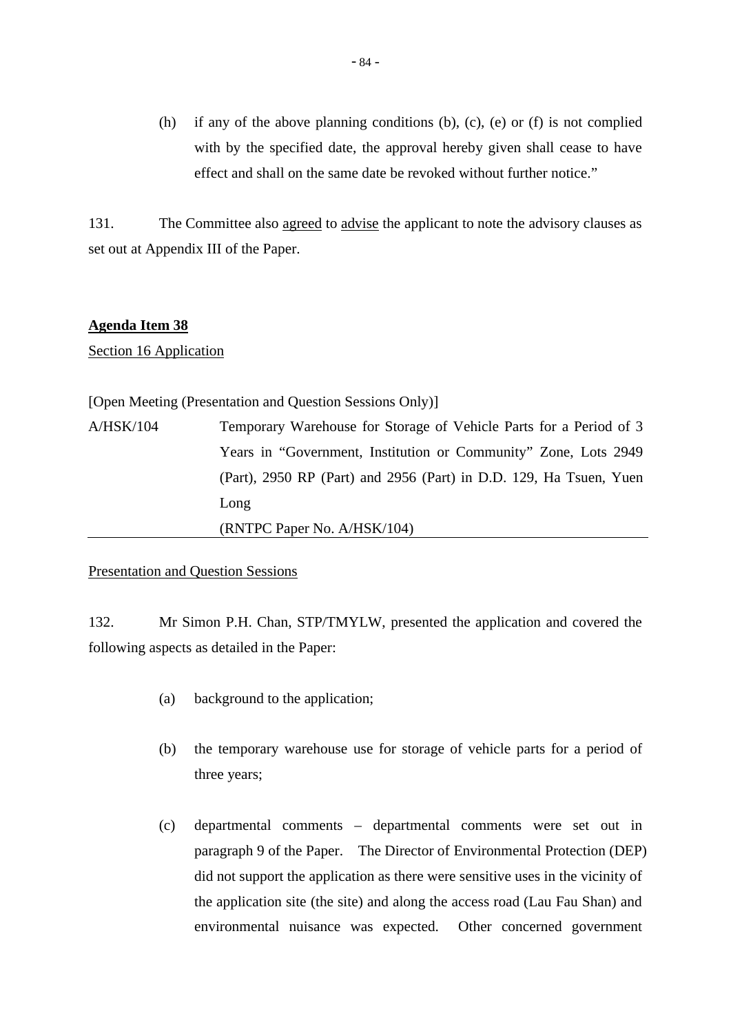(h) if any of the above planning conditions (b), (c), (e) or (f) is not complied with by the specified date, the approval hereby given shall cease to have effect and shall on the same date be revoked without further notice."

131. The Committee also agreed to advise the applicant to note the advisory clauses as set out at Appendix III of the Paper.

**Agenda Item 38**

Section 16 Application

[Open Meeting (Presentation and Question Sessions Only)]

A/HSK/104 Temporary Warehouse for Storage of Vehicle Parts for a Period of 3 Years in "Government, Institution or Community" Zone, Lots 2949 (Part), 2950 RP (Part) and 2956 (Part) in D.D. 129, Ha Tsuen, Yuen Long
(RNTPC Paper No. A/HSK/104)

Presentation and Question Sessions

132. Mr Simon P.H. Chan, STP/TMYLW, presented the application and covered the following aspects as detailed in the Paper:

(a) background to the application;

(b) the temporary warehouse use for storage of vehicle parts for a period of three years;

(c) departmental comments – departmental comments were set out in paragraph 9 of the Paper. The Director of Environmental Protection (DEP) did not support the application as there were sensitive uses in the vicinity of the application site (the site) and along the access road (Lau Fau Shan) and environmental nuisance was expected. Other concerned government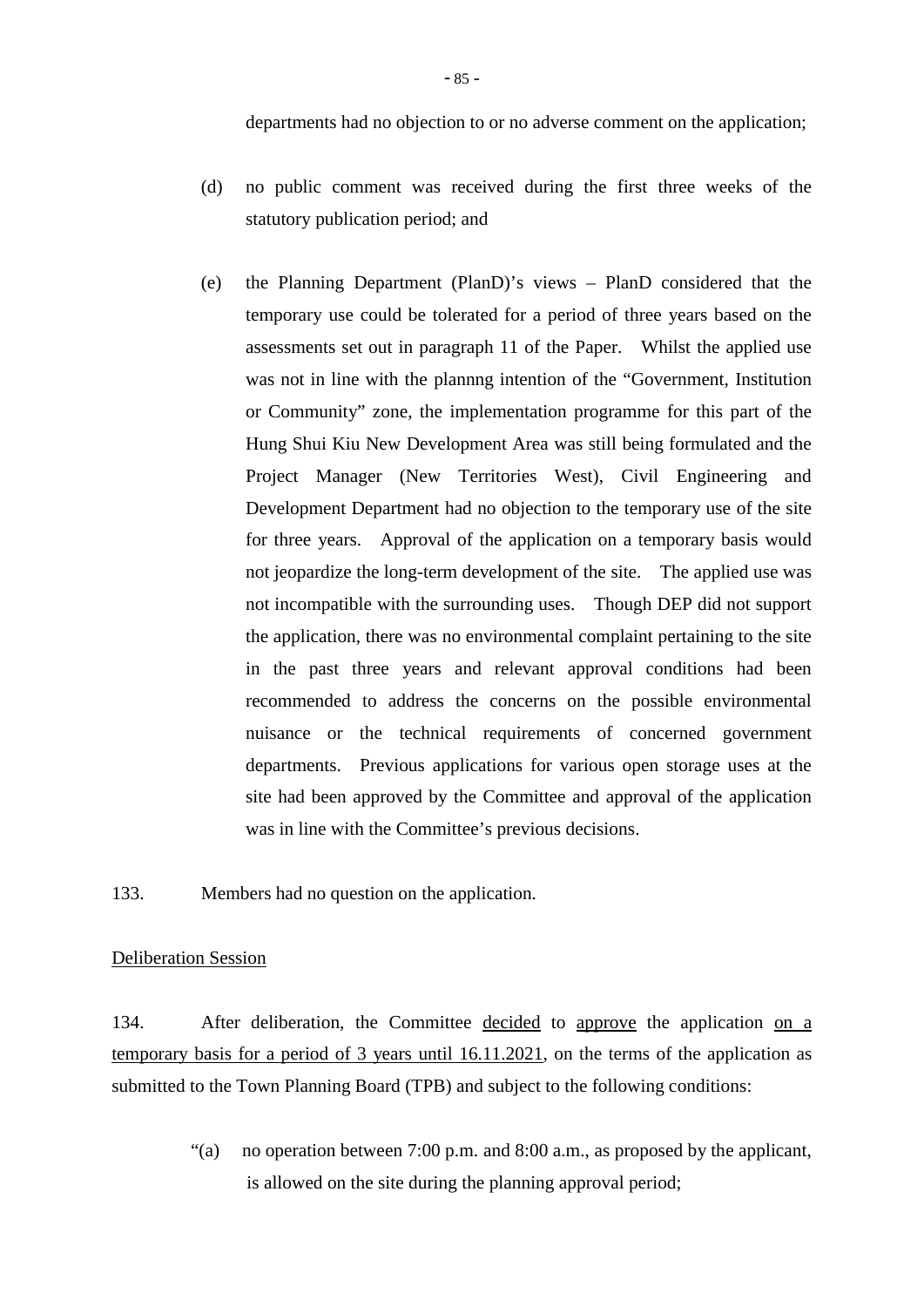departments had no objection to or no adverse comment on the application;

(d) no public comment was received during the first three weeks of the statutory publication period; and

(e) the Planning Department (PlanD)'s views – PlanD considered that the temporary use could be tolerated for a period of three years based on the assessments set out in paragraph 11 of the Paper. Whilst the applied use was not in line with the plannng intention of the "Government, Institution or Community" zone, the implementation programme for this part of the Hung Shui Kiu New Development Area was still being formulated and the Project Manager (New Territories West), Civil Engineering and Development Department had no objection to the temporary use of the site for three years. Approval of the application on a temporary basis would not jeopardize the long-term development of the site. The applied use was not incompatible with the surrounding uses. Though DEP did not support the application, there was no environmental complaint pertaining to the site in the past three years and relevant approval conditions had been recommended to address the concerns on the possible environmental nuisance or the technical requirements of concerned government departments. Previous applications for various open storage uses at the site had been approved by the Committee and approval of the application was in line with the Committee's previous decisions.

133. Members had no question on the application.

<u>Deliberation Session</u>

134. After deliberation, the Committee <u>decided</u> to <u>approve</u> the application <u>on a temporary basis for a period of 3 years until 16.11.2021</u>, on the terms of the application as submitted to the Town Planning Board (TPB) and subject to the following conditions:

"(a) no operation between 7:00 p.m. and 8:00 a.m., as proposed by the applicant, is allowed on the site during the planning approval period;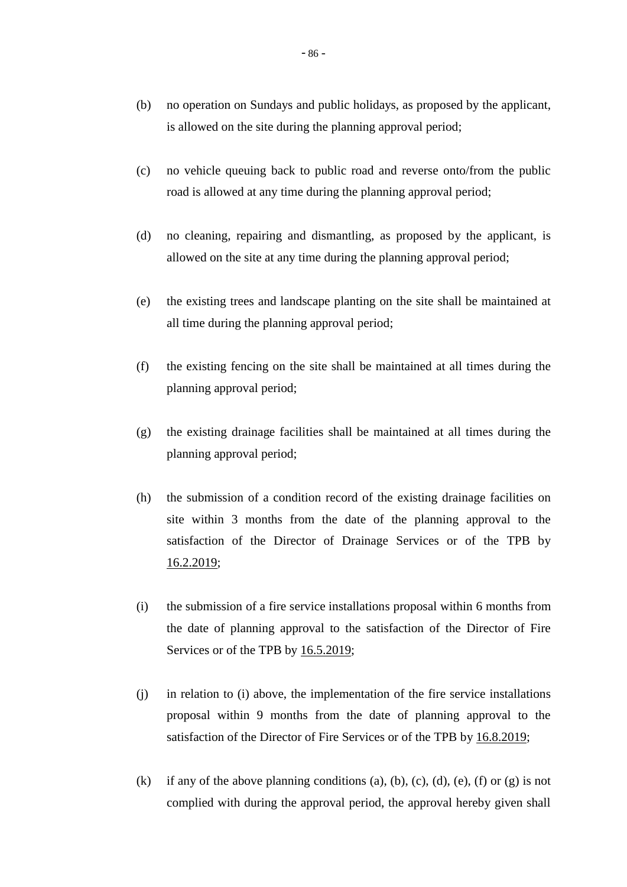(b) no operation on Sundays and public holidays, as proposed by the applicant, is allowed on the site during the planning approval period;

(c) no vehicle queuing back to public road and reverse onto/from the public road is allowed at any time during the planning approval period;

(d) no cleaning, repairing and dismantling, as proposed by the applicant, is allowed on the site at any time during the planning approval period;

(e) the existing trees and landscape planting on the site shall be maintained at all time during the planning approval period;

(f) the existing fencing on the site shall be maintained at all times during the planning approval period;

(g) the existing drainage facilities shall be maintained at all times during the planning approval period;

(h) the submission of a condition record of the existing drainage facilities on site within 3 months from the date of the planning approval to the satisfaction of the Director of Drainage Services or of the TPB by 16.2.2019;

(i) the submission of a fire service installations proposal within 6 months from the date of planning approval to the satisfaction of the Director of Fire Services or of the TPB by 16.5.2019;

(j) in relation to (i) above, the implementation of the fire service installations proposal within 9 months from the date of planning approval to the satisfaction of the Director of Fire Services or of the TPB by 16.8.2019;

(k) if any of the above planning conditions (a), (b), (c), (d), (e), (f) or (g) is not complied with during the approval period, the approval hereby given shall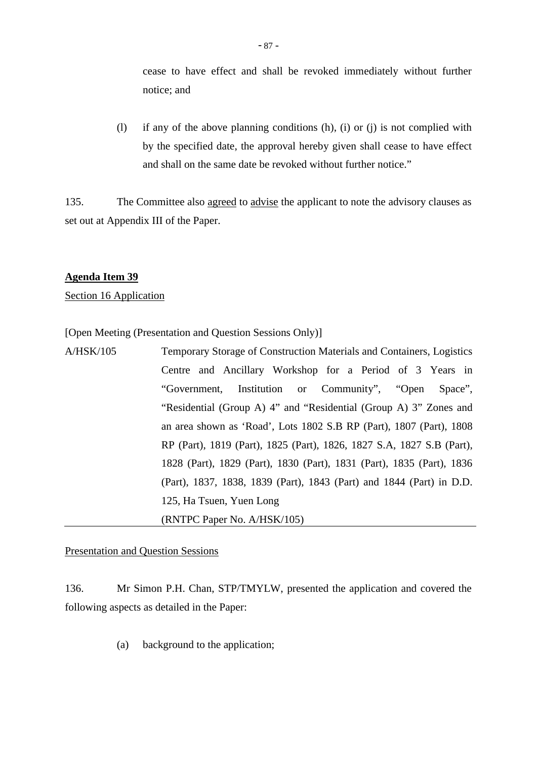cease to have effect and shall be revoked immediately without further notice; and

(l) if any of the above planning conditions (h), (i) or (j) is not complied with by the specified date, the approval hereby given shall cease to have effect and shall on the same date be revoked without further notice."

135. The Committee also agreed to advise the applicant to note the advisory clauses as set out at Appendix III of the Paper.

**Agenda Item 39**

Section 16 Application

[Open Meeting (Presentation and Question Sessions Only)]

A/HSK/105 Temporary Storage of Construction Materials and Containers, Logistics Centre and Ancillary Workshop for a Period of 3 Years in "Government, Institution or Community", "Open Space", "Residential (Group A) 4" and "Residential (Group A) 3" Zones and an area shown as 'Road', Lots 1802 S.B RP (Part), 1807 (Part), 1808 RP (Part), 1819 (Part), 1825 (Part), 1826, 1827 S.A, 1827 S.B (Part), 1828 (Part), 1829 (Part), 1830 (Part), 1831 (Part), 1835 (Part), 1836 (Part), 1837, 1838, 1839 (Part), 1843 (Part) and 1844 (Part) in D.D. 125, Ha Tsuen, Yuen Long
(RNTPC Paper No. A/HSK/105)

Presentation and Question Sessions

136. Mr Simon P.H. Chan, STP/TMYLW, presented the application and covered the following aspects as detailed in the Paper:

(a) background to the application;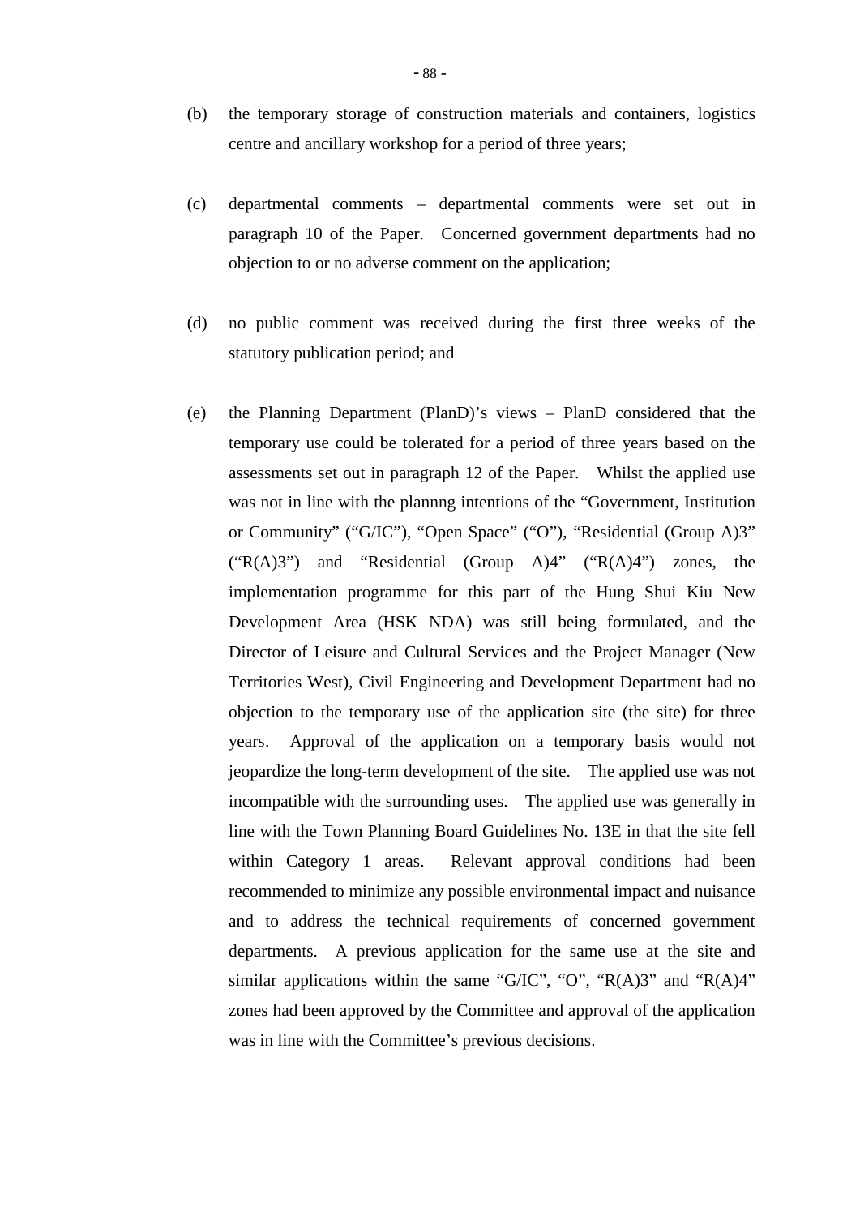(b) the temporary storage of construction materials and containers, logistics centre and ancillary workshop for a period of three years;

(c) departmental comments – departmental comments were set out in paragraph 10 of the Paper. Concerned government departments had no objection to or no adverse comment on the application;

(d) no public comment was received during the first three weeks of the statutory publication period; and

(e) the Planning Department (PlanD)'s views – PlanD considered that the temporary use could be tolerated for a period of three years based on the assessments set out in paragraph 12 of the Paper. Whilst the applied use was not in line with the plannng intentions of the "Government, Institution or Community" ("G/IC"), "Open Space" ("O"), "Residential (Group A)3" ("R(A)3") and "Residential (Group A)4" ("R(A)4") zones, the implementation programme for this part of the Hung Shui Kiu New Development Area (HSK NDA) was still being formulated, and the Director of Leisure and Cultural Services and the Project Manager (New Territories West), Civil Engineering and Development Department had no objection to the temporary use of the application site (the site) for three years. Approval of the application on a temporary basis would not jeopardize the long-term development of the site. The applied use was not incompatible with the surrounding uses. The applied use was generally in line with the Town Planning Board Guidelines No. 13E in that the site fell within Category 1 areas. Relevant approval conditions had been recommended to minimize any possible environmental impact and nuisance and to address the technical requirements of concerned government departments. A previous application for the same use at the site and similar applications within the same "G/IC", "O", "R(A)3" and "R(A)4" zones had been approved by the Committee and approval of the application was in line with the Committee's previous decisions.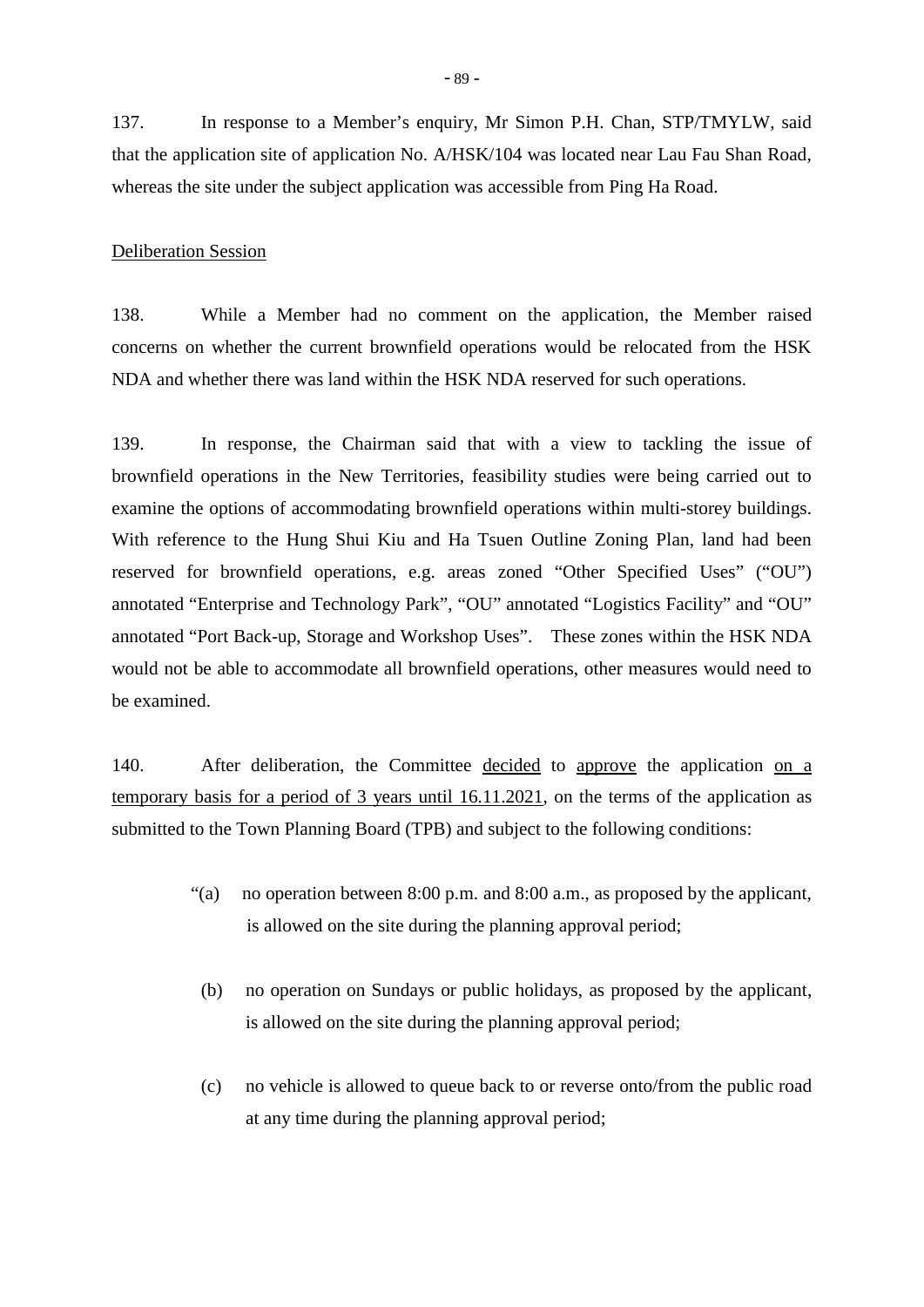137. In response to a Member's enquiry, Mr Simon P.H. Chan, STP/TMYLW, said that the application site of application No. A/HSK/104 was located near Lau Fau Shan Road, whereas the site under the subject application was accessible from Ping Ha Road.

<u>Deliberation Session</u>

138. While a Member had no comment on the application, the Member raised concerns on whether the current brownfield operations would be relocated from the HSK NDA and whether there was land within the HSK NDA reserved for such operations.

139. In response, the Chairman said that with a view to tackling the issue of brownfield operations in the New Territories, feasibility studies were being carried out to examine the options of accommodating brownfield operations within multi-storey buildings. With reference to the Hung Shui Kiu and Ha Tsuen Outline Zoning Plan, land had been reserved for brownfield operations, e.g. areas zoned "Other Specified Uses" ("OU") annotated "Enterprise and Technology Park", "OU" annotated "Logistics Facility" and "OU" annotated "Port Back-up, Storage and Workshop Uses". These zones within the HSK NDA would not be able to accommodate all brownfield operations, other measures would need to be examined.

140. After deliberation, the Committee <u>decided</u> to <u>approve</u> the application <u>on a temporary basis for a period of 3 years until 16.11.2021</u>, on the terms of the application as submitted to the Town Planning Board (TPB) and subject to the following conditions:

> "(a) no operation between 8:00 p.m. and 8:00 a.m., as proposed by the applicant, is allowed on the site during the planning approval period;
>
> (b) no operation on Sundays or public holidays, as proposed by the applicant, is allowed on the site during the planning approval period;
>
> (c) no vehicle is allowed to queue back to or reverse onto/from the public road at any time during the planning approval period;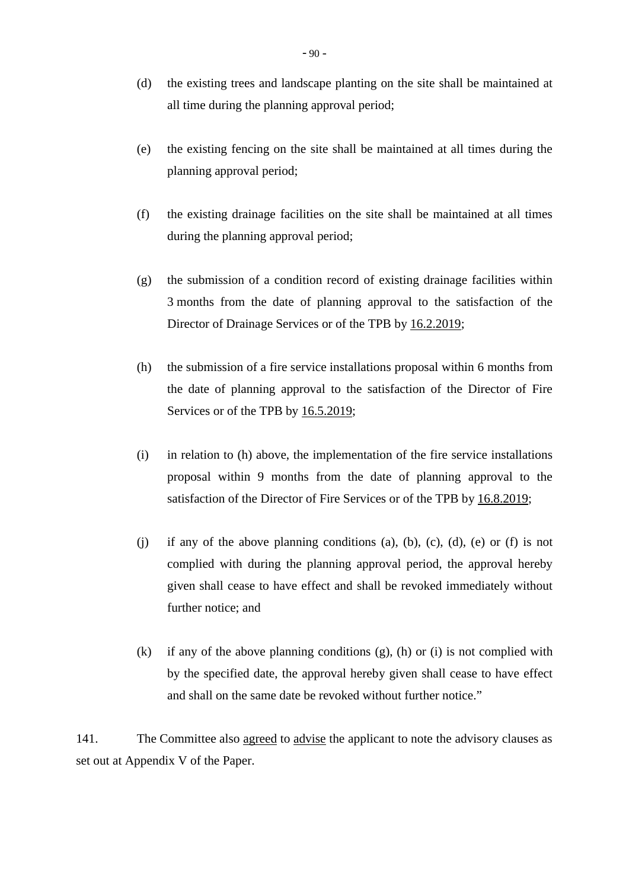(d) the existing trees and landscape planting on the site shall be maintained at all time during the planning approval period;

(e) the existing fencing on the site shall be maintained at all times during the planning approval period;

(f) the existing drainage facilities on the site shall be maintained at all times during the planning approval period;

(g) the submission of a condition record of existing drainage facilities within 3 months from the date of planning approval to the satisfaction of the Director of Drainage Services or of the TPB by <u>16.2.2019</u>;

(h) the submission of a fire service installations proposal within 6 months from the date of planning approval to the satisfaction of the Director of Fire Services or of the TPB by <u>16.5.2019</u>;

(i) in relation to (h) above, the implementation of the fire service installations proposal within 9 months from the date of planning approval to the satisfaction of the Director of Fire Services or of the TPB by <u>16.8.2019</u>;

(j) if any of the above planning conditions (a), (b), (c), (d), (e) or (f) is not complied with during the planning approval period, the approval hereby given shall cease to have effect and shall be revoked immediately without further notice; and

(k) if any of the above planning conditions (g), (h) or (i) is not complied with by the specified date, the approval hereby given shall cease to have effect and shall on the same date be revoked without further notice."

141. The Committee also <u>agreed</u> to <u>advise</u> the applicant to note the advisory clauses as set out at Appendix V of the Paper.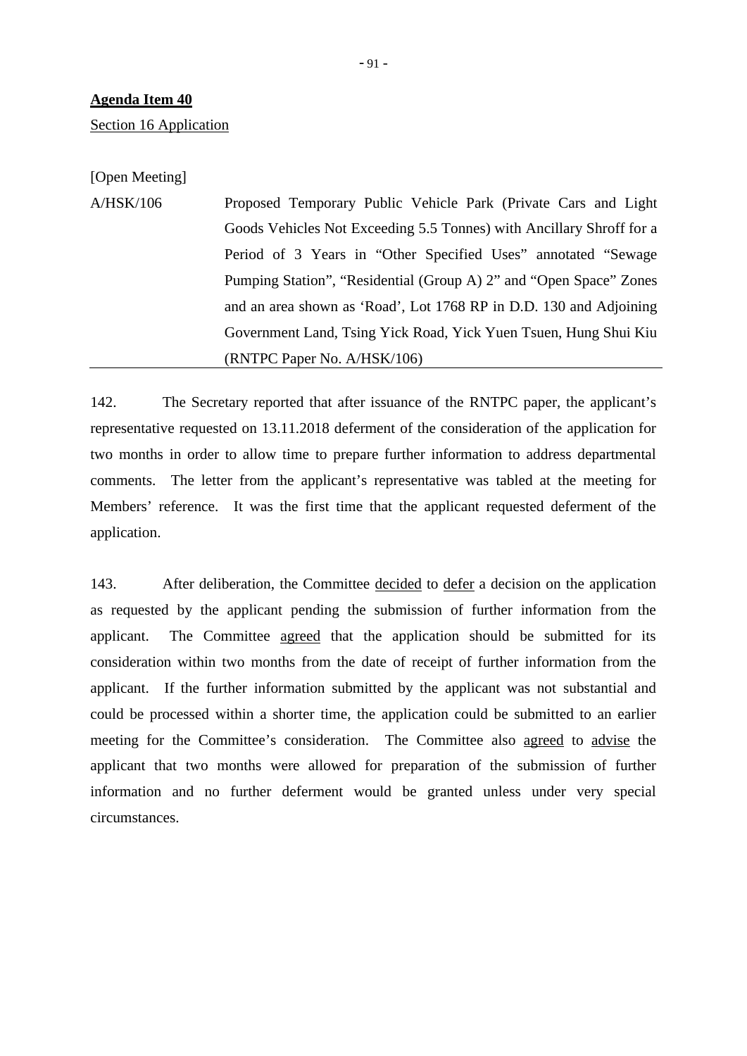**<u>Agenda Item 40</u>**

<u>Section 16 Application</u>

[Open Meeting]

A/HSK/106 Proposed Temporary Public Vehicle Park (Private Cars and Light Goods Vehicles Not Exceeding 5.5 Tonnes) with Ancillary Shroff for a Period of 3 Years in "Other Specified Uses" annotated "Sewage Pumping Station", "Residential (Group A) 2" and "Open Space" Zones and an area shown as 'Road', Lot 1768 RP in D.D. 130 and Adjoining Government Land, Tsing Yick Road, Yick Yuen Tsuen, Hung Shui Kiu (RNTPC Paper No. A/HSK/106)

---

142. The Secretary reported that after issuance of the RNTPC paper, the applicant's representative requested on 13.11.2018 deferment of the consideration of the application for two months in order to allow time to prepare further information to address departmental comments. The letter from the applicant's representative was tabled at the meeting for Members' reference. It was the first time that the applicant requested deferment of the application.

143. After deliberation, the Committee <u>decided</u> to <u>defer</u> a decision on the application as requested by the applicant pending the submission of further information from the applicant. The Committee <u>agreed</u> that the application should be submitted for its consideration within two months from the date of receipt of further information from the applicant. If the further information submitted by the applicant was not substantial and could be processed within a shorter time, the application could be submitted to an earlier meeting for the Committee's consideration. The Committee also <u>agreed</u> to <u>advise</u> the applicant that two months were allowed for preparation of the submission of further information and no further deferment would be granted unless under very special circumstances.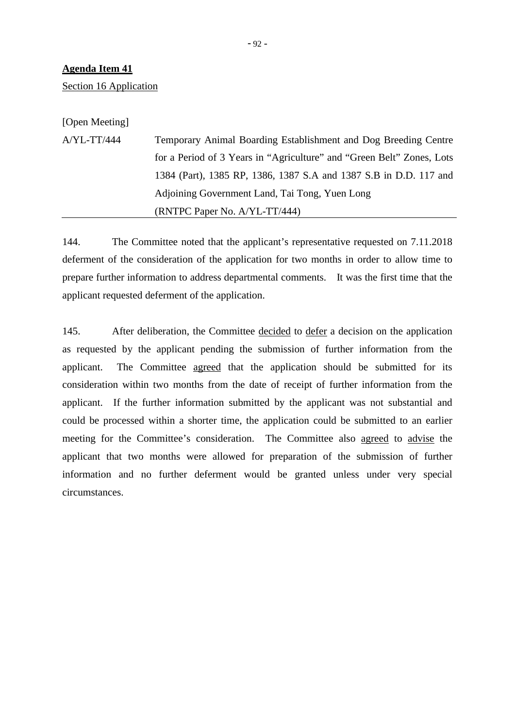**Agenda Item 41**

Section 16 Application

[Open Meeting]

A/YL-TT/444 Temporary Animal Boarding Establishment and Dog Breeding Centre for a Period of 3 Years in "Agriculture" and "Green Belt" Zones, Lots 1384 (Part), 1385 RP, 1386, 1387 S.A and 1387 S.B in D.D. 117 and Adjoining Government Land, Tai Tong, Yuen Long
(RNTPC Paper No. A/YL-TT/444)

144. The Committee noted that the applicant's representative requested on 7.11.2018 deferment of the consideration of the application for two months in order to allow time to prepare further information to address departmental comments. It was the first time that the applicant requested deferment of the application.

145. After deliberation, the Committee decided to defer a decision on the application as requested by the applicant pending the submission of further information from the applicant. The Committee agreed that the application should be submitted for its consideration within two months from the date of receipt of further information from the applicant. If the further information submitted by the applicant was not substantial and could be processed within a shorter time, the application could be submitted to an earlier meeting for the Committee's consideration. The Committee also agreed to advise the applicant that two months were allowed for preparation of the submission of further information and no further deferment would be granted unless under very special circumstances.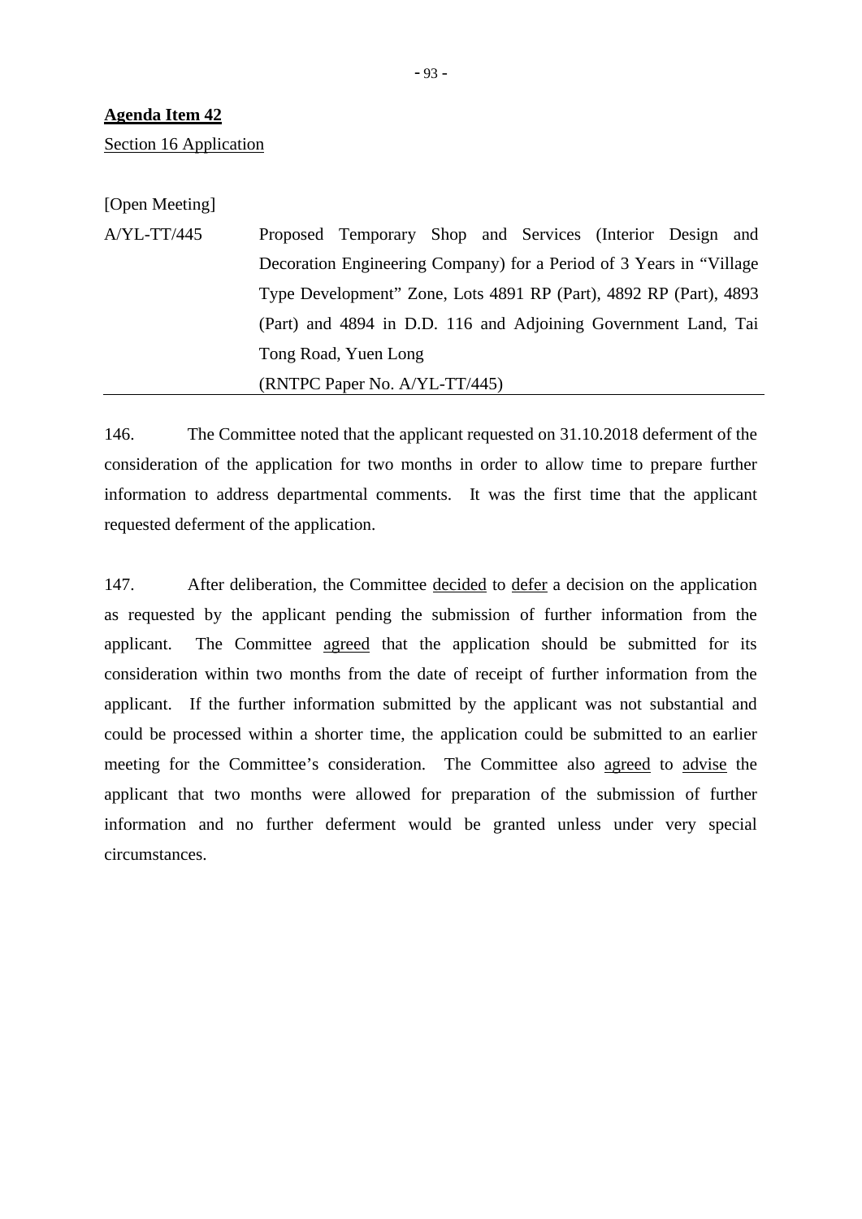**<u>Agenda Item 42</u>**

<u>Section 16 Application</u>

[Open Meeting]

A/YL-TT/445 Proposed Temporary Shop and Services (Interior Design and Decoration Engineering Company) for a Period of 3 Years in "Village Type Development" Zone, Lots 4891 RP (Part), 4892 RP (Part), 4893 (Part) and 4894 in D.D. 116 and Adjoining Government Land, Tai Tong Road, Yuen Long

(RNTPC Paper No. A/YL-TT/445)

---

146. The Committee noted that the applicant requested on 31.10.2018 deferment of the consideration of the application for two months in order to allow time to prepare further information to address departmental comments. It was the first time that the applicant requested deferment of the application.

147. After deliberation, the Committee <u>decided</u> to <u>defer</u> a decision on the application as requested by the applicant pending the submission of further information from the applicant. The Committee <u>agreed</u> that the application should be submitted for its consideration within two months from the date of receipt of further information from the applicant. If the further information submitted by the applicant was not substantial and could be processed within a shorter time, the application could be submitted to an earlier meeting for the Committee's consideration. The Committee also <u>agreed</u> to <u>advise</u> the applicant that two months were allowed for preparation of the submission of further information and no further deferment would be granted unless under very special circumstances.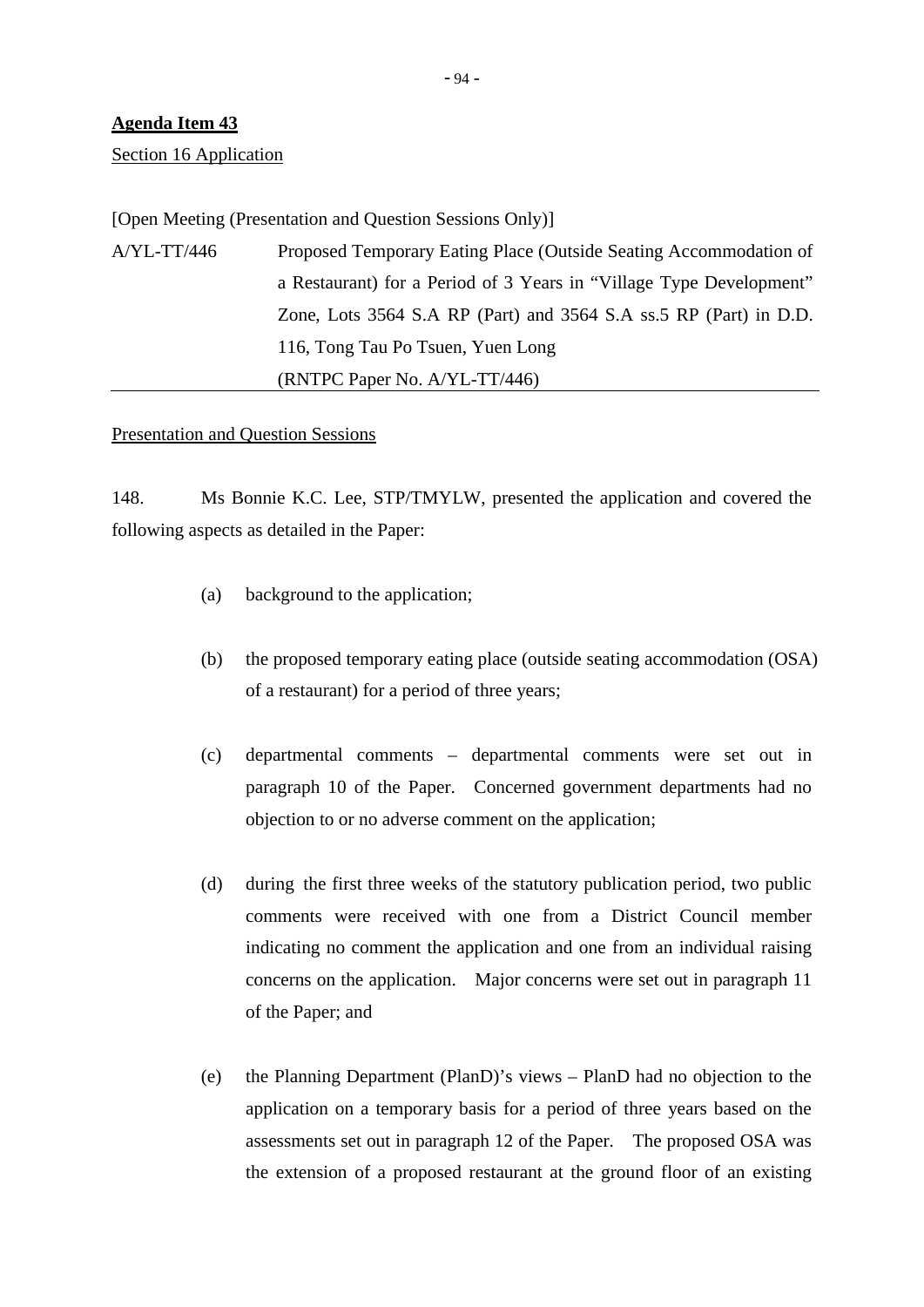**Agenda Item 43**

Section 16 Application

[Open Meeting (Presentation and Question Sessions Only)]

A/YL-TT/446 Proposed Temporary Eating Place (Outside Seating Accommodation of a Restaurant) for a Period of 3 Years in "Village Type Development" Zone, Lots 3564 S.A RP (Part) and 3564 S.A ss.5 RP (Part) in D.D. 116, Tong Tau Po Tsuen, Yuen Long
(RNTPC Paper No. A/YL-TT/446)

Presentation and Question Sessions

148. Ms Bonnie K.C. Lee, STP/TMYLW, presented the application and covered the following aspects as detailed in the Paper:

(a) background to the application;

(b) the proposed temporary eating place (outside seating accommodation (OSA) of a restaurant) for a period of three years;

(c) departmental comments – departmental comments were set out in paragraph 10 of the Paper. Concerned government departments had no objection to or no adverse comment on the application;

(d) during the first three weeks of the statutory publication period, two public comments were received with one from a District Council member indicating no comment the application and one from an individual raising concerns on the application. Major concerns were set out in paragraph 11 of the Paper; and

(e) the Planning Department (PlanD)'s views – PlanD had no objection to the application on a temporary basis for a period of three years based on the assessments set out in paragraph 12 of the Paper. The proposed OSA was the extension of a proposed restaurant at the ground floor of an existing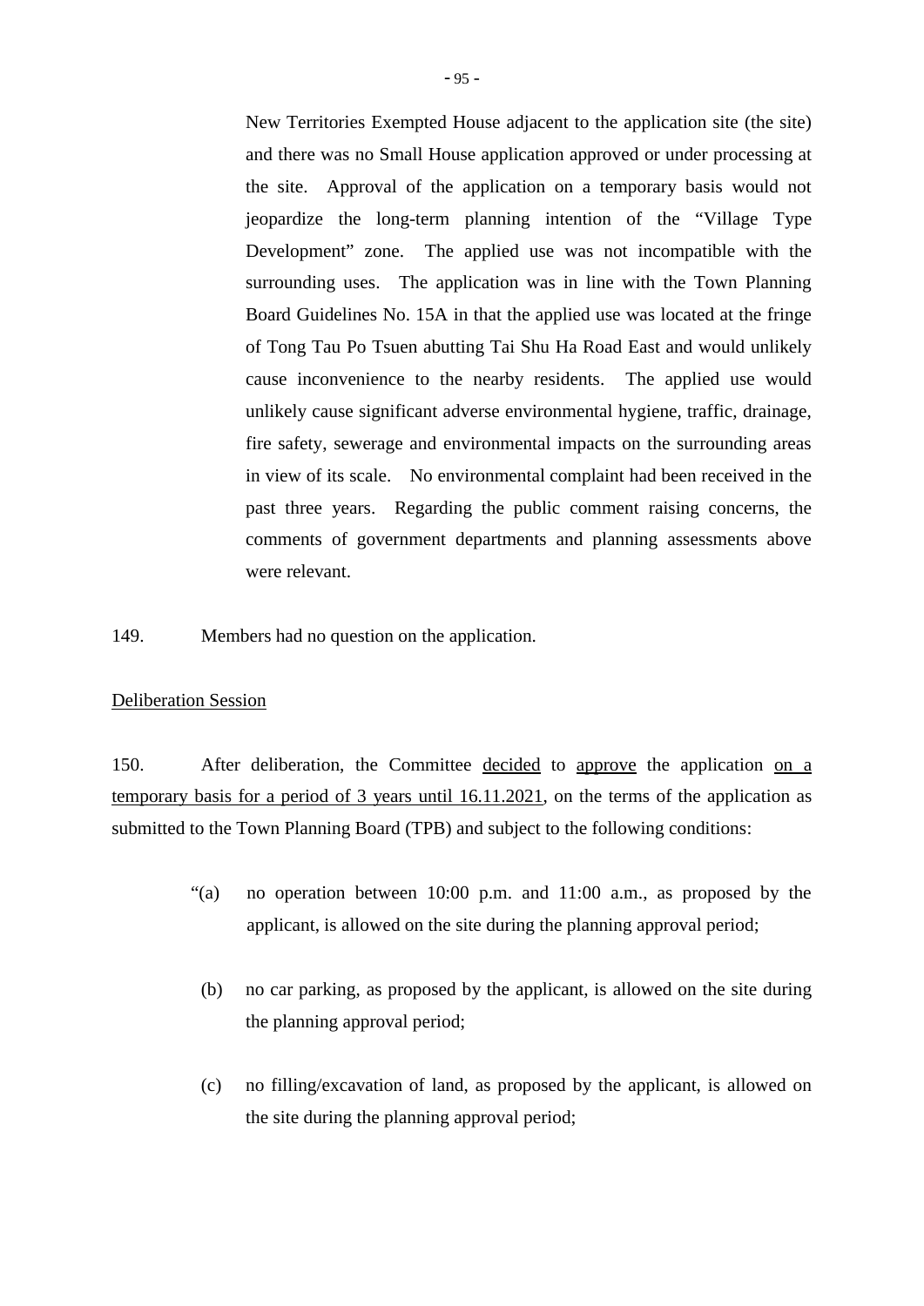New Territories Exempted House adjacent to the application site (the site) and there was no Small House application approved or under processing at the site. Approval of the application on a temporary basis would not jeopardize the long-term planning intention of the "Village Type Development" zone. The applied use was not incompatible with the surrounding uses. The application was in line with the Town Planning Board Guidelines No. 15A in that the applied use was located at the fringe of Tong Tau Po Tsuen abutting Tai Shu Ha Road East and would unlikely cause inconvenience to the nearby residents. The applied use would unlikely cause significant adverse environmental hygiene, traffic, drainage, fire safety, sewerage and environmental impacts on the surrounding areas in view of its scale. No environmental complaint had been received in the past three years. Regarding the public comment raising concerns, the comments of government departments and planning assessments above were relevant.

149. Members had no question on the application.

Deliberation Session

150. After deliberation, the Committee decided to approve the application on a temporary basis for a period of 3 years until 16.11.2021, on the terms of the application as submitted to the Town Planning Board (TPB) and subject to the following conditions:

"(a) no operation between 10:00 p.m. and 11:00 a.m., as proposed by the applicant, is allowed on the site during the planning approval period;

(b) no car parking, as proposed by the applicant, is allowed on the site during the planning approval period;

(c) no filling/excavation of land, as proposed by the applicant, is allowed on the site during the planning approval period;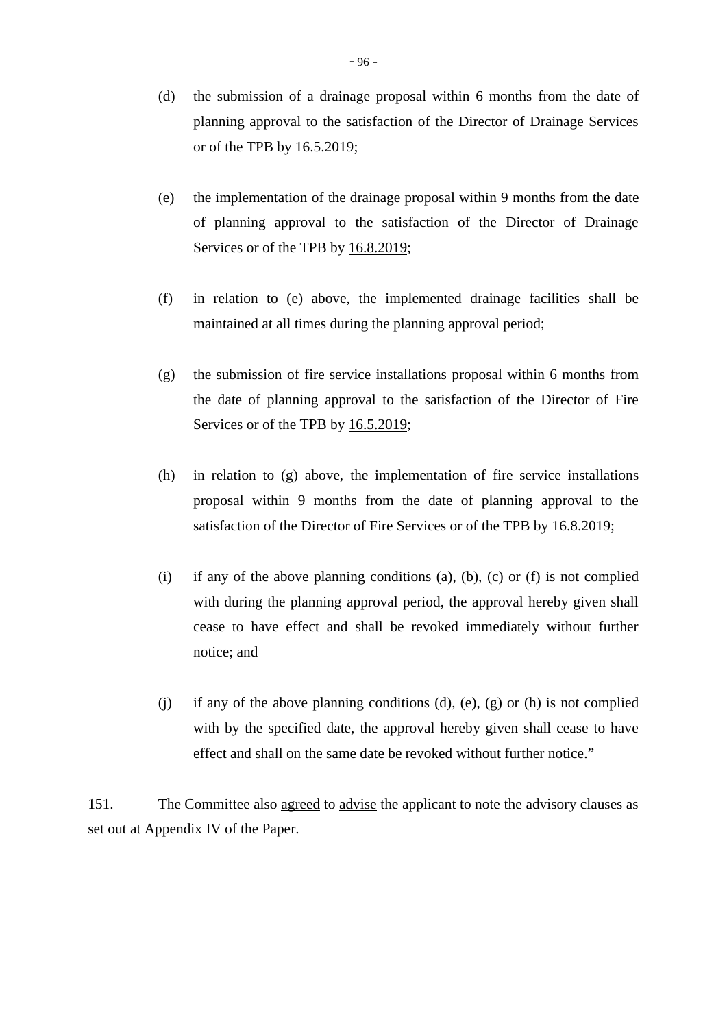(d) the submission of a drainage proposal within 6 months from the date of planning approval to the satisfaction of the Director of Drainage Services or of the TPB by <u>16.5.2019</u>;

(e) the implementation of the drainage proposal within 9 months from the date of planning approval to the satisfaction of the Director of Drainage Services or of the TPB by <u>16.8.2019</u>;

(f) in relation to (e) above, the implemented drainage facilities shall be maintained at all times during the planning approval period;

(g) the submission of fire service installations proposal within 6 months from the date of planning approval to the satisfaction of the Director of Fire Services or of the TPB by <u>16.5.2019</u>;

(h) in relation to (g) above, the implementation of fire service installations proposal within 9 months from the date of planning approval to the satisfaction of the Director of Fire Services or of the TPB by <u>16.8.2019</u>;

(i) if any of the above planning conditions (a), (b), (c) or (f) is not complied with during the planning approval period, the approval hereby given shall cease to have effect and shall be revoked immediately without further notice; and

(j) if any of the above planning conditions (d), (e), (g) or (h) is not complied with by the specified date, the approval hereby given shall cease to have effect and shall on the same date be revoked without further notice."

151. The Committee also <u>agreed</u> to <u>advise</u> the applicant to note the advisory clauses as set out at Appendix IV of the Paper.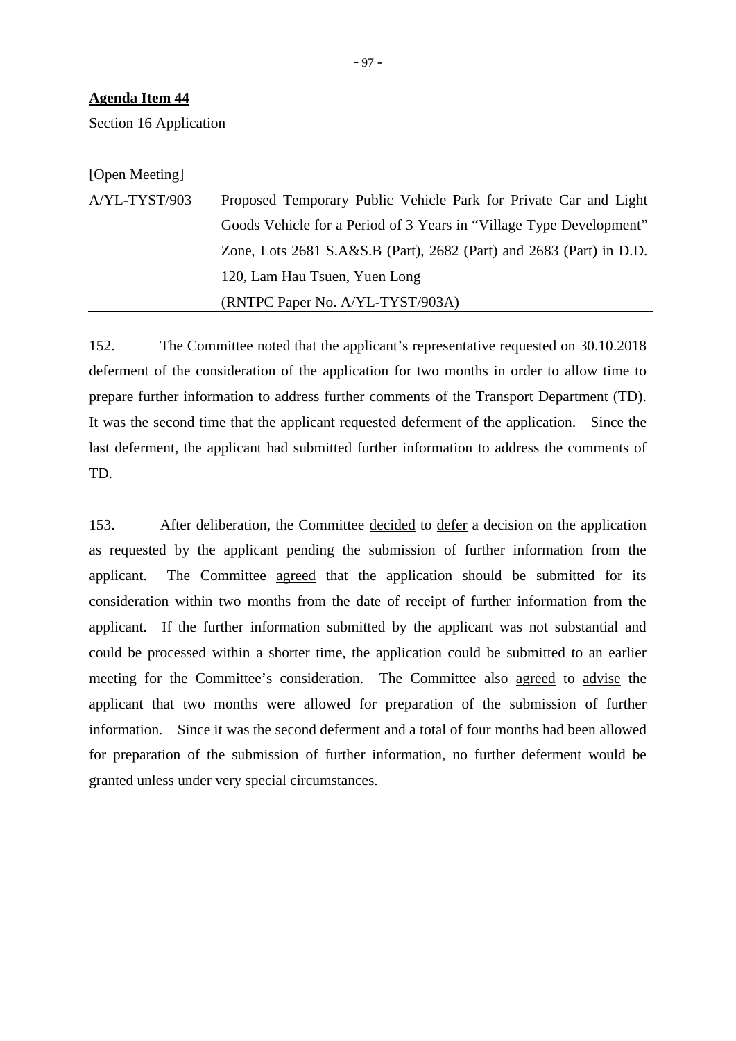**Agenda Item 44**

Section 16 Application

[Open Meeting]

A/YL-TYST/903 Proposed Temporary Public Vehicle Park for Private Car and Light Goods Vehicle for a Period of 3 Years in "Village Type Development" Zone, Lots 2681 S.A&S.B (Part), 2682 (Part) and 2683 (Part) in D.D. 120, Lam Hau Tsuen, Yuen Long

(RNTPC Paper No. A/YL-TYST/903A)

---

152. The Committee noted that the applicant's representative requested on 30.10.2018 deferment of the consideration of the application for two months in order to allow time to prepare further information to address further comments of the Transport Department (TD). It was the second time that the applicant requested deferment of the application. Since the last deferment, the applicant had submitted further information to address the comments of TD.

153. After deliberation, the Committee decided to defer a decision on the application as requested by the applicant pending the submission of further information from the applicant. The Committee agreed that the application should be submitted for its consideration within two months from the date of receipt of further information from the applicant. If the further information submitted by the applicant was not substantial and could be processed within a shorter time, the application could be submitted to an earlier meeting for the Committee's consideration. The Committee also agreed to advise the applicant that two months were allowed for preparation of the submission of further information. Since it was the second deferment and a total of four months had been allowed for preparation of the submission of further information, no further deferment would be granted unless under very special circumstances.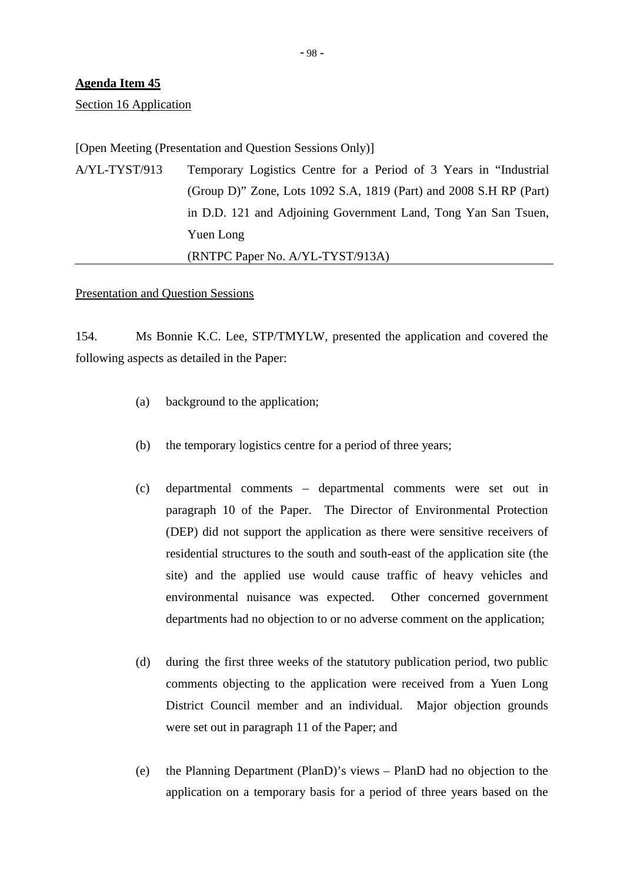**Agenda Item 45**

Section 16 Application

[Open Meeting (Presentation and Question Sessions Only)]

A/YL-TYST/913 Temporary Logistics Centre for a Period of 3 Years in "Industrial (Group D)" Zone, Lots 1092 S.A, 1819 (Part) and 2008 S.H RP (Part) in D.D. 121 and Adjoining Government Land, Tong Yan San Tsuen, Yuen Long

(RNTPC Paper No. A/YL-TYST/913A)

Presentation and Question Sessions

154. Ms Bonnie K.C. Lee, STP/TMYLW, presented the application and covered the following aspects as detailed in the Paper:

(a) background to the application;

(b) the temporary logistics centre for a period of three years;

(c) departmental comments – departmental comments were set out in paragraph 10 of the Paper. The Director of Environmental Protection (DEP) did not support the application as there were sensitive receivers of residential structures to the south and south-east of the application site (the site) and the applied use would cause traffic of heavy vehicles and environmental nuisance was expected. Other concerned government departments had no objection to or no adverse comment on the application;

(d) during the first three weeks of the statutory publication period, two public comments objecting to the application were received from a Yuen Long District Council member and an individual. Major objection grounds were set out in paragraph 11 of the Paper; and

(e) the Planning Department (PlanD)'s views – PlanD had no objection to the application on a temporary basis for a period of three years based on the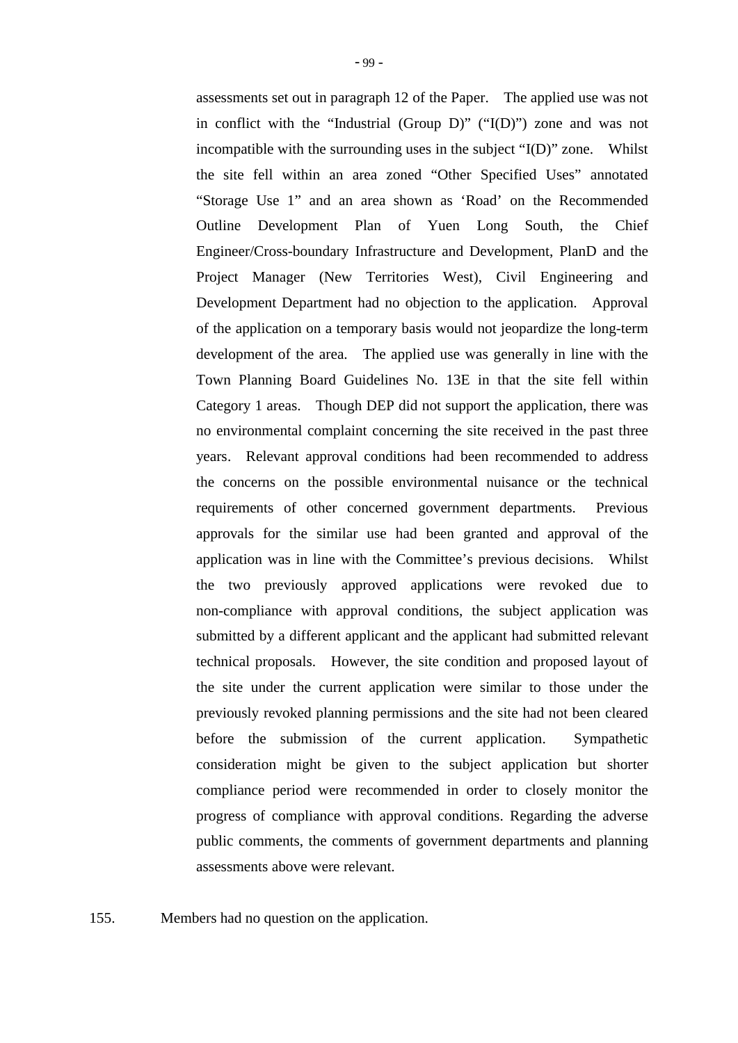assessments set out in paragraph 12 of the Paper. The applied use was not in conflict with the "Industrial (Group D)" ("I(D)") zone and was not incompatible with the surrounding uses in the subject "I(D)" zone. Whilst the site fell within an area zoned "Other Specified Uses" annotated "Storage Use 1" and an area shown as 'Road' on the Recommended Outline Development Plan of Yuen Long South, the Chief Engineer/Cross-boundary Infrastructure and Development, PlanD and the Project Manager (New Territories West), Civil Engineering and Development Department had no objection to the application. Approval of the application on a temporary basis would not jeopardize the long-term development of the area. The applied use was generally in line with the Town Planning Board Guidelines No. 13E in that the site fell within Category 1 areas. Though DEP did not support the application, there was no environmental complaint concerning the site received in the past three years. Relevant approval conditions had been recommended to address the concerns on the possible environmental nuisance or the technical requirements of other concerned government departments. Previous approvals for the similar use had been granted and approval of the application was in line with the Committee's previous decisions. Whilst the two previously approved applications were revoked due to non-compliance with approval conditions, the subject application was submitted by a different applicant and the applicant had submitted relevant technical proposals. However, the site condition and proposed layout of the site under the current application were similar to those under the previously revoked planning permissions and the site had not been cleared before the submission of the current application. Sympathetic consideration might be given to the subject application but shorter compliance period were recommended in order to closely monitor the progress of compliance with approval conditions. Regarding the adverse public comments, the comments of government departments and planning assessments above were relevant.

155. Members had no question on the application.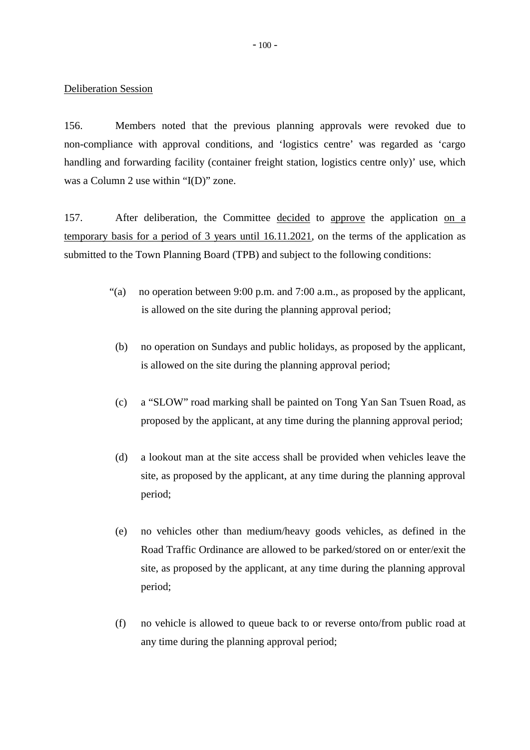Deliberation Session

156. Members noted that the previous planning approvals were revoked due to non-compliance with approval conditions, and 'logistics centre' was regarded as 'cargo handling and forwarding facility (container freight station, logistics centre only)' use, which was a Column 2 use within "I(D)" zone.

157. After deliberation, the Committee decided to approve the application on a temporary basis for a period of 3 years until 16.11.2021, on the terms of the application as submitted to the Town Planning Board (TPB) and subject to the following conditions:

"(a) no operation between 9:00 p.m. and 7:00 a.m., as proposed by the applicant, is allowed on the site during the planning approval period;

(b) no operation on Sundays and public holidays, as proposed by the applicant, is allowed on the site during the planning approval period;

(c) a "SLOW" road marking shall be painted on Tong Yan San Tsuen Road, as proposed by the applicant, at any time during the planning approval period;

(d) a lookout man at the site access shall be provided when vehicles leave the site, as proposed by the applicant, at any time during the planning approval period;

(e) no vehicles other than medium/heavy goods vehicles, as defined in the Road Traffic Ordinance are allowed to be parked/stored on or enter/exit the site, as proposed by the applicant, at any time during the planning approval period;

(f) no vehicle is allowed to queue back to or reverse onto/from public road at any time during the planning approval period;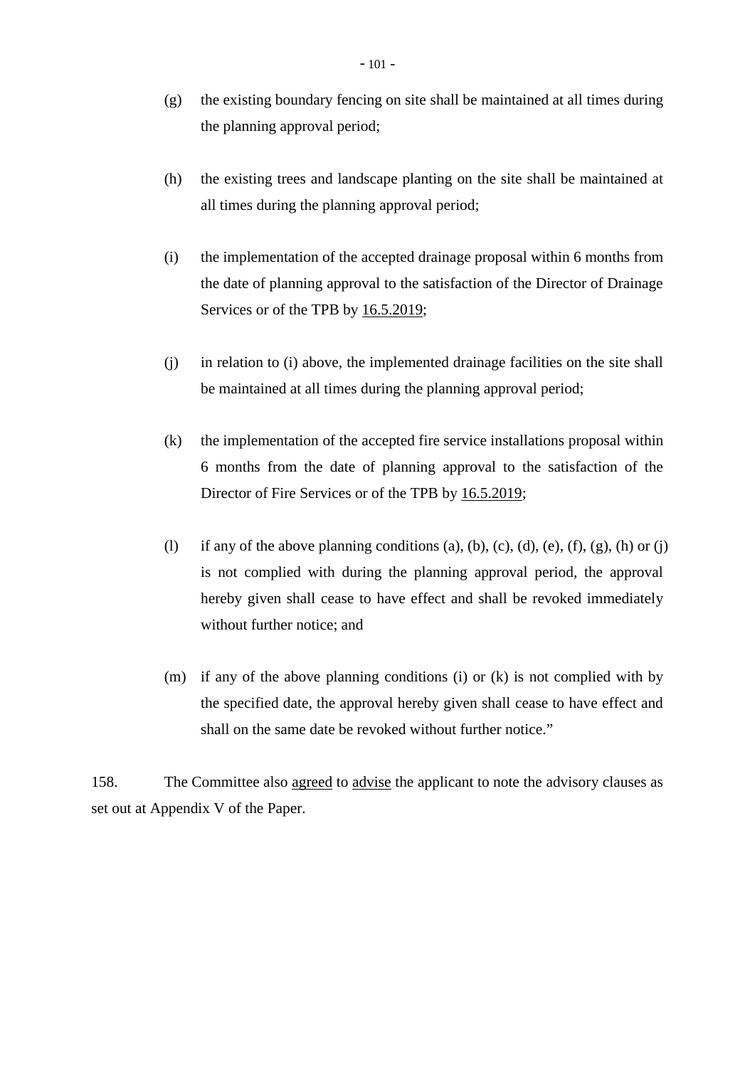(g) the existing boundary fencing on site shall be maintained at all times during the planning approval period;

(h) the existing trees and landscape planting on the site shall be maintained at all times during the planning approval period;

(i) the implementation of the accepted drainage proposal within 6 months from the date of planning approval to the satisfaction of the Director of Drainage Services or of the TPB by <u>16.5.2019</u>;

(j) in relation to (i) above, the implemented drainage facilities on the site shall be maintained at all times during the planning approval period;

(k) the implementation of the accepted fire service installations proposal within 6 months from the date of planning approval to the satisfaction of the Director of Fire Services or of the TPB by <u>16.5.2019</u>;

(l) if any of the above planning conditions (a), (b), (c), (d), (e), (f), (g), (h) or (j) is not complied with during the planning approval period, the approval hereby given shall cease to have effect and shall be revoked immediately without further notice; and

(m) if any of the above planning conditions (i) or (k) is not complied with by the specified date, the approval hereby given shall cease to have effect and shall on the same date be revoked without further notice."

158. The Committee also <u>agreed</u> to <u>advise</u> the applicant to note the advisory clauses as set out at Appendix V of the Paper.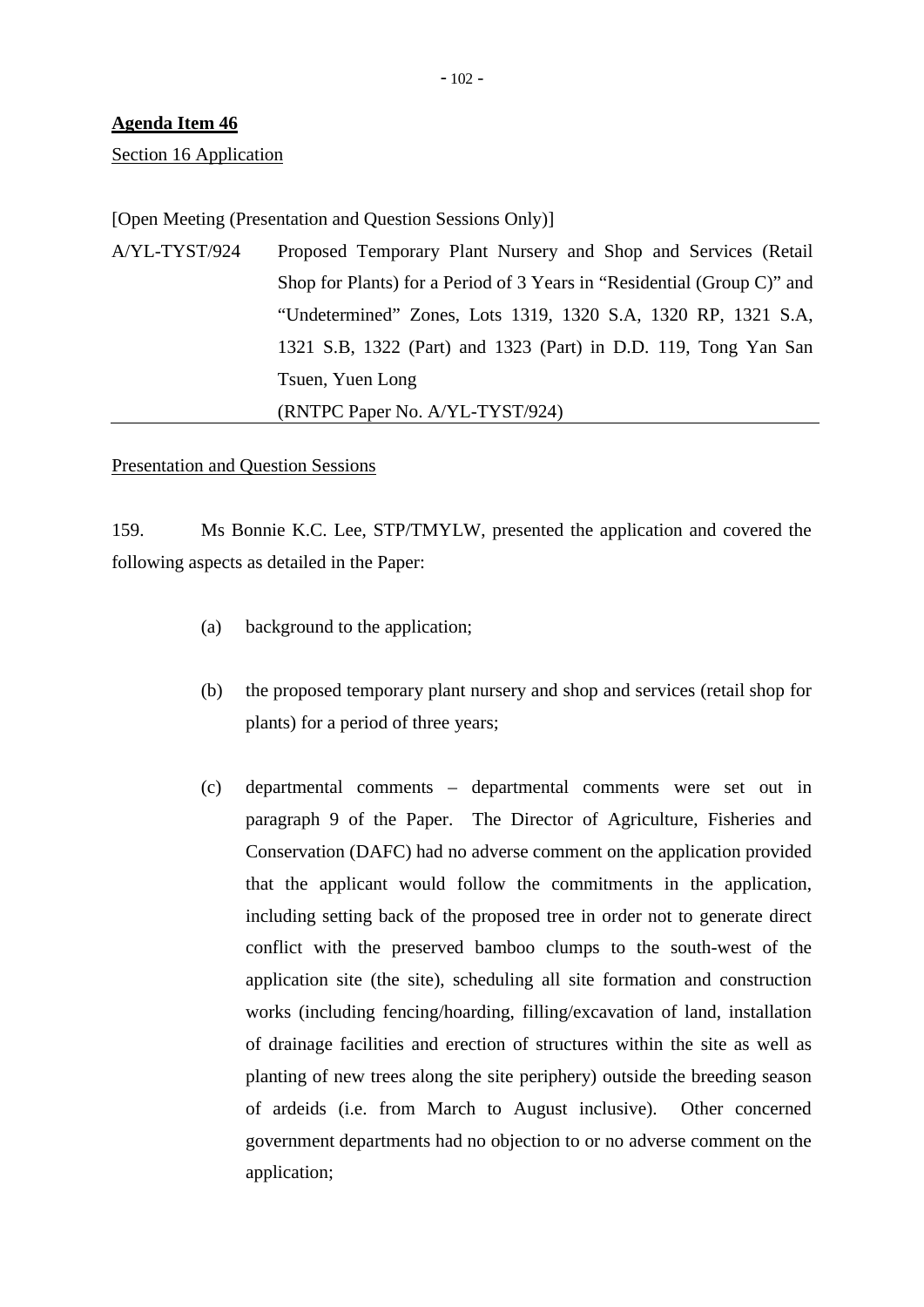**Agenda Item 46**

Section 16 Application

[Open Meeting (Presentation and Question Sessions Only)]

A/YL-TYST/924 Proposed Temporary Plant Nursery and Shop and Services (Retail Shop for Plants) for a Period of 3 Years in "Residential (Group C)" and "Undetermined" Zones, Lots 1319, 1320 S.A, 1320 RP, 1321 S.A, 1321 S.B, 1322 (Part) and 1323 (Part) in D.D. 119, Tong Yan San Tsuen, Yuen Long

(RNTPC Paper No. A/YL-TYST/924)

Presentation and Question Sessions

159. Ms Bonnie K.C. Lee, STP/TMYLW, presented the application and covered the following aspects as detailed in the Paper:

(a) background to the application;

(b) the proposed temporary plant nursery and shop and services (retail shop for plants) for a period of three years;

(c) departmental comments – departmental comments were set out in paragraph 9 of the Paper. The Director of Agriculture, Fisheries and Conservation (DAFC) had no adverse comment on the application provided that the applicant would follow the commitments in the application, including setting back of the proposed tree in order not to generate direct conflict with the preserved bamboo clumps to the south-west of the application site (the site), scheduling all site formation and construction works (including fencing/hoarding, filling/excavation of land, installation of drainage facilities and erection of structures within the site as well as planting of new trees along the site periphery) outside the breeding season of ardeids (i.e. from March to August inclusive). Other concerned government departments had no objection to or no adverse comment on the application;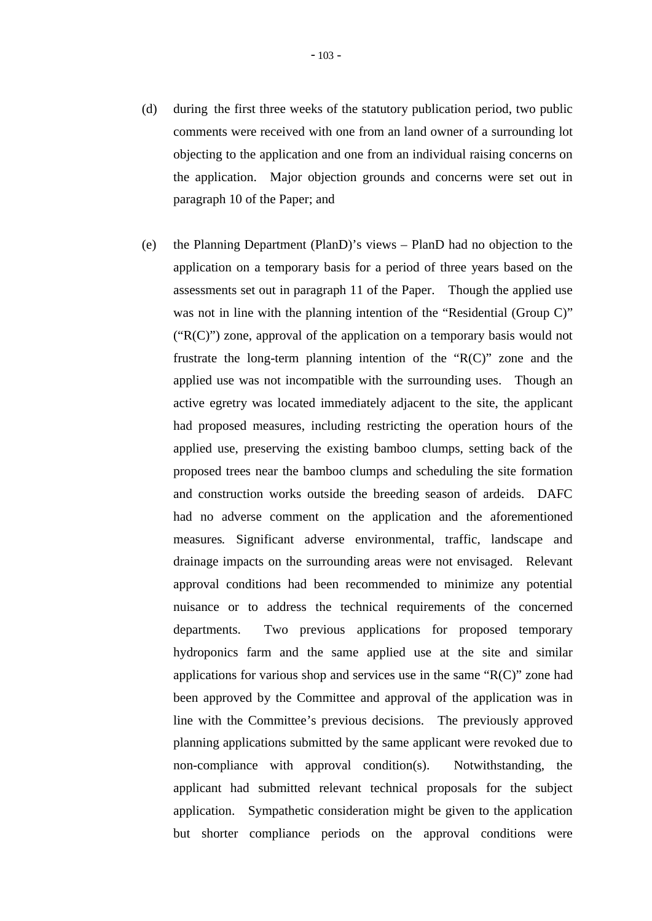(d) during the first three weeks of the statutory publication period, two public comments were received with one from an land owner of a surrounding lot objecting to the application and one from an individual raising concerns on the application. Major objection grounds and concerns were set out in paragraph 10 of the Paper; and

(e) the Planning Department (PlanD)'s views – PlanD had no objection to the application on a temporary basis for a period of three years based on the assessments set out in paragraph 11 of the Paper. Though the applied use was not in line with the planning intention of the "Residential (Group C)" ("R(C)") zone, approval of the application on a temporary basis would not frustrate the long-term planning intention of the "R(C)" zone and the applied use was not incompatible with the surrounding uses. Though an active egretry was located immediately adjacent to the site, the applicant had proposed measures, including restricting the operation hours of the applied use, preserving the existing bamboo clumps, setting back of the proposed trees near the bamboo clumps and scheduling the site formation and construction works outside the breeding season of ardeids. DAFC had no adverse comment on the application and the aforementioned measures. Significant adverse environmental, traffic, landscape and drainage impacts on the surrounding areas were not envisaged. Relevant approval conditions had been recommended to minimize any potential nuisance or to address the technical requirements of the concerned departments. Two previous applications for proposed temporary hydroponics farm and the same applied use at the site and similar applications for various shop and services use in the same "R(C)" zone had been approved by the Committee and approval of the application was in line with the Committee's previous decisions. The previously approved planning applications submitted by the same applicant were revoked due to non-compliance with approval condition(s). Notwithstanding, the applicant had submitted relevant technical proposals for the subject application. Sympathetic consideration might be given to the application but shorter compliance periods on the approval conditions were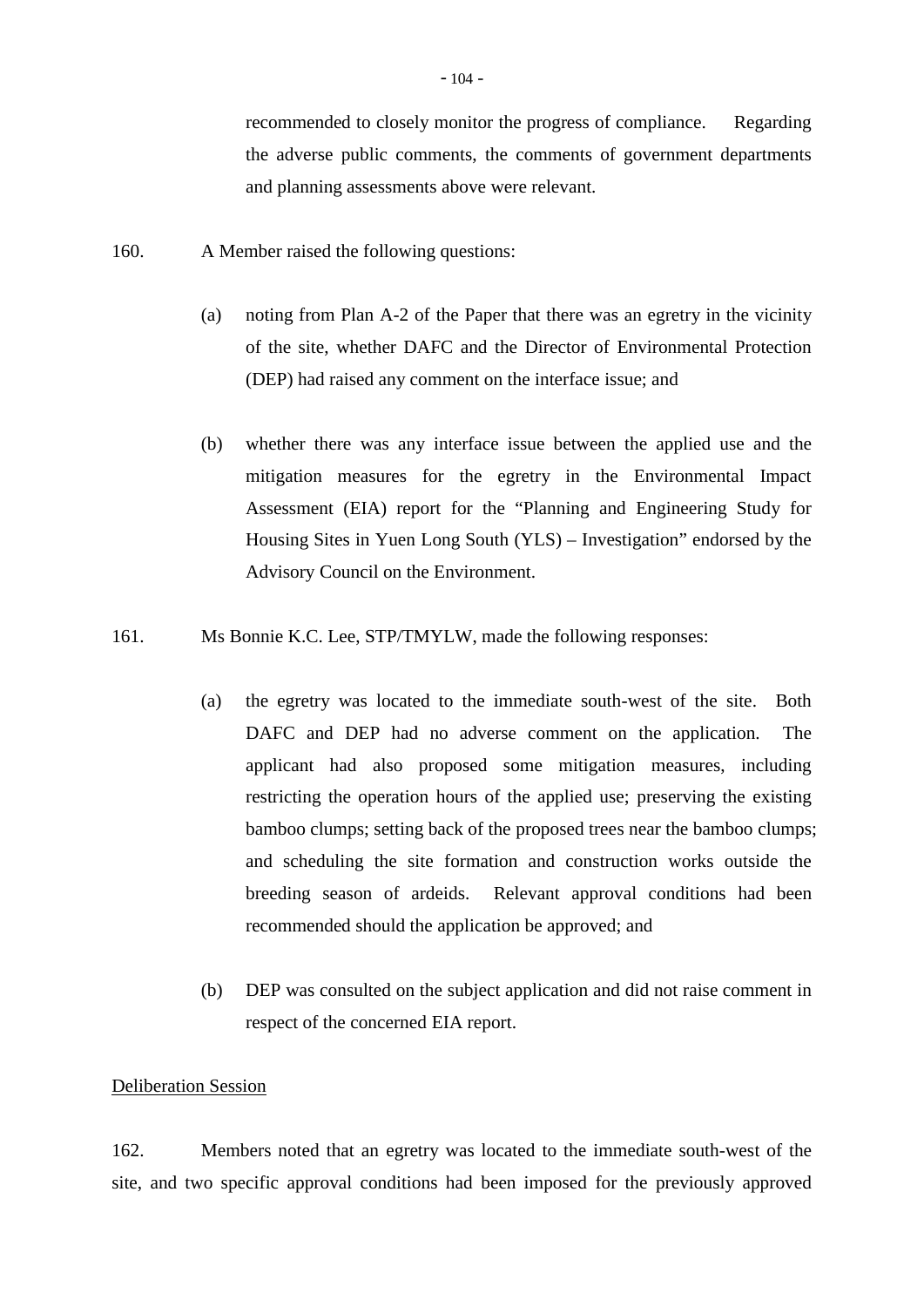recommended to closely monitor the progress of compliance. Regarding the adverse public comments, the comments of government departments and planning assessments above were relevant.

160. A Member raised the following questions:

(a) noting from Plan A-2 of the Paper that there was an egretry in the vicinity of the site, whether DAFC and the Director of Environmental Protection (DEP) had raised any comment on the interface issue; and

(b) whether there was any interface issue between the applied use and the mitigation measures for the egretry in the Environmental Impact Assessment (EIA) report for the "Planning and Engineering Study for Housing Sites in Yuen Long South (YLS) – Investigation" endorsed by the Advisory Council on the Environment.

161. Ms Bonnie K.C. Lee, STP/TMYLW, made the following responses:

(a) the egretry was located to the immediate south-west of the site. Both DAFC and DEP had no adverse comment on the application. The applicant had also proposed some mitigation measures, including restricting the operation hours of the applied use; preserving the existing bamboo clumps; setting back of the proposed trees near the bamboo clumps; and scheduling the site formation and construction works outside the breeding season of ardeids. Relevant approval conditions had been recommended should the application be approved; and

(b) DEP was consulted on the subject application and did not raise comment in respect of the concerned EIA report.

<u>Deliberation Session</u>

162. Members noted that an egretry was located to the immediate south-west of the site, and two specific approval conditions had been imposed for the previously approved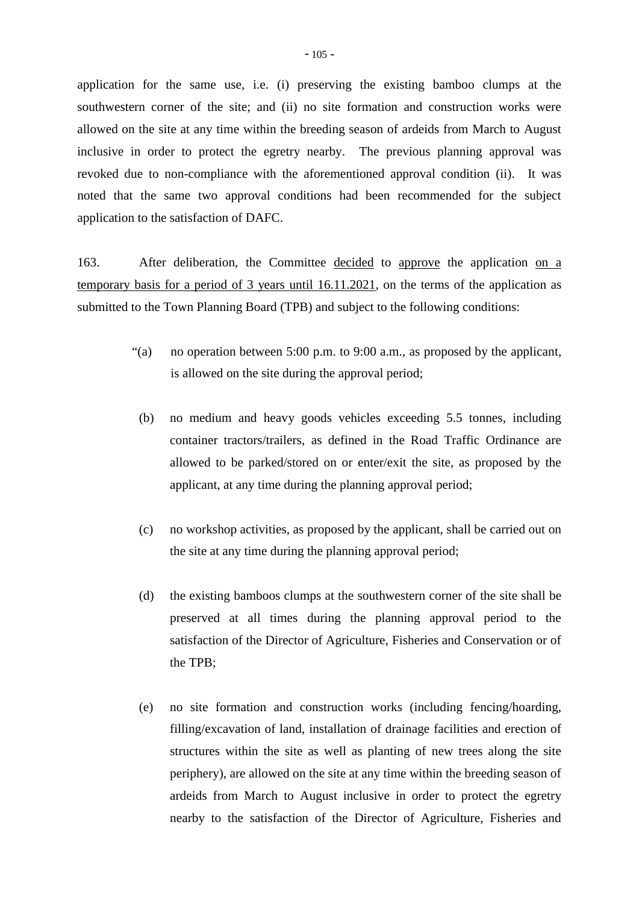application for the same use, i.e. (i) preserving the existing bamboo clumps at the southwestern corner of the site; and (ii) no site formation and construction works were allowed on the site at any time within the breeding season of ardeids from March to August inclusive in order to protect the egretry nearby. The previous planning approval was revoked due to non-compliance with the aforementioned approval condition (ii). It was noted that the same two approval conditions had been recommended for the subject application to the satisfaction of DAFC.

163. After deliberation, the Committee decided to approve the application on a temporary basis for a period of 3 years until 16.11.2021, on the terms of the application as submitted to the Town Planning Board (TPB) and subject to the following conditions:

"(a) no operation between 5:00 p.m. to 9:00 a.m., as proposed by the applicant, is allowed on the site during the approval period;

(b) no medium and heavy goods vehicles exceeding 5.5 tonnes, including container tractors/trailers, as defined in the Road Traffic Ordinance are allowed to be parked/stored on or enter/exit the site, as proposed by the applicant, at any time during the planning approval period;

(c) no workshop activities, as proposed by the applicant, shall be carried out on the site at any time during the planning approval period;

(d) the existing bamboos clumps at the southwestern corner of the site shall be preserved at all times during the planning approval period to the satisfaction of the Director of Agriculture, Fisheries and Conservation or of the TPB;

(e) no site formation and construction works (including fencing/hoarding, filling/excavation of land, installation of drainage facilities and erection of structures within the site as well as planting of new trees along the site periphery), are allowed on the site at any time within the breeding season of ardeids from March to August inclusive in order to protect the egretry nearby to the satisfaction of the Director of Agriculture, Fisheries and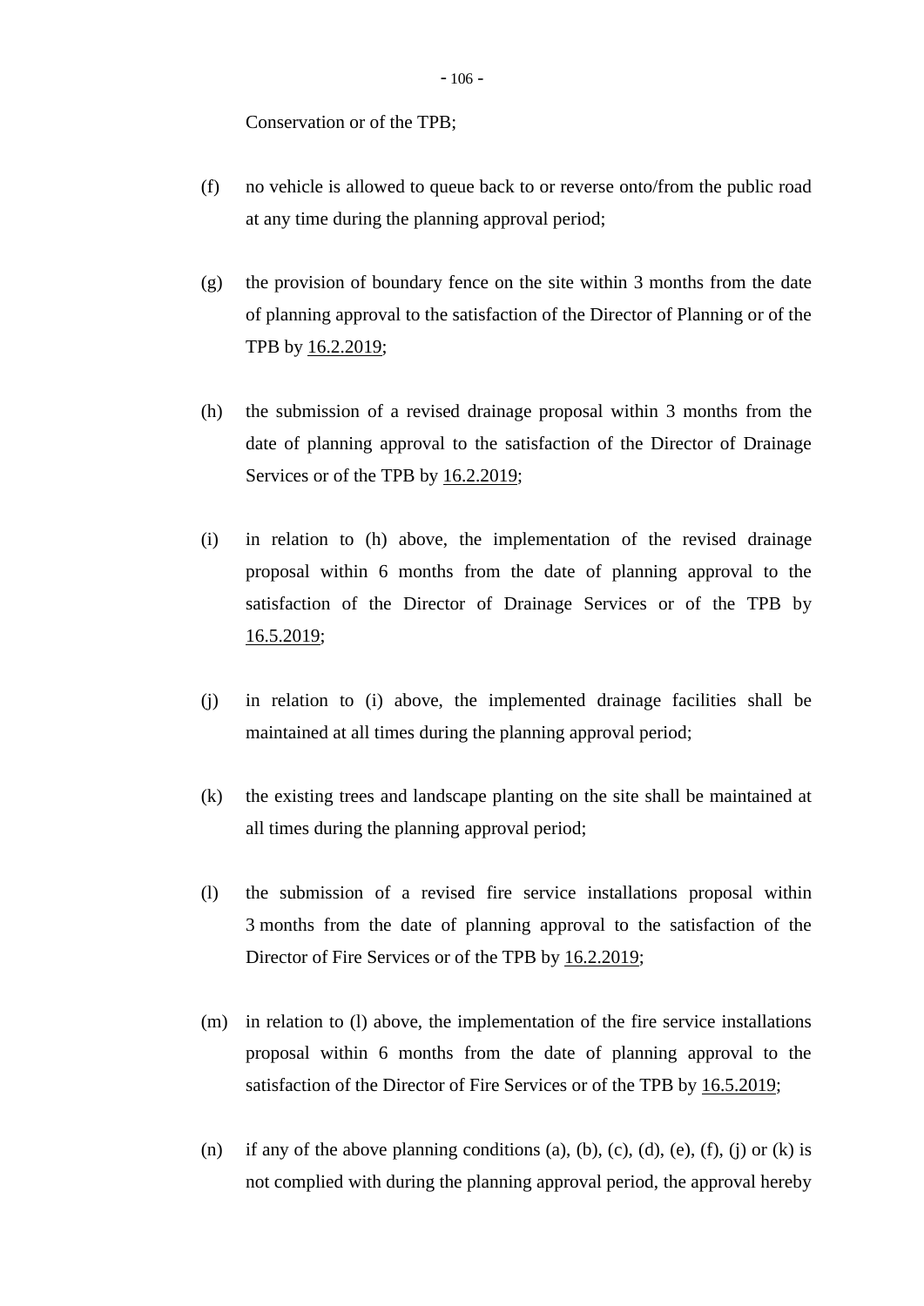Conservation or of the TPB;

(f) no vehicle is allowed to queue back to or reverse onto/from the public road at any time during the planning approval period;

(g) the provision of boundary fence on the site within 3 months from the date of planning approval to the satisfaction of the Director of Planning or of the TPB by 16.2.2019;

(h) the submission of a revised drainage proposal within 3 months from the date of planning approval to the satisfaction of the Director of Drainage Services or of the TPB by 16.2.2019;

(i) in relation to (h) above, the implementation of the revised drainage proposal within 6 months from the date of planning approval to the satisfaction of the Director of Drainage Services or of the TPB by 16.5.2019;

(j) in relation to (i) above, the implemented drainage facilities shall be maintained at all times during the planning approval period;

(k) the existing trees and landscape planting on the site shall be maintained at all times during the planning approval period;

(l) the submission of a revised fire service installations proposal within 3 months from the date of planning approval to the satisfaction of the Director of Fire Services or of the TPB by 16.2.2019;

(m) in relation to (l) above, the implementation of the fire service installations proposal within 6 months from the date of planning approval to the satisfaction of the Director of Fire Services or of the TPB by 16.5.2019;

(n) if any of the above planning conditions (a), (b), (c), (d), (e), (f), (j) or (k) is not complied with during the planning approval period, the approval hereby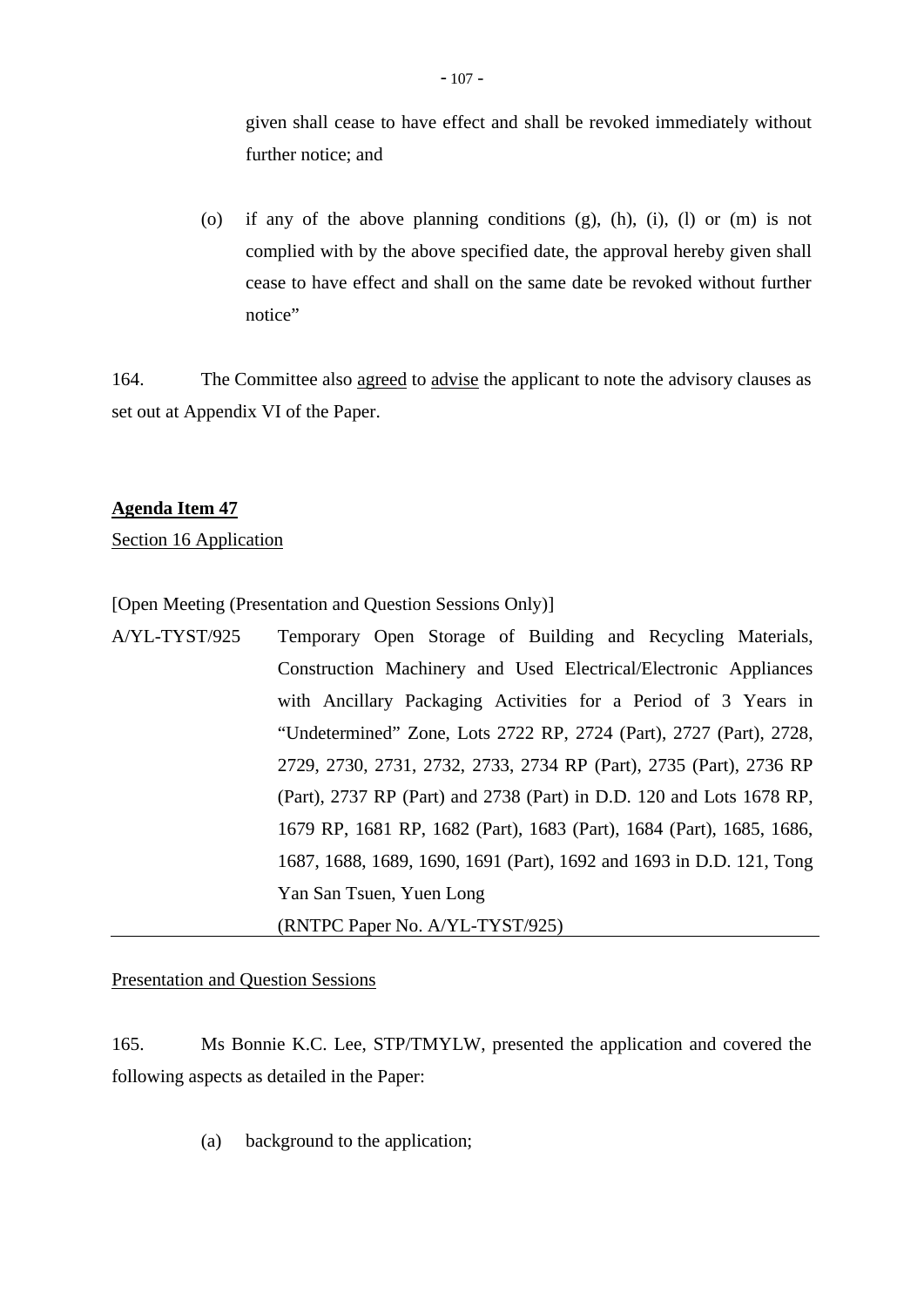given shall cease to have effect and shall be revoked immediately without further notice; and

(o) if any of the above planning conditions (g), (h), (i), (l) or (m) is not complied with by the above specified date, the approval hereby given shall cease to have effect and shall on the same date be revoked without further notice"

164. The Committee also agreed to advise the applicant to note the advisory clauses as set out at Appendix VI of the Paper.

**Agenda Item 47**

Section 16 Application

[Open Meeting (Presentation and Question Sessions Only)]

A/YL-TYST/925 Temporary Open Storage of Building and Recycling Materials, Construction Machinery and Used Electrical/Electronic Appliances with Ancillary Packaging Activities for a Period of 3 Years in "Undetermined" Zone, Lots 2722 RP, 2724 (Part), 2727 (Part), 2728, 2729, 2730, 2731, 2732, 2733, 2734 RP (Part), 2735 (Part), 2736 RP (Part), 2737 RP (Part) and 2738 (Part) in D.D. 120 and Lots 1678 RP, 1679 RP, 1681 RP, 1682 (Part), 1683 (Part), 1684 (Part), 1685, 1686, 1687, 1688, 1689, 1690, 1691 (Part), 1692 and 1693 in D.D. 121, Tong Yan San Tsuen, Yuen Long
(RNTPC Paper No. A/YL-TYST/925)

Presentation and Question Sessions

165. Ms Bonnie K.C. Lee, STP/TMYLW, presented the application and covered the following aspects as detailed in the Paper:

(a) background to the application;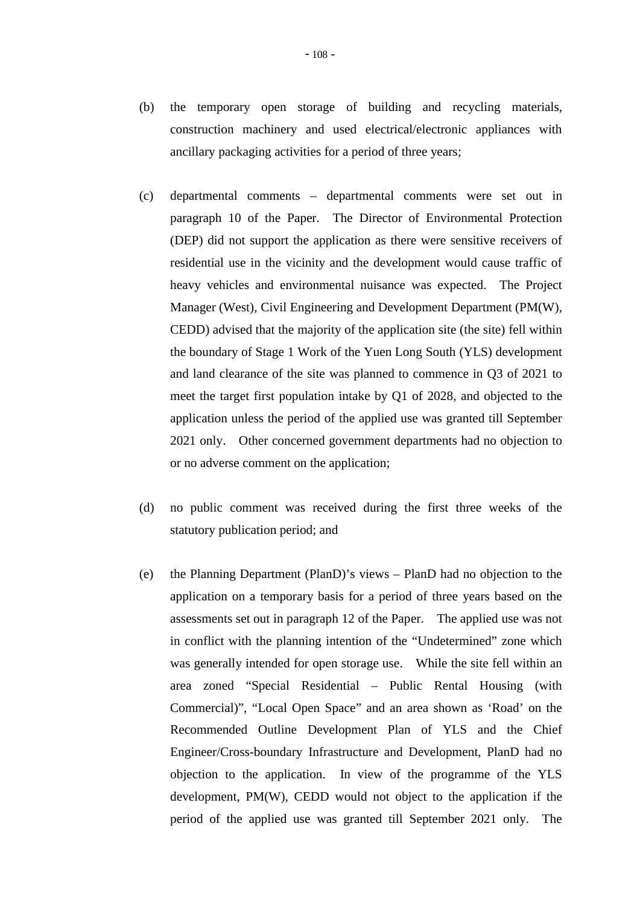(b) the temporary open storage of building and recycling materials, construction machinery and used electrical/electronic appliances with ancillary packaging activities for a period of three years;

(c) departmental comments – departmental comments were set out in paragraph 10 of the Paper. The Director of Environmental Protection (DEP) did not support the application as there were sensitive receivers of residential use in the vicinity and the development would cause traffic of heavy vehicles and environmental nuisance was expected. The Project Manager (West), Civil Engineering and Development Department (PM(W), CEDD) advised that the majority of the application site (the site) fell within the boundary of Stage 1 Work of the Yuen Long South (YLS) development and land clearance of the site was planned to commence in Q3 of 2021 to meet the target first population intake by Q1 of 2028, and objected to the application unless the period of the applied use was granted till September 2021 only. Other concerned government departments had no objection to or no adverse comment on the application;

(d) no public comment was received during the first three weeks of the statutory publication period; and

(e) the Planning Department (PlanD)'s views – PlanD had no objection to the application on a temporary basis for a period of three years based on the assessments set out in paragraph 12 of the Paper. The applied use was not in conflict with the planning intention of the "Undetermined" zone which was generally intended for open storage use. While the site fell within an area zoned "Special Residential – Public Rental Housing (with Commercial)", "Local Open Space" and an area shown as 'Road' on the Recommended Outline Development Plan of YLS and the Chief Engineer/Cross-boundary Infrastructure and Development, PlanD had no objection to the application. In view of the programme of the YLS development, PM(W), CEDD would not object to the application if the period of the applied use was granted till September 2021 only. The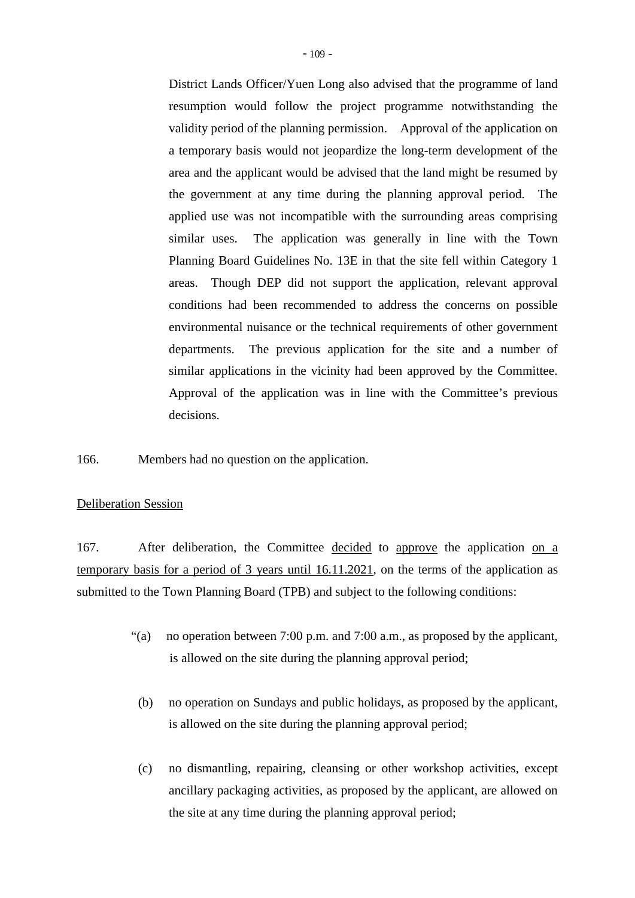District Lands Officer/Yuen Long also advised that the programme of land resumption would follow the project programme notwithstanding the validity period of the planning permission. Approval of the application on a temporary basis would not jeopardize the long-term development of the area and the applicant would be advised that the land might be resumed by the government at any time during the planning approval period. The applied use was not incompatible with the surrounding areas comprising similar uses. The application was generally in line with the Town Planning Board Guidelines No. 13E in that the site fell within Category 1 areas. Though DEP did not support the application, relevant approval conditions had been recommended to address the concerns on possible environmental nuisance or the technical requirements of other government departments. The previous application for the site and a number of similar applications in the vicinity had been approved by the Committee. Approval of the application was in line with the Committee's previous decisions.

166. Members had no question on the application.

<u>Deliberation Session</u>

167. After deliberation, the Committee <u>decided</u> to <u>approve</u> the application <u>on a temporary basis for a period of 3 years until 16.11.2021</u>, on the terms of the application as submitted to the Town Planning Board (TPB) and subject to the following conditions:

"(a) no operation between 7:00 p.m. and 7:00 a.m., as proposed by the applicant, is allowed on the site during the planning approval period;

(b) no operation on Sundays and public holidays, as proposed by the applicant, is allowed on the site during the planning approval period;

(c) no dismantling, repairing, cleansing or other workshop activities, except ancillary packaging activities, as proposed by the applicant, are allowed on the site at any time during the planning approval period;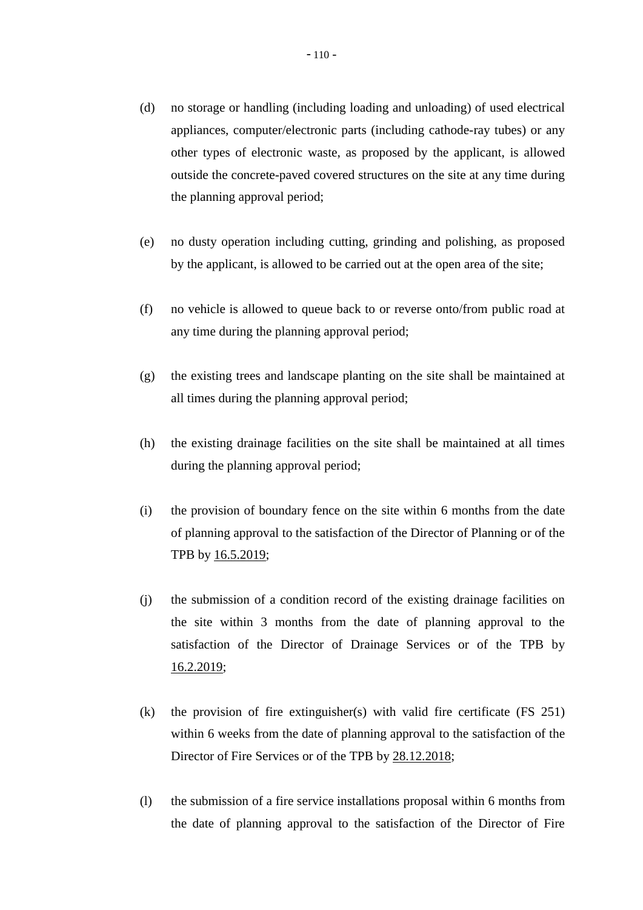(d) no storage or handling (including loading and unloading) of used electrical appliances, computer/electronic parts (including cathode-ray tubes) or any other types of electronic waste, as proposed by the applicant, is allowed outside the concrete-paved covered structures on the site at any time during the planning approval period;

(e) no dusty operation including cutting, grinding and polishing, as proposed by the applicant, is allowed to be carried out at the open area of the site;

(f) no vehicle is allowed to queue back to or reverse onto/from public road at any time during the planning approval period;

(g) the existing trees and landscape planting on the site shall be maintained at all times during the planning approval period;

(h) the existing drainage facilities on the site shall be maintained at all times during the planning approval period;

(i) the provision of boundary fence on the site within 6 months from the date of planning approval to the satisfaction of the Director of Planning or of the TPB by <u>16.5.2019</u>;

(j) the submission of a condition record of the existing drainage facilities on the site within 3 months from the date of planning approval to the satisfaction of the Director of Drainage Services or of the TPB by <u>16.2.2019</u>;

(k) the provision of fire extinguisher(s) with valid fire certificate (FS 251) within 6 weeks from the date of planning approval to the satisfaction of the Director of Fire Services or of the TPB by <u>28.12.2018</u>;

(l) the submission of a fire service installations proposal within 6 months from the date of planning approval to the satisfaction of the Director of Fire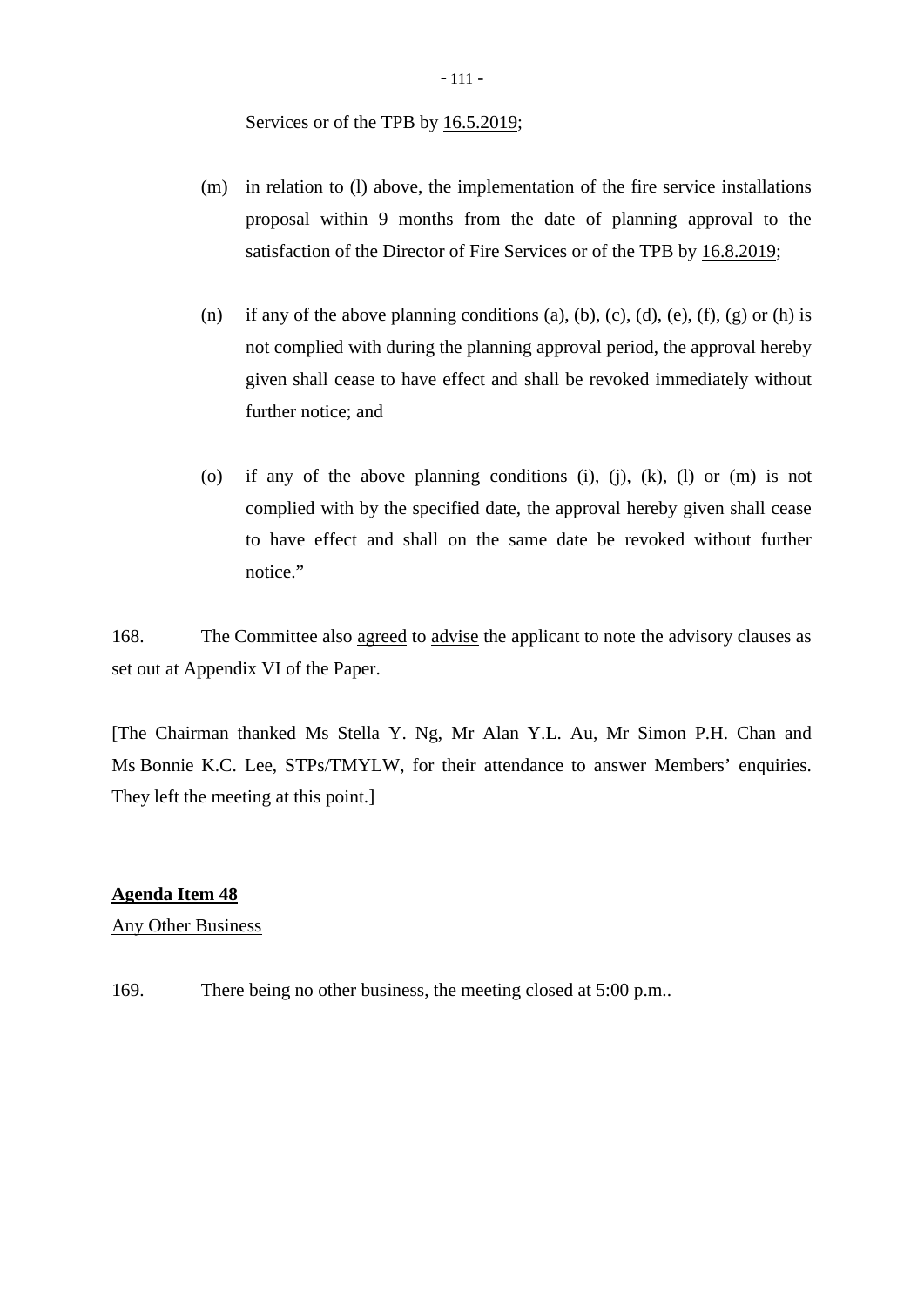Services or of the TPB by 16.5.2019;

(m) in relation to (l) above, the implementation of the fire service installations proposal within 9 months from the date of planning approval to the satisfaction of the Director of Fire Services or of the TPB by 16.8.2019;

(n) if any of the above planning conditions (a), (b), (c), (d), (e), (f), (g) or (h) is not complied with during the planning approval period, the approval hereby given shall cease to have effect and shall be revoked immediately without further notice; and

(o) if any of the above planning conditions (i), (j), (k), (l) or (m) is not complied with by the specified date, the approval hereby given shall cease to have effect and shall on the same date be revoked without further notice."

168. The Committee also agreed to advise the applicant to note the advisory clauses as set out at Appendix VI of the Paper.

[The Chairman thanked Ms Stella Y. Ng, Mr Alan Y.L. Au, Mr Simon P.H. Chan and Ms Bonnie K.C. Lee, STPs/TMYLW, for their attendance to answer Members' enquiries. They left the meeting at this point.]

**Agenda Item 48**

Any Other Business

169. There being no other business, the meeting closed at 5:00 p.m..